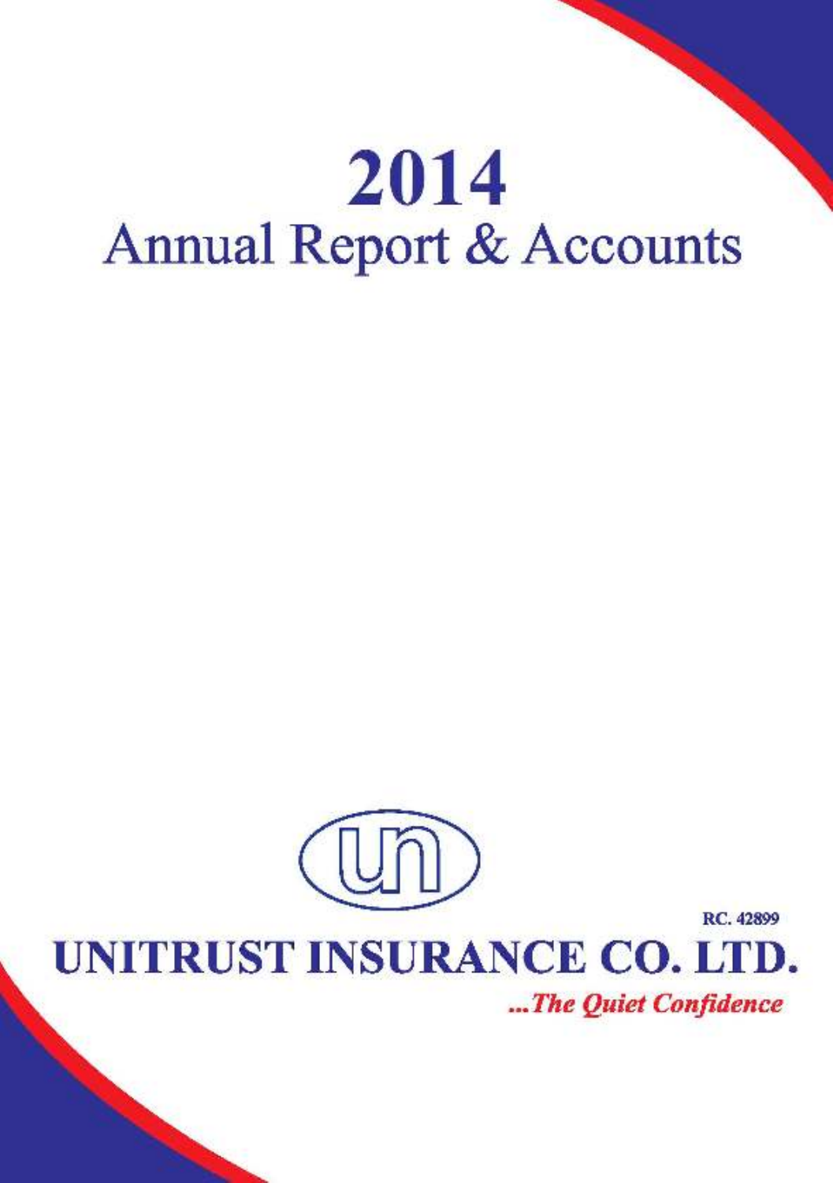# 2014
# Annual Report & Accounts

RC. 42899

## UNITRUST INSURANCE CO. LTD.

*...The Quiet Confidence*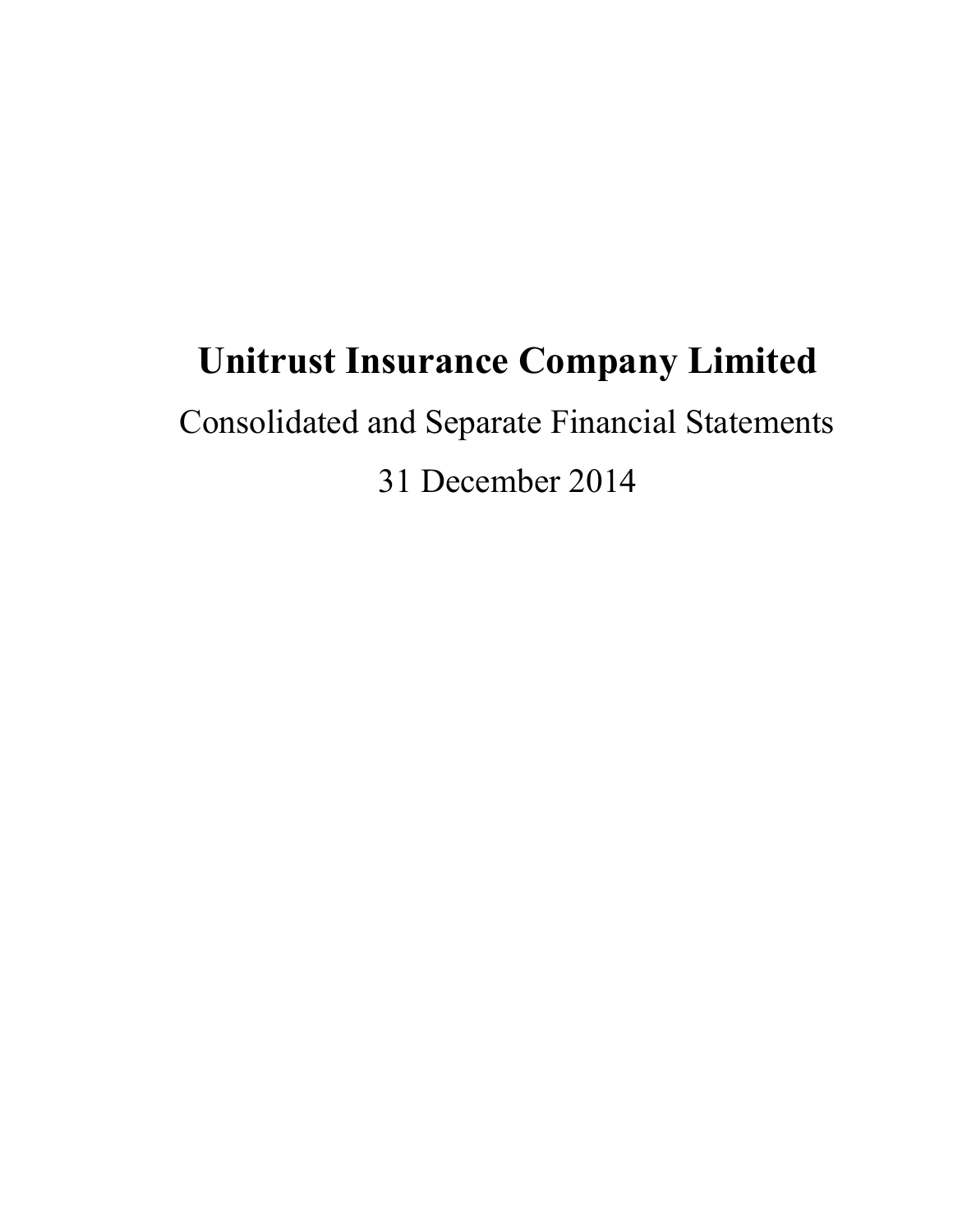# Unitrust Insurance Company Limited

Consolidated and Separate Financial Statements

31 December 2014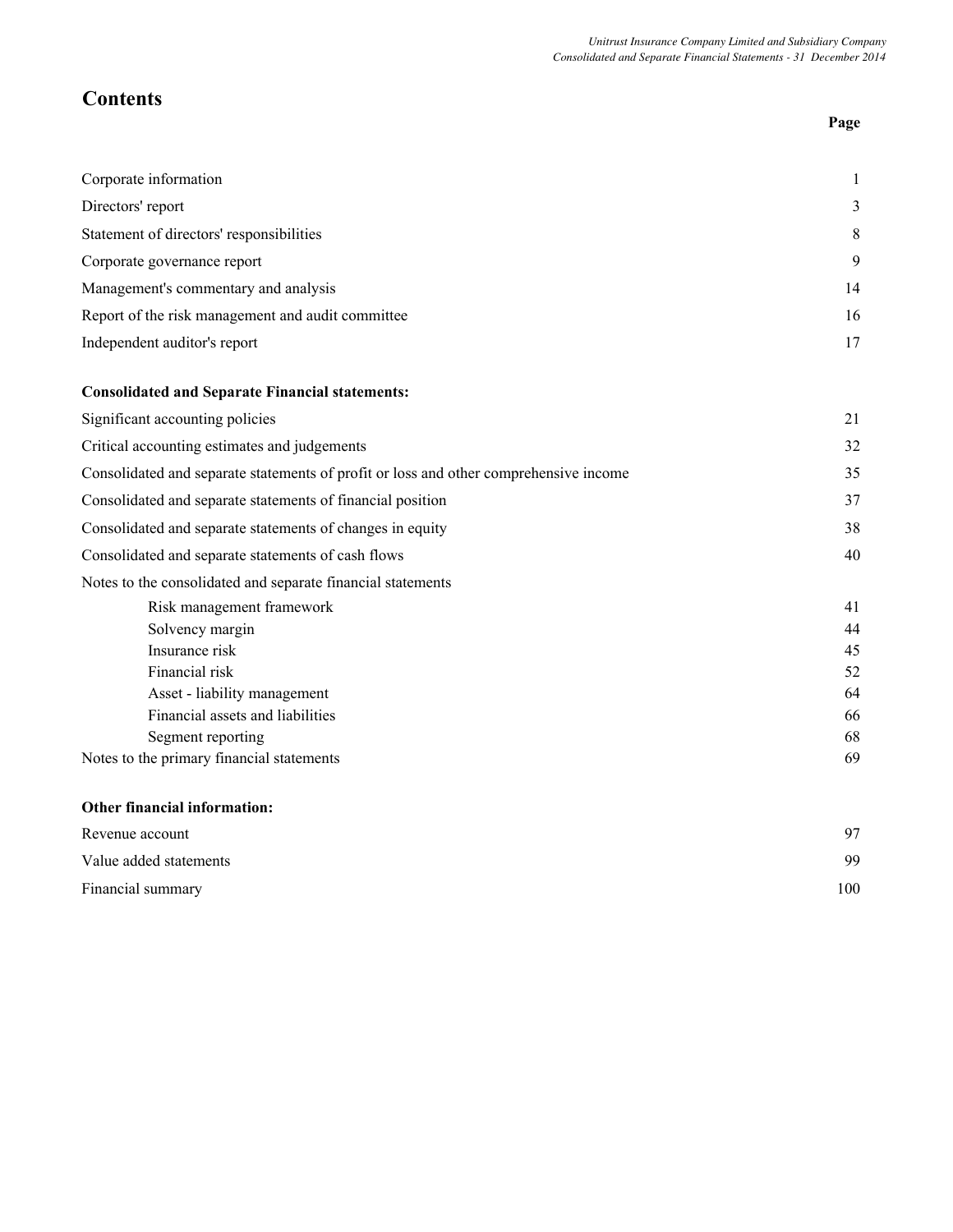# Contents

| | Page |
|---|---|
| Corporate information | 1 |
| Directors' report | 3 |
| Statement of directors' responsibilities | 8 |
| Corporate governance report | 9 |
| Management's commentary and analysis | 14 |
| Report of the risk management and audit committee | 16 |
| Independent auditor's report | 17 |
| **Consolidated and Separate Financial statements:** | |
| Significant accounting policies | 21 |
| Critical accounting estimates and judgements | 32 |
| Consolidated and separate statements of profit or loss and other comprehensive income | 35 |
| Consolidated and separate statements of financial position | 37 |
| Consolidated and separate statements of changes in equity | 38 |
| Consolidated and separate statements of cash flows | 40 |
| Notes to the consolidated and separate financial statements | |
| Risk management framework | 41 |
| Solvency margin | 44 |
| Insurance risk | 45 |
| Financial risk | 52 |
| Asset - liability management | 64 |
| Financial assets and liabilities | 66 |
| Segment reporting | 68 |
| Notes to the primary financial statements | 69 |
| **Other financial information:** | |
| Revenue account | 97 |
| Value added statements | 99 |
| Financial summary | 100 |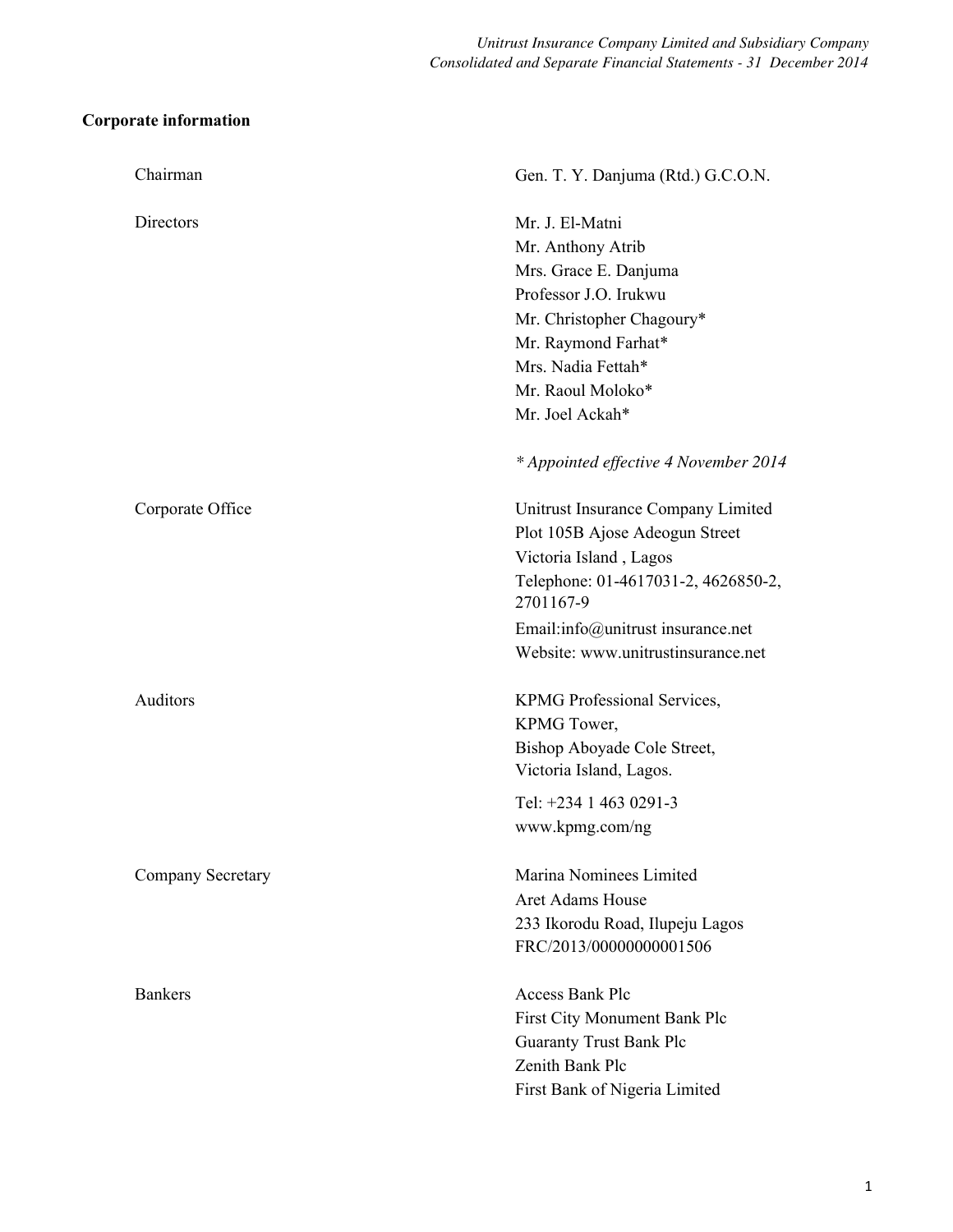## Corporate information

| | |
|---|---|
| Chairman | Gen. T. Y. Danjuma (Rtd.) G.C.O.N. |
| Directors | Mr. J. El-Matni<br>Mr. Anthony Atrib<br>Mrs. Grace E. Danjuma<br>Professor J.O. Irukwu<br>Mr. Christopher Chagoury*<br>Mr. Raymond Farhat*<br>Mrs. Nadia Fettah*<br>Mr. Raoul Moloko*<br>Mr. Joel Ackah*<br><br>*\* Appointed effective 4 November 2014* |
| Corporate Office | Unitrust Insurance Company Limited<br>Plot 105B Ajose Adeogun Street<br>Victoria Island , Lagos<br>Telephone: 01-4617031-2, 4626850-2, 2701167-9<br>Email:info@unitrust insurance.net<br>Website: www.unitrustinsurance.net |
| Auditors | KPMG Professional Services,<br>KPMG Tower,<br>Bishop Aboyade Cole Street,<br>Victoria Island, Lagos.<br>Tel: +234 1 463 0291-3<br>www.kpmg.com/ng |
| Company Secretary | Marina Nominees Limited<br>Aret Adams House<br>233 Ikorodu Road, Ilupeju Lagos<br>FRC/2013/00000000001506 |
| Bankers | Access Bank Plc<br>First City Monument Bank Plc<br>Guaranty Trust Bank Plc<br>Zenith Bank Plc<br>First Bank of Nigeria Limited |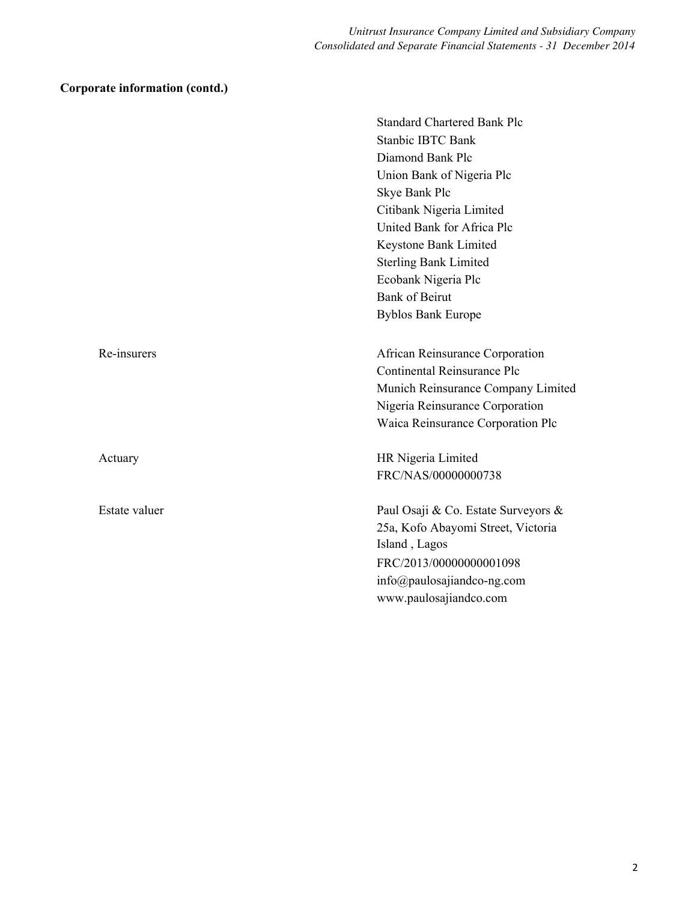**Corporate information (contd.)**

| | |
|---|---|
| | Standard Chartered Bank Plc |
| | Stanbic IBTC Bank |
| | Diamond Bank Plc |
| | Union Bank of Nigeria Plc |
| | Skye Bank Plc |
| | Citibank Nigeria Limited |
| | United Bank for Africa Plc |
| | Keystone Bank Limited |
| | Sterling Bank Limited |
| | Ecobank Nigeria Plc |
| | Bank of Beirut |
| | Byblos Bank Europe |
| Re-insurers | African Reinsurance Corporation |
| | Continental Reinsurance Plc |
| | Munich Reinsurance Company Limited |
| | Nigeria Reinsurance Corporation |
| | Waica Reinsurance Corporation Plc |
| Actuary | HR Nigeria Limited |
| | FRC/NAS/00000000738 |
| Estate valuer | Paul Osaji & Co. Estate Surveyors & |
| | 25a, Kofo Abayomi Street, Victoria Island , Lagos |
| | FRC/2013/00000000001098 |
| | info@paulosajiandco-ng.com |
| | www.paulosajiandco.com |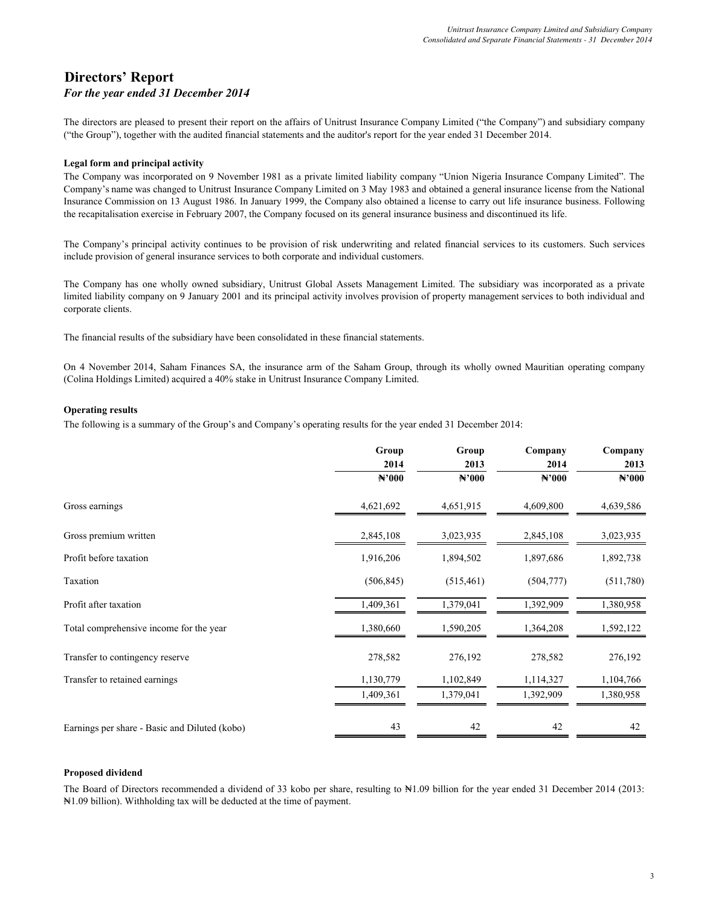# Directors' Report

*For the year ended 31 December 2014*

The directors are pleased to present their report on the affairs of Unitrust Insurance Company Limited ("the Company") and subsidiary company ("the Group"), together with the audited financial statements and the auditor's report for the year ended 31 December 2014.

**Legal form and principal activity**

The Company was incorporated on 9 November 1981 as a private limited liability company "Union Nigeria Insurance Company Limited". The Company's name was changed to Unitrust Insurance Company Limited on 3 May 1983 and obtained a general insurance license from the National Insurance Commission on 13 August 1986. In January 1999, the Company also obtained a license to carry out life insurance business. Following the recapitalisation exercise in February 2007, the Company focused on its general insurance business and discontinued its life.

The Company's principal activity continues to be provision of risk underwriting and related financial services to its customers. Such services include provision of general insurance services to both corporate and individual customers.

The Company has one wholly owned subsidiary, Unitrust Global Assets Management Limited. The subsidiary was incorporated as a private limited liability company on 9 January 2001 and its principal activity involves provision of property management services to both individual and corporate clients.

The financial results of the subsidiary have been consolidated in these financial statements.

On 4 November 2014, Saham Finances SA, the insurance arm of the Saham Group, through its wholly owned Mauritian operating company (Colina Holdings Limited) acquired a 40% stake in Unitrust Insurance Company Limited.

**Operating results**

The following is a summary of the Group's and Company's operating results for the year ended 31 December 2014:

| | Group 2014 ₦'000 | Group 2013 ₦'000 | Company 2014 ₦'000 | Company 2013 ₦'000 |
|---|---|---|---|---|
| Gross earnings | 4,621,692 | 4,651,915 | 4,609,800 | 4,639,586 |
| Gross premium written | 2,845,108 | 3,023,935 | 2,845,108 | 3,023,935 |
| Profit before taxation | 1,916,206 | 1,894,502 | 1,897,686 | 1,892,738 |
| Taxation | (506,845) | (515,461) | (504,777) | (511,780) |
| Profit after taxation | 1,409,361 | 1,379,041 | 1,392,909 | 1,380,958 |
| Total comprehensive income for the year | 1,380,660 | 1,590,205 | 1,364,208 | 1,592,122 |
| Transfer to contingency reserve | 278,582 | 276,192 | 278,582 | 276,192 |
| Transfer to retained earnings | 1,130,779 | 1,102,849 | 1,114,327 | 1,104,766 |
| | 1,409,361 | 1,379,041 | 1,392,909 | 1,380,958 |
| Earnings per share - Basic and Diluted (kobo) | 43 | 42 | 42 | 42 |

**Proposed dividend**

The Board of Directors recommended a dividend of 33 kobo per share, resulting to ₦1.09 billion for the year ended 31 December 2014 (2013: ₦1.09 billion). Withholding tax will be deducted at the time of payment.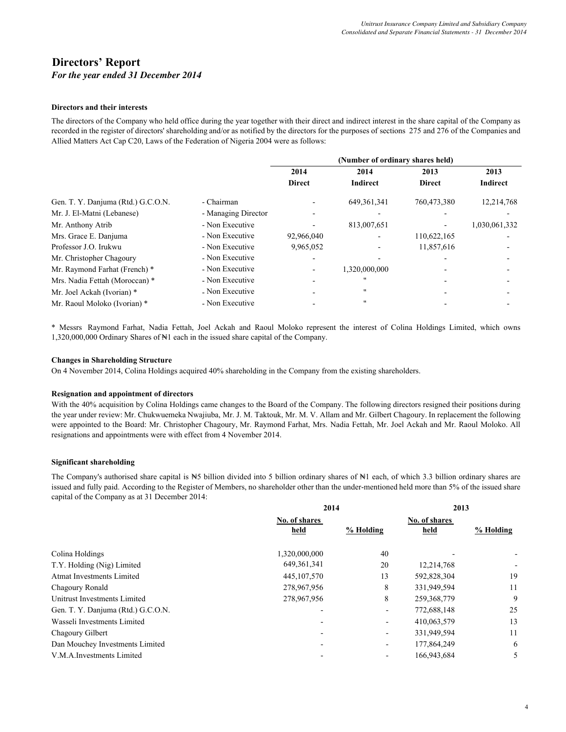# Directors' Report

*For the year ended 31 December 2014*

**Directors and their interests**

The directors of the Company who held office during the year together with their direct and indirect interest in the share capital of the Company as recorded in the register of directors' shareholding and/or as notified by the directors for the purposes of sections 275 and 276 of the Companies and Allied Matters Act Cap C20, Laws of the Federation of Nigeria 2004 were as follows:

| | | (Number of ordinary shares held) | | | |
|---|---|---|---|---|---|
| | | 2014 Direct | 2014 Indirect | 2013 Direct | 2013 Indirect |
| Gen. T. Y. Danjuma (Rtd.) G.C.O.N. | - Chairman | - | 649,361,341 | 760,473,380 | 12,214,768 |
| Mr. J. El-Matni (Lebanese) | - Managing Director | - | - | - | - |
| Mr. Anthony Atrib | - Non Executive | - | 813,007,651 | - | 1,030,061,332 |
| Mrs. Grace E. Danjuma | - Non Executive | 92,966,040 | - | 110,622,165 | - |
| Professor J.O. Irukwu | - Non Executive | 9,965,052 | - | 11,857,616 | - |
| Mr. Christopher Chagoury | - Non Executive | - | - | - | - |
| Mr. Raymond Farhat (French) * | - Non Executive | - | 1,320,000,000 | - | - |
| Mrs. Nadia Fettah (Moroccan) * | - Non Executive | - | " | - | - |
| Mr. Joel Ackah (Ivorian) * | - Non Executive | - | " | - | - |
| Mr. Raoul Moloko (Ivorian) * | - Non Executive | - | " | - | - |

* Messrs Raymond Farhat, Nadia Fettah, Joel Ackah and Raoul Moloko represent the interest of Colina Holdings Limited, which owns 1,320,000,000 Ordinary Shares of ₦1 each in the issued share capital of the Company.

**Changes in Shareholding Structure**

On 4 November 2014, Colina Holdings acquired 40% shareholding in the Company from the existing shareholders.

**Resignation and appointment of directors**

With the 40% acquisition by Colina Holdings came changes to the Board of the Company. The following directors resigned their positions during the year under review: Mr. Chukwuemeka Nwajiuba, Mr. J. M. Taktouk, Mr. M. V. Allam and Mr. Gilbert Chagoury. In replacement the following were appointed to the Board: Mr. Christopher Chagoury, Mr. Raymond Farhat, Mrs. Nadia Fettah, Mr. Joel Ackah and Mr. Raoul Moloko. All resignations and appointments were with effect from 4 November 2014.

**Significant shareholding**

The Company's authorised share capital is ₦5 billion divided into 5 billion ordinary shares of ₦1 each, of which 3.3 billion ordinary shares are issued and fully paid. According to the Register of Members, no shareholder other than the under-mentioned held more than 5% of the issued share capital of the Company as at 31 December 2014:

| | 2014 | | 2013 | |
|---|---|---|---|---|
| | No. of shares held | % Holding | No. of shares held | % Holding |
| Colina Holdings | 1,320,000,000 | 40 | - | - |
| T.Y. Holding (Nig) Limited | 649,361,341 | 20 | 12,214,768 | - |
| Atmat Investments Limited | 445,107,570 | 13 | 592,828,304 | 19 |
| Chagoury Ronald | 278,967,956 | 8 | 331,949,594 | 11 |
| Unitrust Investments Limited | 278,967,956 | 8 | 259,368,779 | 9 |
| Gen. T. Y. Danjuma (Rtd.) G.C.O.N. | - | - | 772,688,148 | 25 |
| Wasseli Investments Limited | - | - | 410,063,579 | 13 |
| Chagoury Gilbert | - | - | 331,949,594 | 11 |
| Dan Mouchey Investments Limited | - | - | 177,864,249 | 6 |
| V.M.A.Investments Limited | - | - | 166,943,684 | 5 |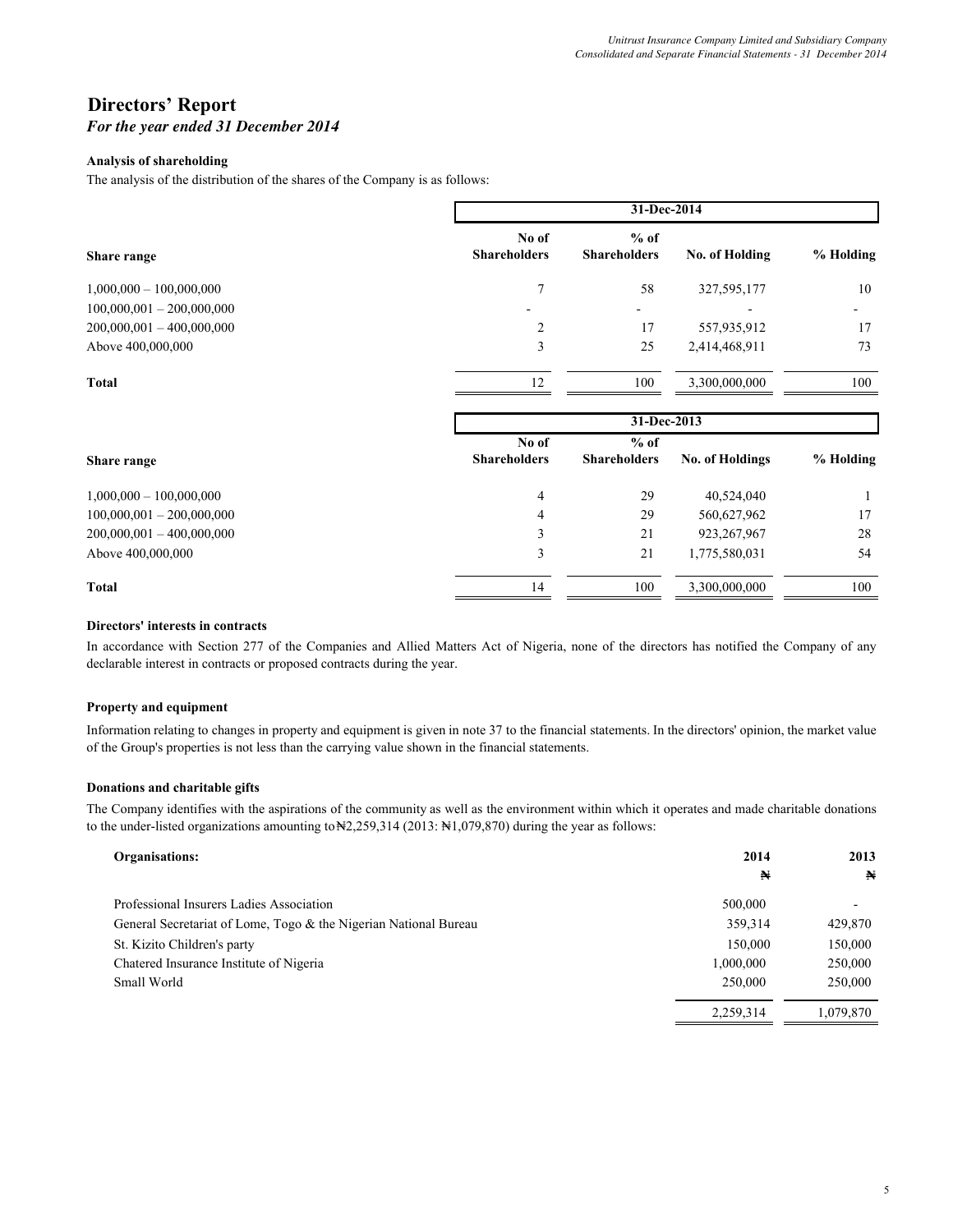# Directors' Report

*For the year ended 31 December 2014*

**Analysis of shareholding**

The analysis of the distribution of the shares of the Company is as follows:

| | 31-Dec-2014 | | | |
|---|---|---|---|---|
| **Share range** | **No of Shareholders** | **% of Shareholders** | **No. of Holding** | **% Holding** |
| 1,000,000 – 100,000,000 | 7 | 58 | 327,595,177 | 10 |
| 100,000,001 – 200,000,000 | - | - | - | - |
| 200,000,001 – 400,000,000 | 2 | 17 | 557,935,912 | 17 |
| Above 400,000,000 | 3 | 25 | 2,414,468,911 | 73 |
| **Total** | 12 | 100 | 3,300,000,000 | 100 |

| | 31-Dec-2013 | | | |
|---|---|---|---|---|
| **Share range** | **No of Shareholders** | **% of Shareholders** | **No. of Holdings** | **% Holding** |
| 1,000,000 – 100,000,000 | 4 | 29 | 40,524,040 | 1 |
| 100,000,001 – 200,000,000 | 4 | 29 | 560,627,962 | 17 |
| 200,000,001 – 400,000,000 | 3 | 21 | 923,267,967 | 28 |
| Above 400,000,000 | 3 | 21 | 1,775,580,031 | 54 |
| **Total** | 14 | 100 | 3,300,000,000 | 100 |

**Directors' interests in contracts**

In accordance with Section 277 of the Companies and Allied Matters Act of Nigeria, none of the directors has notified the Company of any declarable interest in contracts or proposed contracts during the year.

**Property and equipment**

Information relating to changes in property and equipment is given in note 37 to the financial statements. In the directors' opinion, the market value of the Group's properties is not less than the carrying value shown in the financial statements.

**Donations and charitable gifts**

The Company identifies with the aspirations of the community as well as the environment within which it operates and made charitable donations to the under-listed organizations amounting to₦2,259,314 (2013: ₦1,079,870) during the year as follows:

| **Organisations:** | **2014** | **2013** |
|---|---|---|
| | **₦** | **₦** |
| Professional Insurers Ladies Association | 500,000 | - |
| General Secretariat of Lome, Togo & the Nigerian National Bureau | 359,314 | 429,870 |
| St. Kizito Children's party | 150,000 | 150,000 |
| Chatered Insurance Institute of Nigeria | 1,000,000 | 250,000 |
| Small World | 250,000 | 250,000 |
| | 2,259,314 | 1,079,870 |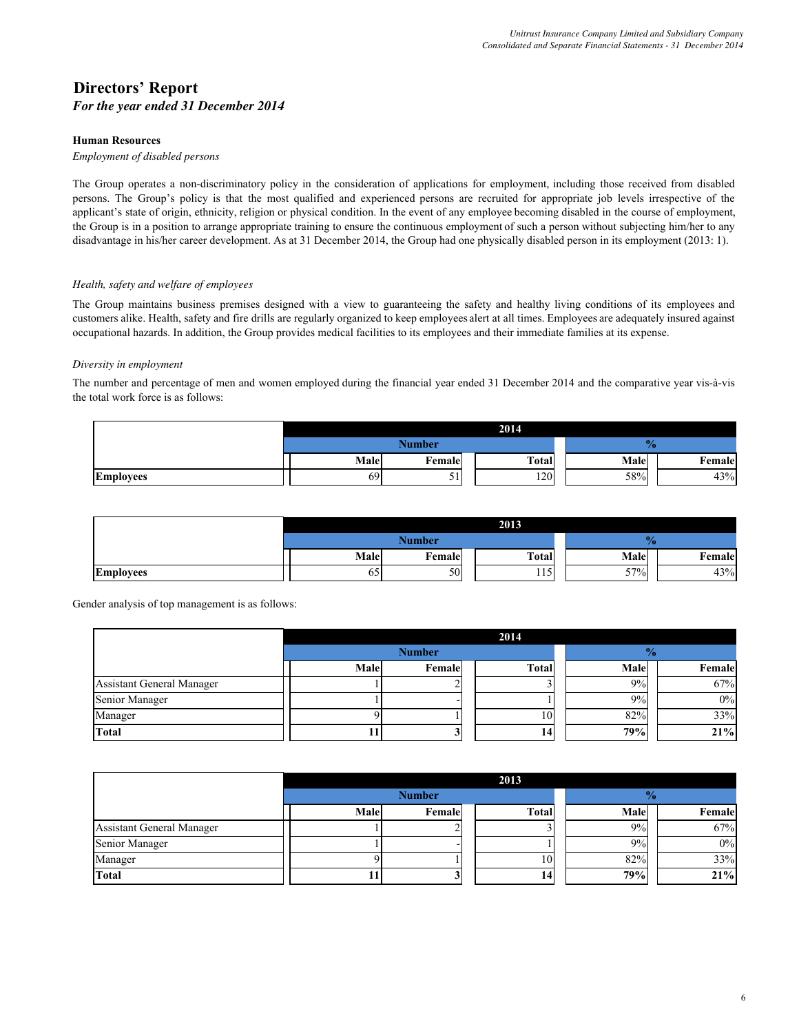# Directors' Report
*For the year ended 31 December 2014*

**Human Resources**

*Employment of disabled persons*

The Group operates a non-discriminatory policy in the consideration of applications for employment, including those received from disabled persons. The Group's policy is that the most qualified and experienced persons are recruited for appropriate job levels irrespective of the applicant's state of origin, ethnicity, religion or physical condition. In the event of any employee becoming disabled in the course of employment, the Group is in a position to arrange appropriate training to ensure the continuous employment of such a person without subjecting him/her to any disadvantage in his/her career development. As at 31 December 2014, the Group had one physically disabled person in its employment (2013: 1).

*Health, safety and welfare of employees*

The Group maintains business premises designed with a view to guaranteeing the safety and healthy living conditions of its employees and customers alike. Health, safety and fire drills are regularly organized to keep employees alert at all times. Employees are adequately insured against occupational hazards. In addition, the Group provides medical facilities to its employees and their immediate families at its expense.

*Diversity in employment*

The number and percentage of men and women employed during the financial year ended 31 December 2014 and the comparative year vis-à-vis the total work force is as follows:

| | 2014 | | | | |
|---|---|---|---|---|---|
| | Number | | | % | |
| | Male | Female | Total | Male | Female |
| **Employees** | 69 | 51 | 120 | 58% | 43% |

| | 2013 | | | | |
|---|---|---|---|---|---|
| | Number | | | % | |
| | Male | Female | Total | Male | Female |
| **Employees** | 65 | 50 | 115 | 57% | 43% |

Gender analysis of top management is as follows:

| | 2014 | | | | |
|---|---|---|---|---|---|
| | Number | | | % | |
| | Male | Female | Total | Male | Female |
| Assistant General Manager | 1 | 2 | 3 | 9% | 67% |
| Senior Manager | 1 | - | 1 | 9% | 0% |
| Manager | 9 | 1 | 10 | 82% | 33% |
| **Total** | **11** | **3** | **14** | **79%** | **21%** |

| | 2013 | | | | |
|---|---|---|---|---|---|
| | Number | | | % | |
| | Male | Female | Total | Male | Female |
| Assistant General Manager | 1 | 2 | 3 | 9% | 67% |
| Senior Manager | 1 | - | 1 | 9% | 0% |
| Manager | 9 | 1 | 10 | 82% | 33% |
| **Total** | **11** | **3** | **14** | **79%** | **21%** |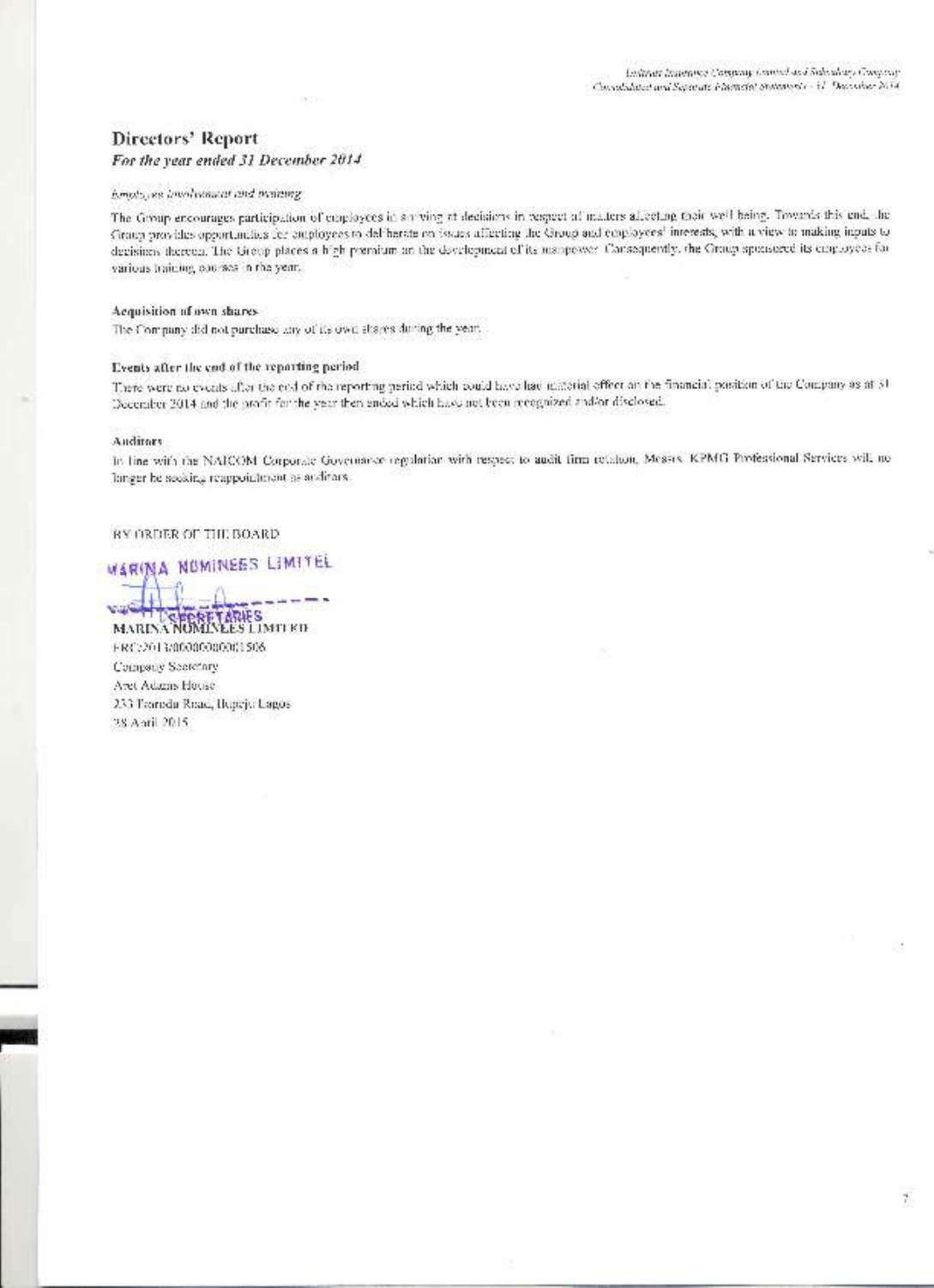# Directors' Report

*For the year ended 31 December 2014*

*Employees involvement and training*

The Group encourages participation of employees in arriving at decisions in respect of matters affecting their well being. Towards this end, the Group provides opportunities for employees to deliberate on issues affecting the Group and employees' interests, with a view to making inputs to decisions thereon. The Group places a high premium on the development of its manpower. Consequently, the Group sponsored its employees for various training courses in the year.

**Acquisition of own shares**

The Company did not purchase any of its own shares during the year.

**Events after the end of the reporting period**

There were no events after the end of the reporting period which could have had material effect on the financial position of the Company as at 31 December 2014 and the profit for the year then ended which have not been recognized and/or disclosed.

**Auditors**

In line with the NAICOM Corporate Governance regulation with respect to audit firm rotation, Messrs. KPMG Professional Services will no longer be seeking reappointment as auditors.

BY ORDER OF THE BOARD

MARINA NOMINEES LIMITED
SECRETARIES

**MARINA NOMINEES LIMITED**
FRC/2013/00000000001506
Company Secretary
Aret Adams House
233 Ikorodu Road, Ilupeju Lagos
28 April 2015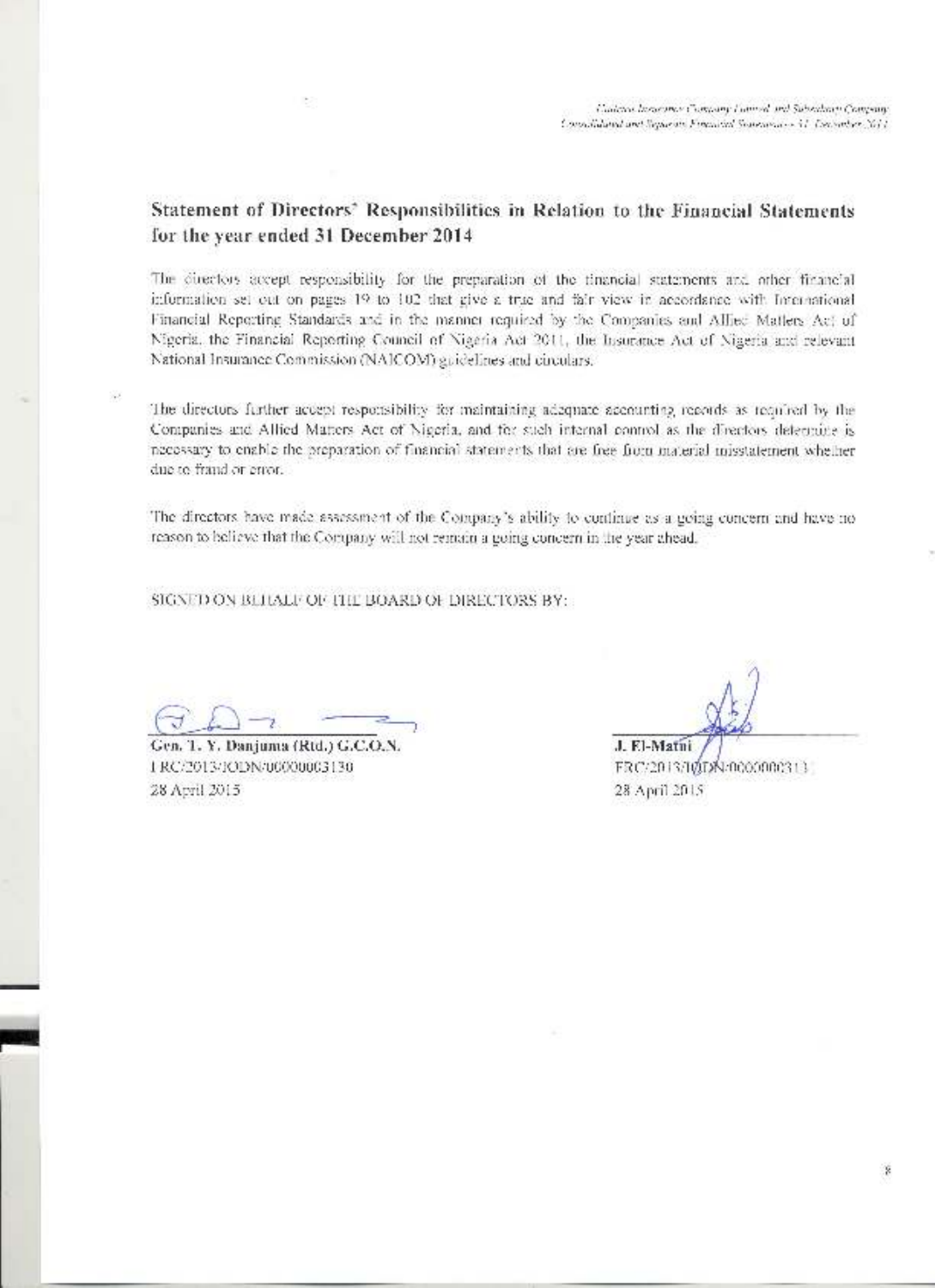## Statement of Directors' Responsibilities in Relation to the Financial Statements for the year ended 31 December 2014

The directors accept responsibility for the preparation of the financial statements and other financial information set out on pages 19 to 102 that give a true and fair view in accordance with International Financial Reporting Standards and in the manner required by the Companies and Allied Matters Act of Nigeria, the Financial Reporting Council of Nigeria Act 2011, the Insurance Act of Nigeria and relevant National Insurance Commission (NAICOM) guidelines and circulars.

The directors further accept responsibility for maintaining adequate accounting records as required by the Companies and Allied Matters Act of Nigeria, and for such internal control as the directors determine is necessary to enable the preparation of financial statements that are free from material misstatement whether due to fraud or error.

The directors have made assessment of the Company's ability to continue as a going concern and have no reason to believe that the Company will not remain a going concern in the year ahead.

SIGNED ON BEHALF OF THE BOARD OF DIRECTORS BY:

**Gen. T. Y. Danjuma (Rtd.) G.C.O.N.**
FRC/2013/IODN/00000003130
28 April 2015

**J. El-Mafni**
FRC/2013/IODN/0000000313
28 April 2015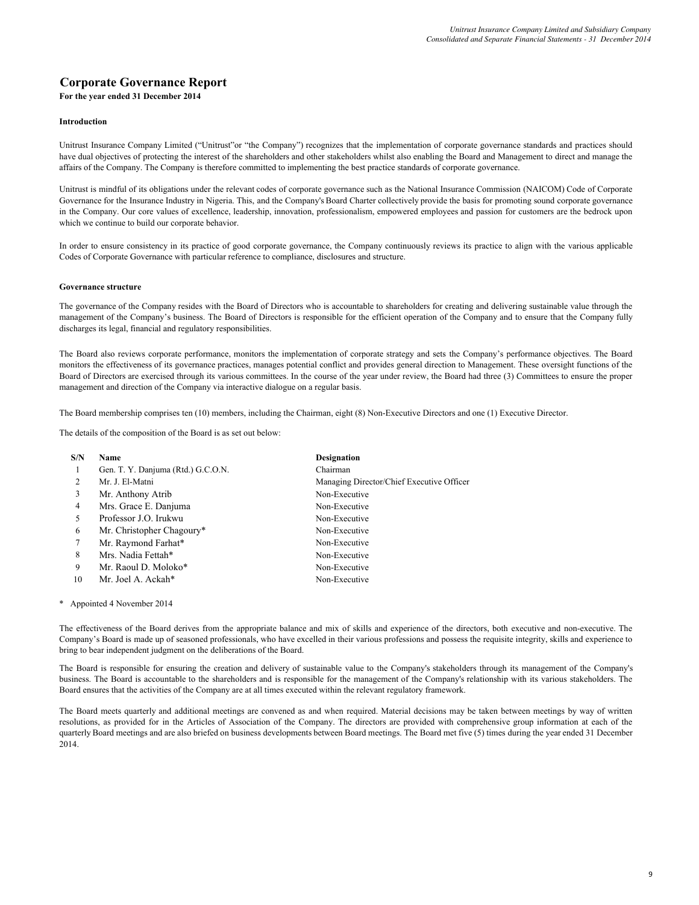# Corporate Governance Report

**For the year ended 31 December 2014**

**Introduction**

Unitrust Insurance Company Limited ("Unitrust"or "the Company") recognizes that the implementation of corporate governance standards and practices should have dual objectives of protecting the interest of the shareholders and other stakeholders whilst also enabling the Board and Management to direct and manage the affairs of the Company. The Company is therefore committed to implementing the best practice standards of corporate governance.

Unitrust is mindful of its obligations under the relevant codes of corporate governance such as the National Insurance Commission (NAICOM) Code of Corporate Governance for the Insurance Industry in Nigeria. This, and the Company's Board Charter collectively provide the basis for promoting sound corporate governance in the Company. Our core values of excellence, leadership, innovation, professionalism, empowered employees and passion for customers are the bedrock upon which we continue to build our corporate behavior.

In order to ensure consistency in its practice of good corporate governance, the Company continuously reviews its practice to align with the various applicable Codes of Corporate Governance with particular reference to compliance, disclosures and structure.

**Governance structure**

The governance of the Company resides with the Board of Directors who is accountable to shareholders for creating and delivering sustainable value through the management of the Company's business. The Board of Directors is responsible for the efficient operation of the Company and to ensure that the Company fully discharges its legal, financial and regulatory responsibilities.

The Board also reviews corporate performance, monitors the implementation of corporate strategy and sets the Company's performance objectives. The Board monitors the effectiveness of its governance practices, manages potential conflict and provides general direction to Management. These oversight functions of the Board of Directors are exercised through its various committees. In the course of the year under review, the Board had three (3) Committees to ensure the proper management and direction of the Company via interactive dialogue on a regular basis.

The Board membership comprises ten (10) members, including the Chairman, eight (8) Non-Executive Directors and one (1) Executive Director.

The details of the composition of the Board is as set out below:

| S/N | Name | Designation |
|---|---|---|
| 1 | Gen. T. Y. Danjuma (Rtd.) G.C.O.N. | Chairman |
| 2 | Mr. J. El-Matni | Managing Director/Chief Executive Officer |
| 3 | Mr. Anthony Atrib | Non-Executive |
| 4 | Mrs. Grace E. Danjuma | Non-Executive |
| 5 | Professor J.O. Irukwu | Non-Executive |
| 6 | Mr. Christopher Chagoury* | Non-Executive |
| 7 | Mr. Raymond Farhat* | Non-Executive |
| 8 | Mrs. Nadia Fettah* | Non-Executive |
| 9 | Mr. Raoul D. Moloko* | Non-Executive |
| 10 | Mr. Joel A. Ackah* | Non-Executive |

\* Appointed 4 November 2014

The effectiveness of the Board derives from the appropriate balance and mix of skills and experience of the directors, both executive and non-executive. The Company's Board is made up of seasoned professionals, who have excelled in their various professions and possess the requisite integrity, skills and experience to bring to bear independent judgment on the deliberations of the Board.

The Board is responsible for ensuring the creation and delivery of sustainable value to the Company's stakeholders through its management of the Company's business. The Board is accountable to the shareholders and is responsible for the management of the Company's relationship with its various stakeholders. The Board ensures that the activities of the Company are at all times executed within the relevant regulatory framework.

The Board meets quarterly and additional meetings are convened as and when required. Material decisions may be taken between meetings by way of written resolutions, as provided for in the Articles of Association of the Company. The directors are provided with comprehensive group information at each of the quarterly Board meetings and are also briefed on business developments between Board meetings. The Board met five (5) times during the year ended 31 December 2014.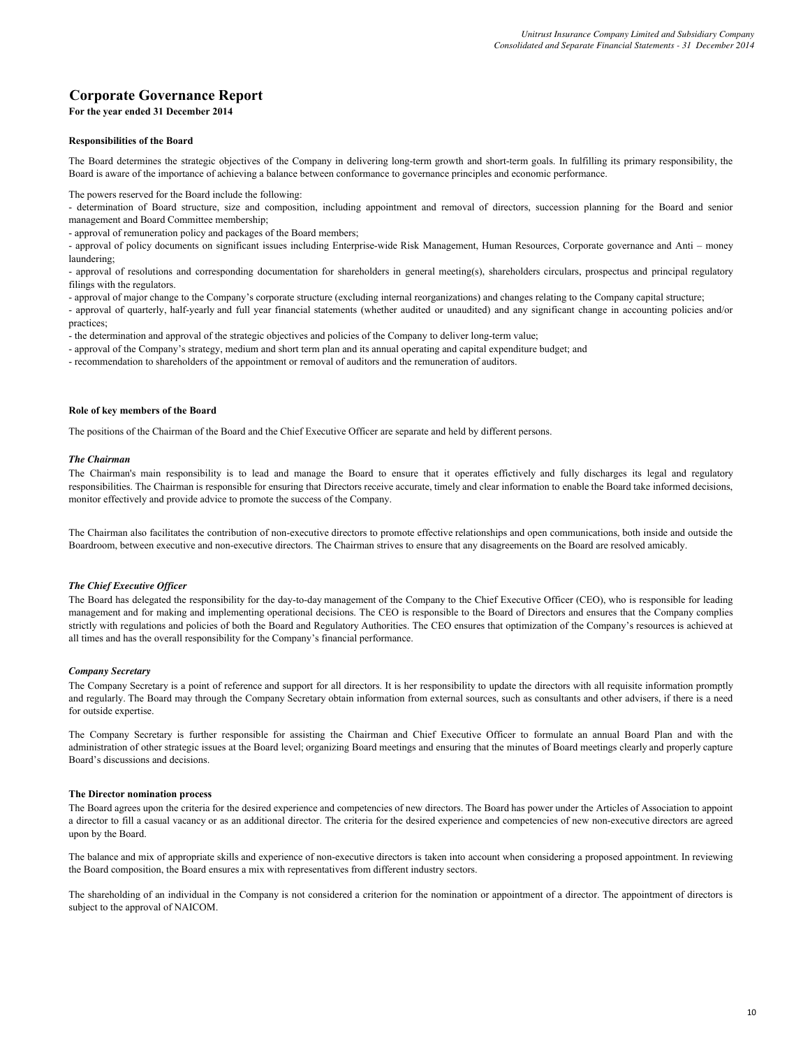# Corporate Governance Report

**For the year ended 31 December 2014**

**Responsibilities of the Board**

The Board determines the strategic objectives of the Company in delivering long-term growth and short-term goals. In fulfilling its primary responsibility, the Board is aware of the importance of achieving a balance between conformance to governance principles and economic performance.

The powers reserved for the Board include the following:

- determination of Board structure, size and composition, including appointment and removal of directors, succession planning for the Board and senior management and Board Committee membership;
- approval of remuneration policy and packages of the Board members;
- approval of policy documents on significant issues including Enterprise-wide Risk Management, Human Resources, Corporate governance and Anti – money laundering;
- approval of resolutions and corresponding documentation for shareholders in general meeting(s), shareholders circulars, prospectus and principal regulatory filings with the regulators.
- approval of major change to the Company's corporate structure (excluding internal reorganizations) and changes relating to the Company capital structure;
- approval of quarterly, half-yearly and full year financial statements (whether audited or unaudited) and any significant change in accounting policies and/or practices;
- the determination and approval of the strategic objectives and policies of the Company to deliver long-term value;
- approval of the Company's strategy, medium and short term plan and its annual operating and capital expenditure budget; and
- recommendation to shareholders of the appointment or removal of auditors and the remuneration of auditors.

**Role of key members of the Board**

The positions of the Chairman of the Board and the Chief Executive Officer are separate and held by different persons.

***The Chairman***

The Chairman's main responsibility is to lead and manage the Board to ensure that it operates effictively and fully discharges its legal and regulatory responsibilities. The Chairman is responsible for ensuring that Directors receive accurate, timely and clear information to enable the Board take informed decisions, monitor effectively and provide advice to promote the success of the Company.

The Chairman also facilitates the contribution of non-executive directors to promote effective relationships and open communications, both inside and outside the Boardroom, between executive and non-executive directors. The Chairman strives to ensure that any disagreements on the Board are resolved amicably.

***The Chief Executive Officer***

The Board has delegated the responsibility for the day-to-day management of the Company to the Chief Executive Officer (CEO), who is responsible for leading management and for making and implementing operational decisions. The CEO is responsible to the Board of Directors and ensures that the Company complies strictly with regulations and policies of both the Board and Regulatory Authorities. The CEO ensures that optimization of the Company's resources is achieved at all times and has the overall responsibility for the Company's financial performance.

***Company Secretary***

The Company Secretary is a point of reference and support for all directors. It is her responsibility to update the directors with all requisite information promptly and regularly. The Board may through the Company Secretary obtain information from external sources, such as consultants and other advisers, if there is a need for outside expertise.

The Company Secretary is further responsible for assisting the Chairman and Chief Executive Officer to formulate an annual Board Plan and with the administration of other strategic issues at the Board level; organizing Board meetings and ensuring that the minutes of Board meetings clearly and properly capture Board's discussions and decisions.

**The Director nomination process**

The Board agrees upon the criteria for the desired experience and competencies of new directors. The Board has power under the Articles of Association to appoint a director to fill a casual vacancy or as an additional director. The criteria for the desired experience and competencies of new non-executive directors are agreed upon by the Board.

The balance and mix of appropriate skills and experience of non-executive directors is taken into account when considering a proposed appointment. In reviewing the Board composition, the Board ensures a mix with representatives from different industry sectors.

The shareholding of an individual in the Company is not considered a criterion for the nomination or appointment of a director. The appointment of directors is subject to the approval of NAICOM.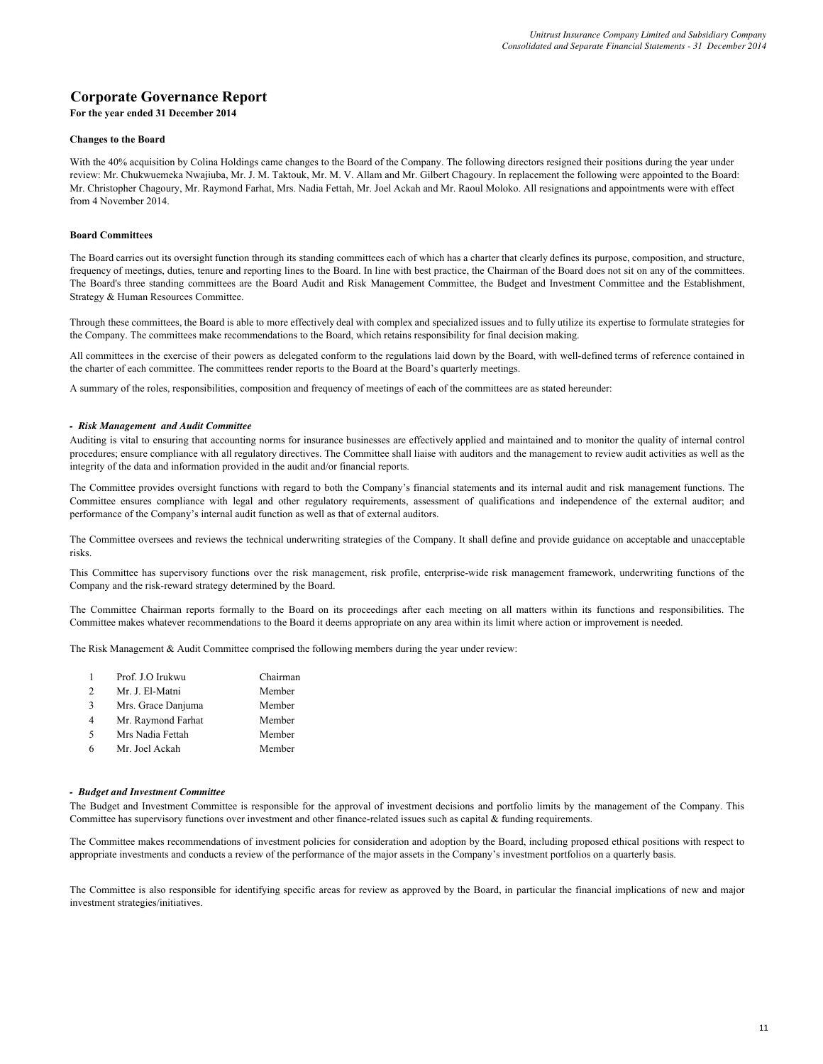# Corporate Governance Report

**For the year ended 31 December 2014**

**Changes to the Board**

With the 40% acquisition by Colina Holdings came changes to the Board of the Company. The following directors resigned their positions during the year under review: Mr. Chukwuemeka Nwajiuba, Mr. J. M. Taktouk, Mr. M. V. Allam and Mr. Gilbert Chagoury. In replacement the following were appointed to the Board: Mr. Christopher Chagoury, Mr. Raymond Farhat, Mrs. Nadia Fettah, Mr. Joel Ackah and Mr. Raoul Moloko. All resignations and appointments were with effect from 4 November 2014.

**Board Committees**

The Board carries out its oversight function through its standing committees each of which has a charter that clearly defines its purpose, composition, and structure, frequency of meetings, duties, tenure and reporting lines to the Board. In line with best practice, the Chairman of the Board does not sit on any of the committees. The Board's three standing committees are the Board Audit and Risk Management Committee, the Budget and Investment Committee and the Establishment, Strategy & Human Resources Committee.

Through these committees, the Board is able to more effectively deal with complex and specialized issues and to fully utilize its expertise to formulate strategies for the Company. The committees make recommendations to the Board, which retains responsibility for final decision making.

All committees in the exercise of their powers as delegated conform to the regulations laid down by the Board, with well-defined terms of reference contained in the charter of each committee. The committees render reports to the Board at the Board's quarterly meetings.

A summary of the roles, responsibilities, composition and frequency of meetings of each of the committees are as stated hereunder:

***- Risk Management and Audit Committee***

Auditing is vital to ensuring that accounting norms for insurance businesses are effectively applied and maintained and to monitor the quality of internal control procedures; ensure compliance with all regulatory directives. The Committee shall liaise with auditors and the management to review audit activities as well as the integrity of the data and information provided in the audit and/or financial reports.

The Committee provides oversight functions with regard to both the Company's financial statements and its internal audit and risk management functions. The Committee ensures compliance with legal and other regulatory requirements, assessment of qualifications and independence of the external auditor; and performance of the Company's internal audit function as well as that of external auditors.

The Committee oversees and reviews the technical underwriting strategies of the Company. It shall define and provide guidance on acceptable and unacceptable risks.

This Committee has supervisory functions over the risk management, risk profile, enterprise-wide risk management framework, underwriting functions of the Company and the risk-reward strategy determined by the Board.

The Committee Chairman reports formally to the Board on its proceedings after each meeting on all matters within its functions and responsibilities. The Committee makes whatever recommendations to the Board it deems appropriate on any area within its limit where action or improvement is needed.

The Risk Management & Audit Committee comprised the following members during the year under review:

| | | |
|---|---|---|
| 1 | Prof. J.O Irukwu | Chairman |
| 2 | Mr. J. El-Matni | Member |
| 3 | Mrs. Grace Danjuma | Member |
| 4 | Mr. Raymond Farhat | Member |
| 5 | Mrs Nadia Fettah | Member |
| 6 | Mr. Joel Ackah | Member |

***- Budget and Investment Committee***

The Budget and Investment Committee is responsible for the approval of investment decisions and portfolio limits by the management of the Company. This Committee has supervisory functions over investment and other finance-related issues such as capital & funding requirements.

The Committee makes recommendations of investment policies for consideration and adoption by the Board, including proposed ethical positions with respect to appropriate investments and conducts a review of the performance of the major assets in the Company's investment portfolios on a quarterly basis.

The Committee is also responsible for identifying specific areas for review as approved by the Board, in particular the financial implications of new and major investment strategies/initiatives.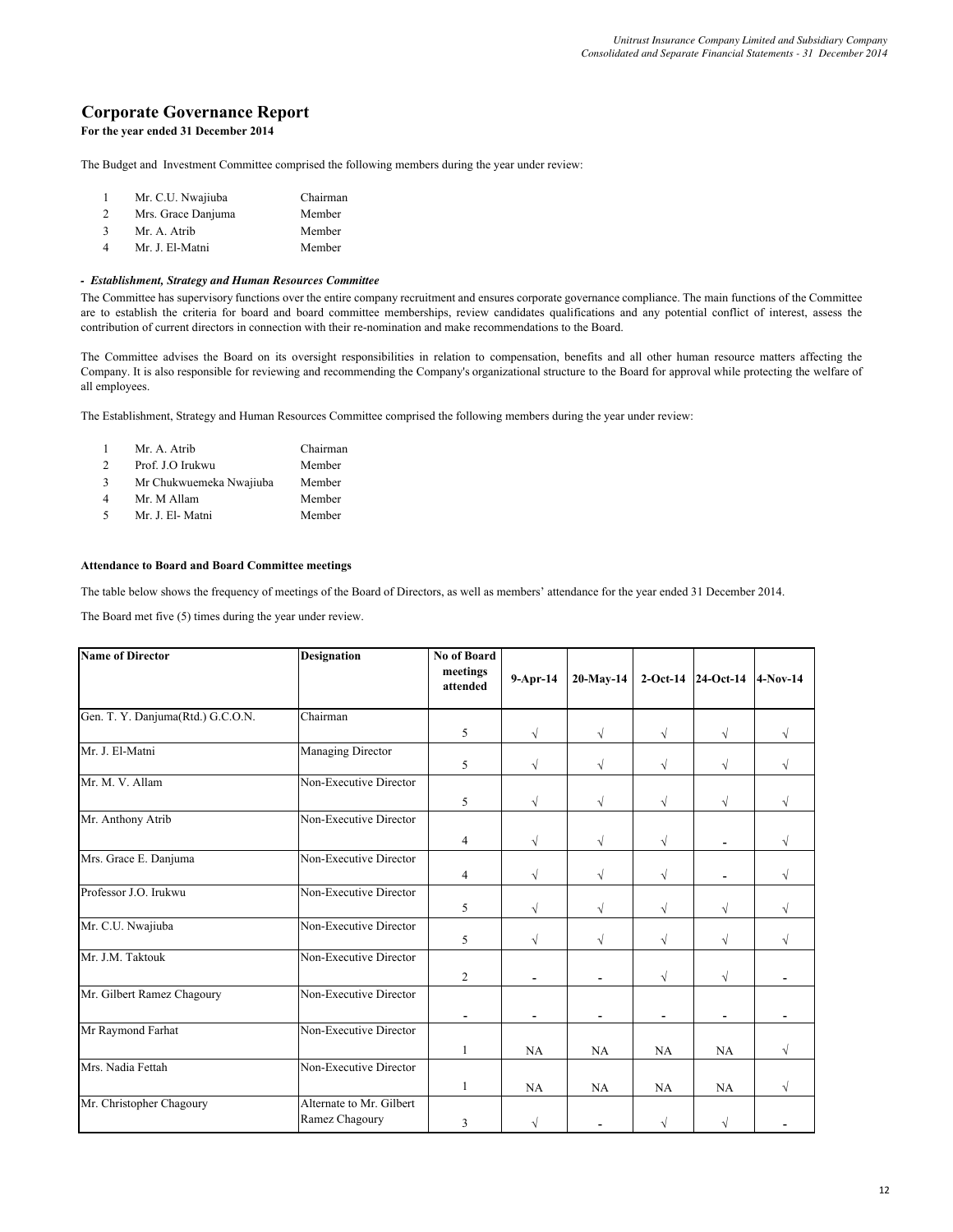# Corporate Governance Report

**For the year ended 31 December 2014**

The Budget and Investment Committee comprised the following members during the year under review:

| | | |
|---|---|---|
| 1 | Mr. C.U. Nwajiuba | Chairman |
| 2 | Mrs. Grace Danjuma | Member |
| 3 | Mr. A. Atrib | Member |
| 4 | Mr. J. El-Matni | Member |

***- Establishment, Strategy and Human Resources Committee***

The Committee has supervisory functions over the entire company recruitment and ensures corporate governance compliance. The main functions of the Committee are to establish the criteria for board and board committee memberships, review candidates qualifications and any potential conflict of interest, assess the contribution of current directors in connection with their re-nomination and make recommendations to the Board.

The Committee advises the Board on its oversight responsibilities in relation to compensation, benefits and all other human resource matters affecting the Company. It is also responsible for reviewing and recommending the Company's organizational structure to the Board for approval while protecting the welfare of all employees.

The Establishment, Strategy and Human Resources Committee comprised the following members during the year under review:

| | | |
|---|---|---|
| 1 | Mr. A. Atrib | Chairman |
| 2 | Prof. J.O Irukwu | Member |
| 3 | Mr Chukwuemeka Nwajiuba | Member |
| 4 | Mr. M Allam | Member |
| 5 | Mr. J. El- Matni | Member |

**Attendance to Board and Board Committee meetings**

The table below shows the frequency of meetings of the Board of Directors, as well as members' attendance for the year ended 31 December 2014.

The Board met five (5) times during the year under review.

| Name of Director | Designation | No of Board meetings attended | 9-Apr-14 | 20-May-14 | 2-Oct-14 | 24-Oct-14 | 4-Nov-14 |
|---|---|---|---|---|---|---|---|
| Gen. T. Y. Danjuma(Rtd.) G.C.O.N. | Chairman | 5 | √ | √ | √ | √ | √ |
| Mr. J. El-Matni | Managing Director | 5 | √ | √ | √ | √ | √ |
| Mr. M. V. Allam | Non-Executive Director | 5 | √ | √ | √ | √ | √ |
| Mr. Anthony Atrib | Non-Executive Director | 4 | √ | √ | √ | - | √ |
| Mrs. Grace E. Danjuma | Non-Executive Director | 4 | √ | √ | √ | - | √ |
| Professor J.O. Irukwu | Non-Executive Director | 5 | √ | √ | √ | √ | √ |
| Mr. C.U. Nwajiuba | Non-Executive Director | 5 | √ | √ | √ | √ | √ |
| Mr. J.M. Taktouk | Non-Executive Director | 2 | - | - | √ | √ | - |
| Mr. Gilbert Ramez Chagoury | Non-Executive Director | - | - | - | - | - | - |
| Mr Raymond Farhat | Non-Executive Director | 1 | NA | NA | NA | NA | √ |
| Mrs. Nadia Fettah | Non-Executive Director | 1 | NA | NA | NA | NA | √ |
| Mr. Christopher Chagoury | Alternate to Mr. Gilbert Ramez Chagoury | 3 | √ | - | √ | √ | - |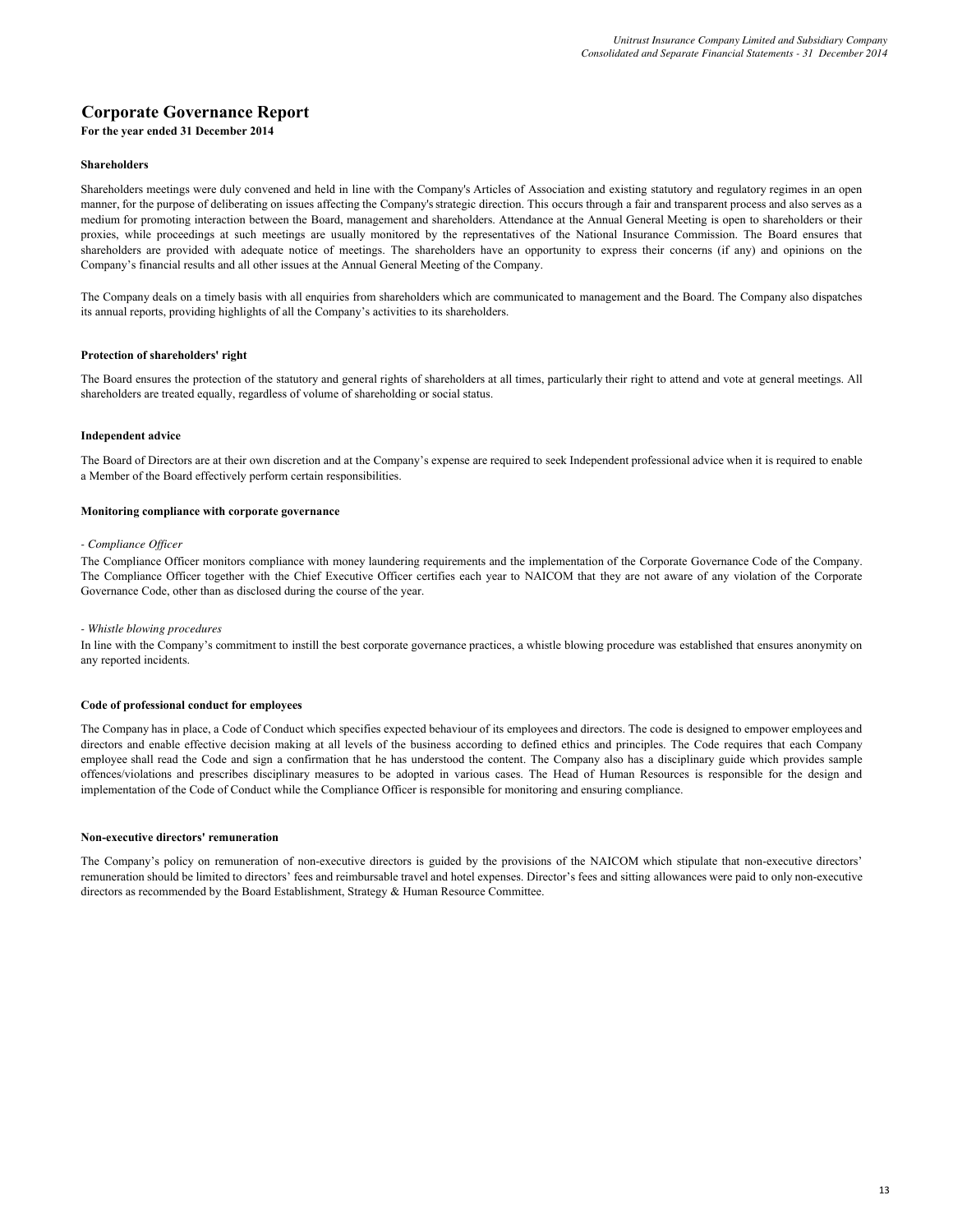# Corporate Governance Report

**For the year ended 31 December 2014**

### Shareholders

Shareholders meetings were duly convened and held in line with the Company's Articles of Association and existing statutory and regulatory regimes in an open manner, for the purpose of deliberating on issues affecting the Company's strategic direction. This occurs through a fair and transparent process and also serves as a medium for promoting interaction between the Board, management and shareholders. Attendance at the Annual General Meeting is open to shareholders or their proxies, while proceedings at such meetings are usually monitored by the representatives of the National Insurance Commission. The Board ensures that shareholders are provided with adequate notice of meetings. The shareholders have an opportunity to express their concerns (if any) and opinions on the Company's financial results and all other issues at the Annual General Meeting of the Company.

The Company deals on a timely basis with all enquiries from shareholders which are communicated to management and the Board. The Company also dispatches its annual reports, providing highlights of all the Company's activities to its shareholders.

### Protection of shareholders' right

The Board ensures the protection of the statutory and general rights of shareholders at all times, particularly their right to attend and vote at general meetings. All shareholders are treated equally, regardless of volume of shareholding or social status.

### Independent advice

The Board of Directors are at their own discretion and at the Company's expense are required to seek Independent professional advice when it is required to enable a Member of the Board effectively perform certain responsibilities.

### Monitoring compliance with corporate governance

*- Compliance Officer*

The Compliance Officer monitors compliance with money laundering requirements and the implementation of the Corporate Governance Code of the Company. The Compliance Officer together with the Chief Executive Officer certifies each year to NAICOM that they are not aware of any violation of the Corporate Governance Code, other than as disclosed during the course of the year.

*- Whistle blowing procedures*

In line with the Company's commitment to instill the best corporate governance practices, a whistle blowing procedure was established that ensures anonymity on any reported incidents.

### Code of professional conduct for employees

The Company has in place, a Code of Conduct which specifies expected behaviour of its employees and directors. The code is designed to empower employees and directors and enable effective decision making at all levels of the business according to defined ethics and principles. The Code requires that each Company employee shall read the Code and sign a confirmation that he has understood the content. The Company also has a disciplinary guide which provides sample offences/violations and prescribes disciplinary measures to be adopted in various cases. The Head of Human Resources is responsible for the design and implementation of the Code of Conduct while the Compliance Officer is responsible for monitoring and ensuring compliance.

### Non-executive directors' remuneration

The Company's policy on remuneration of non-executive directors is guided by the provisions of the NAICOM which stipulate that non-executive directors' remuneration should be limited to directors' fees and reimbursable travel and hotel expenses. Director's fees and sitting allowances were paid to only non-executive directors as recommended by the Board Establishment, Strategy & Human Resource Committee.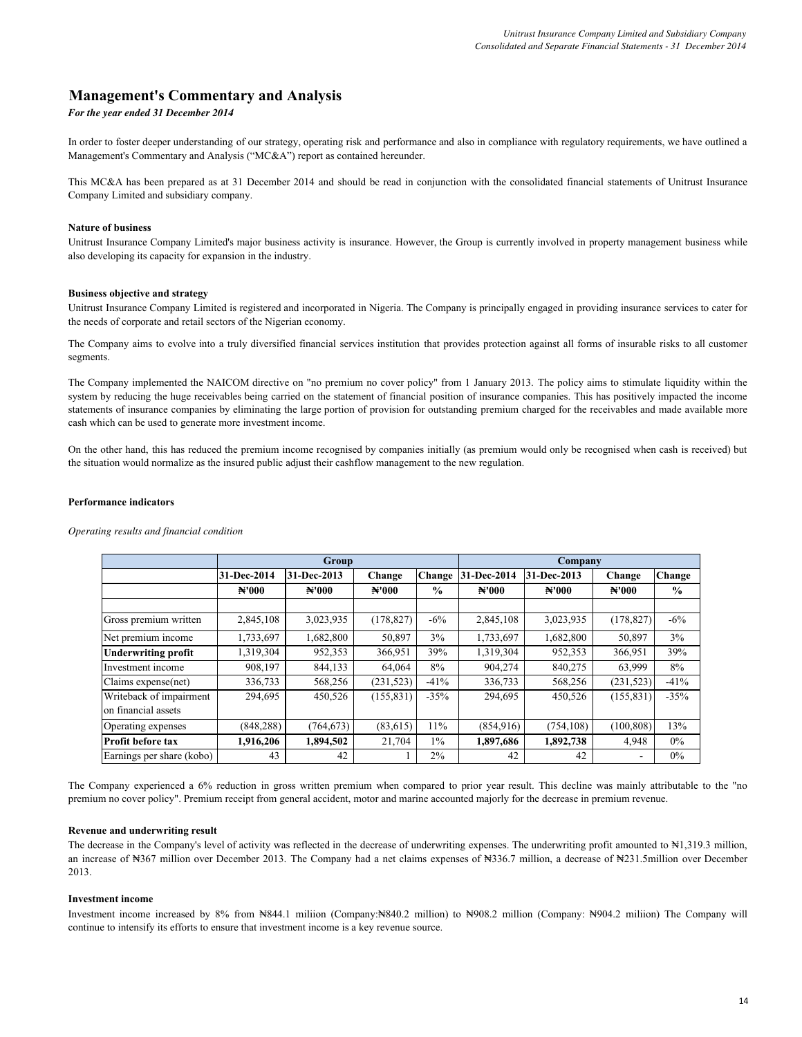# Management's Commentary and Analysis

*For the year ended 31 December 2014*

In order to foster deeper understanding of our strategy, operating risk and performance and also in compliance with regulatory requirements, we have outlined a Management's Commentary and Analysis ("MC&A") report as contained hereunder.

This MC&A has been prepared as at 31 December 2014 and should be read in conjunction with the consolidated financial statements of Unitrust Insurance Company Limited and subsidiary company.

**Nature of business**

Unitrust Insurance Company Limited's major business activity is insurance. However, the Group is currently involved in property management business while also developing its capacity for expansion in the industry.

**Business objective and strategy**

Unitrust Insurance Company Limited is registered and incorporated in Nigeria. The Company is principally engaged in providing insurance services to cater for the needs of corporate and retail sectors of the Nigerian economy.

The Company aims to evolve into a truly diversified financial services institution that provides protection against all forms of insurable risks to all customer segments.

The Company implemented the NAICOM directive on "no premium no cover policy" from 1 January 2013. The policy aims to stimulate liquidity within the system by reducing the huge receivables being carried on the statement of financial position of insurance companies. This has positively impacted the income statements of insurance companies by eliminating the large portion of provision for outstanding premium charged for the receivables and made available more cash which can be used to generate more investment income.

On the other hand, this has reduced the premium income recognised by companies initially (as premium would only be recognised when cash is received) but the situation would normalize as the insured public adjust their cashflow management to the new regulation.

**Performance indicators**

*Operating results and financial condition*

| | Group | | | | Company | | | |
|---|---|---|---|---|---|---|---|---|
| | 31-Dec-2014 | 31-Dec-2013 | Change | Change | 31-Dec-2014 | 31-Dec-2013 | Change | Change |
| | ₦'000 | ₦'000 | ₦'000 | % | ₦'000 | ₦'000 | ₦'000 | % |
| Gross premium written | 2,845,108 | 3,023,935 | (178,827) | -6% | 2,845,108 | 3,023,935 | (178,827) | -6% |
| Net premium income | 1,733,697 | 1,682,800 | 50,897 | 3% | 1,733,697 | 1,682,800 | 50,897 | 3% |
| **Underwriting profit** | 1,319,304 | 952,353 | 366,951 | 39% | 1,319,304 | 952,353 | 366,951 | 39% |
| Investment income | 908,197 | 844,133 | 64,064 | 8% | 904,274 | 840,275 | 63,999 | 8% |
| Claims expense(net) | 336,733 | 568,256 | (231,523) | -41% | 336,733 | 568,256 | (231,523) | -41% |
| Writeback of impairment on financial assets | 294,695 | 450,526 | (155,831) | -35% | 294,695 | 450,526 | (155,831) | -35% |
| Operating expenses | (848,288) | (764,673) | (83,615) | 11% | (854,916) | (754,108) | (100,808) | 13% |
| **Profit before tax** | **1,916,206** | **1,894,502** | 21,704 | 1% | **1,897,686** | **1,892,738** | 4,948 | 0% |
| Earnings per share (kobo) | 43 | 42 | 1 | 2% | 42 | 42 | - | 0% |

The Company experienced a 6% reduction in gross written premium when compared to prior year result. This decline was mainly attributable to the "no premium no cover policy". Premium receipt from general accident, motor and marine accounted majorly for the decrease in premium revenue.

**Revenue and underwriting result**

The decrease in the Company's level of activity was reflected in the decrease of underwriting expenses. The underwriting profit amounted to ₦1,319.3 million, an increase of ₦367 million over December 2013. The Company had a net claims expenses of ₦336.7 million, a decrease of ₦231.5million over December 2013.

**Investment income**

Investment income increased by 8% from ₦844.1 miliion (Company:₦840.2 million) to ₦908.2 million (Company: ₦904.2 miliion) The Company will continue to intensify its efforts to ensure that investment income is a key revenue source.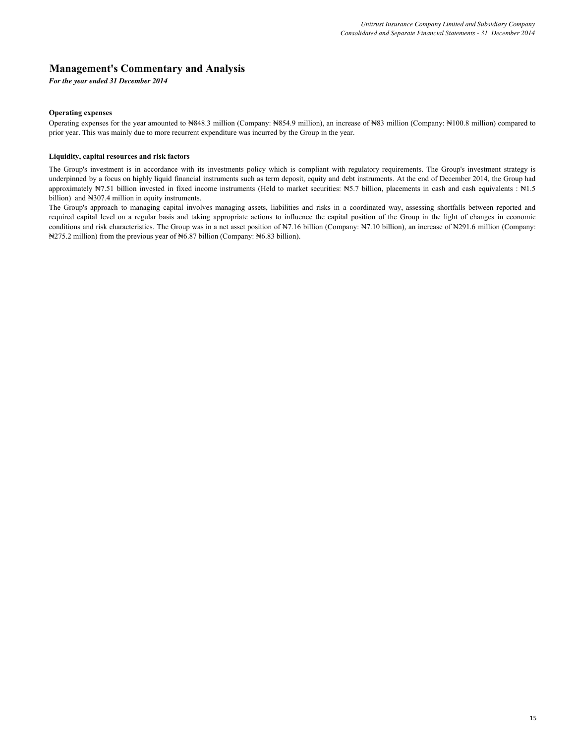# Management's Commentary and Analysis

*For the year ended 31 December 2014*

**Operating expenses**

Operating expenses for the year amounted to ₦848.3 million (Company: ₦854.9 million), an increase of ₦83 million (Company: ₦100.8 million) compared to prior year. This was mainly due to more recurrent expenditure was incurred by the Group in the year.

**Liquidity, capital resources and risk factors**

The Group's investment is in accordance with its investments policy which is compliant with regulatory requirements. The Group's investment strategy is underpinned by a focus on highly liquid financial instruments such as term deposit, equity and debt instruments. At the end of December 2014, the Group had approximately ₦7.51 billion invested in fixed income instruments (Held to market securities: ₦5.7 billion, placements in cash and cash equivalents : ₦1.5 billion) and ₦307.4 million in equity instruments.

The Group's approach to managing capital involves managing assets, liabilities and risks in a coordinated way, assessing shortfalls between reported and required capital level on a regular basis and taking appropriate actions to influence the capital position of the Group in the light of changes in economic conditions and risk characteristics. The Group was in a net asset position of ₦7.16 billion (Company: ₦7.10 billion), an increase of ₦291.6 million (Company: ₦275.2 million) from the previous year of ₦6.87 billion (Company: ₦6.83 billion).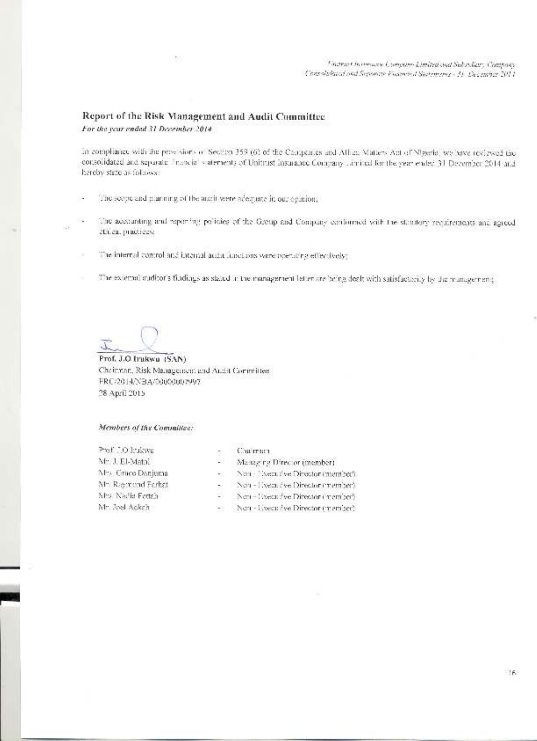## Report of the Risk Management and Audit Committee

*For the year ended 31 December 2014*

In compliance with the provisions of Section 359 (6) of the Companies and Allied Matters Act of Nigeria, we have reviewed the consolidated and separate financial statements of Unitrust Insurance Company Limited for the year ended 31 December 2014 and hereby state as follows:

- The scope and planning of the audit were adequate in our opinion;
- The accounting and reporting policies of the Group and Company conformed with the statutory requirements and agreed ethical practices;
- The internal control and internal audit functions were operating effectively;
- The external auditor's findings as stated in the management letter are being dealt with satisfactorily by the management.

**Prof. J.O Irukwu (SAN)**
Chairman, Risk Management and Audit Committee
FRC/2014/NBA/00000007997
28 April 2015

***Members of the Committee:***

| | | |
|---|---|---|
| Prof. J.O Irukwu | - | Chairman |
| Mr. J. El-Mabi | - | Managing Director (member) |
| Mrs. Grace Danjuma | - | Non - Executive Director (member) |
| Mr. Raymond Ferhat | - | Non - Executive Director (member) |
| Mrs. Nadia Fetch | - | Non - Executive Director (member) |
| Mr. Joel Ackah | - | Non - Executive Director (member) |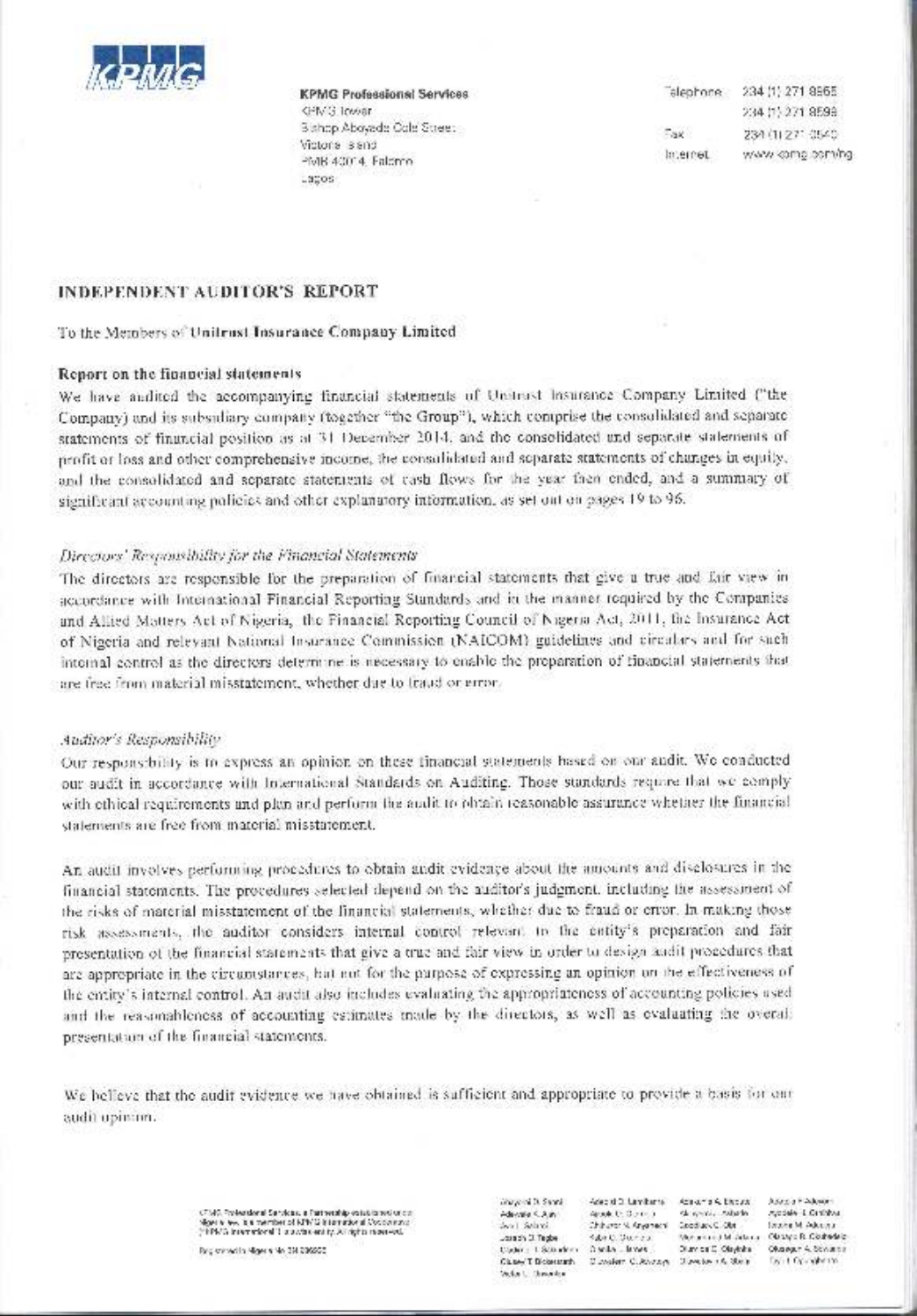KPMG

**KPMG Professional Services**
KPMG Tower
Bishop Aboyade Cole Street
Victoria Island
PMB 40014, Falomo
Lagos

Telephone 234 (1) 271 8955
234 (1) 271 8599
Fax 234 (1) 271 0540
Internet www.kpmg.com/ng

# INDEPENDENT AUDITOR'S REPORT

To the Members of **Unitrust Insurance Company Limited**

## Report on the financial statements

We have audited the accompanying financial statements of Unitrust Insurance Company Limited ("the Company) and its subsidiary company (together "the Group"), which comprise the consolidated and separate statements of financial position as at 31 December 2014, and the consolidated and separate statements of profit or loss and other comprehensive income, the consolidated and separate statements of changes in equity, and the consolidated and separate statements of cash flows for the year then ended, and a summary of significant accounting policies and other explanatory information, as set out on pages 19 to 96.

### *Directors' Responsibility for the Financial Statements*

The directors are responsible for the preparation of financial statements that give a true and fair view in accordance with International Financial Reporting Standards and in the manner required by the Companies and Allied Matters Act of Nigeria, the Financial Reporting Council of Nigeria Act, 2011, the Insurance Act of Nigeria and relevant National Insurance Commission (NAICOM) guidelines and circulars and for such internal control as the directors determine is necessary to enable the preparation of financial statements that are free from material misstatement, whether due to fraud or error.

### *Auditor's Responsibility*

Our responsibility is to express an opinion on these financial statements based on our audit. We conducted our audit in accordance with International Standards on Auditing. Those standards require that we comply with ethical requirements and plan and perform the audit to obtain reasonable assurance whether the financial statements are free from material misstatement.

An audit involves performing procedures to obtain audit evidence about the amounts and disclosures in the financial statements. The procedures selected depend on the auditor's judgment, including the assessment of the risks of material misstatement of the financial statements, whether due to fraud or error. In making those risk assessments, the auditor considers internal control relevant to the entity's preparation and fair presentation of the financial statements that give a true and fair view in order to design audit procedures that are appropriate in the circumstances, but not for the purpose of expressing an opinion on the effectiveness of the entity's internal control. An audit also includes evaluating the appropriateness of accounting policies used and the reasonableness of accounting estimates made by the directors, as well as evaluating the overall presentation of the financial statements.

We believe that the audit evidence we have obtained is sufficient and appropriate to provide a basis for our audit opinion.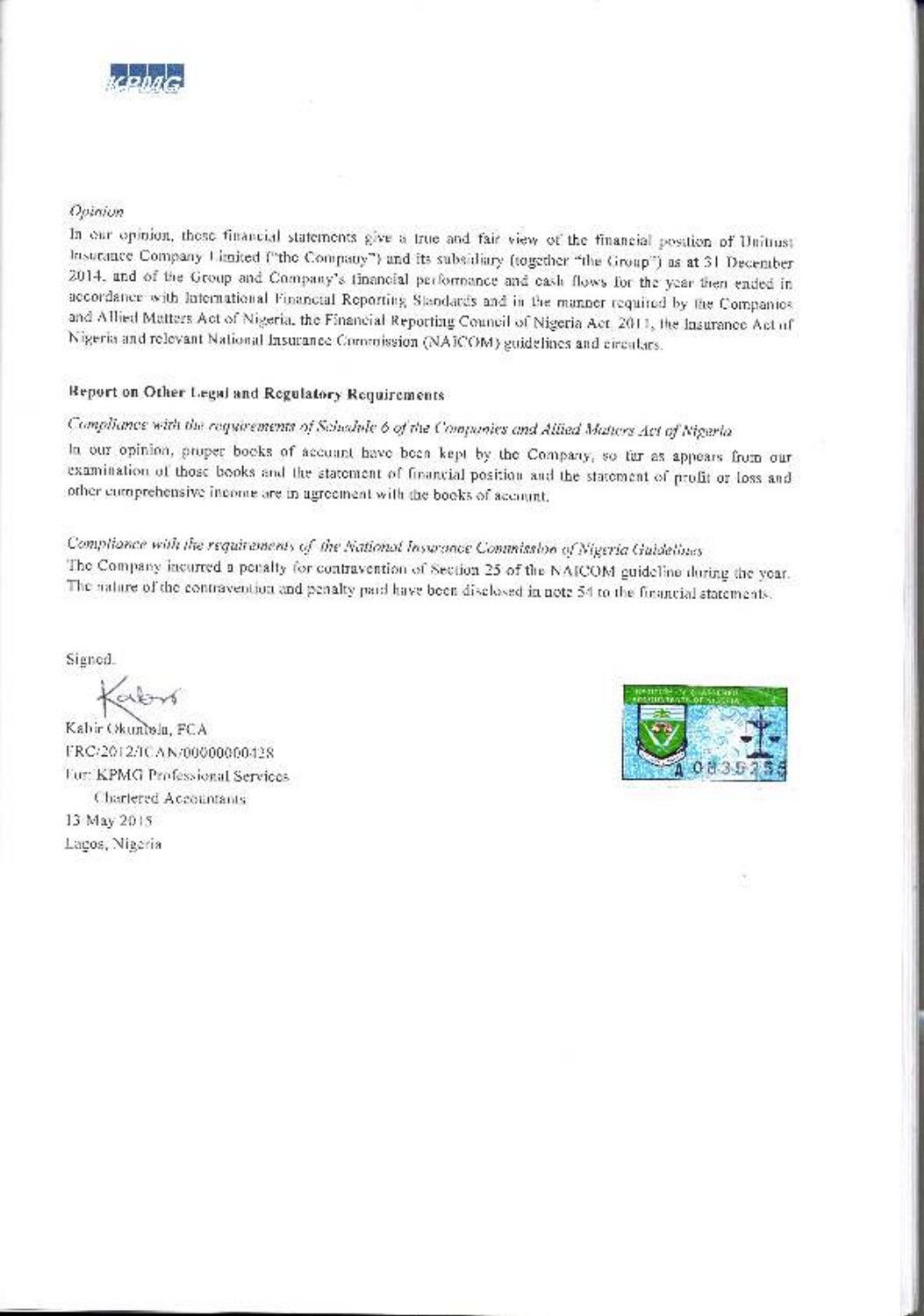*Opinion*

In our opinion, these financial statements give a true and fair view of the financial position of Unitrust Insurance Company Limited ("the Company") and its subsidiary (together "the Group") as at 31 December 2014, and of the Group and Company's financial performance and cash flows for the year then ended in accordance with International Financial Reporting Standards and in the manner required by the Companies and Allied Matters Act of Nigeria, the Financial Reporting Council of Nigeria Act, 2011, the Insurance Act of Nigeria and relevant National Insurance Commission (NAICOM) guidelines and circulars.

**Report on Other Legal and Regulatory Requirements**

*Compliance with the requirements of Schedule 6 of the Companies and Allied Matters Act of Nigeria*

In our opinion, proper books of account have been kept by the Company, so far as appears from our examination of those books and the statement of financial position and the statement of profit or loss and other comprehensive income are in agreement with the books of account.

*Compliance with the requirements of the National Insurance Commission of Nigeria Guidelines*

The Company incurred a penalty for contravention of Section 25 of the NAICOM guideline during the year. The nature of the contravention and penalty paid have been disclosed in note 54 to the financial statements.

Signed.

Kabir Okunlola, FCA
FRC/2012/ICAN/00000000428
For: KPMG Professional Services
Chartered Accountants
13 May 2015
Lagos, Nigeria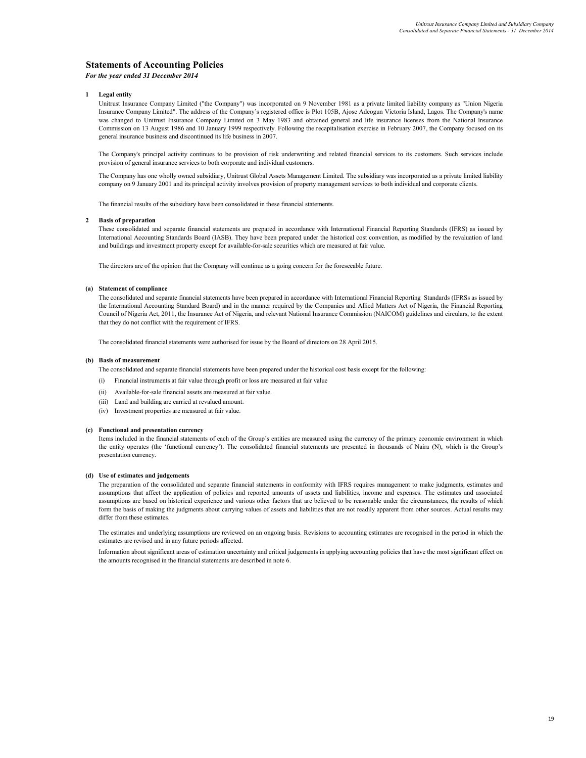# Statements of Accounting Policies

*For the year ended 31 December 2014*

## 1 Legal entity

Unitrust Insurance Company Limited ("the Company") was incorporated on 9 November 1981 as a private limited liability company as "Union Nigeria Insurance Company Limited". The address of the Company's registered office is Plot 105B, Ajose Adeogun Victoria Island, Lagos. The Company's name was changed to Unitrust Insurance Company Limited on 3 May 1983 and obtained general and life insurance licenses from the National lnsurance Commission on 13 August 1986 and 10 January 1999 respectively. Following the recapitalisation exercise in February 2007, the Company focused on its general insurance business and discontinued its life business in 2007.

The Company's principal activity continues to be provision of risk underwriting and related financial services to its customers. Such services include provision of general insurance services to both corporate and individual customers.

The Company has one wholly owned subsidiary, Unitrust Global Assets Management Limited. The subsidiary was incorporated as a private limited liability company on 9 January 2001 and its principal activity involves provision of property management services to both individual and corporate clients.

The financial results of the subsidiary have been consolidated in these financial statements.

## 2 Basis of preparation

These consolidated and separate financial statements are prepared in accordance with International Financial Reporting Standards (IFRS) as issued by International Accounting Standards Board (IASB). They have been prepared under the historical cost convention, as modified by the revaluation of land and buildings and investment property except for available-for-sale securities which are measured at fair value.

The directors are of the opinion that the Company will continue as a going concern for the foreseeable future.

### (a) Statement of compliance

The consolidated and separate financial statements have been prepared in accordance with International Financial Reporting Standards (IFRSs as issued by the International Accounting Standard Board) and in the manner required by the Companies and Allied Matters Act of Nigeria, the Financial Reporting Council of Nigeria Act, 2011, the Insurance Act of Nigeria, and relevant National Insurance Commission (NAICOM) guidelines and circulars, to the extent that they do not conflict with the requirement of IFRS.

The consolidated financial statements were authorised for issue by the Board of directors on 28 April 2015.

### (b) Basis of measurement

The consolidated and separate financial statements have been prepared under the historical cost basis except for the following:

(i) Financial instruments at fair value through profit or loss are measured at fair value

(ii) Available-for-sale financial assets are measured at fair value.

(iii) Land and building are carried at revalued amount.

(iv) Investment properties are measured at fair value.

### (c) Functional and presentation currency

Items included in the financial statements of each of the Group's entities are measured using the currency of the primary economic environment in which the entity operates (the 'functional currency'). The consolidated financial statements are presented in thousands of Naira (₦), which is the Group's presentation currency.

### (d) Use of estimates and judgements

The preparation of the consolidated and separate financial statements in conformity with IFRS requires management to make judgments, estimates and assumptions that affect the application of policies and reported amounts of assets and liabilities, income and expenses. The estimates and associated assumptions are based on historical experience and various other factors that are believed to be reasonable under the circumstances, the results of which form the basis of making the judgments about carrying values of assets and liabilities that are not readily apparent from other sources. Actual results may differ from these estimates.

The estimates and underlying assumptions are reviewed on an ongoing basis. Revisions to accounting estimates are recognised in the period in which the estimates are revised and in any future periods affected.

Information about significant areas of estimation uncertainty and critical judgements in applying accounting policies that have the most significant effect on the amounts recognised in the financial statements are described in note 6.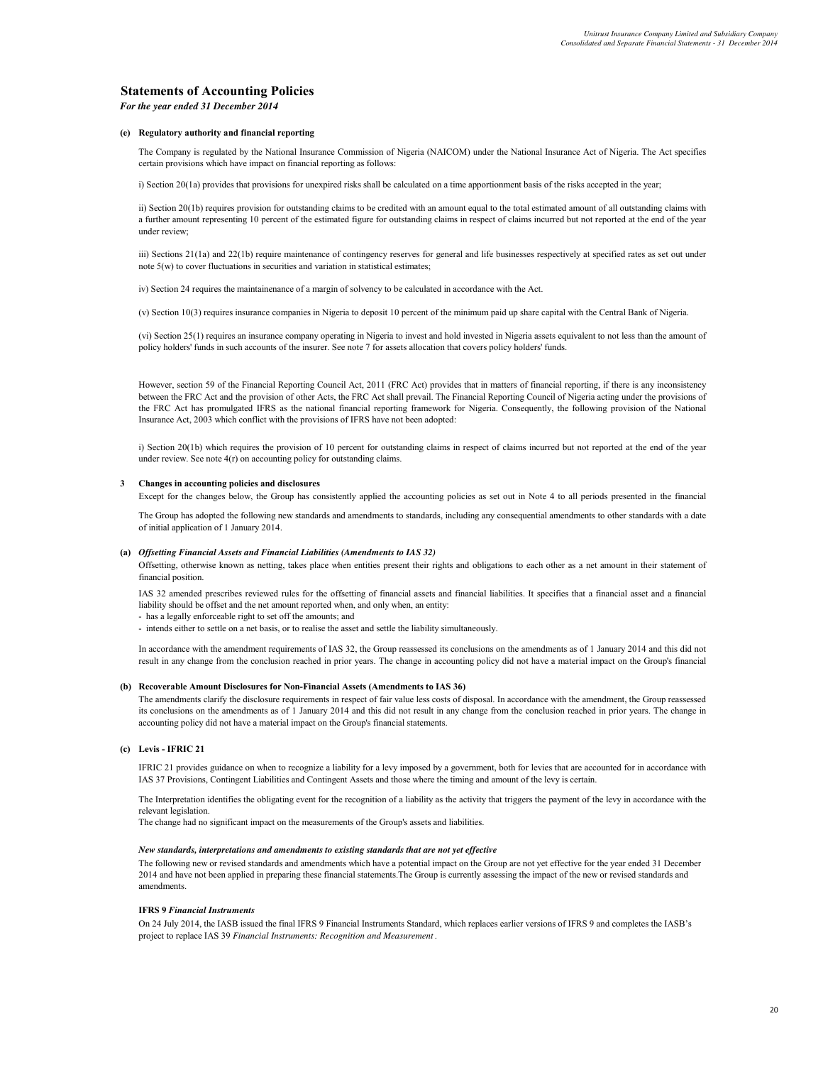# Statements of Accounting Policies

*For the year ended 31 December 2014*

**(e) Regulatory authority and financial reporting**

The Company is regulated by the National Insurance Commission of Nigeria (NAICOM) under the National Insurance Act of Nigeria. The Act specifies certain provisions which have impact on financial reporting as follows:

i) Section 20(1a) provides that provisions for unexpired risks shall be calculated on a time apportionment basis of the risks accepted in the year;

ii) Section 20(1b) requires provision for outstanding claims to be credited with an amount equal to the total estimated amount of all outstanding claims with a further amount representing 10 percent of the estimated figure for outstanding claims in respect of claims incurred but not reported at the end of the year under review;

iii) Sections 21(1a) and 22(1b) require maintenance of contingency reserves for general and life businesses respectively at specified rates as set out under note 5(w) to cover fluctuations in securities and variation in statistical estimates;

iv) Section 24 requires the maintainenance of a margin of solvency to be calculated in accordance with the Act.

(v) Section 10(3) requires insurance companies in Nigeria to deposit 10 percent of the minimum paid up share capital with the Central Bank of Nigeria.

(vi) Section 25(1) requires an insurance company operating in Nigeria to invest and hold invested in Nigeria assets equivalent to not less than the amount of policy holders' funds in such accounts of the insurer. See note 7 for assets allocation that covers policy holders' funds.

However, section 59 of the Financial Reporting Council Act, 2011 (FRC Act) provides that in matters of financial reporting, if there is any inconsistency between the FRC Act and the provision of other Acts, the FRC Act shall prevail. The Financial Reporting Council of Nigeria acting under the provisions of the FRC Act has promulgated IFRS as the national financial reporting framework for Nigeria. Consequently, the following provision of the National Insurance Act, 2003 which conflict with the provisions of IFRS have not been adopted:

i) Section 20(1b) which requires the provision of 10 percent for outstanding claims in respect of claims incurred but not reported at the end of the year under review. See note 4(r) on accounting policy for outstanding claims.

## 3 Changes in accounting policies and disclosures

Except for the changes below, the Group has consistently applied the accounting policies as set out in Note 4 to all periods presented in the financial

The Group has adopted the following new standards and amendments to standards, including any consequential amendments to other standards with a date of initial application of 1 January 2014.

**(a) *Offsetting Financial Assets and Financial Liabilities (Amendments to IAS 32)***

Offsetting, otherwise known as netting, takes place when entities present their rights and obligations to each other as a net amount in their statement of financial position.

IAS 32 amended prescribes reviewed rules for the offsetting of financial assets and financial liabilities. It specifies that a financial asset and a financial liability should be offset and the net amount reported when, and only when, an entity:

- has a legally enforceable right to set off the amounts; and
- intends either to settle on a net basis, or to realise the asset and settle the liability simultaneously.

In accordance with the amendment requirements of IAS 32, the Group reassessed its conclusions on the amendments as of 1 January 2014 and this did not result in any change from the conclusion reached in prior years. The change in accounting policy did not have a material impact on the Group's financial

**(b) Recoverable Amount Disclosures for Non-Financial Assets (Amendments to IAS 36)**

The amendments clarify the disclosure requirements in respect of fair value less costs of disposal. In accordance with the amendment, the Group reassessed its conclusions on the amendments as of 1 January 2014 and this did not result in any change from the conclusion reached in prior years. The change in accounting policy did not have a material impact on the Group's financial statements.

**(c) Levis - IFRIC 21**

IFRIC 21 provides guidance on when to recognize a liability for a levy imposed by a government, both for levies that are accounted for in accordance with IAS 37 Provisions, Contingent Liabilities and Contingent Assets and those where the timing and amount of the levy is certain.

The Interpretation identifies the obligating event for the recognition of a liability as the activity that triggers the payment of the levy in accordance with the relevant legislation.
The change had no significant impact on the measurements of the Group's assets and liabilities.

***New standards, interpretations and amendments to existing standards that are not yet effective***

The following new or revised standards and amendments which have a potential impact on the Group are not yet effective for the year ended 31 December 2014 and have not been applied in preparing these financial statements.The Group is currently assessing the impact of the new or revised standards and amendments.

**IFRS 9 *Financial Instruments***

On 24 July 2014, the IASB issued the final IFRS 9 Financial Instruments Standard, which replaces earlier versions of IFRS 9 and completes the IASB's project to replace IAS 39 *Financial Instruments: Recognition and Measurement*.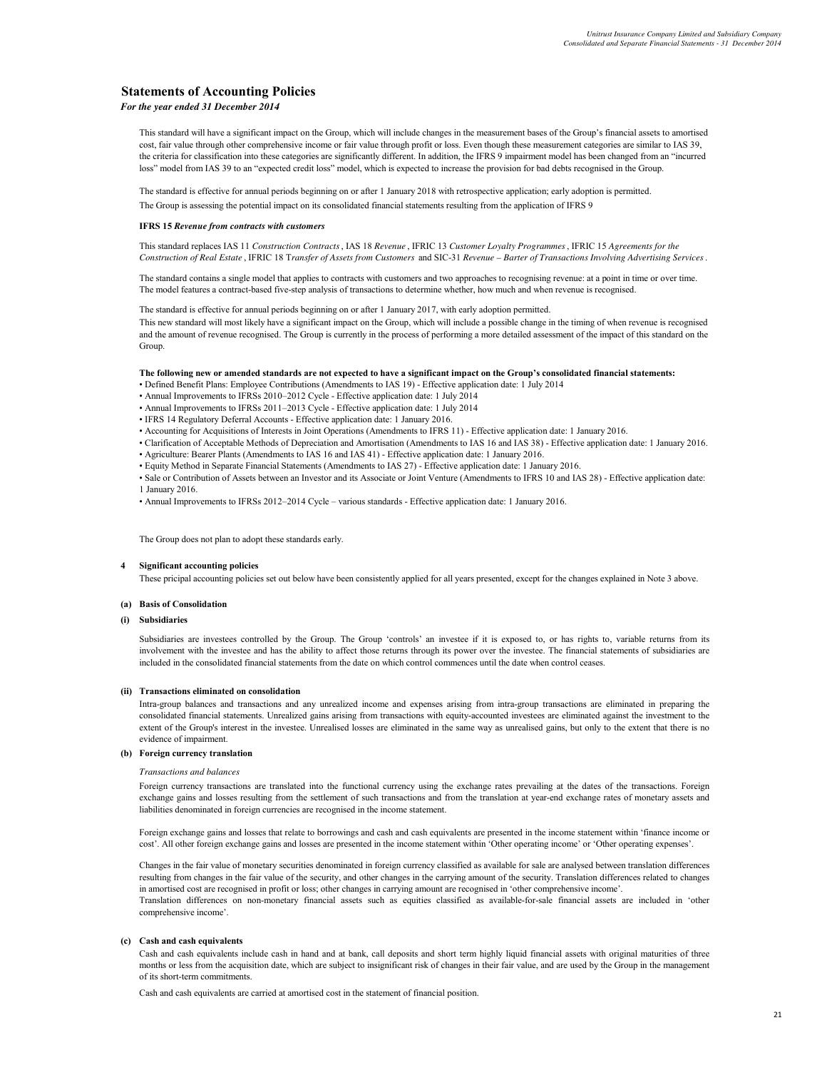## Statements of Accounting Policies

*For the year ended 31 December 2014*

This standard will have a significant impact on the Group, which will include changes in the measurement bases of the Group's financial assets to amortised cost, fair value through other comprehensive income or fair value through profit or loss. Even though these measurement categories are similar to IAS 39, the criteria for classification into these categories are significantly different. In addition, the IFRS 9 impairment model has been changed from an "incurred loss" model from IAS 39 to an "expected credit loss" model, which is expected to increase the provision for bad debts recognised in the Group.

The standard is effective for annual periods beginning on or after 1 January 2018 with retrospective application; early adoption is permitted.

The Group is assessing the potential impact on its consolidated financial statements resulting from the application of IFRS 9

**IFRS 15 *Revenue from contracts with customers***

This standard replaces IAS 11 *Construction Contracts*, IAS 18 *Revenue*, IFRIC 13 *Customer Loyalty Programmes*, IFRIC 15 *Agreements for the Construction of Real Estate*, IFRIC 18 T*ransfer of Assets from Customers* and SIC-31 *Revenue – Barter of Transactions Involving Advertising Services*.

The standard contains a single model that applies to contracts with customers and two approaches to recognising revenue: at a point in time or over time. The model features a contract-based five-step analysis of transactions to determine whether, how much and when revenue is recognised.

The standard is effective for annual periods beginning on or after 1 January 2017, with early adoption permitted.

This new standard will most likely have a significant impact on the Group, which will include a possible change in the timing of when revenue is recognised and the amount of revenue recognised. The Group is currently in the process of performing a more detailed assessment of the impact of this standard on the Group.

**The following new or amended standards are not expected to have a significant impact on the Group's consolidated financial statements:**

- Defined Benefit Plans: Employee Contributions (Amendments to IAS 19) - Effective application date: 1 July 2014
- Annual Improvements to IFRSs 2010–2012 Cycle - Effective application date: 1 July 2014
- Annual Improvements to IFRSs 2011–2013 Cycle - Effective application date: 1 July 2014
- IFRS 14 Regulatory Deferral Accounts - Effective application date: 1 January 2016.
- Accounting for Acquisitions of Interests in Joint Operations (Amendments to IFRS 11) - Effective application date: 1 January 2016.
- Clarification of Acceptable Methods of Depreciation and Amortisation (Amendments to IAS 16 and IAS 38) - Effective application date: 1 January 2016.
- Agriculture: Bearer Plants (Amendments to IAS 16 and IAS 41) - Effective application date: 1 January 2016.
- Equity Method in Separate Financial Statements (Amendments to IAS 27) - Effective application date: 1 January 2016.
- Sale or Contribution of Assets between an Investor and its Associate or Joint Venture (Amendments to IFRS 10 and IAS 28) - Effective application date: 1 January 2016.
- Annual Improvements to IFRSs 2012–2014 Cycle – various standards - Effective application date: 1 January 2016.

The Group does not plan to adopt these standards early.

### 4 Significant accounting policies

These pricipal accounting policies set out below have been consistently applied for all years presented, except for the changes explained in Note 3 above.

#### (a) Basis of Consolidation

##### (i) Subsidiaries

Subsidiaries are investees controlled by the Group. The Group 'controls' an investee if it is exposed to, or has rights to, variable returns from its involvement with the investee and has the ability to affect those returns through its power over the investee. The financial statements of subsidiaries are included in the consolidated financial statements from the date on which control commences until the date when control ceases.

##### (ii) Transactions eliminated on consolidation

Intra-group balances and transactions and any unrealized income and expenses arising from intra-group transactions are eliminated in preparing the consolidated financial statements. Unrealized gains arising from transactions with equity-accounted investees are eliminated against the investment to the extent of the Group's interest in the investee. Unrealised losses are eliminated in the same way as unrealised gains, but only to the extent that there is no evidence of impairment.

#### (b) Foreign currency translation

*Transactions and balances*

Foreign currency transactions are translated into the functional currency using the exchange rates prevailing at the dates of the transactions. Foreign exchange gains and losses resulting from the settlement of such transactions and from the translation at year-end exchange rates of monetary assets and liabilities denominated in foreign currencies are recognised in the income statement.

Foreign exchange gains and losses that relate to borrowings and cash and cash equivalents are presented in the income statement within 'finance income or cost'. All other foreign exchange gains and losses are presented in the income statement within 'Other operating income' or 'Other operating expenses'.

Changes in the fair value of monetary securities denominated in foreign currency classified as available for sale are analysed between translation differences resulting from changes in the fair value of the security, and other changes in the carrying amount of the security. Translation differences related to changes in amortised cost are recognised in profit or loss; other changes in carrying amount are recognised in 'other comprehensive income'.

Translation differences on non-monetary financial assets such as equities classified as available-for-sale financial assets are included in 'other comprehensive income'.

#### (c) Cash and cash equivalents

Cash and cash equivalents include cash in hand and at bank, call deposits and short term highly liquid financial assets with original maturities of three months or less from the acquisition date, which are subject to insignificant risk of changes in their fair value, and are used by the Group in the management of its short-term commitments.

Cash and cash equivalents are carried at amortised cost in the statement of financial position.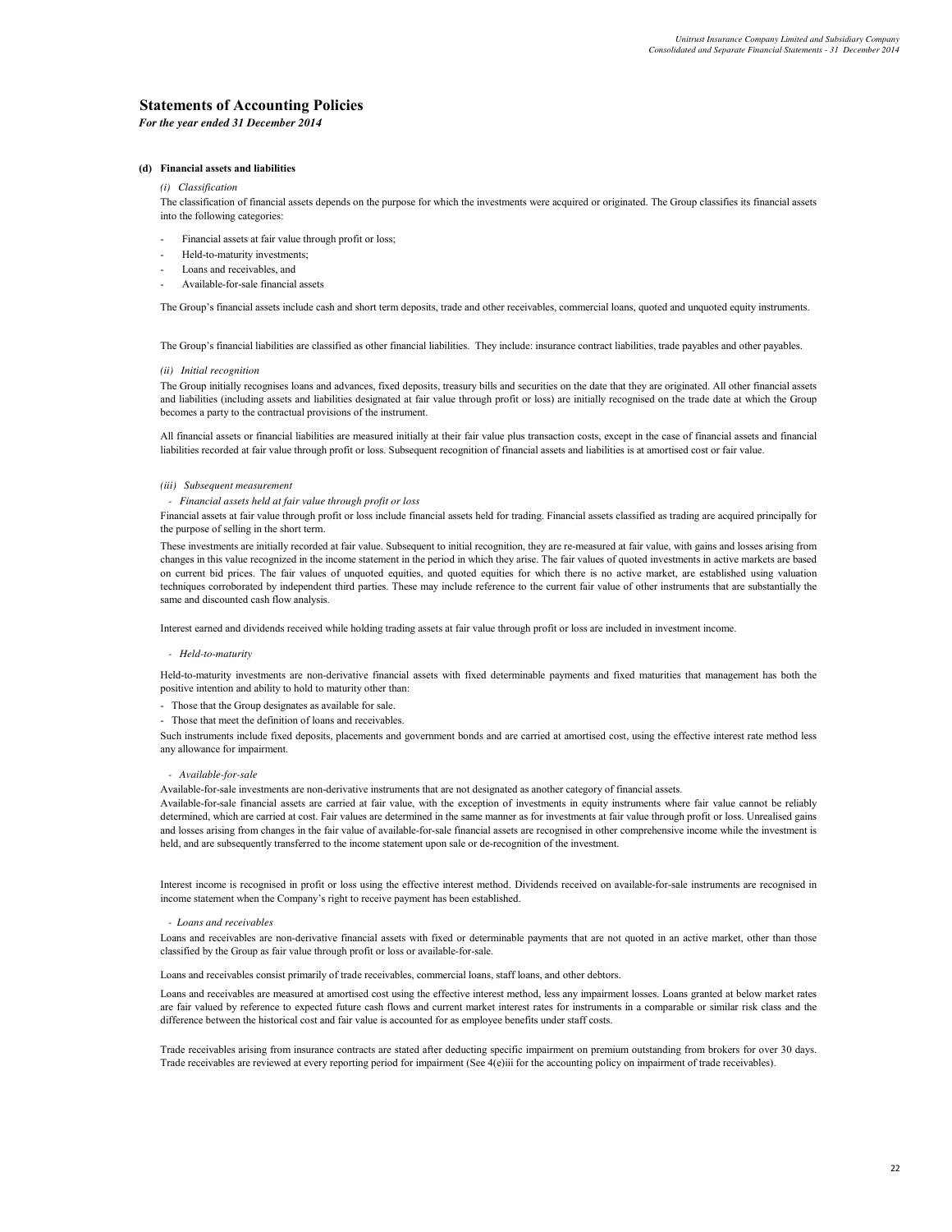## Statements of Accounting Policies

*For the year ended 31 December 2014*

**(d) Financial assets and liabilities**

*(i) Classification*

The classification of financial assets depends on the purpose for which the investments were acquired or originated. The Group classifies its financial assets into the following categories:

- Financial assets at fair value through profit or loss;
- Held-to-maturity investments;
- Loans and receivables, and
- Available-for-sale financial assets

The Group's financial assets include cash and short term deposits, trade and other receivables, commercial loans, quoted and unquoted equity instruments.

The Group's financial liabilities are classified as other financial liabilities. They include: insurance contract liabilities, trade payables and other payables.

*(ii) Initial recognition*

The Group initially recognises loans and advances, fixed deposits, treasury bills and securities on the date that they are originated. All other financial assets and liabilities (including assets and liabilities designated at fair value through profit or loss) are initially recognised on the trade date at which the Group becomes a party to the contractual provisions of the instrument.

All financial assets or financial liabilities are measured initially at their fair value plus transaction costs, except in the case of financial assets and financial liabilities recorded at fair value through profit or loss. Subsequent recognition of financial assets and liabilities is at amortised cost or fair value.

*(iii) Subsequent measurement*

*- Financial assets held at fair value through profit or loss*

Financial assets at fair value through profit or loss include financial assets held for trading. Financial assets classified as trading are acquired principally for the purpose of selling in the short term.

These investments are initially recorded at fair value. Subsequent to initial recognition, they are re-measured at fair value, with gains and losses arising from changes in this value recognized in the income statement in the period in which they arise. The fair values of quoted investments in active markets are based on current bid prices. The fair values of unquoted equities, and quoted equities for which there is no active market, are established using valuation techniques corroborated by independent third parties. These may include reference to the current fair value of other instruments that are substantially the same and discounted cash flow analysis.

Interest earned and dividends received while holding trading assets at fair value through profit or loss are included in investment income.

*- Held-to-maturity*

Held-to-maturity investments are non-derivative financial assets with fixed determinable payments and fixed maturities that management has both the positive intention and ability to hold to maturity other than:

- Those that the Group designates as available for sale.
- Those that meet the definition of loans and receivables.

Such instruments include fixed deposits, placements and government bonds and are carried at amortised cost, using the effective interest rate method less any allowance for impairment.

*- Available-for-sale*

Available-for-sale investments are non-derivative instruments that are not designated as another category of financial assets.

Available-for-sale financial assets are carried at fair value, with the exception of investments in equity instruments where fair value cannot be reliably determined, which are carried at cost. Fair values are determined in the same manner as for investments at fair value through profit or loss. Unrealised gains and losses arising from changes in the fair value of available-for-sale financial assets are recognised in other comprehensive income while the investment is held, and are subsequently transferred to the income statement upon sale or de-recognition of the investment.

Interest income is recognised in profit or loss using the effective interest method. Dividends received on available-for-sale instruments are recognised in income statement when the Company's right to receive payment has been established.

*- Loans and receivables*

Loans and receivables are non-derivative financial assets with fixed or determinable payments that are not quoted in an active market, other than those classified by the Group as fair value through profit or loss or available-for-sale.

Loans and receivables consist primarily of trade receivables, commercial loans, staff loans, and other debtors.

Loans and receivables are measured at amortised cost using the effective interest method, less any impairment losses. Loans granted at below market rates are fair valued by reference to expected future cash flows and current market interest rates for instruments in a comparable or similar risk class and the difference between the historical cost and fair value is accounted for as employee benefits under staff costs.

Trade receivables arising from insurance contracts are stated after deducting specific impairment on premium outstanding from brokers for over 30 days. Trade receivables are reviewed at every reporting period for impairment (See 4(e)iii for the accounting policy on impairment of trade receivables).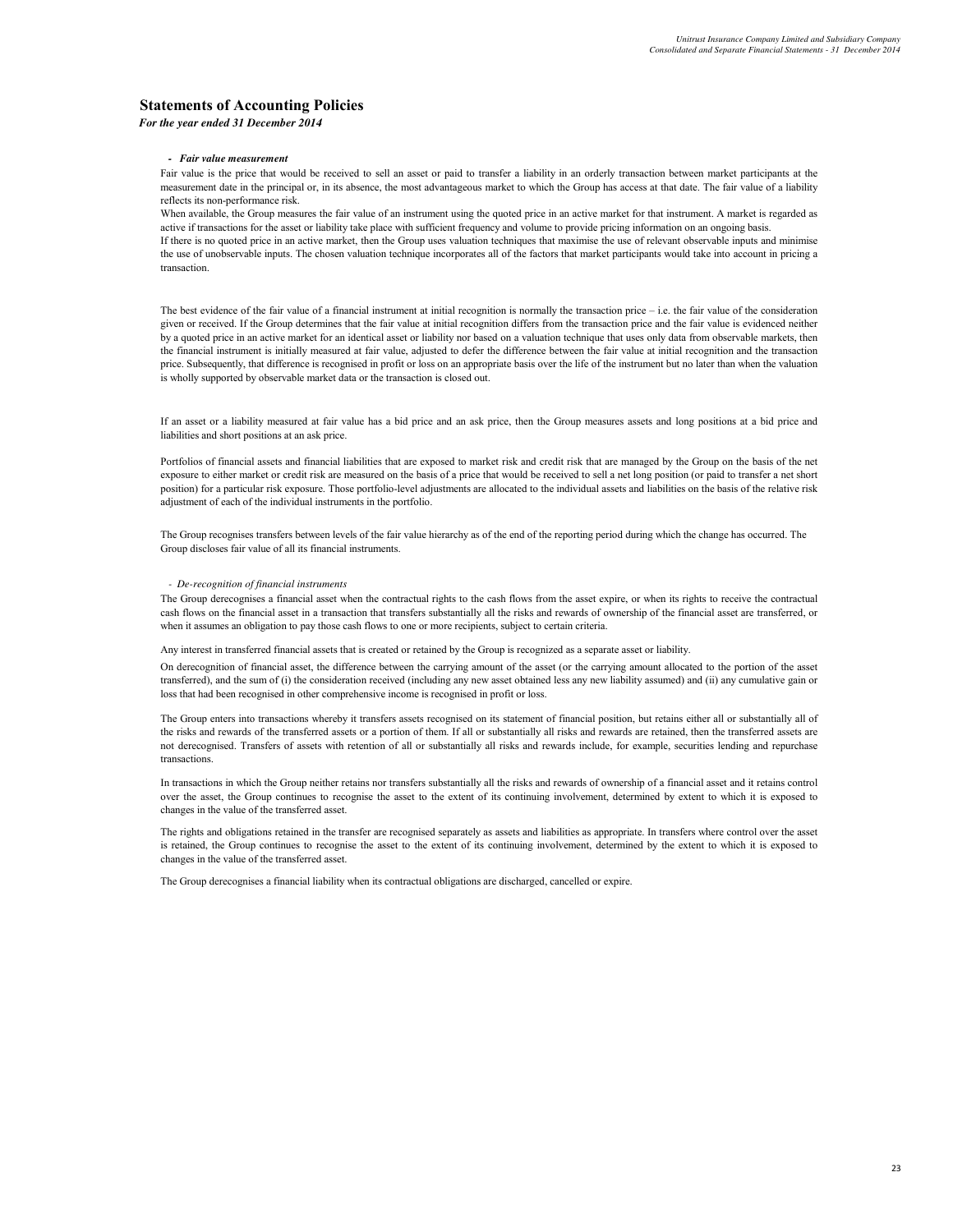## Statements of Accounting Policies

*For the year ended 31 December 2014*

- ***Fair value measurement***

Fair value is the price that would be received to sell an asset or paid to transfer a liability in an orderly transaction between market participants at the measurement date in the principal or, in its absence, the most advantageous market to which the Group has access at that date. The fair value of a liability reflects its non-performance risk.

When available, the Group measures the fair value of an instrument using the quoted price in an active market for that instrument. A market is regarded as active if transactions for the asset or liability take place with sufficient frequency and volume to provide pricing information on an ongoing basis.

If there is no quoted price in an active market, then the Group uses valuation techniques that maximise the use of relevant observable inputs and minimise the use of unobservable inputs. The chosen valuation technique incorporates all of the factors that market participants would take into account in pricing a transaction.

The best evidence of the fair value of a financial instrument at initial recognition is normally the transaction price – i.e. the fair value of the consideration given or received. If the Group determines that the fair value at initial recognition differs from the transaction price and the fair value is evidenced neither by a quoted price in an active market for an identical asset or liability nor based on a valuation technique that uses only data from observable markets, then the financial instrument is initially measured at fair value, adjusted to defer the difference between the fair value at initial recognition and the transaction price. Subsequently, that difference is recognised in profit or loss on an appropriate basis over the life of the instrument but no later than when the valuation is wholly supported by observable market data or the transaction is closed out.

If an asset or a liability measured at fair value has a bid price and an ask price, then the Group measures assets and long positions at a bid price and liabilities and short positions at an ask price.

Portfolios of financial assets and financial liabilities that are exposed to market risk and credit risk that are managed by the Group on the basis of the net exposure to either market or credit risk are measured on the basis of a price that would be received to sell a net long position (or paid to transfer a net short position) for a particular risk exposure. Those portfolio-level adjustments are allocated to the individual assets and liabilities on the basis of the relative risk adjustment of each of the individual instruments in the portfolio.

The Group recognises transfers between levels of the fair value hierarchy as of the end of the reporting period during which the change has occurred. The Group discloses fair value of all its financial instruments.

- *De-recognition of financial instruments*

The Group derecognises a financial asset when the contractual rights to the cash flows from the asset expire, or when its rights to receive the contractual cash flows on the financial asset in a transaction that transfers substantially all the risks and rewards of ownership of the financial asset are transferred, or when it assumes an obligation to pay those cash flows to one or more recipients, subject to certain criteria.

Any interest in transferred financial assets that is created or retained by the Group is recognized as a separate asset or liability.

On derecognition of financial asset, the difference between the carrying amount of the asset (or the carrying amount allocated to the portion of the asset transferred), and the sum of (i) the consideration received (including any new asset obtained less any new liability assumed) and (ii) any cumulative gain or loss that had been recognised in other comprehensive income is recognised in profit or loss.

The Group enters into transactions whereby it transfers assets recognised on its statement of financial position, but retains either all or substantially all of the risks and rewards of the transferred assets or a portion of them. If all or substantially all risks and rewards are retained, then the transferred assets are not derecognised. Transfers of assets with retention of all or substantially all risks and rewards include, for example, securities lending and repurchase transactions.

In transactions in which the Group neither retains nor transfers substantially all the risks and rewards of ownership of a financial asset and it retains control over the asset, the Group continues to recognise the asset to the extent of its continuing involvement, determined by extent to which it is exposed to changes in the value of the transferred asset.

The rights and obligations retained in the transfer are recognised separately as assets and liabilities as appropriate. In transfers where control over the asset is retained, the Group continues to recognise the asset to the extent of its continuing involvement, determined by the extent to which it is exposed to changes in the value of the transferred asset.

The Group derecognises a financial liability when its contractual obligations are discharged, cancelled or expire.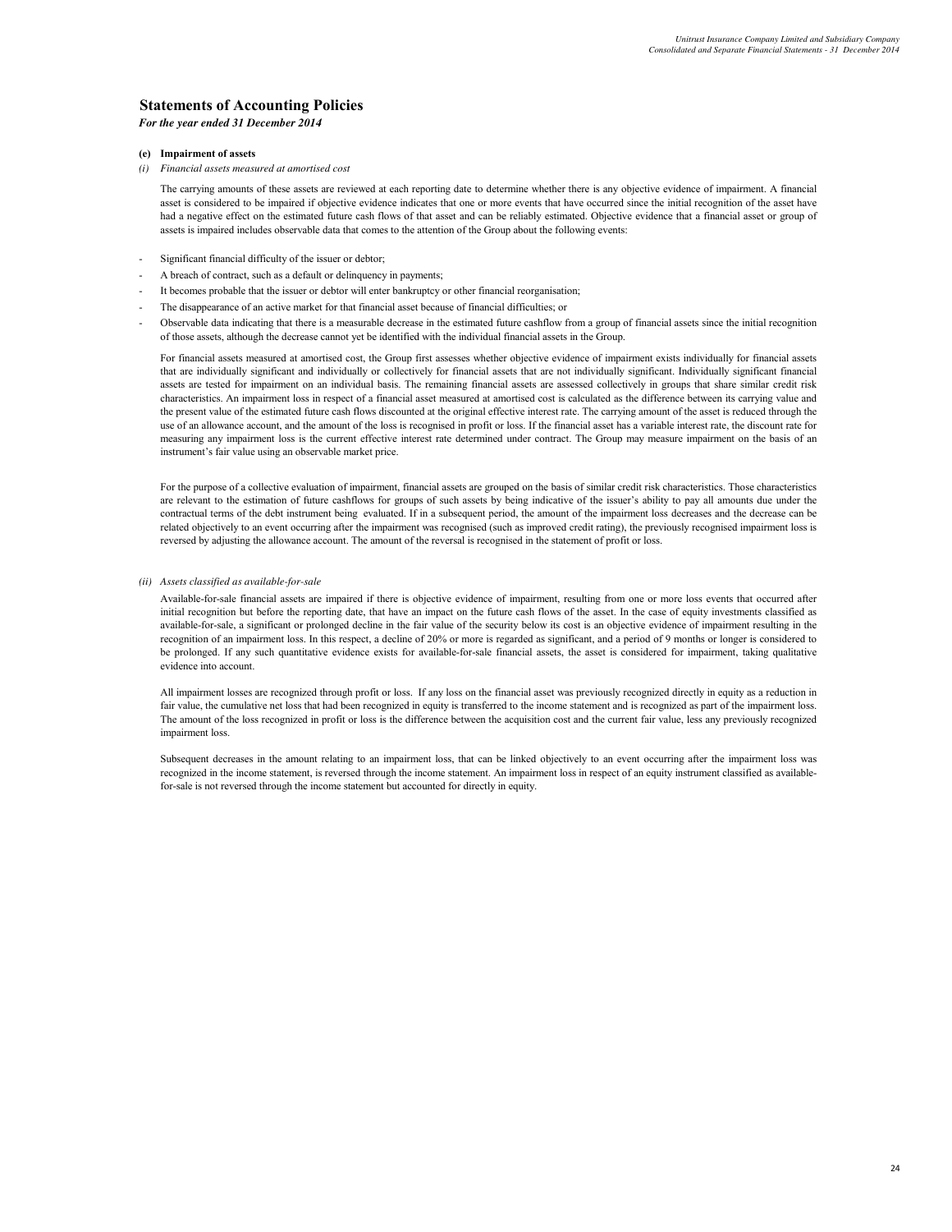## Statements of Accounting Policies

*For the year ended 31 December 2014*

**(e) Impairment of assets**

*(i) Financial assets measured at amortised cost*

The carrying amounts of these assets are reviewed at each reporting date to determine whether there is any objective evidence of impairment. A financial asset is considered to be impaired if objective evidence indicates that one or more events that have occurred since the initial recognition of the asset have had a negative effect on the estimated future cash flows of that asset and can be reliably estimated. Objective evidence that a financial asset or group of assets is impaired includes observable data that comes to the attention of the Group about the following events:

- Significant financial difficulty of the issuer or debtor;
- A breach of contract, such as a default or delinquency in payments;
- It becomes probable that the issuer or debtor will enter bankruptcy or other financial reorganisation;
- The disappearance of an active market for that financial asset because of financial difficulties; or
- Observable data indicating that there is a measurable decrease in the estimated future cashflow from a group of financial assets since the initial recognition of those assets, although the decrease cannot yet be identified with the individual financial assets in the Group.

For financial assets measured at amortised cost, the Group first assesses whether objective evidence of impairment exists individually for financial assets that are individually significant and individually or collectively for financial assets that are not individually significant. Individually significant financial assets are tested for impairment on an individual basis. The remaining financial assets are assessed collectively in groups that share similar credit risk characteristics. An impairment loss in respect of a financial asset measured at amortised cost is calculated as the difference between its carrying value and the present value of the estimated future cash flows discounted at the original effective interest rate. The carrying amount of the asset is reduced through the use of an allowance account, and the amount of the loss is recognised in profit or loss. If the financial asset has a variable interest rate, the discount rate for measuring any impairment loss is the current effective interest rate determined under contract. The Group may measure impairment on the basis of an instrument's fair value using an observable market price.

For the purpose of a collective evaluation of impairment, financial assets are grouped on the basis of similar credit risk characteristics. Those characteristics are relevant to the estimation of future cashflows for groups of such assets by being indicative of the issuer's ability to pay all amounts due under the contractual terms of the debt instrument being evaluated. If in a subsequent period, the amount of the impairment loss decreases and the decrease can be related objectively to an event occurring after the impairment was recognised (such as improved credit rating), the previously recognised impairment loss is reversed by adjusting the allowance account. The amount of the reversal is recognised in the statement of profit or loss.

*(ii) Assets classified as available-for-sale*

Available-for-sale financial assets are impaired if there is objective evidence of impairment, resulting from one or more loss events that occurred after initial recognition but before the reporting date, that have an impact on the future cash flows of the asset. In the case of equity investments classified as available-for-sale, a significant or prolonged decline in the fair value of the security below its cost is an objective evidence of impairment resulting in the recognition of an impairment loss. In this respect, a decline of 20% or more is regarded as significant, and a period of 9 months or longer is considered to be prolonged. If any such quantitative evidence exists for available-for-sale financial assets, the asset is considered for impairment, taking qualitative evidence into account.

All impairment losses are recognized through profit or loss. If any loss on the financial asset was previously recognized directly in equity as a reduction in fair value, the cumulative net loss that had been recognized in equity is transferred to the income statement and is recognized as part of the impairment loss. The amount of the loss recognized in profit or loss is the difference between the acquisition cost and the current fair value, less any previously recognized impairment loss.

Subsequent decreases in the amount relating to an impairment loss, that can be linked objectively to an event occurring after the impairment loss was recognized in the income statement, is reversed through the income statement. An impairment loss in respect of an equity instrument classified as available-for-sale is not reversed through the income statement but accounted for directly in equity.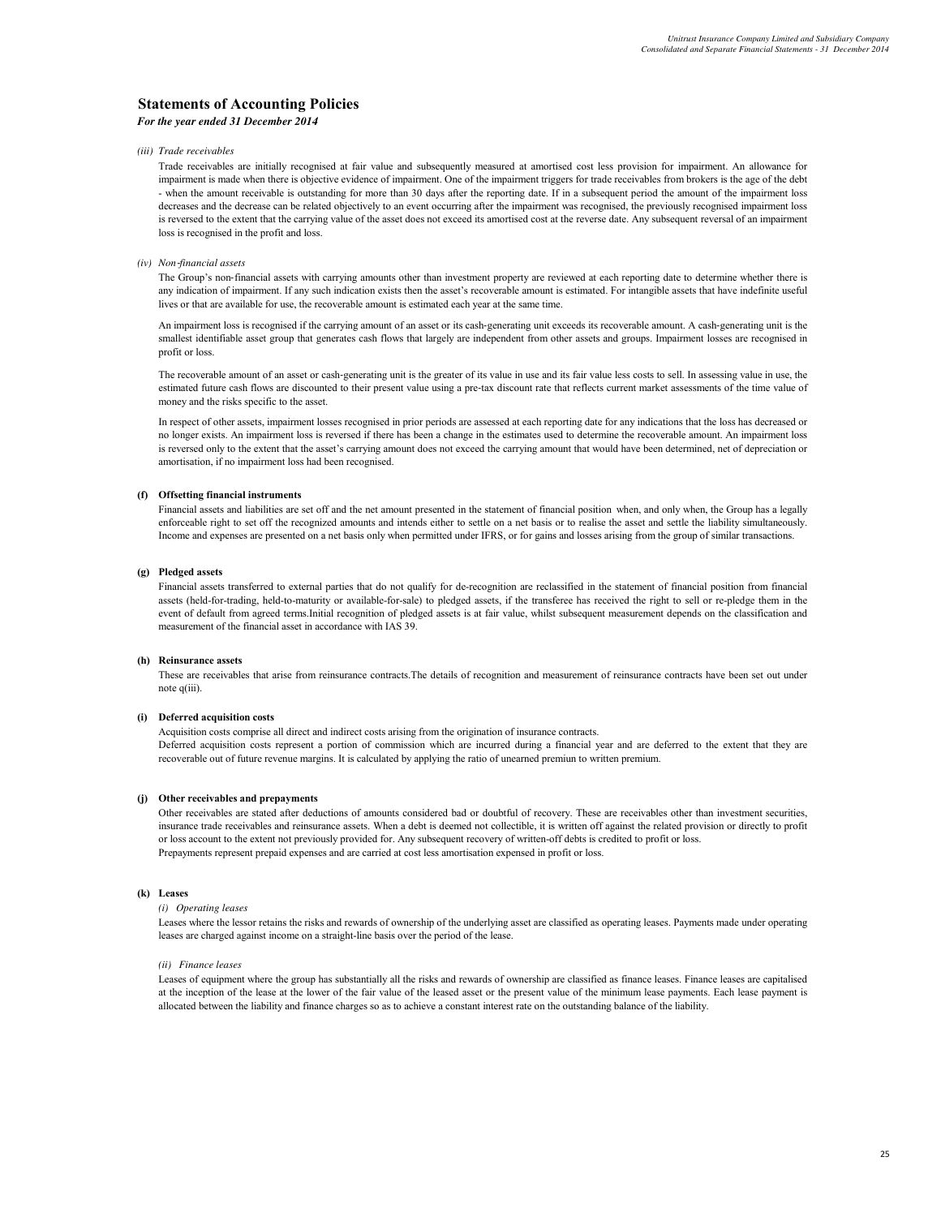# Statements of Accounting Policies

*For the year ended 31 December 2014*

*(iii) Trade receivables*

Trade receivables are initially recognised at fair value and subsequently measured at amortised cost less provision for impairment. An allowance for impairment is made when there is objective evidence of impairment. One of the impairment triggers for trade receivables from brokers is the age of the debt - when the amount receivable is outstanding for more than 30 days after the reporting date. If in a subsequent period the amount of the impairment loss decreases and the decrease can be related objectively to an event occurring after the impairment was recognised, the previously recognised impairment loss is reversed to the extent that the carrying value of the asset does not exceed its amortised cost at the reverse date. Any subsequent reversal of an impairment loss is recognised in the profit and loss.

*(iv) Non-financial assets*

The Group's non-financial assets with carrying amounts other than investment property are reviewed at each reporting date to determine whether there is any indication of impairment. If any such indication exists then the asset's recoverable amount is estimated. For intangible assets that have indefinite useful lives or that are available for use, the recoverable amount is estimated each year at the same time.

An impairment loss is recognised if the carrying amount of an asset or its cash-generating unit exceeds its recoverable amount. A cash-generating unit is the smallest identifiable asset group that generates cash flows that largely are independent from other assets and groups. Impairment losses are recognised in profit or loss.

The recoverable amount of an asset or cash-generating unit is the greater of its value in use and its fair value less costs to sell. In assessing value in use, the estimated future cash flows are discounted to their present value using a pre-tax discount rate that reflects current market assessments of the time value of money and the risks specific to the asset.

In respect of other assets, impairment losses recognised in prior periods are assessed at each reporting date for any indications that the loss has decreased or no longer exists. An impairment loss is reversed if there has been a change in the estimates used to determine the recoverable amount. An impairment loss is reversed only to the extent that the asset's carrying amount does not exceed the carrying amount that would have been determined, net of depreciation or amortisation, if no impairment loss had been recognised.

**(f) Offsetting financial instruments**

Financial assets and liabilities are set off and the net amount presented in the statement of financial position when, and only when, the Group has a legally enforceable right to set off the recognized amounts and intends either to settle on a net basis or to realise the asset and settle the liability simultaneously. Income and expenses are presented on a net basis only when permitted under IFRS, or for gains and losses arising from the group of similar transactions.

**(g) Pledged assets**

Financial assets transferred to external parties that do not qualify for de-recognition are reclassified in the statement of financial position from financial assets (held-for-trading, held-to-maturity or available-for-sale) to pledged assets, if the transferee has received the right to sell or re-pledge them in the event of default from agreed terms.Initial recognition of pledged assets is at fair value, whilst subsequent measurement depends on the classification and measurement of the financial asset in accordance with IAS 39.

**(h) Reinsurance assets**

These are receivables that arise from reinsurance contracts.The details of recognition and measurement of reinsurance contracts have been set out under note q(iii).

**(i) Deferred acquisition costs**

Acquisition costs comprise all direct and indirect costs arising from the origination of insurance contracts.
Deferred acquisition costs represent a portion of commission which are incurred during a financial year and are deferred to the extent that they are recoverable out of future revenue margins. It is calculated by applying the ratio of unearned premiun to written premium.

**(j) Other receivables and prepayments**

Other receivables are stated after deductions of amounts considered bad or doubtful of recovery. These are receivables other than investment securities, insurance trade receivables and reinsurance assets. When a debt is deemed not collectible, it is written off against the related provision or directly to profit or loss account to the extent not previously provided for. Any subsequent recovery of written-off debts is credited to profit or loss.
Prepayments represent prepaid expenses and are carried at cost less amortisation expensed in profit or loss.

**(k) Leases**

*(i) Operating leases*

Leases where the lessor retains the risks and rewards of ownership of the underlying asset are classified as operating leases. Payments made under operating leases are charged against income on a straight-line basis over the period of the lease.

*(ii) Finance leases*

Leases of equipment where the group has substantially all the risks and rewards of ownership are classified as finance leases. Finance leases are capitalised at the inception of the lease at the lower of the fair value of the leased asset or the present value of the minimum lease payments. Each lease payment is allocated between the liability and finance charges so as to achieve a constant interest rate on the outstanding balance of the liability.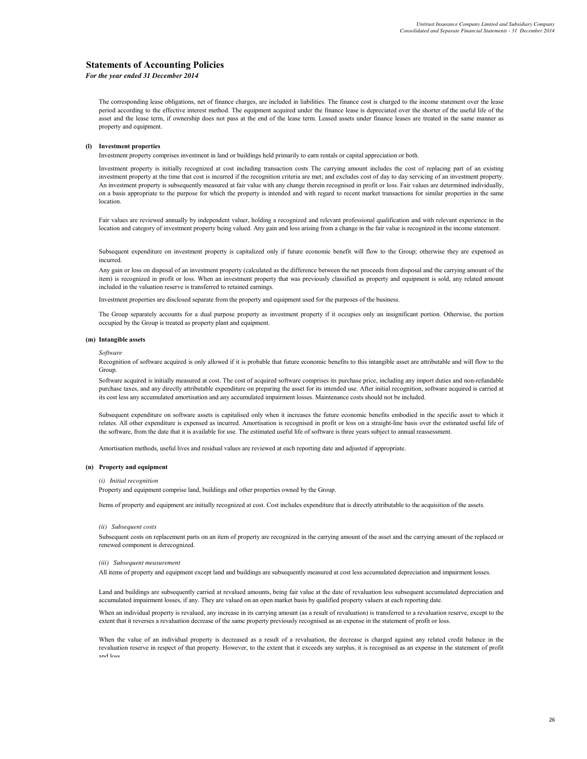# Statements of Accounting Policies

*For the year ended 31 December 2014*

The corresponding lease obligations, net of finance charges, are included in liabilities. The finance cost is charged to the income statement over the lease period according to the effective interest method. The equipment acquired under the finance lease is depreciated over the shorter of the useful life of the asset and the lease term, if ownership does not pass at the end of the lease term. Leased assets under finance leases are treated in the same manner as property and equipment.

**(l) Investment properties**

Investment property comprises investment in land or buildings held primarily to earn rentals or capital appreciation or both.

Investment property is initially recognized at cost including transaction costs The carrying amount includes the cost of replacing part of an existing investment property at the time that cost is incurred if the recognition criteria are met; and excludes cost of day to day servicing of an investment property. An investment property is subsequently measured at fair value with any change therein recognised in profit or loss. Fair values are determined individually, on a basis appropriate to the purpose for which the property is intended and with regard to recent market transactions for similar properties in the same location.

Fair values are reviewed annually by independent valuer, holding a recognized and relevant professional qualification and with relevant experience in the location and category of investment property being valued. Any gain and loss arising from a change in the fair value is recognized in the income statement.

Subsequent expenditure on investment property is capitalized only if future economic benefit will flow to the Group; otherwise they are expensed as incurred.

Any gain or loss on disposal of an investment property (calculated as the difference between the net proceeds from disposal and the carrying amount of the item) is recognized in profit or loss. When an investment property that was previously classified as property and equipment is sold, any related amount included in the valuation reserve is transferred to retained earnings.

Investment properties are disclosed separate from the property and equipment used for the purposes of the business.

The Group separately accounts for a dual purpose property as investment property if it occupies only an insignificant portion. Otherwise, the portion occupied by the Group is treated as property plant and equipment.

**(m) Intangible assets**

*Software*

Recognition of software acquired is only allowed if it is probable that future economic benefits to this intangible asset are attributable and will flow to the Group.

Software acquired is initially measured at cost. The cost of acquired software comprises its purchase price, including any import duties and non-refundable purchase taxes, and any directly attributable expenditure on preparing the asset for its intended use. After initial recognition, software acquired is carried at its cost less any accumulated amortisation and any accumulated impairment losses. Maintenance costs should not be included.

Subsequent expenditure on software assets is capitalised only when it increases the future economic benefits embodied in the specific asset to which it relates. All other expenditure is expensed as incurred. Amortisation is recognised in profit or loss on a straight-line basis over the estimated useful life of the software, from the date that it is available for use. The estimated useful life of software is three years subject to annual reassessment.

Amortisation methods, useful lives and residual values are reviewed at each reporting date and adjusted if appropriate.

**(n) Property and equipment**

*(i) Initial recognition*

Property and equipment comprise land, buildings and other properties owned by the Group.

Items of property and equipment are initially recognized at cost. Cost includes expenditure that is directly attributable to the acquisition of the assets.

*(ii) Subsequent costs*

Subsequent costs on replacement parts on an item of property are recognized in the carrying amount of the asset and the carrying amount of the replaced or renewed component is derecognized.

*(iii) Subsequent measurement*

All items of property and equipment except land and buildings are subsequently measured at cost less accumulated depreciation and impairment losses.

Land and buildings are subsequently carried at revalued amounts, being fair value at the date of revaluation less subsequent accumulated depreciation and accumulated impairment losses, if any. They are valued on an open market basis by qualified property valuers at each reporting date.

When an individual property is revalued, any increase in its carrying amount (as a result of revaluation) is transferred to a revaluation reserve, except to the extent that it reverses a revaluation decrease of the same property previously recognised as an expense in the statement of profit or loss.

When the value of an individual property is decreased as a result of a revaluation, the decrease is charged against any related credit balance in the revaluation reserve in respect of that property. However, to the extent that it exceeds any surplus, it is recognised as an expense in the statement of profit and loss.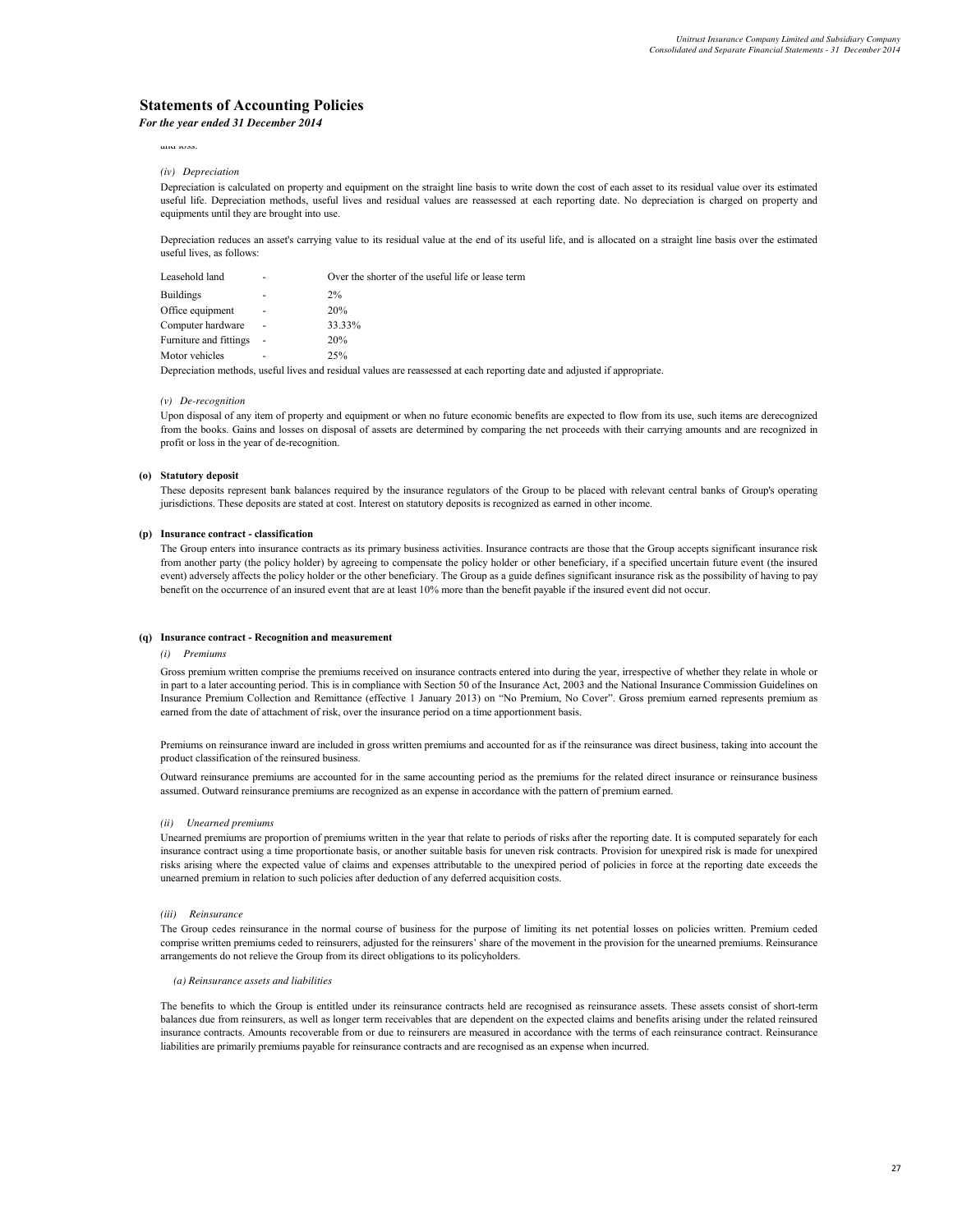## Statements of Accounting Policies

*For the year ended 31 December 2014*

and loss.

*(iv) Depreciation*

Depreciation is calculated on property and equipment on the straight line basis to write down the cost of each asset to its residual value over its estimated useful life. Depreciation methods, useful lives and residual values are reassessed at each reporting date. No depreciation is charged on property and equipments until they are brought into use.

Depreciation reduces an asset's carrying value to its residual value at the end of its useful life, and is allocated on a straight line basis over the estimated useful lives, as follows:

| | | |
|---|---|---|
| Leasehold land | - | Over the shorter of the useful life or lease term |
| Buildings | - | 2% |
| Office equipment | - | 20% |
| Computer hardware | - | 33.33% |
| Furniture and fittings | - | 20% |
| Motor vehicles | - | 25% |

Depreciation methods, useful lives and residual values are reassessed at each reporting date and adjusted if appropriate.

*(v) De-recognition*

Upon disposal of any item of property and equipment or when no future economic benefits are expected to flow from its use, such items are derecognized from the books. Gains and losses on disposal of assets are determined by comparing the net proceeds with their carrying amounts and are recognized in profit or loss in the year of de-recognition.

**(o) Statutory deposit**

These deposits represent bank balances required by the insurance regulators of the Group to be placed with relevant central banks of Group's operating jurisdictions. These deposits are stated at cost. Interest on statutory deposits is recognized as earned in other income.

**(p) Insurance contract - classification**

The Group enters into insurance contracts as its primary business activities. Insurance contracts are those that the Group accepts significant insurance risk from another party (the policy holder) by agreeing to compensate the policy holder or other beneficiary, if a specified uncertain future event (the insured event) adversely affects the policy holder or the other beneficiary. The Group as a guide defines significant insurance risk as the possibility of having to pay benefit on the occurrence of an insured event that are at least 10% more than the benefit payable if the insured event did not occur.

**(q) Insurance contract - Recognition and measurement**

*(i) Premiums*

Gross premium written comprise the premiums received on insurance contracts entered into during the year, irrespective of whether they relate in whole or in part to a later accounting period. This is in compliance with Section 50 of the Insurance Act, 2003 and the National Insurance Commission Guidelines on Insurance Premium Collection and Remittance (effective 1 January 2013) on "No Premium, No Cover". Gross premium earned represents premium as earned from the date of attachment of risk, over the insurance period on a time apportionment basis.

Premiums on reinsurance inward are included in gross written premiums and accounted for as if the reinsurance was direct business, taking into account the product classification of the reinsured business.

Outward reinsurance premiums are accounted for in the same accounting period as the premiums for the related direct insurance or reinsurance business assumed. Outward reinsurance premiums are recognized as an expense in accordance with the pattern of premium earned.

*(ii) Unearned premiums*

Unearned premiums are proportion of premiums written in the year that relate to periods of risks after the reporting date. It is computed separately for each insurance contract using a time proportionate basis, or another suitable basis for uneven risk contracts. Provision for unexpired risk is made for unexpired risks arising where the expected value of claims and expenses attributable to the unexpired period of policies in force at the reporting date exceeds the unearned premium in relation to such policies after deduction of any deferred acquisition costs.

*(iii) Reinsurance*

The Group cedes reinsurance in the normal course of business for the purpose of limiting its net potential losses on policies written. Premium ceded comprise written premiums ceded to reinsurers, adjusted for the reinsurers' share of the movement in the provision for the unearned premiums. Reinsurance arrangements do not relieve the Group from its direct obligations to its policyholders.

*(a) Reinsurance assets and liabilities*

The benefits to which the Group is entitled under its reinsurance contracts held are recognised as reinsurance assets. These assets consist of short-term balances due from reinsurers, as well as longer term receivables that are dependent on the expected claims and benefits arising under the related reinsured insurance contracts. Amounts recoverable from or due to reinsurers are measured in accordance with the terms of each reinsurance contract. Reinsurance liabilities are primarily premiums payable for reinsurance contracts and are recognised as an expense when incurred.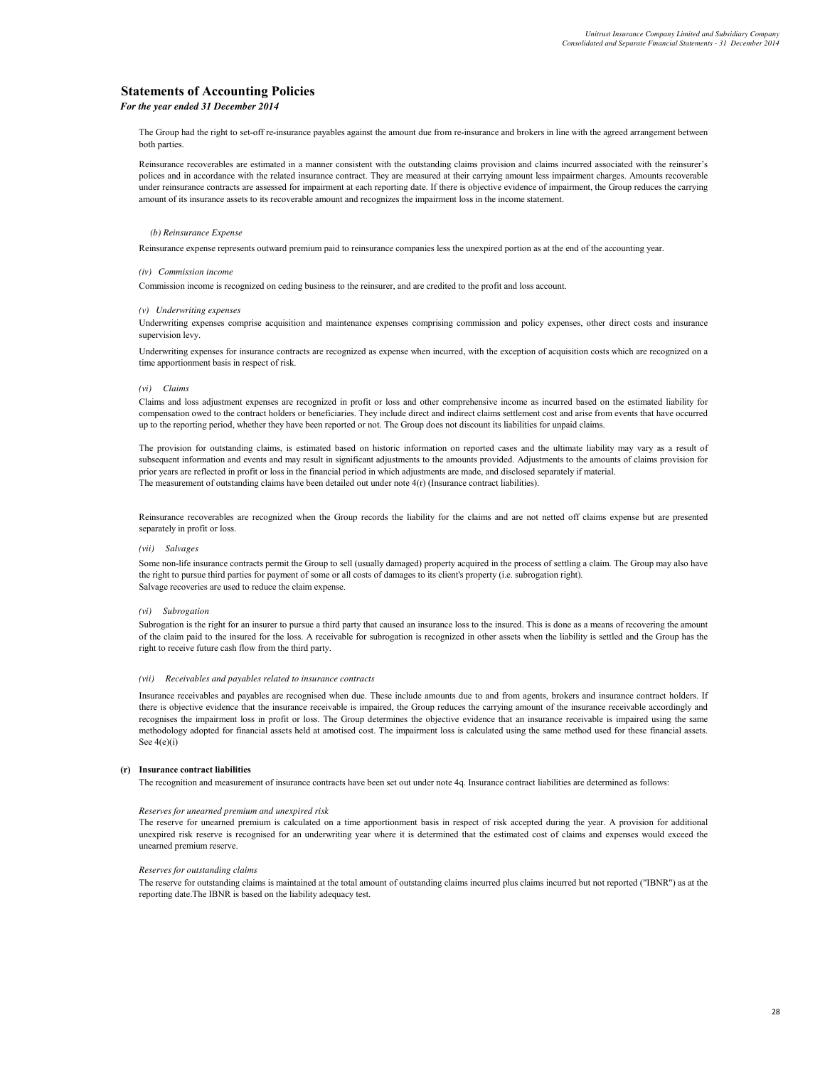## Statements of Accounting Policies

*For the year ended 31 December 2014*

The Group had the right to set-off re-insurance payables against the amount due from re-insurance and brokers in line with the agreed arrangement between both parties.

Reinsurance recoverables are estimated in a manner consistent with the outstanding claims provision and claims incurred associated with the reinsurer's polices and in accordance with the related insurance contract. They are measured at their carrying amount less impairment charges. Amounts recoverable under reinsurance contracts are assessed for impairment at each reporting date. If there is objective evidence of impairment, the Group reduces the carrying amount of its insurance assets to its recoverable amount and recognizes the impairment loss in the income statement.

*(b) Reinsurance Expense*

Reinsurance expense represents outward premium paid to reinsurance companies less the unexpired portion as at the end of the accounting year.

*(iv) Commission income*

Commission income is recognized on ceding business to the reinsurer, and are credited to the profit and loss account.

*(v) Underwriting expenses*

Underwriting expenses comprise acquisition and maintenance expenses comprising commission and policy expenses, other direct costs and insurance supervision levy.

Underwriting expenses for insurance contracts are recognized as expense when incurred, with the exception of acquisition costs which are recognized on a time apportionment basis in respect of risk.

*(vi) Claims*

Claims and loss adjustment expenses are recognized in profit or loss and other comprehensive income as incurred based on the estimated liability for compensation owed to the contract holders or beneficiaries. They include direct and indirect claims settlement cost and arise from events that have occurred up to the reporting period, whether they have been reported or not. The Group does not discount its liabilities for unpaid claims.

The provision for outstanding claims, is estimated based on historic information on reported cases and the ultimate liability may vary as a result of subsequent information and events and may result in significant adjustments to the amounts provided. Adjustments to the amounts of claims provision for prior years are reflected in profit or loss in the financial period in which adjustments are made, and disclosed separately if material.
The measurement of outstanding claims have been detailed out under note 4(r) (Insurance contract liabilities).

Reinsurance recoverables are recognized when the Group records the liability for the claims and are not netted off claims expense but are presented separately in profit or loss.

*(vii) Salvages*

Some non-life insurance contracts permit the Group to sell (usually damaged) property acquired in the process of settling a claim. The Group may also have the right to pursue third parties for payment of some or all costs of damages to its client's property (i.e. subrogation right).
Salvage recoveries are used to reduce the claim expense.

*(vi) Subrogation*

Subrogation is the right for an insurer to pursue a third party that caused an insurance loss to the insured. This is done as a means of recovering the amount of the claim paid to the insured for the loss. A receivable for subrogation is recognized in other assets when the liability is settled and the Group has the right to receive future cash flow from the third party.

*(vii) Receivables and payables related to insurance contracts*

Insurance receivables and payables are recognised when due. These include amounts due to and from agents, brokers and insurance contract holders. If there is objective evidence that the insurance receivable is impaired, the Group reduces the carrying amount of the insurance receivable accordingly and recognises the impairment loss in profit or loss. The Group determines the objective evidence that an insurance receivable is impaired using the same methodology adopted for financial assets held at amotised cost. The impairment loss is calculated using the same method used for these financial assets. See 4(e)(i)

**(r) Insurance contract liabilities**

The recognition and measurement of insurance contracts have been set out under note 4q. Insurance contract liabilities are determined as follows:

*Reserves for unearned premium and unexpired risk*

The reserve for unearned premium is calculated on a time apportionment basis in respect of risk accepted during the year. A provision for additional unexpired risk reserve is recognised for an underwriting year where it is determined that the estimated cost of claims and expenses would exceed the unearned premium reserve.

*Reserves for outstanding claims*

The reserve for outstanding claims is maintained at the total amount of outstanding claims incurred plus claims incurred but not reported ("IBNR") as at the reporting date.The IBNR is based on the liability adequacy test.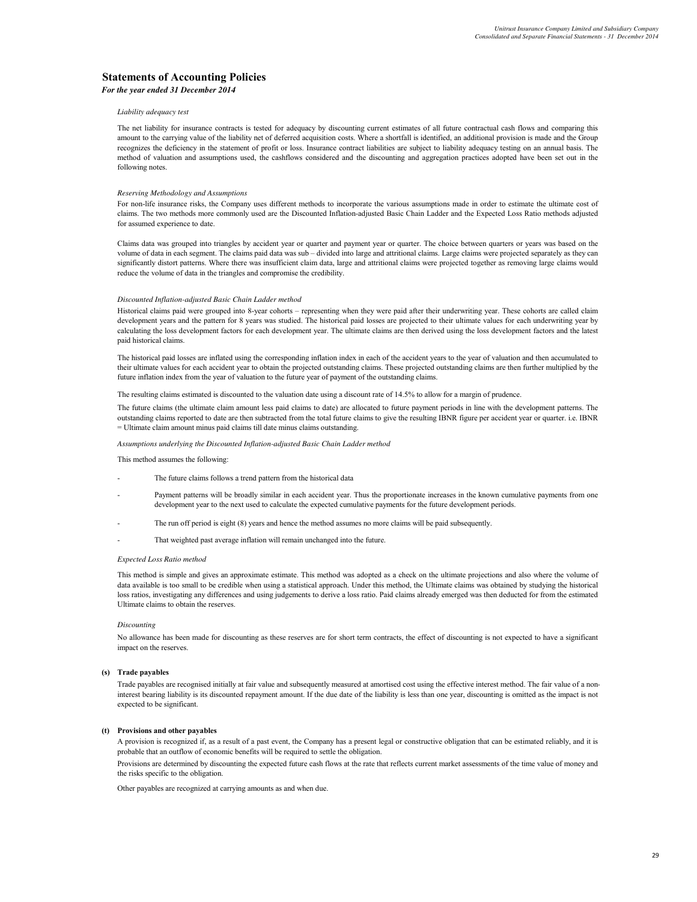## Statements of Accounting Policies

*For the year ended 31 December 2014*

*Liability adequacy test*

The net liability for insurance contracts is tested for adequacy by discounting current estimates of all future contractual cash flows and comparing this amount to the carrying value of the liability net of deferred acquisition costs. Where a shortfall is identified, an additional provision is made and the Group recognizes the deficiency in the statement of profit or loss. Insurance contract liabilities are subject to liability adequacy testing on an annual basis. The method of valuation and assumptions used, the cashflows considered and the discounting and aggregation practices adopted have been set out in the following notes.

*Reserving Methodology and Assumptions*

For non-life insurance risks, the Company uses different methods to incorporate the various assumptions made in order to estimate the ultimate cost of claims. The two methods more commonly used are the Discounted Inflation-adjusted Basic Chain Ladder and the Expected Loss Ratio methods adjusted for assumed experience to date.

Claims data was grouped into triangles by accident year or quarter and payment year or quarter. The choice between quarters or years was based on the volume of data in each segment. The claims paid data was sub – divided into large and attritional claims. Large claims were projected separately as they can significantly distort patterns. Where there was insufficient claim data, large and attritional claims were projected together as removing large claims would reduce the volume of data in the triangles and compromise the credibility.

*Discounted Inflation-adjusted Basic Chain Ladder method*

Historical claims paid were grouped into 8-year cohorts – representing when they were paid after their underwriting year. These cohorts are called claim development years and the pattern for 8 years was studied. The historical paid losses are projected to their ultimate values for each underwriting year by calculating the loss development factors for each development year. The ultimate claims are then derived using the loss development factors and the latest paid historical claims.

The historical paid losses are inflated using the corresponding inflation index in each of the accident years to the year of valuation and then accumulated to their ultimate values for each accident year to obtain the projected outstanding claims. These projected outstanding claims are then further multiplied by the future inflation index from the year of valuation to the future year of payment of the outstanding claims.

The resulting claims estimated is discounted to the valuation date using a discount rate of 14.5% to allow for a margin of prudence.

The future claims (the ultimate claim amount less paid claims to date) are allocated to future payment periods in line with the development patterns. The outstanding claims reported to date are then subtracted from the total future claims to give the resulting IBNR figure per accident year or quarter. i.e. IBNR = Ultimate claim amount minus paid claims till date minus claims outstanding.

*Assumptions underlying the Discounted Inflation-adjusted Basic Chain Ladder method*

This method assumes the following:

- The future claims follows a trend pattern from the historical data
- Payment patterns will be broadly similar in each accident year. Thus the proportionate increases in the known cumulative payments from one development year to the next used to calculate the expected cumulative payments for the future development periods.
- The run off period is eight (8) years and hence the method assumes no more claims will be paid subsequently.
- That weighted past average inflation will remain unchanged into the future.

*Expected Loss Ratio method*

This method is simple and gives an approximate estimate. This method was adopted as a check on the ultimate projections and also where the volume of data available is too small to be credible when using a statistical approach. Under this method, the Ultimate claims was obtained by studying the historical loss ratios, investigating any differences and using judgements to derive a loss ratio. Paid claims already emerged was then deducted for from the estimated Ultimate claims to obtain the reserves.

*Discounting*

No allowance has been made for discounting as these reserves are for short term contracts, the effect of discounting is not expected to have a significant impact on the reserves.

### (s) Trade payables

Trade payables are recognised initially at fair value and subsequently measured at amortised cost using the effective interest method. The fair value of a non-interest bearing liability is its discounted repayment amount. If the due date of the liability is less than one year, discounting is omitted as the impact is not expected to be significant.

### (t) Provisions and other payables

A provision is recognized if, as a result of a past event, the Company has a present legal or constructive obligation that can be estimated reliably, and it is probable that an outflow of economic benefits will be required to settle the obligation.

Provisions are determined by discounting the expected future cash flows at the rate that reflects current market assessments of the time value of money and the risks specific to the obligation.

Other payables are recognized at carrying amounts as and when due.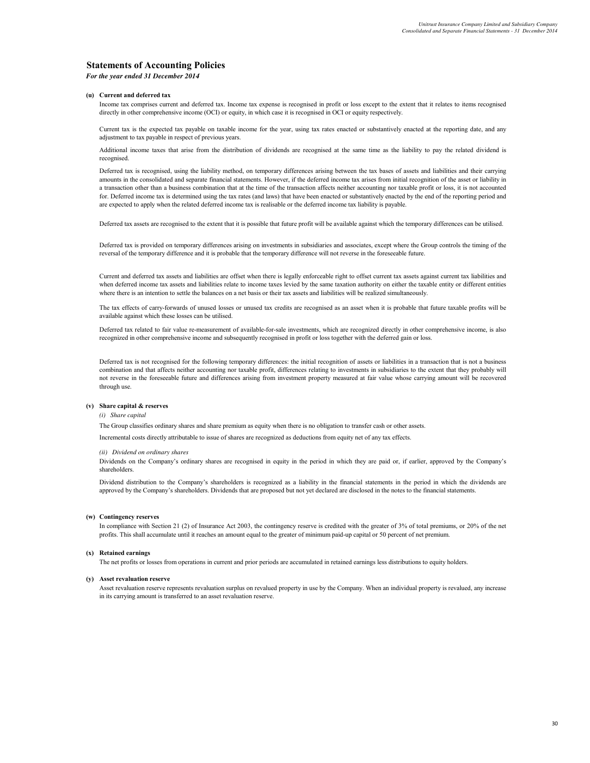## Statements of Accounting Policies

*For the year ended 31 December 2014*

**(u) Current and deferred tax**

Income tax comprises current and deferred tax. Income tax expense is recognised in profit or loss except to the extent that it relates to items recognised directly in other comprehensive income (OCI) or equity, in which case it is recognised in OCI or equity respectively.

Current tax is the expected tax payable on taxable income for the year, using tax rates enacted or substantively enacted at the reporting date, and any adjustment to tax payable in respect of previous years.

Additional income taxes that arise from the distribution of dividends are recognised at the same time as the liability to pay the related dividend is recognised.

Deferred tax is recognised, using the liability method, on temporary differences arising between the tax bases of assets and liabilities and their carrying amounts in the consolidated and separate financial statements. However, if the deferred income tax arises from initial recognition of the asset or liability in a transaction other than a business combination that at the time of the transaction affects neither accounting nor taxable profit or loss, it is not accounted for. Deferred income tax is determined using the tax rates (and laws) that have been enacted or substantively enacted by the end of the reporting period and are expected to apply when the related deferred income tax is realisable or the deferred income tax liability is payable.

Deferred tax assets are recognised to the extent that it is possible that future profit will be available against which the temporary differences can be utilised.

Deferred tax is provided on temporary differences arising on investments in subsidiaries and associates, except where the Group controls the timing of the reversal of the temporary difference and it is probable that the temporary difference will not reverse in the foreseeable future.

Current and deferred tax assets and liabilities are offset when there is legally enforceable right to offset current tax assets against current tax liabilities and when deferred income tax assets and liabilities relate to income taxes levied by the same taxation authority on either the taxable entity or different entities where there is an intention to settle the balances on a net basis or their tax assets and liabilities will be realized simultaneously.

The tax effects of carry-forwards of unused losses or unused tax credits are recognised as an asset when it is probable that future taxable profits will be available against which these losses can be utilised.

Deferred tax related to fair value re-measurement of available-for-sale investments, which are recognized directly in other comprehensive income, is also recognized in other comprehensive income and subsequently recognised in profit or loss together with the deferred gain or loss.

Deferred tax is not recognised for the following temporary differences: the initial recognition of assets or liabilities in a transaction that is not a business combination and that affects neither accounting nor taxable profit, differences relating to investments in subsidiaries to the extent that they probably will not reverse in the foreseeable future and differences arising from investment property measured at fair value whose carrying amount will be recovered through use.

**(v) Share capital & reserves**

*(i) Share capital*

The Group classifies ordinary shares and share premium as equity when there is no obligation to transfer cash or other assets.

Incremental costs directly attributable to issue of shares are recognized as deductions from equity net of any tax effects.

*(ii) Dividend on ordinary shares*

Dividends on the Company's ordinary shares are recognised in equity in the period in which they are paid or, if earlier, approved by the Company's shareholders.

Dividend distribution to the Company's shareholders is recognized as a liability in the financial statements in the period in which the dividends are approved by the Company's shareholders. Dividends that are proposed but not yet declared are disclosed in the notes to the financial statements.

**(w) Contingency reserves**

In compliance with Section 21 (2) of Insurance Act 2003, the contingency reserve is credited with the greater of 3% of total premiums, or 20% of the net profits. This shall accumulate until it reaches an amount equal to the greater of minimum paid-up capital or 50 percent of net premium.

**(x) Retained earnings**

The net profits or losses from operations in current and prior periods are accumulated in retained earnings less distributions to equity holders.

**(y) Asset revaluation reserve**

Asset revaluation reserve represents revaluation surplus on revalued property in use by the Company. When an individual property is revalued, any increase in its carrying amount is transferred to an asset revaluation reserve.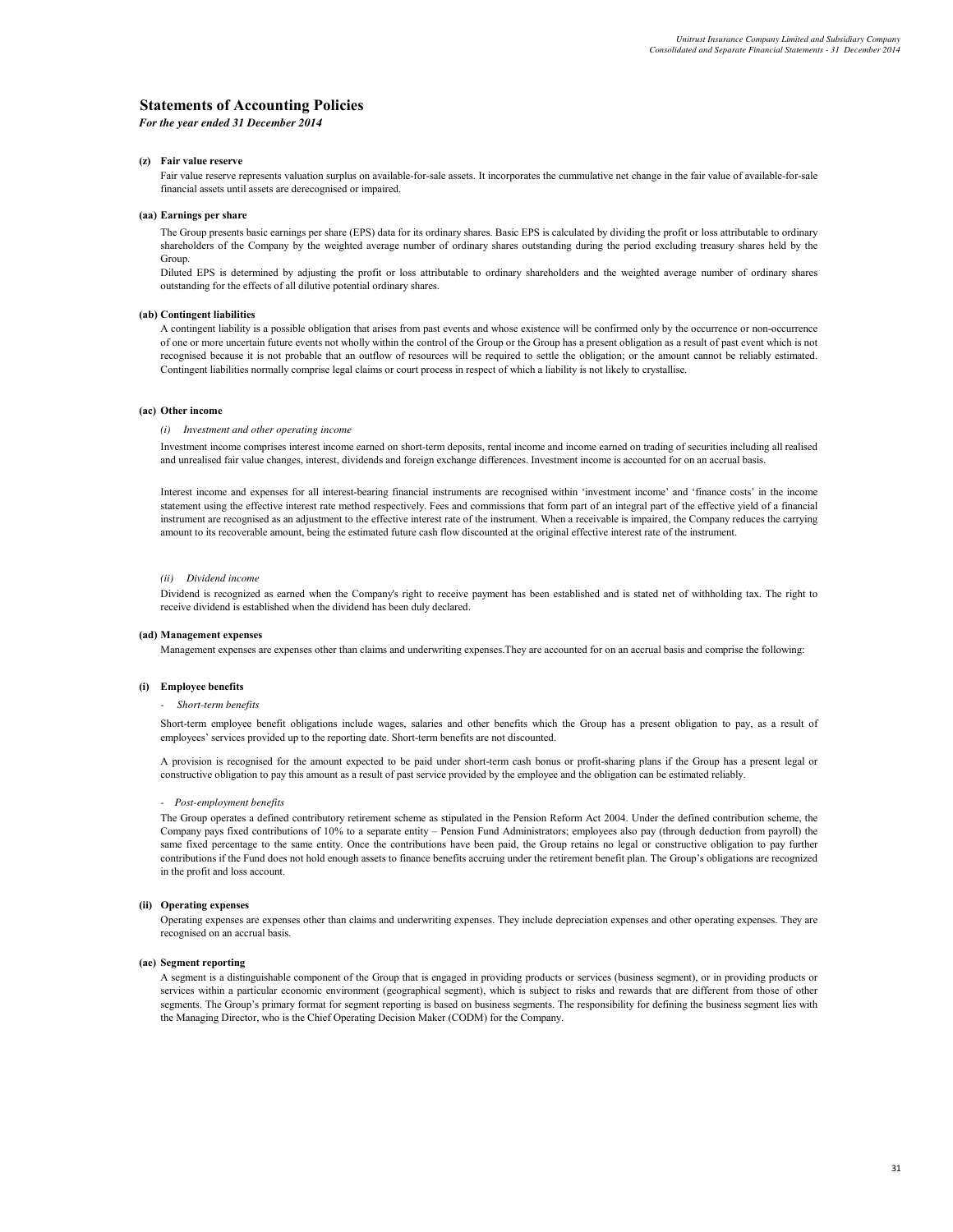# Statements of Accounting Policies

*For the year ended 31 December 2014*

**(z) Fair value reserve**

Fair value reserve represents valuation surplus on available-for-sale assets. It incorporates the cummulative net change in the fair value of available-for-sale financial assets until assets are derecognised or impaired.

**(aa) Earnings per share**

The Group presents basic earnings per share (EPS) data for its ordinary shares. Basic EPS is calculated by dividing the profit or loss attributable to ordinary shareholders of the Company by the weighted average number of ordinary shares outstanding during the period excluding treasury shares held by the Group.

Diluted EPS is determined by adjusting the profit or loss attributable to ordinary shareholders and the weighted average number of ordinary shares outstanding for the effects of all dilutive potential ordinary shares.

**(ab) Contingent liabilities**

A contingent liability is a possible obligation that arises from past events and whose existence will be confirmed only by the occurrence or non-occurrence of one or more uncertain future events not wholly within the control of the Group or the Group has a present obligation as a result of past event which is not recognised because it is not probable that an outflow of resources will be required to settle the obligation; or the amount cannot be reliably estimated. Contingent liabilities normally comprise legal claims or court process in respect of which a liability is not likely to crystallise.

**(ac) Other income**

*(i) Investment and other operating income*

Investment income comprises interest income earned on short-term deposits, rental income and income earned on trading of securities including all realised and unrealised fair value changes, interest, dividends and foreign exchange differences. Investment income is accounted for on an accrual basis.

Interest income and expenses for all interest-bearing financial instruments are recognised within 'investment income' and 'finance costs' in the income statement using the effective interest rate method respectively. Fees and commissions that form part of an integral part of the effective yield of a financial instrument are recognised as an adjustment to the effective interest rate of the instrument. When a receivable is impaired, the Company reduces the carrying amount to its recoverable amount, being the estimated future cash flow discounted at the original effective interest rate of the instrument.

*(ii) Dividend income*

Dividend is recognized as earned when the Company's right to receive payment has been established and is stated net of withholding tax. The right to receive dividend is established when the dividend has been duly declared.

**(ad) Management expenses**

Management expenses are expenses other than claims and underwriting expenses.They are accounted for on an accrual basis and comprise the following:

**(i) Employee benefits**

- *Short-term benefits*

Short-term employee benefit obligations include wages, salaries and other benefits which the Group has a present obligation to pay, as a result of employees' services provided up to the reporting date. Short-term benefits are not discounted.

A provision is recognised for the amount expected to be paid under short-term cash bonus or profit-sharing plans if the Group has a present legal or constructive obligation to pay this amount as a result of past service provided by the employee and the obligation can be estimated reliably.

- *Post-employment benefits*

The Group operates a defined contributory retirement scheme as stipulated in the Pension Reform Act 2004. Under the defined contribution scheme, the Company pays fixed contributions of 10% to a separate entity – Pension Fund Administrators; employees also pay (through deduction from payroll) the same fixed percentage to the same entity. Once the contributions have been paid, the Group retains no legal or constructive obligation to pay further contributions if the Fund does not hold enough assets to finance benefits accruing under the retirement benefit plan. The Group's obligations are recognized in the profit and loss account.

**(ii) Operating expenses**

Operating expenses are expenses other than claims and underwriting expenses. They include depreciation expenses and other operating expenses. They are recognised on an accrual basis.

**(ae) Segment reporting**

A segment is a distinguishable component of the Group that is engaged in providing products or services (business segment), or in providing products or services within a particular economic environment (geographical segment), which is subject to risks and rewards that are different from those of other segments. The Group's primary format for segment reporting is based on business segments. The responsibility for defining the business segment lies with the Managing Director, who is the Chief Operating Decision Maker (CODM) for the Company.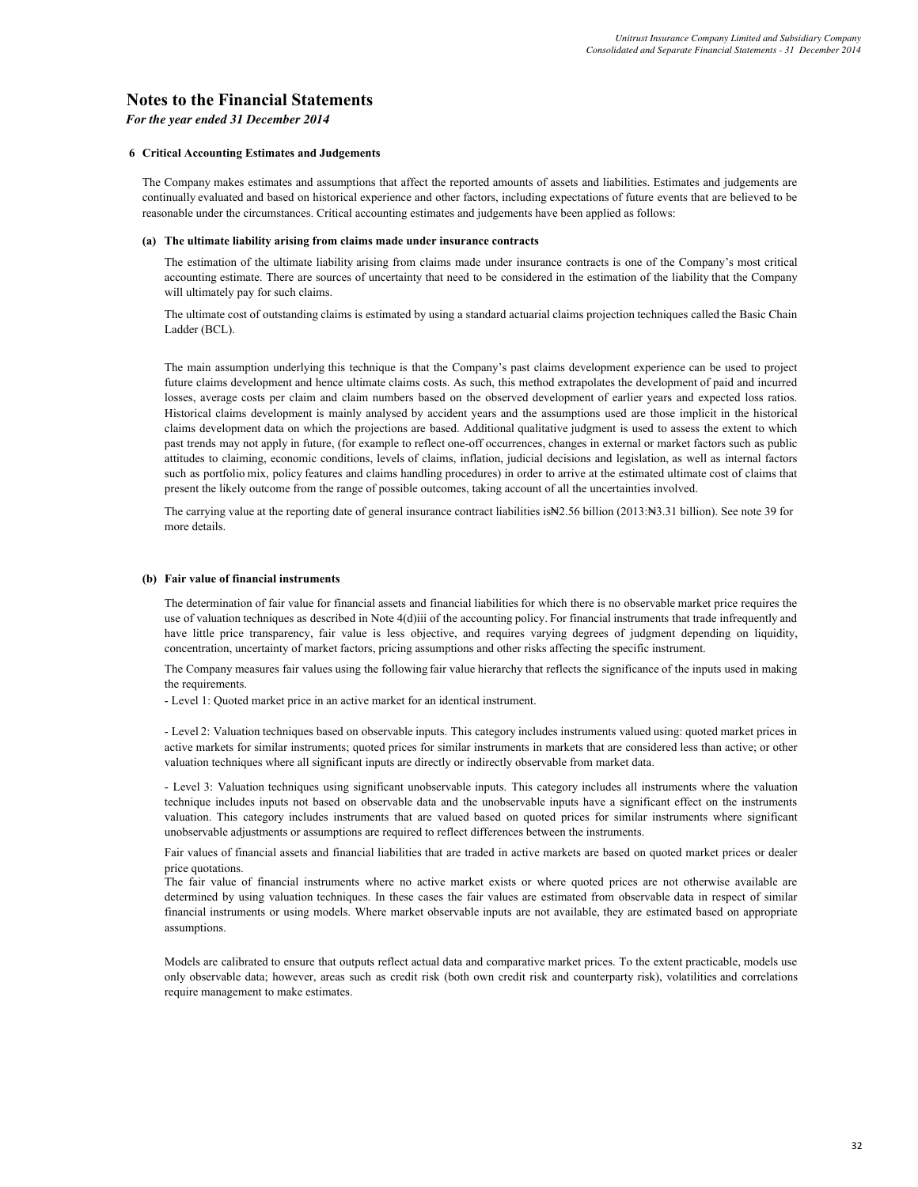# Notes to the Financial Statements

*For the year ended 31 December 2014*

## 6 Critical Accounting Estimates and Judgements

The Company makes estimates and assumptions that affect the reported amounts of assets and liabilities. Estimates and judgements are continually evaluated and based on historical experience and other factors, including expectations of future events that are believed to be reasonable under the circumstances. Critical accounting estimates and judgements have been applied as follows:

### (a) The ultimate liability arising from claims made under insurance contracts

The estimation of the ultimate liability arising from claims made under insurance contracts is one of the Company's most critical accounting estimate. There are sources of uncertainty that need to be considered in the estimation of the liability that the Company will ultimately pay for such claims.

The ultimate cost of outstanding claims is estimated by using a standard actuarial claims projection techniques called the Basic Chain Ladder (BCL).

The main assumption underlying this technique is that the Company's past claims development experience can be used to project future claims development and hence ultimate claims costs. As such, this method extrapolates the development of paid and incurred losses, average costs per claim and claim numbers based on the observed development of earlier years and expected loss ratios. Historical claims development is mainly analysed by accident years and the assumptions used are those implicit in the historical claims development data on which the projections are based. Additional qualitative judgment is used to assess the extent to which past trends may not apply in future, (for example to reflect one-off occurrences, changes in external or market factors such as public attitudes to claiming, economic conditions, levels of claims, inflation, judicial decisions and legislation, as well as internal factors such as portfolio mix, policy features and claims handling procedures) in order to arrive at the estimated ultimate cost of claims that present the likely outcome from the range of possible outcomes, taking account of all the uncertainties involved.

The carrying value at the reporting date of general insurance contract liabilities is₦2.56 billion (2013:₦3.31 billion). See note 39 for more details.

### (b) Fair value of financial instruments

The determination of fair value for financial assets and financial liabilities for which there is no observable market price requires the use of valuation techniques as described in Note 4(d)iii of the accounting policy. For financial instruments that trade infrequently and have little price transparency, fair value is less objective, and requires varying degrees of judgment depending on liquidity, concentration, uncertainty of market factors, pricing assumptions and other risks affecting the specific instrument.

The Company measures fair values using the following fair value hierarchy that reflects the significance of the inputs used in making the requirements.

- Level 1: Quoted market price in an active market for an identical instrument.

- Level 2: Valuation techniques based on observable inputs. This category includes instruments valued using: quoted market prices in active markets for similar instruments; quoted prices for similar instruments in markets that are considered less than active; or other valuation techniques where all significant inputs are directly or indirectly observable from market data.

- Level 3: Valuation techniques using significant unobservable inputs. This category includes all instruments where the valuation technique includes inputs not based on observable data and the unobservable inputs have a significant effect on the instruments valuation. This category includes instruments that are valued based on quoted prices for similar instruments where significant unobservable adjustments or assumptions are required to reflect differences between the instruments.

Fair values of financial assets and financial liabilities that are traded in active markets are based on quoted market prices or dealer price quotations.

The fair value of financial instruments where no active market exists or where quoted prices are not otherwise available are determined by using valuation techniques. In these cases the fair values are estimated from observable data in respect of similar financial instruments or using models. Where market observable inputs are not available, they are estimated based on appropriate assumptions.

Models are calibrated to ensure that outputs reflect actual data and comparative market prices. To the extent practicable, models use only observable data; however, areas such as credit risk (both own credit risk and counterparty risk), volatilities and correlations require management to make estimates.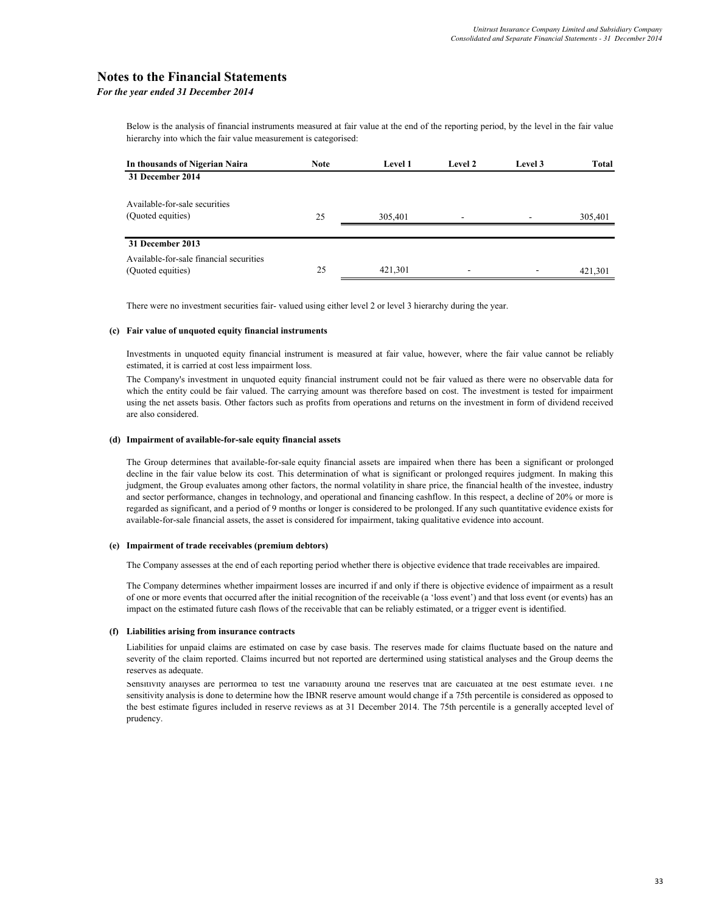# Notes to the Financial Statements

*For the year ended 31 December 2014*

Below is the analysis of financial instruments measured at fair value at the end of the reporting period, by the level in the fair value hierarchy into which the fair value measurement is categorised:

| In thousands of Nigerian Naira | Note | Level 1 | Level 2 | Level 3 | Total |
|---|---|---|---|---|---|
| **31 December 2014** | | | | | |
| Available-for-sale securities (Quoted equities) | 25 | 305,401 | - | - | 305,401 |
| **31 December 2013** | | | | | |
| Available-for-sale financial securities (Quoted equities) | 25 | 421,301 | - | - | 421,301 |

There were no investment securities fair- valued using either level 2 or level 3 hierarchy during the year.

**(c) Fair value of unquoted equity financial instruments**

Investments in unquoted equity financial instrument is measured at fair value, however, where the fair value cannot be reliably estimated, it is carried at cost less impairment loss.

The Company's investment in unquoted equity financial instrument could not be fair valued as there were no observable data for which the entity could be fair valued. The carrying amount was therefore based on cost. The investment is tested for impairment using the net assets basis. Other factors such as profits from operations and returns on the investment in form of dividend received are also considered.

**(d) Impairment of available-for-sale equity financial assets**

The Group determines that available-for-sale equity financial assets are impaired when there has been a significant or prolonged decline in the fair value below its cost. This determination of what is significant or prolonged requires judgment. In making this judgment, the Group evaluates among other factors, the normal volatility in share price, the financial health of the investee, industry and sector performance, changes in technology, and operational and financing cashflow. In this respect, a decline of 20% or more is regarded as significant, and a period of 9 months or longer is considered to be prolonged. If any such quantitative evidence exists for available-for-sale financial assets, the asset is considered for impairment, taking qualitative evidence into account.

**(e) Impairment of trade receivables (premium debtors)**

The Company assesses at the end of each reporting period whether there is objective evidence that trade receivables are impaired.

The Company determines whether impairment losses are incurred if and only if there is objective evidence of impairment as a result of one or more events that occurred after the initial recognition of the receivable (a 'loss event') and that loss event (or events) has an impact on the estimated future cash flows of the receivable that can be reliably estimated, or a trigger event is identified.

**(f) Liabilities arising from insurance contracts**

Liabilities for unpaid claims are estimated on case by case basis. The reserves made for claims fluctuate based on the nature and severity of the claim reported. Claims incurred but not reported are dertermined using statistical analyses and the Group deems the reserves as adequate.

Sensitivity analyses are performed to test the variability around the reserves that are calculated at the best estimate level. The sensitivity analysis is done to determine how the IBNR reserve amount would change if a 75th percentile is considered as opposed to the best estimate figures included in reserve reviews as at 31 December 2014. The 75th percentile is a generally accepted level of prudency.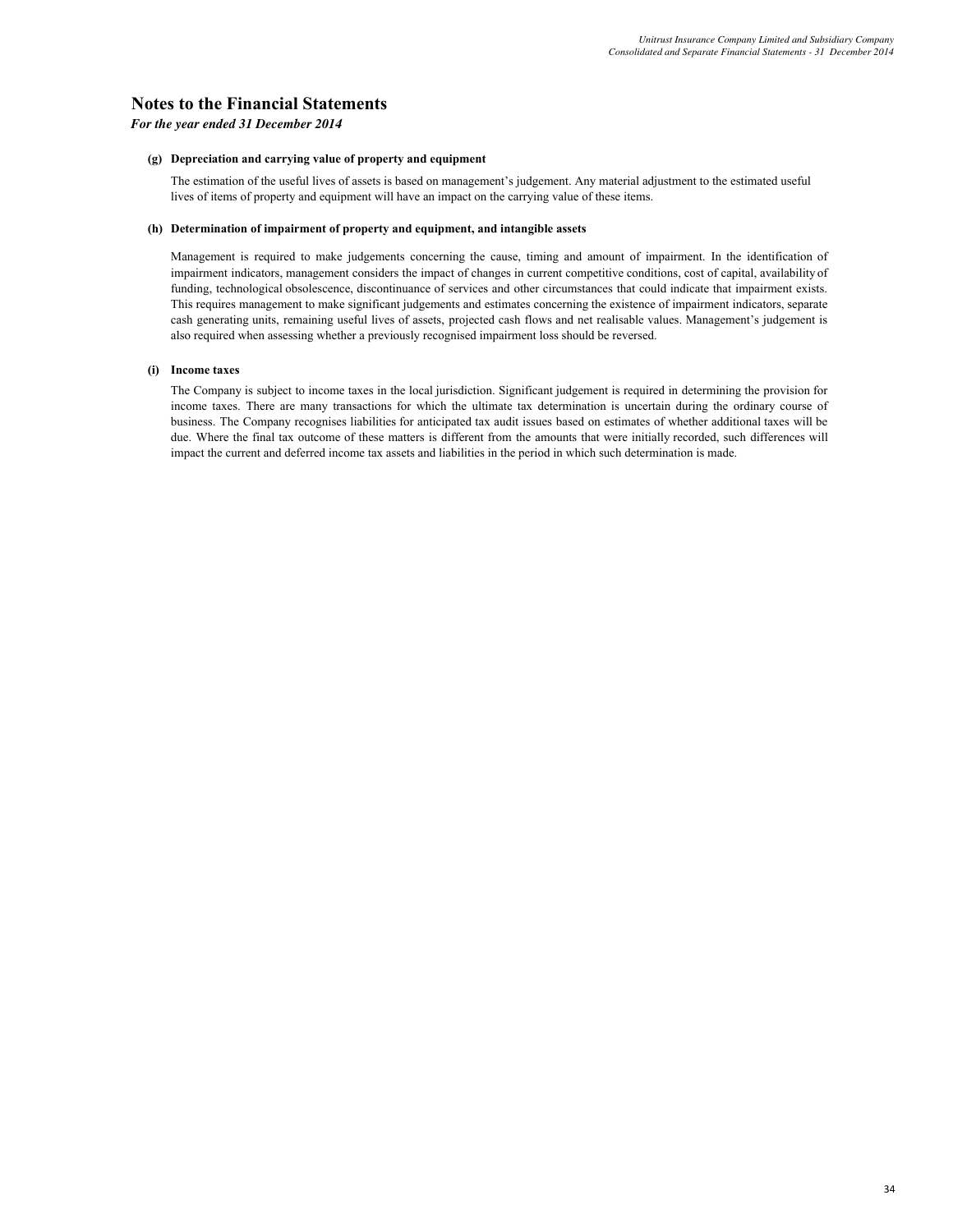# Notes to the Financial Statements

*For the year ended 31 December 2014*

**(g) Depreciation and carrying value of property and equipment**

The estimation of the useful lives of assets is based on management's judgement. Any material adjustment to the estimated useful lives of items of property and equipment will have an impact on the carrying value of these items.

**(h) Determination of impairment of property and equipment, and intangible assets**

Management is required to make judgements concerning the cause, timing and amount of impairment. In the identification of impairment indicators, management considers the impact of changes in current competitive conditions, cost of capital, availability of funding, technological obsolescence, discontinuance of services and other circumstances that could indicate that impairment exists. This requires management to make significant judgements and estimates concerning the existence of impairment indicators, separate cash generating units, remaining useful lives of assets, projected cash flows and net realisable values. Management's judgement is also required when assessing whether a previously recognised impairment loss should be reversed.

**(i) Income taxes**

The Company is subject to income taxes in the local jurisdiction. Significant judgement is required in determining the provision for income taxes. There are many transactions for which the ultimate tax determination is uncertain during the ordinary course of business. The Company recognises liabilities for anticipated tax audit issues based on estimates of whether additional taxes will be due. Where the final tax outcome of these matters is different from the amounts that were initially recorded, such differences will impact the current and deferred income tax assets and liabilities in the period in which such determination is made.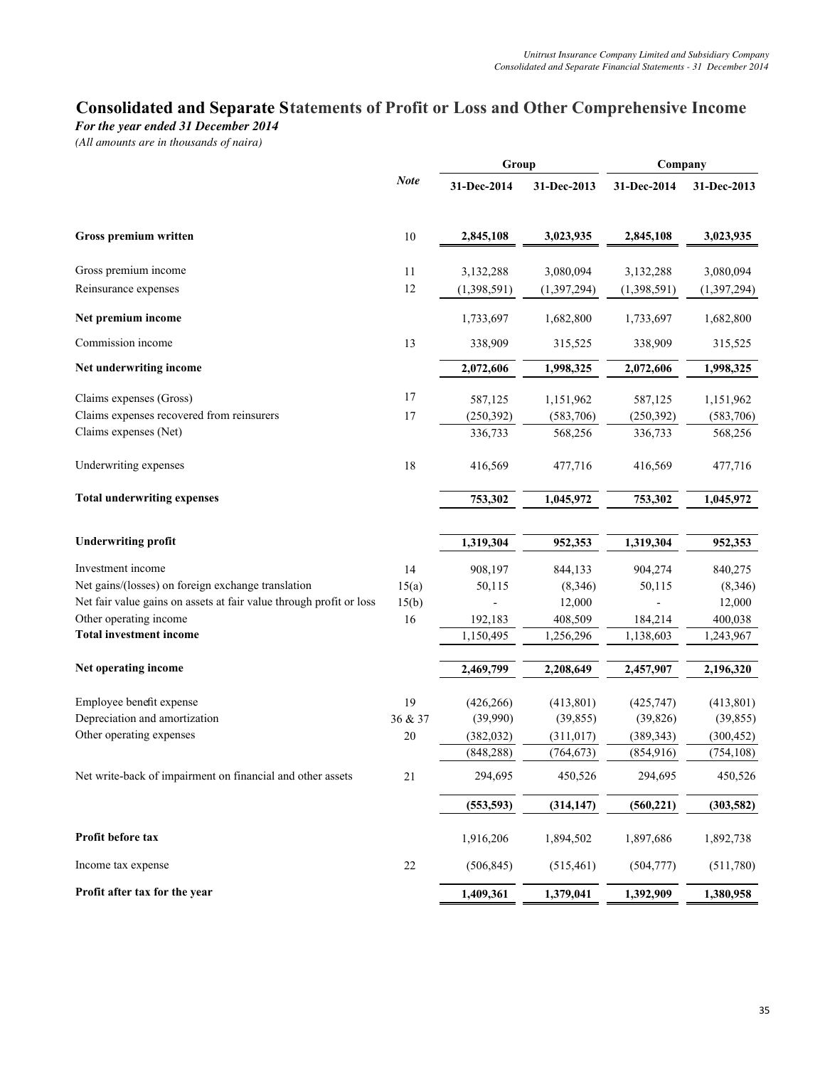# Consolidated and Separate Statements of Profit or Loss and Other Comprehensive Income

*For the year ended 31 December 2014*

*(All amounts are in thousands of naira)*

| | Note | Group | | Company | |
|---|---|---|---|---|---|
| | | 31-Dec-2014 | 31-Dec-2013 | 31-Dec-2014 | 31-Dec-2013 |
| **Gross premium written** | 10 | **2,845,108** | **3,023,935** | **2,845,108** | **3,023,935** |
| Gross premium income | 11 | 3,132,288 | 3,080,094 | 3,132,288 | 3,080,094 |
| Reinsurance expenses | 12 | (1,398,591) | (1,397,294) | (1,398,591) | (1,397,294) |
| **Net premium income** | | 1,733,697 | 1,682,800 | 1,733,697 | 1,682,800 |
| Commission income | 13 | 338,909 | 315,525 | 338,909 | 315,525 |
| **Net underwriting income** | | **2,072,606** | **1,998,325** | **2,072,606** | **1,998,325** |
| Claims expenses (Gross) | 17 | 587,125 | 1,151,962 | 587,125 | 1,151,962 |
| Claims expenses recovered from reinsurers | 17 | (250,392) | (583,706) | (250,392) | (583,706) |
| Claims expenses (Net) | | 336,733 | 568,256 | 336,733 | 568,256 |
| Underwriting expenses | 18 | 416,569 | 477,716 | 416,569 | 477,716 |
| **Total underwriting expenses** | | **753,302** | **1,045,972** | **753,302** | **1,045,972** |
| **Underwriting profit** | | **1,319,304** | **952,353** | **1,319,304** | **952,353** |
| Investment income | 14 | 908,197 | 844,133 | 904,274 | 840,275 |
| Net gains/(losses) on foreign exchange translation | 15(a) | 50,115 | (8,346) | 50,115 | (8,346) |
| Net fair value gains on assets at fair value through profit or loss | 15(b) | - | 12,000 | - | 12,000 |
| Other operating income | 16 | 192,183 | 408,509 | 184,214 | 400,038 |
| **Total investment income** | | 1,150,495 | 1,256,296 | 1,138,603 | 1,243,967 |
| **Net operating income** | | **2,469,799** | **2,208,649** | **2,457,907** | **2,196,320** |
| Employee benefit expense | 19 | (426,266) | (413,801) | (425,747) | (413,801) |
| Depreciation and amortization | 36 & 37 | (39,990) | (39,855) | (39,826) | (39,855) |
| Other operating expenses | 20 | (382,032) | (311,017) | (389,343) | (300,452) |
| | | (848,288) | (764,673) | (854,916) | (754,108) |
| Net write-back of impairment on financial and other assets | 21 | 294,695 | 450,526 | 294,695 | 450,526 |
| | | **(553,593)** | **(314,147)** | **(560,221)** | **(303,582)** |
| **Profit before tax** | | 1,916,206 | 1,894,502 | 1,897,686 | 1,892,738 |
| Income tax expense | 22 | (506,845) | (515,461) | (504,777) | (511,780) |
| **Profit after tax for the year** | | **1,409,361** | **1,379,041** | **1,392,909** | **1,380,958** |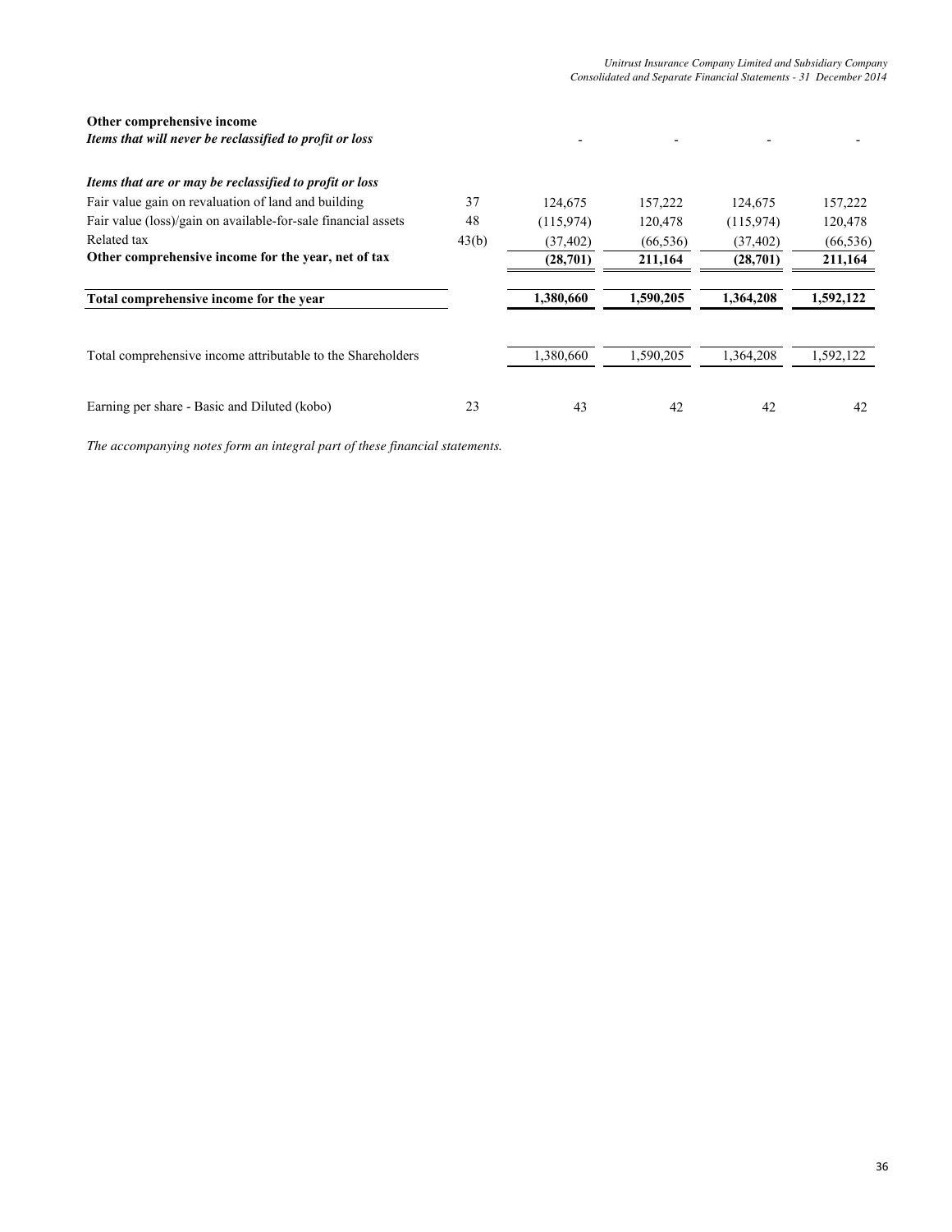| | Note | | | | |
|---|---|---|---|---|---|
| **Other comprehensive income** | | | | | |
| ***Items that will never be reclassified to profit or loss*** | | - | - | - | - |
| | | | | | |
| ***Items that are or may be reclassified to profit or loss*** | | | | | |
| Fair value gain on revaluation of land and building | 37 | 124,675 | 157,222 | 124,675 | 157,222 |
| Fair value (loss)/gain on available-for-sale financial assets | 48 | (115,974) | 120,478 | (115,974) | 120,478 |
| Related tax | 43(b) | (37,402) | (66,536) | (37,402) | (66,536) |
| **Other comprehensive income for the year, net of tax** | | **(28,701)** | **211,164** | **(28,701)** | **211,164** |
| | | | | | |
| **Total comprehensive income for the year** | | **1,380,660** | **1,590,205** | **1,364,208** | **1,592,122** |
| | | | | | |
| Total comprehensive income attributable to the Shareholders | | 1,380,660 | 1,590,205 | 1,364,208 | 1,592,122 |
| | | | | | |
| Earning per share - Basic and Diluted (kobo) | 23 | 43 | 42 | 42 | 42 |

*The accompanying notes form an integral part of these financial statements.*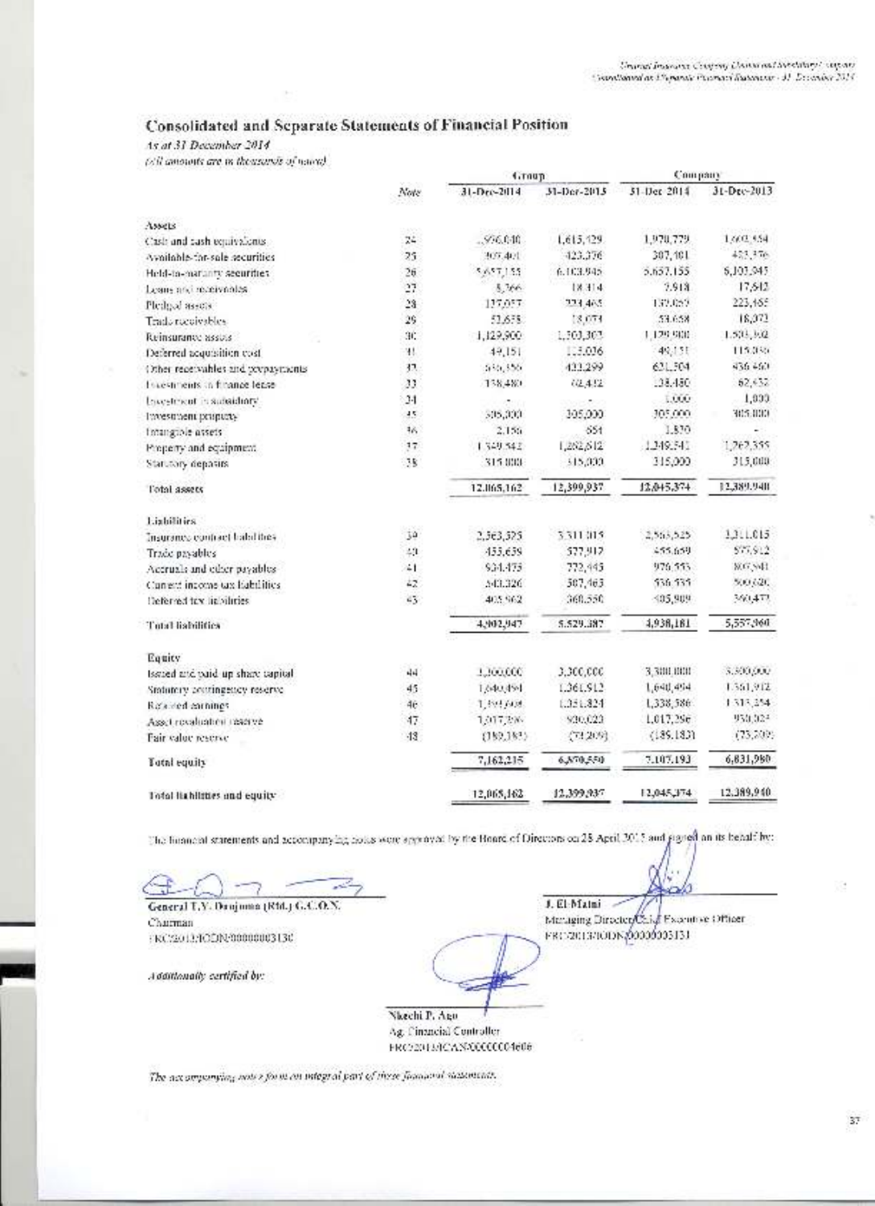# Consolidated and Separate Statements of Financial Position

*As at 31 December 2014*

*(All amounts are in thousands of naira)*

| | Note | Group | | Company | |
|---|---|---|---|---|---|
| | | 31-Dec-2014 | 31-Dec-2013 | 31-Dec-2014 | 31-Dec-2013 |
| **Assets** | | | | | |
| Cash and cash equivalents | 24 | 1,996,040 | 1,615,129 | 1,970,779 | 1,602,554 |
| Available-for-sale securities | 25 | 307,401 | 423,376 | 307,101 | 423,376 |
| Held-to-maturity securities | 26 | 5,657,155 | 6,103,945 | 5,657,155 | 6,103,945 |
| Loans and receivables | 27 | 8,366 | 18,314 | 7,918 | 17,612 |
| Pledged assets | 28 | 137,057 | 223,465 | 137,057 | 223,465 |
| Trade receivables | 29 | 53,658 | 18,073 | 53,658 | 18,073 |
| Reinsurance assets | 30 | 1,129,900 | 1,503,302 | 1,129,900 | 1,503,302 |
| Deferred acquisition cost | 31 | 49,151 | 115,036 | 49,151 | 115,036 |
| Other receivables and prepayments | 32 | 630,356 | 423,299 | 621,304 | 436,460 |
| Investments in finance lease | 33 | 138,480 | 62,432 | 138,480 | 62,432 |
| Investment in subsidiary | 34 | - | - | 1,000 | 1,000 |
| Investment property | 35 | 305,000 | 305,000 | 305,000 | 305,000 |
| Intangible assets | 36 | 2,156 | 654 | 1,870 | - |
| Property and equipment | 37 | 1,349,542 | 1,282,812 | 1,349,541 | 1,262,355 |
| Statutory deposits | 38 | 315,000 | 315,000 | 315,000 | 315,000 |
| **Total assets** | | 12,065,162 | 12,399,937 | 12,045,374 | 12,389,940 |
| **Liabilities** | | | | | |
| Insurance contract liabilities | 39 | 2,563,525 | 3,311,015 | 2,563,525 | 3,311,015 |
| Trade payables | 40 | 455,659 | 577,912 | 455,659 | 577,912 |
| Accruals and other payables | 41 | 934,475 | 772,445 | 976,553 | 807,941 |
| Current income tax liabilities | 42 | 543,326 | 507,465 | 536,535 | 500,620 |
| Deferred tax liabilities | 43 | 405,962 | 360,550 | 405,909 | 360,477 |
| **Total liabilities** | | 4,902,947 | 5,529,387 | 4,938,181 | 5,557,960 |
| **Equity** | | | | | |
| Issued and paid up share capital | 44 | 3,300,000 | 3,300,000 | 3,300,000 | 3,300,000 |
| Statutory contingency reserve | 45 | 1,640,494 | 1,361,912 | 1,640,494 | 1,361,912 |
| Retained earnings | 46 | 1,393,608 | 1,351,824 | 1,338,586 | 1,313,354 |
| Asset revaluation reserve | 47 | 1,017,296 | 930,023 | 1,017,296 | 930,023 |
| Fair value reserve | 48 | (189,183) | (73,209) | (189,183) | (73,309) |
| **Total equity** | | 7,162,215 | 6,870,550 | 7,107,193 | 6,831,980 |
| **Total liabilities and equity** | | 12,065,162 | 12,399,937 | 12,045,374 | 12,389,940 |

The financial statements and accompanying notes were approved by the Board of Directors on 28 April 2015 and signed on its behalf by:

General T.Y. Danjuma (Rtd.) G.C.O.N.
Chairman
FRC/2013/IODN/00000003130

J. El-Maini
Managing Director/Chief Executive Officer
FRC/2013/IODN/00000003131

*Additionally certified by:*

Nkechi P. Ago
Ag. Financial Controller
FRC/2013/ICAN/00000004606

*The accompanying notes form an integral part of these financial statements.*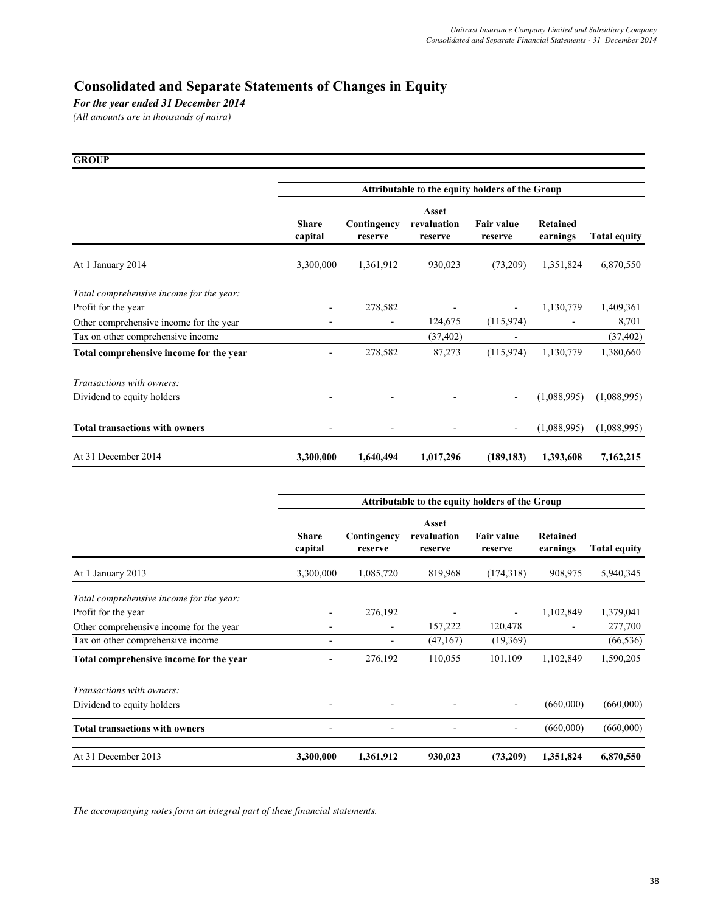# Consolidated and Separate Statements of Changes in Equity

*For the year ended 31 December 2014*

*(All amounts are in thousands of naira)*

**GROUP**

| | Attributable to the equity holders of the Group | | | | | |
|---|---|---|---|---|---|---|
| | **Share capital** | **Contingency reserve** | **Asset revaluation reserve** | **Fair value reserve** | **Retained earnings** | **Total equity** |
| At 1 January 2014 | 3,300,000 | 1,361,912 | 930,023 | (73,209) | 1,351,824 | 6,870,550 |
| *Total comprehensive income for the year:* | | | | | | |
| Profit for the year | - | 278,582 | - | - | 1,130,779 | 1,409,361 |
| Other comprehensive income for the year | - | - | 124,675 | (115,974) | - | 8,701 |
| Tax on other comprehensive income | | | (37,402) | - | | (37,402) |
| **Total comprehensive income for the year** | - | 278,582 | 87,273 | (115,974) | 1,130,779 | 1,380,660 |
| *Transactions with owners:* | | | | | | |
| Dividend to equity holders | - | - | - | - | (1,088,995) | (1,088,995) |
| **Total transactions with owners** | - | - | - | - | (1,088,995) | (1,088,995) |
| At 31 December 2014 | **3,300,000** | **1,640,494** | **1,017,296** | **(189,183)** | **1,393,608** | **7,162,215** |

| | Attributable to the equity holders of the Group | | | | | |
|---|---|---|---|---|---|---|
| | **Share capital** | **Contingency reserve** | **Asset revaluation reserve** | **Fair value reserve** | **Retained earnings** | **Total equity** |
| At 1 January 2013 | 3,300,000 | 1,085,720 | 819,968 | (174,318) | 908,975 | 5,940,345 |
| *Total comprehensive income for the year:* | | | | | | |
| Profit for the year | - | 276,192 | - | - | 1,102,849 | 1,379,041 |
| Other comprehensive income for the year | - | - | 157,222 | 120,478 | - | 277,700 |
| Tax on other comprehensive income | - | - | (47,167) | (19,369) | | (66,536) |
| **Total comprehensive income for the year** | - | 276,192 | 110,055 | 101,109 | 1,102,849 | 1,590,205 |
| *Transactions with owners:* | | | | | | |
| Dividend to equity holders | - | - | - | - | (660,000) | (660,000) |
| **Total transactions with owners** | - | - | - | - | (660,000) | (660,000) |
| At 31 December 2013 | **3,300,000** | **1,361,912** | **930,023** | **(73,209)** | **1,351,824** | **6,870,550** |

*The accompanying notes form an integral part of these financial statements.*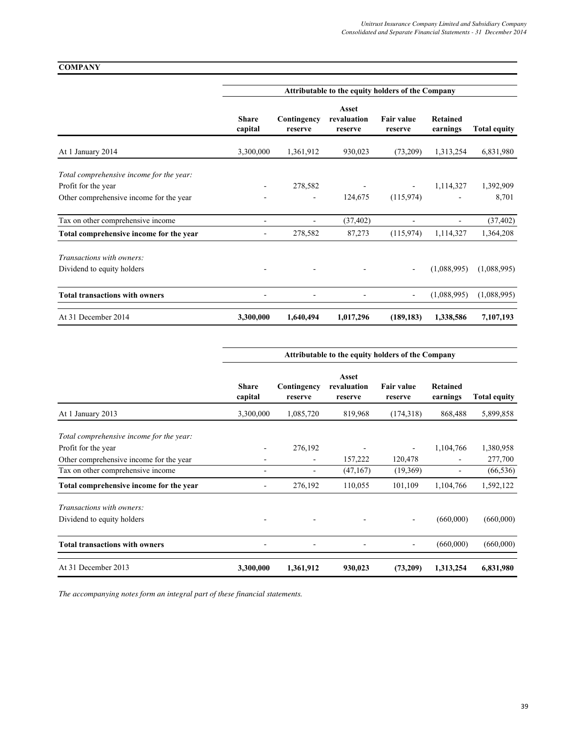**COMPANY**

| | Attributable to the equity holders of the Company | | | | | |
|---|---|---|---|---|---|---|
| | Share capital | Contingency reserve | Asset revaluation reserve | Fair value reserve | Retained earnings | Total equity |
| At 1 January 2014 | 3,300,000 | 1,361,912 | 930,023 | (73,209) | 1,313,254 | 6,831,980 |
| *Total comprehensive income for the year:* | | | | | | |
| Profit for the year | - | 278,582 | - | - | 1,114,327 | 1,392,909 |
| Other comprehensive income for the year | - | - | 124,675 | (115,974) | - | 8,701 |
| Tax on other comprehensive income | - | - | (37,402) | - | - | (37,402) |
| **Total comprehensive income for the year** | - | 278,582 | 87,273 | (115,974) | 1,114,327 | 1,364,208 |
| *Transactions with owners:* | | | | | | |
| Dividend to equity holders | - | - | - | - | (1,088,995) | (1,088,995) |
| **Total transactions with owners** | - | - | - | - | (1,088,995) | (1,088,995) |
| At 31 December 2014 | **3,300,000** | **1,640,494** | **1,017,296** | **(189,183)** | **1,338,586** | **7,107,193** |

| | Attributable to the equity holders of the Company | | | | | |
|---|---|---|---|---|---|---|
| | Share capital | Contingency reserve | Asset revaluation reserve | Fair value reserve | Retained earnings | Total equity |
| At 1 January 2013 | 3,300,000 | 1,085,720 | 819,968 | (174,318) | 868,488 | 5,899,858 |
| *Total comprehensive income for the year:* | | | | | | |
| Profit for the year | - | 276,192 | - | - | 1,104,766 | 1,380,958 |
| Other comprehensive income for the year | - | - | 157,222 | 120,478 | - | 277,700 |
| Tax on other comprehensive income | - | - | (47,167) | (19,369) | - | (66,536) |
| **Total comprehensive income for the year** | - | 276,192 | 110,055 | 101,109 | 1,104,766 | 1,592,122 |
| *Transactions with owners:* | | | | | | |
| Dividend to equity holders | - | - | - | - | (660,000) | (660,000) |
| **Total transactions with owners** | - | - | - | - | (660,000) | (660,000) |
| At 31 December 2013 | **3,300,000** | **1,361,912** | **930,023** | **(73,209)** | **1,313,254** | **6,831,980** |

*The accompanying notes form an integral part of these financial statements.*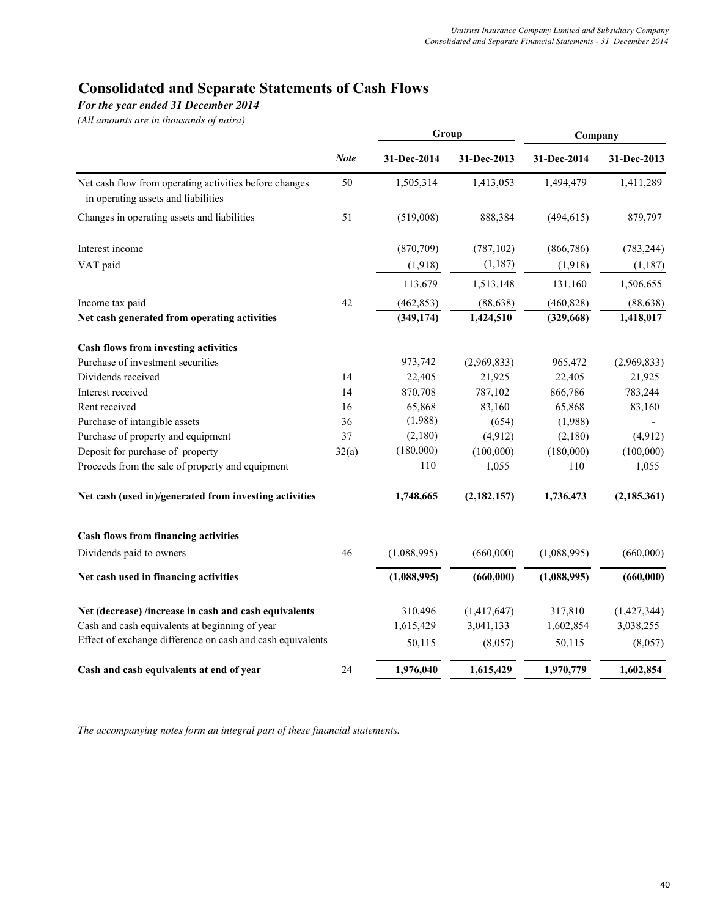# Consolidated and Separate Statements of Cash Flows

*For the year ended 31 December 2014*

*(All amounts are in thousands of naira)*

| | *Note* | Group | | Company | |
|---|---|---|---|---|---|
| | | 31-Dec-2014 | 31-Dec-2013 | 31-Dec-2014 | 31-Dec-2013 |
| Net cash flow from operating activities before changes in operating assets and liabilities | 50 | 1,505,314 | 1,413,053 | 1,494,479 | 1,411,289 |
| Changes in operating assets and liabilities | 51 | (519,008) | 888,384 | (494,615) | 879,797 |
| Interest income | | (870,709) | (787,102) | (866,786) | (783,244) |
| VAT paid | | (1,918) | (1,187) | (1,918) | (1,187) |
| | | 113,679 | 1,513,148 | 131,160 | 1,506,655 |
| Income tax paid | 42 | (462,853) | (88,638) | (460,828) | (88,638) |
| **Net cash generated from operating activities** | | **(349,174)** | **1,424,510** | **(329,668)** | **1,418,017** |
| **Cash flows from investing activities** | | | | | |
| Purchase of investment securities | | 973,742 | (2,969,833) | 965,472 | (2,969,833) |
| Dividends received | 14 | 22,405 | 21,925 | 22,405 | 21,925 |
| Interest received | 14 | 870,708 | 787,102 | 866,786 | 783,244 |
| Rent received | 16 | 65,868 | 83,160 | 65,868 | 83,160 |
| Purchase of intangible assets | 36 | (1,988) | (654) | (1,988) | - |
| Purchase of property and equipment | 37 | (2,180) | (4,912) | (2,180) | (4,912) |
| Deposit for purchase of property | 32(a) | (180,000) | (100,000) | (180,000) | (100,000) |
| Proceeds from the sale of property and equipment | | 110 | 1,055 | 110 | 1,055 |
| **Net cash (used in)/generated from investing activities** | | **1,748,665** | **(2,182,157)** | **1,736,473** | **(2,185,361)** |
| **Cash flows from financing activities** | | | | | |
| Dividends paid to owners | 46 | (1,088,995) | (660,000) | (1,088,995) | (660,000) |
| **Net cash used in financing activities** | | **(1,088,995)** | **(660,000)** | **(1,088,995)** | **(660,000)** |
| **Net (decrease) /increase in cash and cash equivalents** | | 310,496 | (1,417,647) | 317,810 | (1,427,344) |
| Cash and cash equivalents at beginning of year | | 1,615,429 | 3,041,133 | 1,602,854 | 3,038,255 |
| Effect of exchange difference on cash and cash equivalents | | 50,115 | (8,057) | 50,115 | (8,057) |
| **Cash and cash equivalents at end of year** | 24 | **1,976,040** | **1,615,429** | **1,970,779** | **1,602,854** |

*The accompanying notes form an integral part of these financial statements.*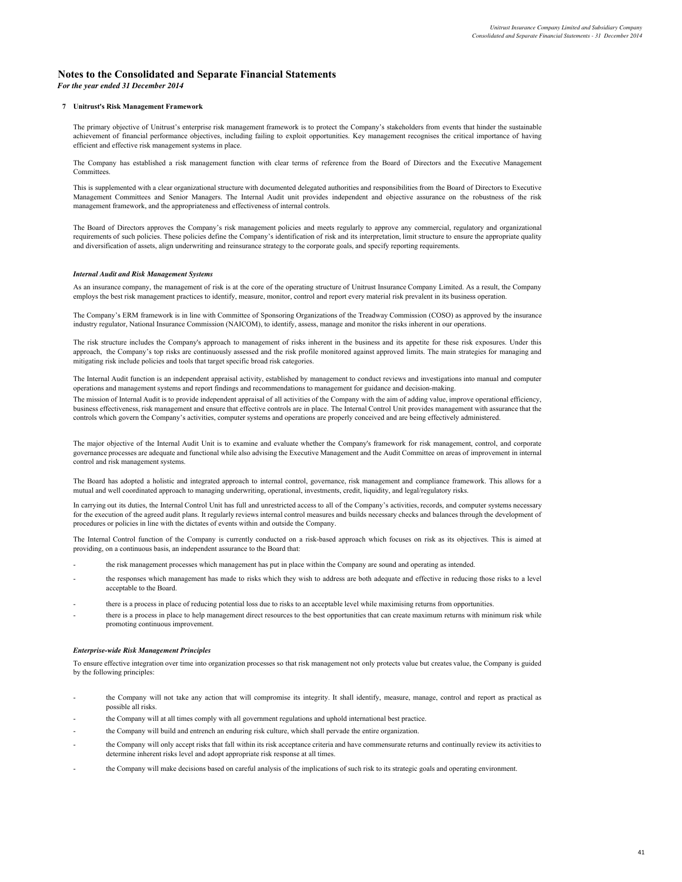# Notes to the Consolidated and Separate Financial Statements

*For the year ended 31 December 2014*

## 7 Unitrust's Risk Management Framework

The primary objective of Unitrust's enterprise risk management framework is to protect the Company's stakeholders from events that hinder the sustainable achievement of financial performance objectives, including failing to exploit opportunities. Key management recognises the critical importance of having efficient and effective risk management systems in place.

The Company has established a risk management function with clear terms of reference from the Board of Directors and the Executive Management Committees.

This is supplemented with a clear organizational structure with documented delegated authorities and responsibilities from the Board of Directors to Executive Management Committees and Senior Managers. The Internal Audit unit provides independent and objective assurance on the robustness of the risk management framework, and the appropriateness and effectiveness of internal controls.

The Board of Directors approves the Company's risk management policies and meets regularly to approve any commercial, regulatory and organizational requirements of such policies. These policies define the Company's identification of risk and its interpretation, limit structure to ensure the appropriate quality and diversification of assets, align underwriting and reinsurance strategy to the corporate goals, and specify reporting requirements.

### *Internal Audit and Risk Management Systems*

As an insurance company, the management of risk is at the core of the operating structure of Unitrust Insurance Company Limited. As a result, the Company employs the best risk management practices to identify, measure, monitor, control and report every material risk prevalent in its business operation.

The Company's ERM framework is in line with Committee of Sponsoring Organizations of the Treadway Commission (COSO) as approved by the insurance industry regulator, National Insurance Commission (NAICOM), to identify, assess, manage and monitor the risks inherent in our operations.

The risk structure includes the Company's approach to management of risks inherent in the business and its appetite for these risk exposures. Under this approach, the Company's top risks are continuously assessed and the risk profile monitored against approved limits. The main strategies for managing and mitigating risk include policies and tools that target specific broad risk categories.

The Internal Audit function is an independent appraisal activity, established by management to conduct reviews and investigations into manual and computer operations and management systems and report findings and recommendations to management for guidance and decision-making.

The mission of Internal Audit is to provide independent appraisal of all activities of the Company with the aim of adding value, improve operational efficiency, business effectiveness, risk management and ensure that effective controls are in place. The Internal Control Unit provides management with assurance that the controls which govern the Company's activities, computer systems and operations are properly conceived and are being effectively administered.

The major objective of the Internal Audit Unit is to examine and evaluate whether the Company's framework for risk management, control, and corporate governance processes are adequate and functional while also advising the Executive Management and the Audit Committee on areas of improvement in internal control and risk management systems.

The Board has adopted a holistic and integrated approach to internal control, governance, risk management and compliance framework. This allows for a mutual and well coordinated approach to managing underwriting, operational, investments, credit, liquidity, and legal/regulatory risks.

In carrying out its duties, the Internal Control Unit has full and unrestricted access to all of the Company's activities, records, and computer systems necessary for the execution of the agreed audit plans. It regularly reviews internal control measures and builds necessary checks and balances through the development of procedures or policies in line with the dictates of events within and outside the Company.

The Internal Control function of the Company is currently conducted on a risk-based approach which focuses on risk as its objectives. This is aimed at providing, on a continuous basis, an independent assurance to the Board that:

- the risk management processes which management has put in place within the Company are sound and operating as intended.
- the responses which management has made to risks which they wish to address are both adequate and effective in reducing those risks to a level acceptable to the Board.
- there is a process in place of reducing potential loss due to risks to an acceptable level while maximising returns from opportunities.
- there is a process in place to help management direct resources to the best opportunities that can create maximum returns with minimum risk while promoting continuous improvement.

### *Enterprise-wide Risk Management Principles*

To ensure effective integration over time into organization processes so that risk management not only protects value but creates value, the Company is guided by the following principles:

- the Company will not take any action that will compromise its integrity. It shall identify, measure, manage, control and report as practical as possible all risks.
- the Company will at all times comply with all government regulations and uphold international best practice.
- the Company will build and entrench an enduring risk culture, which shall pervade the entire organization.
- the Company will only accept risks that fall within its risk acceptance criteria and have commensurate returns and continually review its activities to determine inherent risks level and adopt appropriate risk response at all times.
- the Company will make decisions based on careful analysis of the implications of such risk to its strategic goals and operating environment.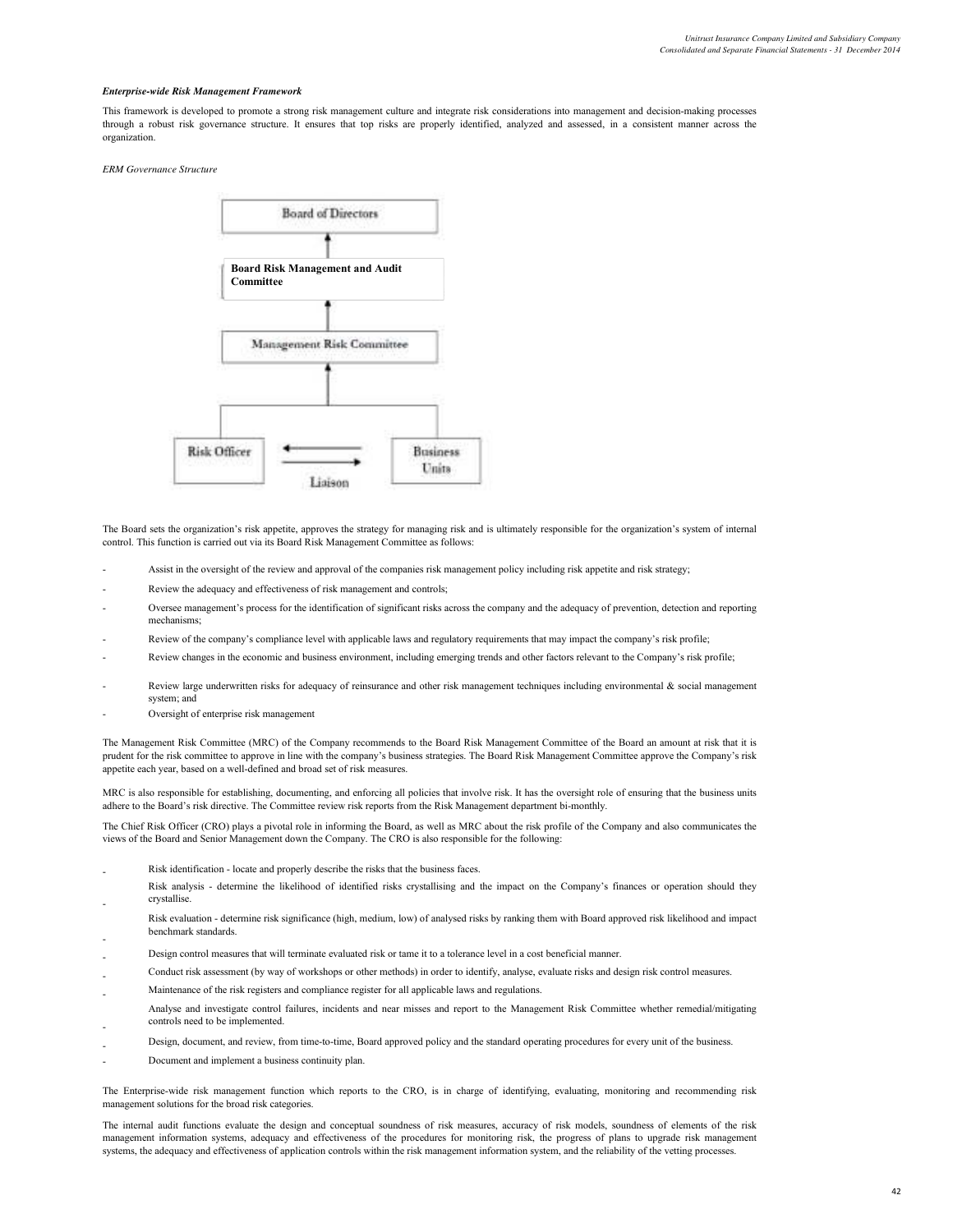***Enterprise-wide Risk Management Framework***

This framework is developed to promote a strong risk management culture and integrate risk considerations into management and decision-making processes through a robust risk governance structure. It ensures that top risks are properly identified, analyzed and assessed, in a consistent manner across the organization.

*ERM Governance Structure*

Board of Directors

↑

**Board Risk Management and Audit Committee**

↑

Management Risk Committee

↑

Risk Officer ⇄ Business Units

Liaison

The Board sets the organization's risk appetite, approves the strategy for managing risk and is ultimately responsible for the organization's system of internal control. This function is carried out via its Board Risk Management Committee as follows:

- Assist in the oversight of the review and approval of the companies risk management policy including risk appetite and risk strategy;
- Review the adequacy and effectiveness of risk management and controls;
- Oversee management's process for the identification of significant risks across the company and the adequacy of prevention, detection and reporting mechanisms;
- Review of the company's compliance level with applicable laws and regulatory requirements that may impact the company's risk profile;
- Review changes in the economic and business environment, including emerging trends and other factors relevant to the Company's risk profile;
- Review large underwritten risks for adequacy of reinsurance and other risk management techniques including environmental & social management system; and
- Oversight of enterprise risk management

The Management Risk Committee (MRC) of the Company recommends to the Board Risk Management Committee of the Board an amount at risk that it is prudent for the risk committee to approve in line with the company's business strategies. The Board Risk Management Committee approve the Company's risk appetite each year, based on a well-defined and broad set of risk measures.

MRC is also responsible for establishing, documenting, and enforcing all policies that involve risk. It has the oversight role of ensuring that the business units adhere to the Board's risk directive. The Committee review risk reports from the Risk Management department bi-monthly.

The Chief Risk Officer (CRO) plays a pivotal role in informing the Board, as well as MRC about the risk profile of the Company and also communicates the views of the Board and Senior Management down the Company. The CRO is also responsible for the following:

- Risk identification - locate and properly describe the risks that the business faces.
- Risk analysis - determine the likelihood of identified risks crystallising and the impact on the Company's finances or operation should they crystallise.
- Risk evaluation - determine risk significance (high, medium, low) of analysed risks by ranking them with Board approved risk likelihood and impact benchmark standards.
- Design control measures that will terminate evaluated risk or tame it to a tolerance level in a cost beneficial manner.
- Conduct risk assessment (by way of workshops or other methods) in order to identify, analyse, evaluate risks and design risk control measures.
- Maintenance of the risk registers and compliance register for all applicable laws and regulations.
- Analyse and investigate control failures, incidents and near misses and report to the Management Risk Committee whether remedial/mitigating controls need to be implemented.
- Design, document, and review, from time-to-time, Board approved policy and the standard operating procedures for every unit of the business.
- Document and implement a business continuity plan.

The Enterprise-wide risk management function which reports to the CRO, is in charge of identifying, evaluating, monitoring and recommending risk management solutions for the broad risk categories.

The internal audit functions evaluate the design and conceptual soundness of risk measures, accuracy of risk models, soundness of elements of the risk management information systems, adequacy and effectiveness of the procedures for monitoring risk, the progress of plans to upgrade risk management systems, the adequacy and effectiveness of application controls within the risk management information system, and the reliability of the vetting processes.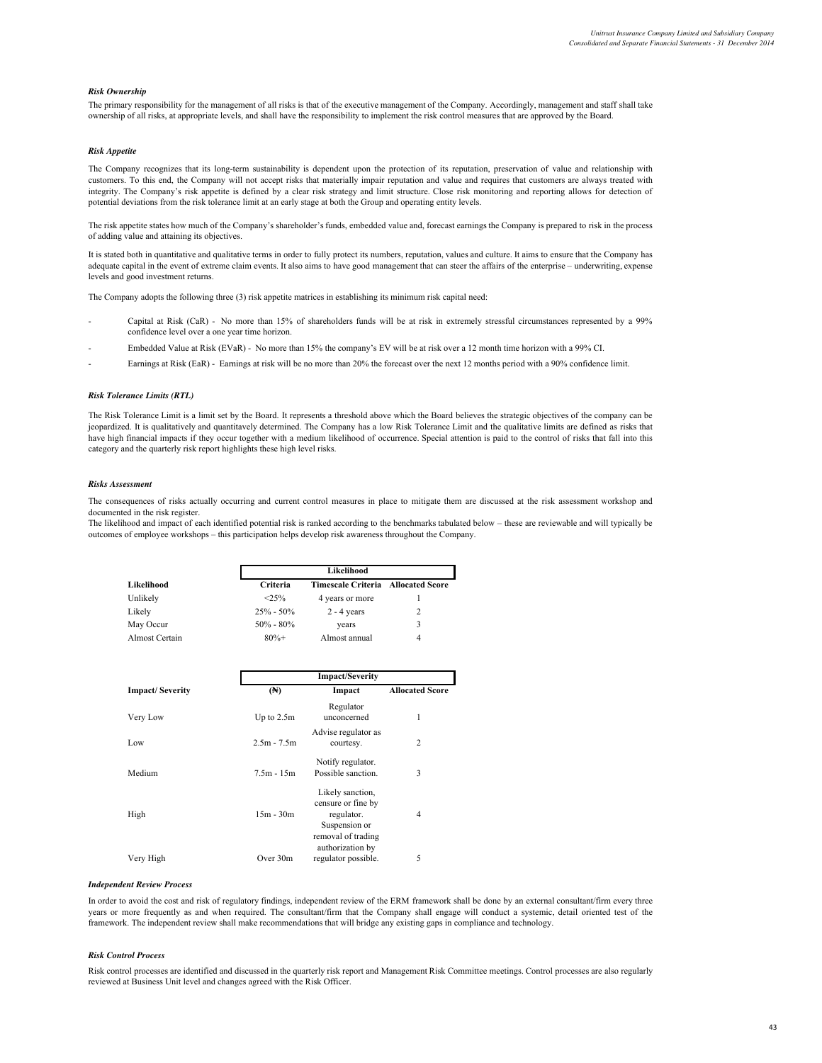### *Risk Ownership*

The primary responsibility for the management of all risks is that of the executive management of the Company. Accordingly, management and staff shall take ownership of all risks, at appropriate levels, and shall have the responsibility to implement the risk control measures that are approved by the Board.

### *Risk Appetite*

The Company recognizes that its long-term sustainability is dependent upon the protection of its reputation, preservation of value and relationship with customers. To this end, the Company will not accept risks that materially impair reputation and value and requires that customers are always treated with integrity. The Company's risk appetite is defined by a clear risk strategy and limit structure. Close risk monitoring and reporting allows for detection of potential deviations from the risk tolerance limit at an early stage at both the Group and operating entity levels.

The risk appetite states how much of the Company's shareholder's funds, embedded value and, forecast earnings the Company is prepared to risk in the process of adding value and attaining its objectives.

It is stated both in quantitative and qualitative terms in order to fully protect its numbers, reputation, values and culture. It aims to ensure that the Company has adequate capital in the event of extreme claim events. It also aims to have good management that can steer the affairs of the enterprise – underwriting, expense levels and good investment returns.

The Company adopts the following three (3) risk appetite matrices in establishing its minimum risk capital need:

- Capital at Risk (CaR) - No more than 15% of shareholders funds will be at risk in extremely stressful circumstances represented by a 99% confidence level over a one year time horizon.
- Embedded Value at Risk (EVaR) - No more than 15% the company's EV will be at risk over a 12 month time horizon with a 99% CI.
- Earnings at Risk (EaR) - Earnings at risk will be no more than 20% the forecast over the next 12 months period with a 90% confidence limit.

### *Risk Tolerance Limits (RTL)*

The Risk Tolerance Limit is a limit set by the Board. It represents a threshold above which the Board believes the strategic objectives of the company can be jeopardized. It is qualitatively and quantitavely determined. The Company has a low Risk Tolerance Limit and the qualitative limits are defined as risks that have high financial impacts if they occur together with a medium likelihood of occurrence. Special attention is paid to the control of risks that fall into this category and the quarterly risk report highlights these high level risks.

### *Risks Assessment*

The consequences of risks actually occurring and current control measures in place to mitigate them are discussed at the risk assessment workshop and documented in the risk register.
The likelihood and impact of each identified potential risk is ranked according to the benchmarks tabulated below – these are reviewable and will typically be outcomes of employee workshops – this participation helps develop risk awareness throughout the Company.

| | Likelihood | | |
|---|---|---|---|
| **Likelihood** | **Criteria** | **Timescale Criteria** | **Allocated Score** |
| Unlikely | <25% | 4 years or more | 1 |
| Likely | 25% - 50% | 2 - 4 years | 2 |
| May Occur | 50% - 80% | years | 3 |
| Almost Certain | 80%+ | Almost annual | 4 |

| | Impact/Severity | | |
|---|---|---|---|
| **Impact/ Severity** | **(₦)** | **Impact** | **Allocated Score** |
| Very Low | Up to 2.5m | Regulator unconcerned | 1 |
| Low | 2.5m - 7.5m | Advise regulator as courtesy. | 2 |
| Medium | 7.5m - 15m | Notify regulator. Possible sanction. | 3 |
| High | 15m - 30m | Likely sanction, censure or fine by regulator. | 4 |
| Very High | Over 30m | Suspension or removal of trading authorization by regulator possible. | 5 |

### *Independent Review Process*

In order to avoid the cost and risk of regulatory findings, independent review of the ERM framework shall be done by an external consultant/firm every three years or more frequently as and when required. The consultant/firm that the Company shall engage will conduct a systemic, detail oriented test of the framework. The independent review shall make recommendations that will bridge any existing gaps in compliance and technology.

### *Risk Control Process*

Risk control processes are identified and discussed in the quarterly risk report and Management Risk Committee meetings. Control processes are also regularly reviewed at Business Unit level and changes agreed with the Risk Officer.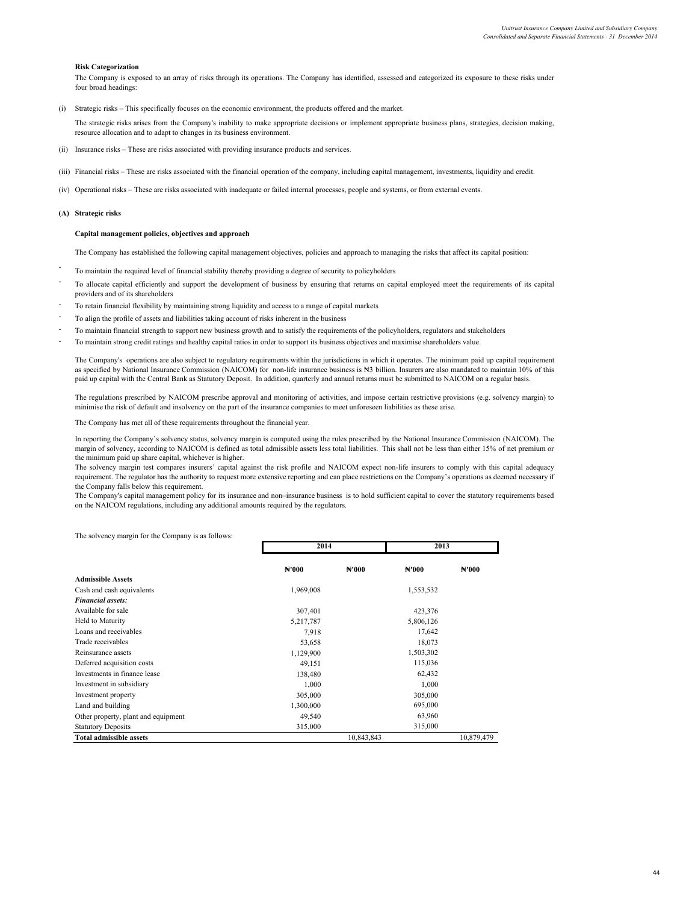### Risk Categorization

The Company is exposed to an array of risks through its operations. The Company has identified, assessed and categorized its exposure to these risks under four broad headings:

(i) Strategic risks – This specifically focuses on the economic environment, the products offered and the market.

The strategic risks arises from the Company's inability to make appropriate decisions or implement appropriate business plans, strategies, decision making, resource allocation and to adapt to changes in its business environment.

(ii) Insurance risks – These are risks associated with providing insurance products and services.

(iii) Financial risks – These are risks associated with the financial operation of the company, including capital management, investments, liquidity and credit.

(iv) Operational risks – These are risks associated with inadequate or failed internal processes, people and systems, or from external events.

### (A) Strategic risks

#### Capital management policies, objectives and approach

The Company has established the following capital management objectives, policies and approach to managing the risks that affect its capital position:

- To maintain the required level of financial stability thereby providing a degree of security to policyholders
- To allocate capital efficiently and support the development of business by ensuring that returns on capital employed meet the requirements of its capital providers and of its shareholders
- To retain financial flexibility by maintaining strong liquidity and access to a range of capital markets
- To align the profile of assets and liabilities taking account of risks inherent in the business
- To maintain financial strength to support new business growth and to satisfy the requirements of the policyholders, regulators and stakeholders
- To maintain strong credit ratings and healthy capital ratios in order to support its business objectives and maximise shareholders value.

The Company's operations are also subject to regulatory requirements within the jurisdictions in which it operates. The minimum paid up capital requirement as specified by National Insurance Commission (NAICOM) for non-life insurance business is ₦3 billion. Insurers are also mandated to maintain 10% of this paid up capital with the Central Bank as Statutory Deposit. In addition, quarterly and annual returns must be submitted to NAICOM on a regular basis.

The regulations prescribed by NAICOM prescribe approval and monitoring of activities, and impose certain restrictive provisions (e.g. solvency margin) to minimise the risk of default and insolvency on the part of the insurance companies to meet unforeseen liabilities as these arise.

The Company has met all of these requirements throughout the financial year.

In reporting the Company's solvency status, solvency margin is computed using the rules prescribed by the National Insurance Commission (NAICOM). The margin of solvency, according to NAICOM is defined as total admissible assets less total liabilities. This shall not be less than either 15% of net premium or the minimum paid up share capital, whichever is higher.

The solvency margin test compares insurers' capital against the risk profile and NAICOM expect non-life insurers to comply with this capital adequacy requirement. The regulator has the authority to request more extensive reporting and can place restrictions on the Company's operations as deemed necessary if the Company falls below this requirement.

The Company's capital management policy for its insurance and non–insurance business is to hold sufficient capital to cover the statutory requirements based on the NAICOM regulations, including any additional amounts required by the regulators.

The solvency margin for the Company is as follows:

| | 2014 | | 2013 | |
|---|---|---|---|---|
| | ₦'000 | ₦'000 | ₦'000 | ₦'000 |
| **Admissible Assets** | | | | |
| Cash and cash equivalents | 1,969,008 | | 1,553,532 | |
| ***Financial assets:*** | | | | |
| Available for sale | 307,401 | | 423,376 | |
| Held to Maturity | 5,217,787 | | 5,806,126 | |
| Loans and receivables | 7,918 | | 17,642 | |
| Trade receivables | 53,658 | | 18,073 | |
| Reinsurance assets | 1,129,900 | | 1,503,302 | |
| Deferred acquisition costs | 49,151 | | 115,036 | |
| Investments in finance lease | 138,480 | | 62,432 | |
| Investment in subsidiary | 1,000 | | 1,000 | |
| Investment property | 305,000 | | 305,000 | |
| Land and building | 1,300,000 | | 695,000 | |
| Other property, plant and equipment | 49,540 | | 63,960 | |
| Statutory Deposits | 315,000 | | 315,000 | |
| **Total admissible assets** | | 10,843,843 | | 10,879,479 |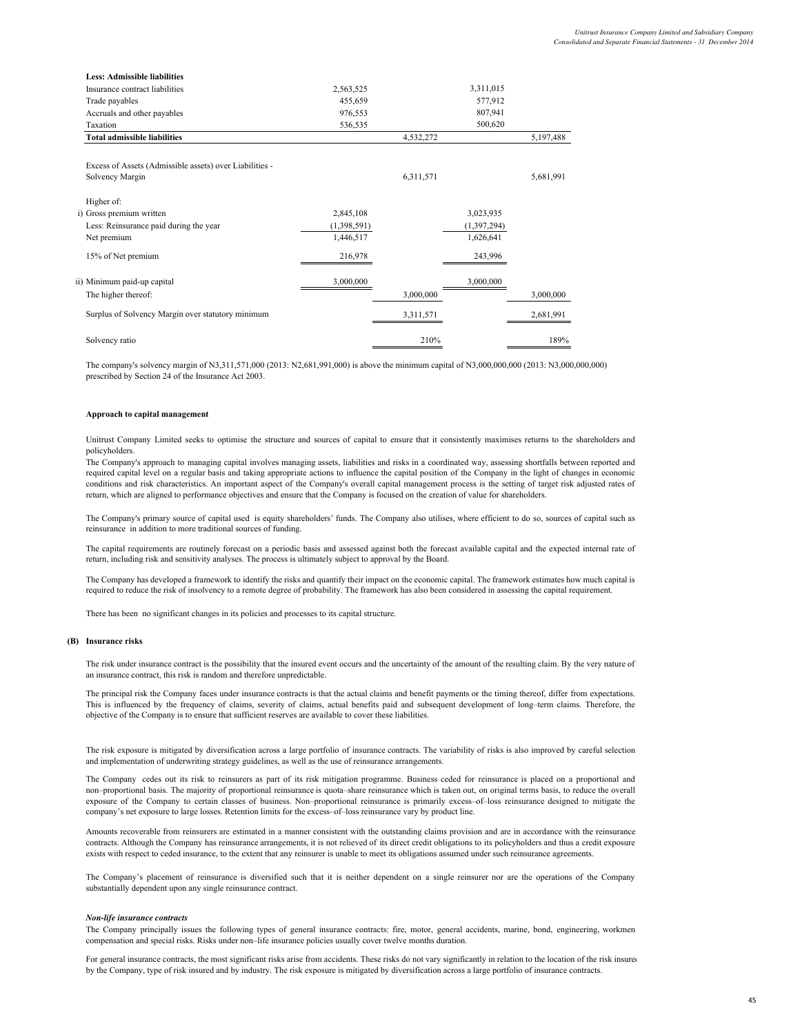| | | | | |
|---|---|---|---|---|
| **Less: Admissible liabilities** | | | | |
| Insurance contract liabilities | 2,563,525 | | 3,311,015 | |
| Trade payables | 455,659 | | 577,912 | |
| Accruals and other payables | 976,553 | | 807,941 | |
| Taxation | 536,535 | | 500,620 | |
| **Total admissible liabilities** | | 4,532,272 | | 5,197,488 |
| Excess of Assets (Admissible assets) over Liabilities - Solvency Margin | | 6,311,571 | | 5,681,991 |
| Higher of: | | | | |
| i) Gross premium written | 2,845,108 | | 3,023,935 | |
| Less: Reinsurance paid during the year | (1,398,591) | | (1,397,294) | |
| Net premium | 1,446,517 | | 1,626,641 | |
| 15% of Net premium | 216,978 | | 243,996 | |
| ii) Minimum paid-up capital | 3,000,000 | | 3,000,000 | |
| The higher thereof: | | 3,000,000 | | 3,000,000 |
| Surplus of Solvency Margin over statutory minimum | | 3,311,571 | | 2,681,991 |
| Solvency ratio | | 210% | | 189% |

The company's solvency margin of N3,311,571,000 (2013: N2,681,991,000) is above the minimum capital of N3,000,000,000 (2013: N3,000,000,000) prescribed by Section 24 of the Insurance Act 2003.

**Approach to capital management**

Unitrust Company Limited seeks to optimise the structure and sources of capital to ensure that it consistently maximises returns to the shareholders and policyholders.

The Company's approach to managing capital involves managing assets, liabilities and risks in a coordinated way, assessing shortfalls between reported and required capital level on a regular basis and taking appropriate actions to influence the capital position of the Company in the light of changes in economic conditions and risk characteristics. An important aspect of the Company's overall capital management process is the setting of target risk adjusted rates of return, which are aligned to performance objectives and ensure that the Company is focused on the creation of value for shareholders.

The Company's primary source of capital used is equity shareholders' funds. The Company also utilises, where efficient to do so, sources of capital such as reinsurance in addition to more traditional sources of funding.

The capital requirements are routinely forecast on a periodic basis and assessed against both the forecast available capital and the expected internal rate of return, including risk and sensitivity analyses. The process is ultimately subject to approval by the Board.

The Company has developed a framework to identify the risks and quantify their impact on the economic capital. The framework estimates how much capital is required to reduce the risk of insolvency to a remote degree of probability. The framework has also been considered in assessing the capital requirement.

There has been no significant changes in its policies and processes to its capital structure.

**(B) Insurance risks**

The risk under insurance contract is the possibility that the insured event occurs and the uncertainty of the amount of the resulting claim. By the very nature of an insurance contract, this risk is random and therefore unpredictable.

The principal risk the Company faces under insurance contracts is that the actual claims and benefit payments or the timing thereof, differ from expectations. This is influenced by the frequency of claims, severity of claims, actual benefits paid and subsequent development of long–term claims. Therefore, the objective of the Company is to ensure that sufficient reserves are available to cover these liabilities.

The risk exposure is mitigated by diversification across a large portfolio of insurance contracts. The variability of risks is also improved by careful selection and implementation of underwriting strategy guidelines, as well as the use of reinsurance arrangements.

The Company cedes out its risk to reinsurers as part of its risk mitigation programme. Business ceded for reinsurance is placed on a proportional and non–proportional basis. The majority of proportional reinsurance is quota–share reinsurance which is taken out, on original terms basis, to reduce the overall exposure of the Company to certain classes of business. Non–proportional reinsurance is primarily excess–of–loss reinsurance designed to mitigate the company's net exposure to large losses. Retention limits for the excess–of–loss reinsurance vary by product line.

Amounts recoverable from reinsurers are estimated in a manner consistent with the outstanding claims provision and are in accordance with the reinsurance contracts. Although the Company has reinsurance arrangements, it is not relieved of its direct credit obligations to its policyholders and thus a credit exposure exists with respect to ceded insurance, to the extent that any reinsurer is unable to meet its obligations assumed under such reinsurance agreements.

The Company's placement of reinsurance is diversified such that it is neither dependent on a single reinsurer nor are the operations of the Company substantially dependent upon any single reinsurance contract.

***Non-life insurance contracts***

The Company principally issues the following types of general insurance contracts: fire, motor, general accidents, marine, bond, engineering, workmen compensation and special risks. Risks under non–life insurance policies usually cover twelve months duration.

For general insurance contracts, the most significant risks arise from accidents. These risks do not vary significantly in relation to the location of the risk insured by the Company, type of risk insured and by industry. The risk exposure is mitigated by diversification across a large portfolio of insurance contracts.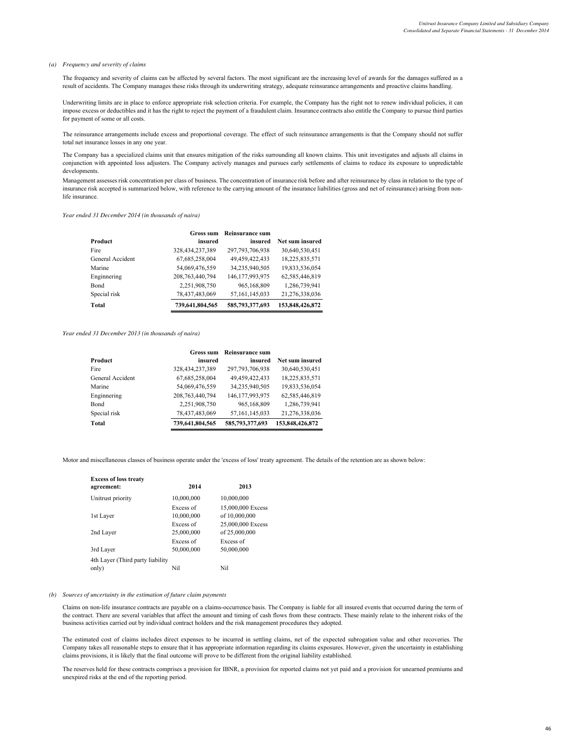*(a) Frequency and severity of claims*

The frequency and severity of claims can be affected by several factors. The most significant are the increasing level of awards for the damages suffered as a result of accidents. The Company manages these risks through its underwriting strategy, adequate reinsurance arrangements and proactive claims handling.

Underwriting limits are in place to enforce appropriate risk selection criteria. For example, the Company has the right not to renew individual policies, it can impose excess or deductibles and it has the right to reject the payment of a fraudulent claim. Insurance contracts also entitle the Company to pursue third parties for payment of some or all costs.

The reinsurance arrangements include excess and proportional coverage. The effect of such reinsurance arrangements is that the Company should not suffer total net insurance losses in any one year.

The Company has a specialized claims unit that ensures mitigation of the risks surrounding all known claims. This unit investigates and adjusts all claims in conjunction with appointed loss adjusters. The Company actively manages and pursues early settlements of claims to reduce its exposure to unpredictable developments.

Management assesses risk concentration per class of business. The concentration of insurance risk before and after reinsurance by class in relation to the type of insurance risk accepted is summarized below, with reference to the carrying amount of the insurance liabilities (gross and net of reinsurance) arising from non-life insurance.

*Year ended 31 December 2014 (in thousands of naira)*

| Product | Gross sum insured | Reinsurance sum insured | Net sum insured |
|---|---|---|---|
| Fire | 328,434,237,389 | 297,793,706,938 | 30,640,530,451 |
| General Accident | 67,685,258,004 | 49,459,422,433 | 18,225,835,571 |
| Marine | 54,069,476,559 | 34,235,940,505 | 19,833,536,054 |
| Enginnering | 208,763,440,794 | 146,177,993,975 | 62,585,446,819 |
| Bond | 2,251,908,750 | 965,168,809 | 1,286,739,941 |
| Special risk | 78,437,483,069 | 57,161,145,033 | 21,276,338,036 |
| **Total** | **739,641,804,565** | **585,793,377,693** | **153,848,426,872** |

*Year ended 31 December 2013 (in thousands of naira)*

| Product | Gross sum insured | Reinsurance sum insured | Net sum insured |
|---|---|---|---|
| Fire | 328,434,237,389 | 297,793,706,938 | 30,640,530,451 |
| General Accident | 67,685,258,004 | 49,459,422,433 | 18,225,835,571 |
| Marine | 54,069,476,559 | 34,235,940,505 | 19,833,536,054 |
| Enginnering | 208,763,440,794 | 146,177,993,975 | 62,585,446,819 |
| Bond | 2,251,908,750 | 965,168,809 | 1,286,739,941 |
| Special risk | 78,437,483,069 | 57,161,145,033 | 21,276,338,036 |
| **Total** | **739,641,804,565** | **585,793,377,693** | **153,848,426,872** |

Motor and miscellaneous classes of business operate under the 'excess of loss' treaty agreement. The details of the retention are as shown below:

| Excess of loss treaty agreement: | 2014 | 2013 |
|---|---|---|
| Unitrust priority | 10,000,000 | 10,000,000 |
| 1st Layer | Excess of 10,000,000 | 15,000,000 Excess of 10,000,000 |
| 2nd Layer | Excess of 25,000,000 | 25,000,000 Excess of 25,000,000 |
| 3rd Layer | Excess of 50,000,000 | Excess of 50,000,000 |
| 4th Layer (Third party liability only) | Nil | Nil |

*(b) Sources of uncertainty in the estimation of future claim payments*

Claims on non-life insurance contracts are payable on a claims-occurrence basis. The Company is liable for all insured events that occurred during the term of the contract. There are several variables that affect the amount and timing of cash flows from these contracts. These mainly relate to the inherent risks of the business activities carried out by individual contract holders and the risk management procedures they adopted.

The estimated cost of claims includes direct expenses to be incurred in settling claims, net of the expected subrogation value and other recoveries. The Company takes all reasonable steps to ensure that it has appropriate information regarding its claims exposures. However, given the uncertainty in establishing claims provisions, it is likely that the final outcome will prove to be different from the original liability established.

The reserves held for these contracts comprises a provision for IBNR, a provision for reported claims not yet paid and a provision for unearned premiums and unexpired risks at the end of the reporting period.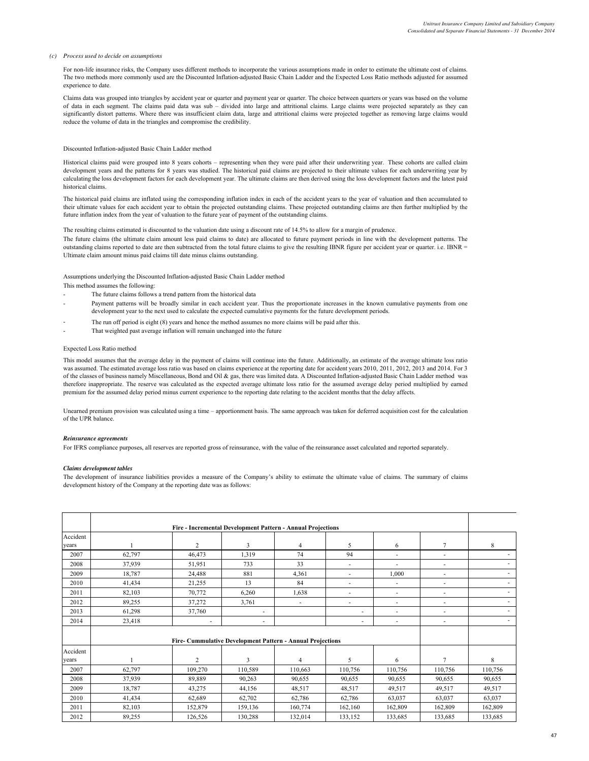*(c) Process used to decide on assumptions*

For non-life insurance risks, the Company uses different methods to incorporate the various assumptions made in order to estimate the ultimate cost of claims. The two methods more commonly used are the Discounted Inflation-adjusted Basic Chain Ladder and the Expected Loss Ratio methods adjusted for assumed experience to date.

Claims data was grouped into triangles by accident year or quarter and payment year or quarter. The choice between quarters or years was based on the volume of data in each segment. The claims paid data was sub – divided into large and attritional claims. Large claims were projected separately as they can significantly distort patterns. Where there was insufficient claim data, large and attritional claims were projected together as removing large claims would reduce the volume of data in the triangles and compromise the credibility.

Discounted Inflation-adjusted Basic Chain Ladder method

Historical claims paid were grouped into 8 years cohorts – representing when they were paid after their underwriting year. These cohorts are called claim development years and the patterns for 8 years was studied. The historical paid claims are projected to their ultimate values for each underwriting year by calculating the loss development factors for each development year. The ultimate claims are then derived using the loss development factors and the latest paid historical claims.

The historical paid claims are inflated using the corresponding inflation index in each of the accident years to the year of valuation and then accumulated to their ultimate values for each accident year to obtain the projected outstanding claims. These projected outstanding claims are then further multiplied by the future inflation index from the year of valuation to the future year of payment of the outstanding claims.

The resulting claims estimated is discounted to the valuation date using a discount rate of 14.5% to allow for a margin of prudence.

The future claims (the ultimate claim amount less paid claims to date) are allocated to future payment periods in line with the development patterns. The outstanding claims reported to date are then subtracted from the total future claims to give the resulting IBNR figure per accident year or quarter. i.e. IBNR = Ultimate claim amount minus paid claims till date minus claims outstanding.

Assumptions underlying the Discounted Inflation-adjusted Basic Chain Ladder method

This method assumes the following:

- The future claims follows a trend pattern from the historical data
- Payment patterns will be broadly similar in each accident year. Thus the proportionate increases in the known cumulative payments from one development year to the next used to calculate the expected cumulative payments for the future development periods.
- The run off period is eight (8) years and hence the method assumes no more claims will be paid after this.
- That weighted past average inflation will remain unchanged into the future

Expected Loss Ratio method

This model assumes that the average delay in the payment of claims will continue into the future. Additionally, an estimate of the average ultimate loss ratio was assumed. The estimated average loss ratio was based on claims experience at the reporting date for accident years 2010, 2011, 2012, 2013 and 2014. For 3 of the classes of business namely Miscellaneous, Bond and Oil & gas, there was limited data. A Discounted Inflation-adjusted Basic Chain Ladder method was therefore inappropriate. The reserve was calculated as the expected average ultimate loss ratio for the assumed average delay period multiplied by earned premium for the assumed delay period minus current experience to the reporting date relating to the accident months that the delay affects.

Unearned premium provision was calculated using a time – apportionment basis. The same approach was taken for deferred acquisition cost for the calculation of the UPR balance.

***Reinsurance agreements***

For IFRS compliance purposes, all reserves are reported gross of reinsurance, with the value of the reinsurance asset calculated and reported separately.

***Claims development tables***

The development of insurance liabilities provides a measure of the Company's ability to estimate the ultimate value of claims. The summary of claims development history of the Company at the reporting date was as follows:

**Fire - Incremental Development Pattern - Annual Projections**

| Accident years | 1 | 2 | 3 | 4 | 5 | 6 | 7 | 8 |
|---|---|---|---|---|---|---|---|---|
| 2007 | 62,797 | 46,473 | 1,319 | 74 | 94 | - | - | - |
| 2008 | 37,939 | 51,951 | 733 | 33 | - | - | - | - |
| 2009 | 18,787 | 24,488 | 881 | 4,361 | - | 1,000 | - | - |
| 2010 | 41,434 | 21,255 | 13 | 84 | - | - | - | - |
| 2011 | 82,103 | 70,772 | 6,260 | 1,638 | - | - | - | - |
| 2012 | 89,255 | 37,272 | 3,761 | - | - | - | - | - |
| 2013 | 61,298 | 37,760 | - | | - | - | - | - |
| 2014 | 23,418 | - | - | | - | - | - | - |

**Fire- Cummulative Development Pattern - Annual Projections**

| Accident years | 1 | 2 | 3 | 4 | 5 | 6 | 7 | 8 |
|---|---|---|---|---|---|---|---|---|
| 2007 | 62,797 | 109,270 | 110,589 | 110,663 | 110,756 | 110,756 | 110,756 | 110,756 |
| 2008 | 37,939 | 89,889 | 90,263 | 90,655 | 90,655 | 90,655 | 90,655 | 90,655 |
| 2009 | 18,787 | 43,275 | 44,156 | 48,517 | 48,517 | 49,517 | 49,517 | 49,517 |
| 2010 | 41,434 | 62,689 | 62,702 | 62,786 | 62,786 | 63,037 | 63,037 | 63,037 |
| 2011 | 82,103 | 152,879 | 159,136 | 160,774 | 162,160 | 162,809 | 162,809 | 162,809 |
| 2012 | 89,255 | 126,526 | 130,288 | 132,014 | 133,152 | 133,685 | 133,685 | 133,685 |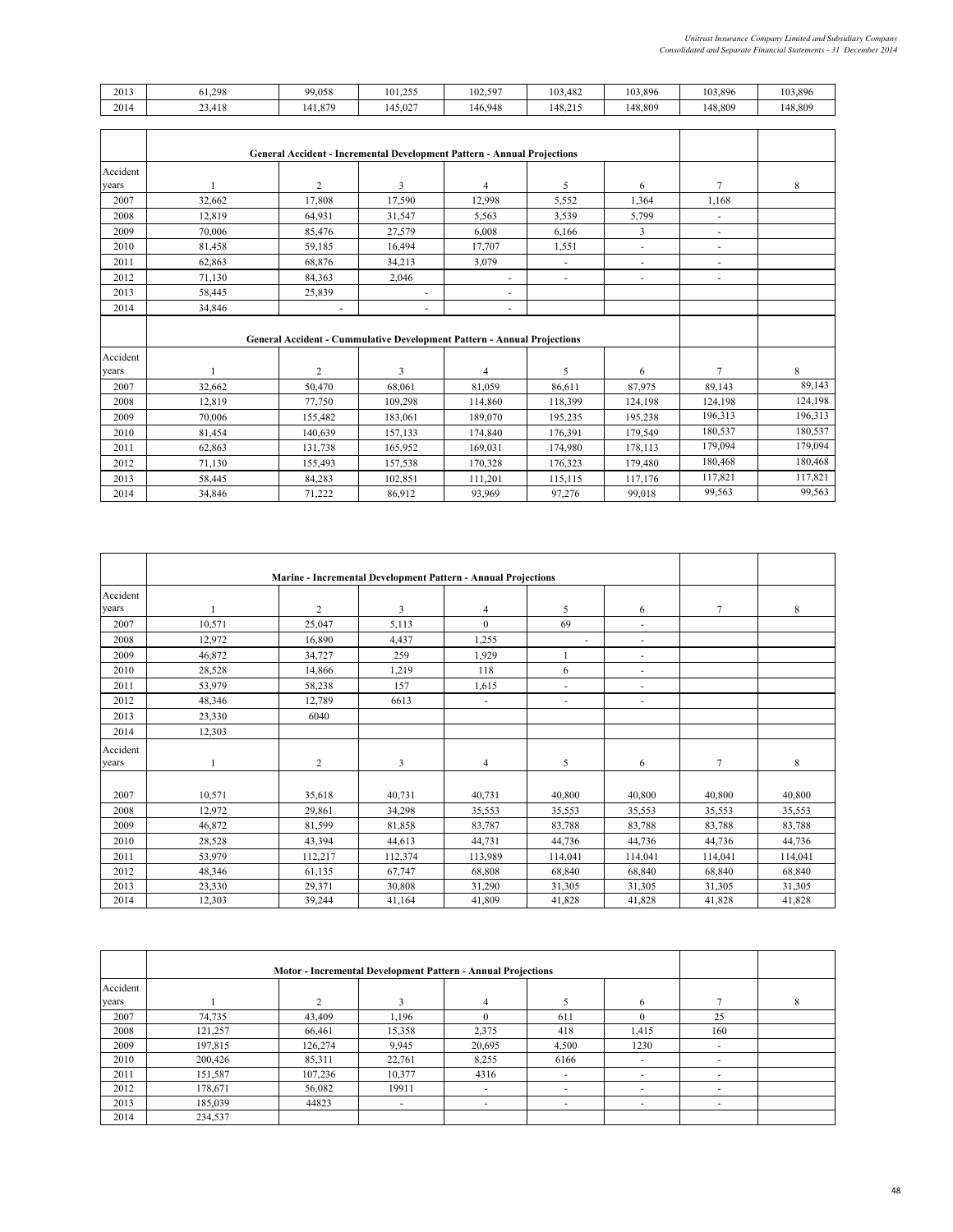| | | | | | | | | |
|---|---|---|---|---|---|---|---|---|
| 2013 | 61,298 | 99,058 | 101,255 | 102,597 | 103,482 | 103,896 | 103,896 | 103,896 |
| 2014 | 23,418 | 141,879 | 145,027 | 146,948 | 148,215 | 148,809 | 148,809 | 148,809 |

| | General Accident - Incremental Development Pattern - Annual Projections | | | | | | | |
|---|---|---|---|---|---|---|---|---|
| Accident years | 1 | 2 | 3 | 4 | 5 | 6 | 7 | 8 |
| 2007 | 32,662 | 17,808 | 17,590 | 12,998 | 5,552 | 1,364 | 1,168 | |
| 2008 | 12,819 | 64,931 | 31,547 | 5,563 | 3,539 | 5,799 | - | |
| 2009 | 70,006 | 85,476 | 27,579 | 6,008 | 6,166 | 3 | - | |
| 2010 | 81,458 | 59,185 | 16,494 | 17,707 | 1,551 | - | - | |
| 2011 | 62,863 | 68,876 | 34,213 | 3,079 | - | - | - | |
| 2012 | 71,130 | 84,363 | 2,046 | - | - | - | - | |
| 2013 | 58,445 | 25,839 | - | - | | | | |
| 2014 | 34,846 | - | - | - | | | | |

| | General Accident - Cummulative Development Pattern - Annual Projections | | | | | | | |
|---|---|---|---|---|---|---|---|---|
| Accident years | 1 | 2 | 3 | 4 | 5 | 6 | 7 | 8 |
| 2007 | 32,662 | 50,470 | 68,061 | 81,059 | 86,611 | 87,975 | 89,143 | 89,143 |
| 2008 | 12,819 | 77,750 | 109,298 | 114,860 | 118,399 | 124,198 | 124,198 | 124,198 |
| 2009 | 70,006 | 155,482 | 183,061 | 189,070 | 195,235 | 195,238 | 196,313 | 196,313 |
| 2010 | 81,454 | 140,639 | 157,133 | 174,840 | 176,391 | 179,549 | 180,537 | 180,537 |
| 2011 | 62,863 | 131,738 | 165,952 | 169,031 | 174,980 | 178,113 | 179,094 | 179,094 |
| 2012 | 71,130 | 155,493 | 157,538 | 170,328 | 176,323 | 179,480 | 180,468 | 180,468 |
| 2013 | 58,445 | 84,283 | 102,851 | 111,201 | 115,115 | 117,176 | 117,821 | 117,821 |
| 2014 | 34,846 | 71,222 | 86,912 | 93,969 | 97,276 | 99,018 | 99,563 | 99,563 |

| | Marine - Incremental Development Pattern - Annual Projections | | | | | | | |
|---|---|---|---|---|---|---|---|---|
| Accident years | 1 | 2 | 3 | 4 | 5 | 6 | 7 | 8 |
| 2007 | 10,571 | 25,047 | 5,113 | 0 | 69 | - | | |
| 2008 | 12,972 | 16,890 | 4,437 | 1,255 | - | - | | |
| 2009 | 46,872 | 34,727 | 259 | 1,929 | 1 | - | | |
| 2010 | 28,528 | 14,866 | 1,219 | 118 | 6 | - | | |
| 2011 | 53,979 | 58,238 | 157 | 1,615 | - | - | | |
| 2012 | 48,346 | 12,789 | 6613 | - | - | - | | |
| 2013 | 23,330 | 6040 | | | | | | |
| 2014 | 12,303 | | | | | | | |
| Accident years | 1 | 2 | 3 | 4 | 5 | 6 | 7 | 8 |
| 2007 | 10,571 | 35,618 | 40,731 | 40,731 | 40,800 | 40,800 | 40,800 | 40,800 |
| 2008 | 12,972 | 29,861 | 34,298 | 35,553 | 35,553 | 35,553 | 35,553 | 35,553 |
| 2009 | 46,872 | 81,599 | 81,858 | 83,787 | 83,788 | 83,788 | 83,788 | 83,788 |
| 2010 | 28,528 | 43,394 | 44,613 | 44,731 | 44,736 | 44,736 | 44,736 | 44,736 |
| 2011 | 53,979 | 112,217 | 112,374 | 113,989 | 114,041 | 114,041 | 114,041 | 114,041 |
| 2012 | 48,346 | 61,135 | 67,747 | 68,808 | 68,840 | 68,840 | 68,840 | 68,840 |
| 2013 | 23,330 | 29,371 | 30,808 | 31,290 | 31,305 | 31,305 | 31,305 | 31,305 |
| 2014 | 12,303 | 39,244 | 41,164 | 41,809 | 41,828 | 41,828 | 41,828 | 41,828 |

| | Motor - Incremental Development Pattern - Annual Projections | | | | | | | |
|---|---|---|---|---|---|---|---|---|
| Accident years | 1 | 2 | 3 | 4 | 5 | 6 | 7 | 8 |
| 2007 | 74,735 | 43,409 | 1,196 | 0 | 611 | 0 | 25 | |
| 2008 | 121,257 | 66,461 | 15,358 | 2,375 | 418 | 1,415 | 160 | |
| 2009 | 197,815 | 126,274 | 9,945 | 20,695 | 4,500 | 1230 | - | |
| 2010 | 200,426 | 85,311 | 22,761 | 8,255 | 6166 | - | - | |
| 2011 | 151,587 | 107,236 | 10,377 | 4316 | - | - | - | |
| 2012 | 178,671 | 56,082 | 19911 | - | - | - | - | |
| 2013 | 185,039 | 44823 | - | - | - | - | - | |
| 2014 | 234,537 | | | | | | | |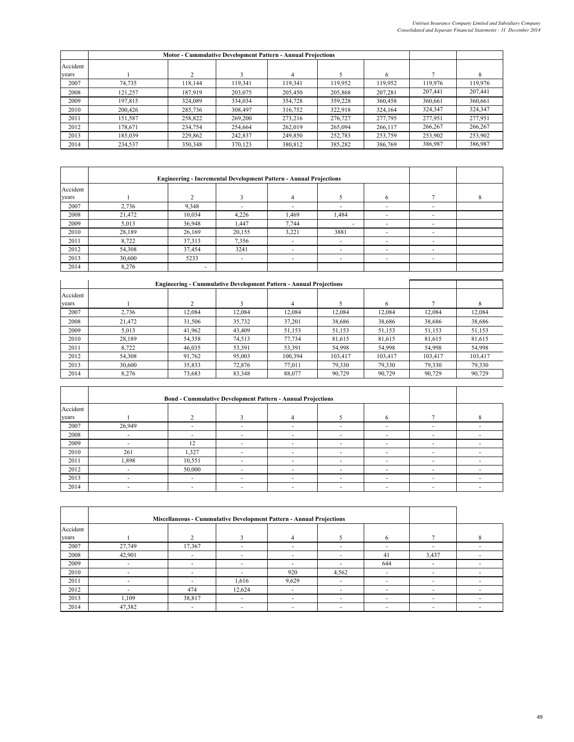| | Motor - Cummulative Development Pattern - Annual Projections | | | | | | |
|---|---|---|---|---|---|---|---|
| Accident years | 1 | 2 | 3 | 4 | 5 | 6 | 7 | 8 |
| 2007 | 74,735 | 118,144 | 119,341 | 119,341 | 119,952 | 119,952 | 119,976 | 119,976 |
| 2008 | 121,257 | 187,919 | 203,075 | 205,450 | 205,868 | 207,281 | 207,441 | 207,441 |
| 2009 | 197,815 | 324,089 | 334,034 | 354,728 | 359,228 | 360,458 | 360,661 | 360,661 |
| 2010 | 200,426 | 285,736 | 308,497 | 316,752 | 322,918 | 324,164 | 324,347 | 324,347 |
| 2011 | 151,587 | 258,822 | 269,200 | 273,216 | 276,727 | 277,795 | 277,951 | 277,951 |
| 2012 | 178,671 | 234,754 | 254,664 | 262,019 | 265,094 | 266,117 | 266,267 | 266,267 |
| 2013 | 185,039 | 229,862 | 242,837 | 249,850 | 252,783 | 253,759 | 253,902 | 253,902 |
| 2014 | 234,537 | 350,348 | 370,123 | 380,812 | 385,282 | 386,769 | 386,987 | 386,987 |

| | Engineering - Incremental Development Pattern - Annual Projections | | | | | | | |
|---|---|---|---|---|---|---|---|---|
| Accident years | 1 | 2 | 3 | 4 | 5 | 6 | 7 | 8 |
| 2007 | 2,736 | 9,348 | - | - | - | - | - | |
| 2008 | 21,472 | 10,034 | 4,226 | 1,469 | 1,484 | - | - | |
| 2009 | 5,013 | 36,948 | 1,447 | 7,744 | - | - | - | |
| 2010 | 28,189 | 26,169 | 20,155 | 3,221 | 3881 | - | - | |
| 2011 | 8,722 | 37,313 | 7,356 | - | - | - | - | |
| 2012 | 54,308 | 37,454 | 3241 | - | - | - | - | |
| 2013 | 30,600 | 5233 | - | - | - | - | - | |
| 2014 | 8,276 | - | | | | | | |

| | Engineering - Cummulative Development Pattern - Annual Projections | | | | | | | |
|---|---|---|---|---|---|---|---|---|
| Accident years | 1 | 2 | 3 | 4 | 5 | 6 | 7 | 8 |
| 2007 | 2,736 | 12,084 | 12,084 | 12,084 | 12,084 | 12,084 | 12,084 | 12,084 |
| 2008 | 21,472 | 31,506 | 35,732 | 37,201 | 38,686 | 38,686 | 38,686 | 38,686 |
| 2009 | 5,013 | 41,962 | 43,409 | 51,153 | 51,153 | 51,153 | 51,153 | 51,153 |
| 2010 | 28,189 | 54,358 | 74,513 | 77,734 | 81,615 | 81,615 | 81,615 | 81,615 |
| 2011 | 8,722 | 46,035 | 53,391 | 53,391 | 54,998 | 54,998 | 54,998 | 54,998 |
| 2012 | 54,308 | 91,762 | 95,003 | 100,394 | 103,417 | 103,417 | 103,417 | 103,417 |
| 2013 | 30,600 | 35,833 | 72,876 | 77,011 | 79,330 | 79,330 | 79,330 | 79,330 |
| 2014 | 8,276 | 73,683 | 83,348 | 88,077 | 90,729 | 90,729 | 90,729 | 90,729 |

| | Bond - Cummulative Development Pattern - Annual Projections | | | | | | | |
|---|---|---|---|---|---|---|---|---|
| Accident years | 1 | 2 | 3 | 4 | 5 | 6 | 7 | 8 |
| 2007 | 26,949 | - | - | - | - | - | - | - |
| 2008 | - | - | - | - | - | - | - | - |
| 2009 | - | 12 | - | - | - | - | - | - |
| 2010 | 261 | 1,327 | - | - | - | - | - | - |
| 2011 | 1,898 | 10,551 | - | - | - | - | - | - |
| 2012 | - | 50,000 | - | - | - | - | - | - |
| 2013 | - | - | - | - | - | - | - | - |
| 2014 | - | - | - | - | - | - | - | - |

| | Miscellaneous - Cummulative Development Pattern - Annual Projections | | | | | | | |
|---|---|---|---|---|---|---|---|---|
| Accident years | 1 | 2 | 3 | 4 | 5 | 6 | 7 | 8 |
| 2007 | 27,749 | 17,367 | - | - | - | - | - | - |
| 2008 | 42,901 | - | - | - | - | 41 | 3,437 | - |
| 2009 | - | - | - | - | - | 644 | - | - |
| 2010 | - | - | - | 920 | 4,562 | - | - | - |
| 2011 | - | - | 1,616 | 9,629 | - | - | - | - |
| 2012 | - | 474 | 12,624 | - | - | - | - | - |
| 2013 | 1,109 | 38,817 | - | - | - | - | - | - |
| 2014 | 47,382 | - | - | - | - | - | - | - |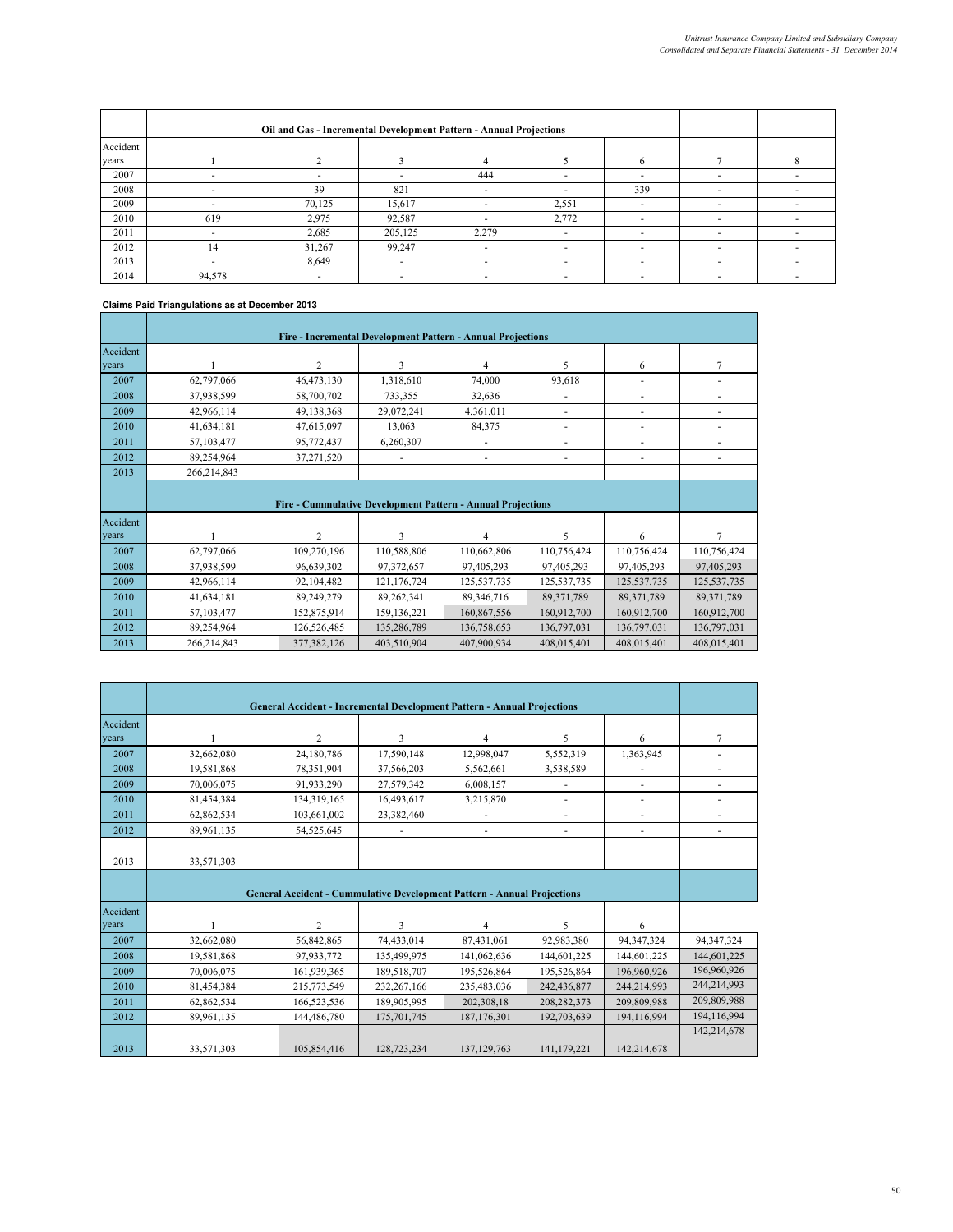| | Oil and Gas - Incremental Development Pattern - Annual Projections | | | | | | | |
|---|---|---|---|---|---|---|---|---|
| Accident years | 1 | 2 | 3 | 4 | 5 | 6 | 7 | 8 |
| 2007 | - | - | - | 444 | - | - | - | - |
| 2008 | - | 39 | 821 | - | - | 339 | - | - |
| 2009 | - | 70,125 | 15,617 | - | 2,551 | - | - | - |
| 2010 | 619 | 2,975 | 92,587 | - | 2,772 | - | - | - |
| 2011 | - | 2,685 | 205,125 | 2,279 | - | - | - | - |
| 2012 | 14 | 31,267 | 99,247 | - | - | - | - | - |
| 2013 | - | 8,649 | - | - | - | - | - | - |
| 2014 | 94,578 | - | - | - | - | - | - | - |

**Claims Paid Triangulations as at December 2013**

| | Fire - Incremental Development Pattern - Annual Projections | | | | | | |
|---|---|---|---|---|---|---|---|
| Accident years | 1 | 2 | 3 | 4 | 5 | 6 | 7 |
| 2007 | 62,797,066 | 46,473,130 | 1,318,610 | 74,000 | 93,618 | - | - |
| 2008 | 37,938,599 | 58,700,702 | 733,355 | 32,636 | - | - | - |
| 2009 | 42,966,114 | 49,138,368 | 29,072,241 | 4,361,011 | - | - | - |
| 2010 | 41,634,181 | 47,615,097 | 13,063 | 84,375 | - | - | - |
| 2011 | 57,103,477 | 95,772,437 | 6,260,307 | - | - | - | - |
| 2012 | 89,254,964 | 37,271,520 | - | - | - | - | - |
| 2013 | 266,214,843 | | | | | | |

| | Fire - Cummulative Development Pattern - Annual Projections | | | | | | |
|---|---|---|---|---|---|---|---|
| Accident years | 1 | 2 | 3 | 4 | 5 | 6 | 7 |
| 2007 | 62,797,066 | 109,270,196 | 110,588,806 | 110,662,806 | 110,756,424 | 110,756,424 | 110,756,424 |
| 2008 | 37,938,599 | 96,639,302 | 97,372,657 | 97,405,293 | 97,405,293 | 97,405,293 | 97,405,293 |
| 2009 | 42,966,114 | 92,104,482 | 121,176,724 | 125,537,735 | 125,537,735 | 125,537,735 | 125,537,735 |
| 2010 | 41,634,181 | 89,249,279 | 89,262,341 | 89,346,716 | 89,371,789 | 89,371,789 | 89,371,789 |
| 2011 | 57,103,477 | 152,875,914 | 159,136,221 | 160,867,556 | 160,912,700 | 160,912,700 | 160,912,700 |
| 2012 | 89,254,964 | 126,526,485 | 135,286,789 | 136,758,653 | 136,797,031 | 136,797,031 | 136,797,031 |
| 2013 | 266,214,843 | 377,382,126 | 403,510,904 | 407,900,934 | 408,015,401 | 408,015,401 | 408,015,401 |

| | General Accident - Incremental Development Pattern - Annual Projections | | | | | | |
|---|---|---|---|---|---|---|---|
| Accident years | 1 | 2 | 3 | 4 | 5 | 6 | 7 |
| 2007 | 32,662,080 | 24,180,786 | 17,590,148 | 12,998,047 | 5,552,319 | 1,363,945 | - |
| 2008 | 19,581,868 | 78,351,904 | 37,566,203 | 5,562,661 | 3,538,589 | - | - |
| 2009 | 70,006,075 | 91,933,290 | 27,579,342 | 6,008,157 | - | - | - |
| 2010 | 81,454,384 | 134,319,165 | 16,493,617 | 3,215,870 | - | - | - |
| 2011 | 62,862,534 | 103,661,002 | 23,382,460 | - | - | - | - |
| 2012 | 89,961,135 | 54,525,645 | - | - | - | - | - |
| 2013 | 33,571,303 | | | | | | |

| | General Accident - Cummulative Development Pattern - Annual Projections | | | | | | |
|---|---|---|---|---|---|---|---|
| Accident years | 1 | 2 | 3 | 4 | 5 | 6 | |
| 2007 | 32,662,080 | 56,842,865 | 74,433,014 | 87,431,061 | 92,983,380 | 94,347,324 | 94,347,324 |
| 2008 | 19,581,868 | 97,933,772 | 135,499,975 | 141,062,636 | 144,601,225 | 144,601,225 | 144,601,225 |
| 2009 | 70,006,075 | 161,939,365 | 189,518,707 | 195,526,864 | 195,526,864 | 196,960,926 | 196,960,926 |
| 2010 | 81,454,384 | 215,773,549 | 232,267,166 | 235,483,036 | 242,436,877 | 244,214,993 | 244,214,993 |
| 2011 | 62,862,534 | 166,523,536 | 189,905,995 | 202,308,18 | 208,282,373 | 209,809,988 | 209,809,988 |
| 2012 | 89,961,135 | 144,486,780 | 175,701,745 | 187,176,301 | 192,703,639 | 194,116,994 | 194,116,994 |
| 2013 | 33,571,303 | 105,854,416 | 128,723,234 | 137,129,763 | 141,179,221 | 142,214,678 | 142,214,678 |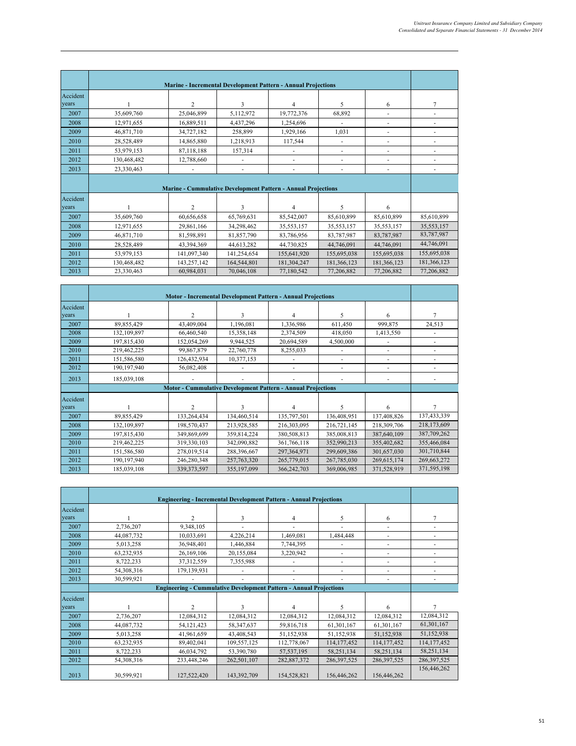| | Marine - Incremental Development Pattern - Annual Projections | | | | | | |
|---|---|---|---|---|---|---|---|
| Accident years | 1 | 2 | 3 | 4 | 5 | 6 | 7 |
| 2007 | 35,609,760 | 25,046,899 | 5,112,972 | 19,772,376 | 68,892 | - | - |
| 2008 | 12,971,655 | 16,889,511 | 4,437,296 | 1,254,696 | - | - | - |
| 2009 | 46,871,710 | 34,727,182 | 258,899 | 1,929,166 | 1,031 | - | - |
| 2010 | 28,528,489 | 14,865,880 | 1,218,913 | 117,544 | - | - | - |
| 2011 | 53,979,153 | 87,118,188 | 157,314 | - | - | - | - |
| 2012 | 130,468,482 | 12,788,660 | - | - | - | - | - |
| 2013 | 23,330,463 | - | - | - | - | - | - |

| | Marine - Cummulative Development Pattern - Annual Projections | | | | | | |
|---|---|---|---|---|---|---|---|
| Accident years | 1 | 2 | 3 | 4 | 5 | 6 | |
| 2007 | 35,609,760 | 60,656,658 | 65,769,631 | 85,542,007 | 85,610,899 | 85,610,899 | 85,610,899 |
| 2008 | 12,971,655 | 29,861,166 | 34,298,462 | 35,553,157 | 35,553,157 | 35,553,157 | 35,553,157 |
| 2009 | 46,871,710 | 81,598,891 | 81,857,790 | 83,786,956 | 83,787,987 | 83,787,987 | 83,787,987 |
| 2010 | 28,528,489 | 43,394,369 | 44,613,282 | 44,730,825 | 44,746,091 | 44,746,091 | 44,746,091 |
| 2011 | 53,979,153 | 141,097,340 | 141,254,654 | 155,641,920 | 155,695,038 | 155,695,038 | 155,695,038 |
| 2012 | 130,468,482 | 143,257,142 | 164,544,801 | 181,304,247 | 181,366,123 | 181,366,123 | 181,366,123 |
| 2013 | 23,330,463 | 60,984,031 | 70,046,108 | 77,180,542 | 77,206,882 | 77,206,882 | 77,206,882 |

| | Motor - Incremental Development Pattern - Annual Projections | | | | | | |
|---|---|---|---|---|---|---|---|
| Accident years | 1 | 2 | 3 | 4 | 5 | 6 | 7 |
| 2007 | 89,855,429 | 43,409,004 | 1,196,081 | 1,336,986 | 611,450 | 999,875 | 24,513 |
| 2008 | 132,109,897 | 66,460,540 | 15,358,148 | 2,374,509 | 418,050 | 1,413,550 | - |
| 2009 | 197,815,430 | 152,054,269 | 9,944,525 | 20,694,589 | 4,500,000 | - | - |
| 2010 | 219,462,225 | 99,867,879 | 22,760,778 | 8,255,033 | - | - | - |
| 2011 | 151,586,580 | 126,432,934 | 10,377,153 | - | - | - | - |
| 2012 | 190,197,940 | 56,082,408 | - | - | - | - | - |
| 2013 | 185,039,108 | - | - | - | - | - | - |

| | Motor - Cummulative Development Pattern - Annual Projections | | | | | | |
|---|---|---|---|---|---|---|---|
| Accident years | 1 | 2 | 3 | 4 | 5 | 6 | 7 |
| 2007 | 89,855,429 | 133,264,434 | 134,460,514 | 135,797,501 | 136,408,951 | 137,408,826 | 137,433,339 |
| 2008 | 132,109,897 | 198,570,437 | 213,928,585 | 216,303,095 | 216,721,145 | 218,309,706 | 218,173,609 |
| 2009 | 197,815,430 | 349,869,699 | 359,814,224 | 380,508,813 | 385,008,813 | 387,640,109 | 387,709,262 |
| 2010 | 219,462,225 | 319,330,103 | 342,090,882 | 361,766,118 | 352,990,213 | 355,402,682 | 355,466,084 |
| 2011 | 151,586,580 | 278,019,514 | 288,396,667 | 297,364,971 | 299,609,386 | 301,657,030 | 301,710,844 |
| 2012 | 190,197,940 | 246,280,348 | 257,763,320 | 265,779,015 | 267,785,030 | 269,615,174 | 269,663,272 |
| 2013 | 185,039,108 | 339,373,597 | 355,197,099 | 366,242,703 | 369,006,985 | 371,528,919 | 371,595,198 |

| | Engineering - Incremental Development Pattern - Annual Projections | | | | | | |
|---|---|---|---|---|---|---|---|
| Accident years | 1 | 2 | 3 | 4 | 5 | 6 | 7 |
| 2007 | 2,736,207 | 9,348,105 | - | - | - | - | - |
| 2008 | 44,087,732 | 10,033,691 | 4,226,214 | 1,469,081 | 1,484,448 | - | - |
| 2009 | 5,013,258 | 36,948,401 | 1,446,884 | 7,744,395 | - | - | - |
| 2010 | 63,232,935 | 26,169,106 | 20,155,084 | 3,220,942 | - | - | - |
| 2011 | 8,722,233 | 37,312,559 | 7,355,988 | - | - | - | - |
| 2012 | 54,308,316 | 179,139,931 | - | - | - | - | - |
| 2013 | 30,599,921 | - | - | - | - | - | - |

| | Engineering - Cummulative Development Pattern - Annual Projections | | | | | | |
|---|---|---|---|---|---|---|---|
| Accident years | 1 | 2 | 3 | 4 | 5 | 6 | 7 |
| 2007 | 2,736,207 | 12,084,312 | 12,084,312 | 12,084,312 | 12,084,312 | 12,084,312 | 12,084,312 |
| 2008 | 44,087,732 | 54,121,423 | 58,347,637 | 59,816,718 | 61,301,167 | 61,301,167 | 61,301,167 |
| 2009 | 5,013,258 | 41,961,659 | 43,408,543 | 51,152,938 | 51,152,938 | 51,152,938 | 51,152,938 |
| 2010 | 63,232,935 | 89,402,041 | 109,557,125 | 112,778,067 | 114,177,452 | 114,177,452 | 114,177,452 |
| 2011 | 8,722,233 | 46,034,792 | 53,390,780 | 57,537,195 | 58,251,134 | 58,251,134 | 58,251,134 |
| 2012 | 54,308,316 | 233,448,246 | 262,501,107 | 282,887,372 | 286,397,525 | 286,397,525 | 286,397,525 |
| 2013 | 30,599,921 | 127,522,420 | 143,392,709 | 154,528,821 | 156,446,262 | 156,446,262 | 156,446,262 |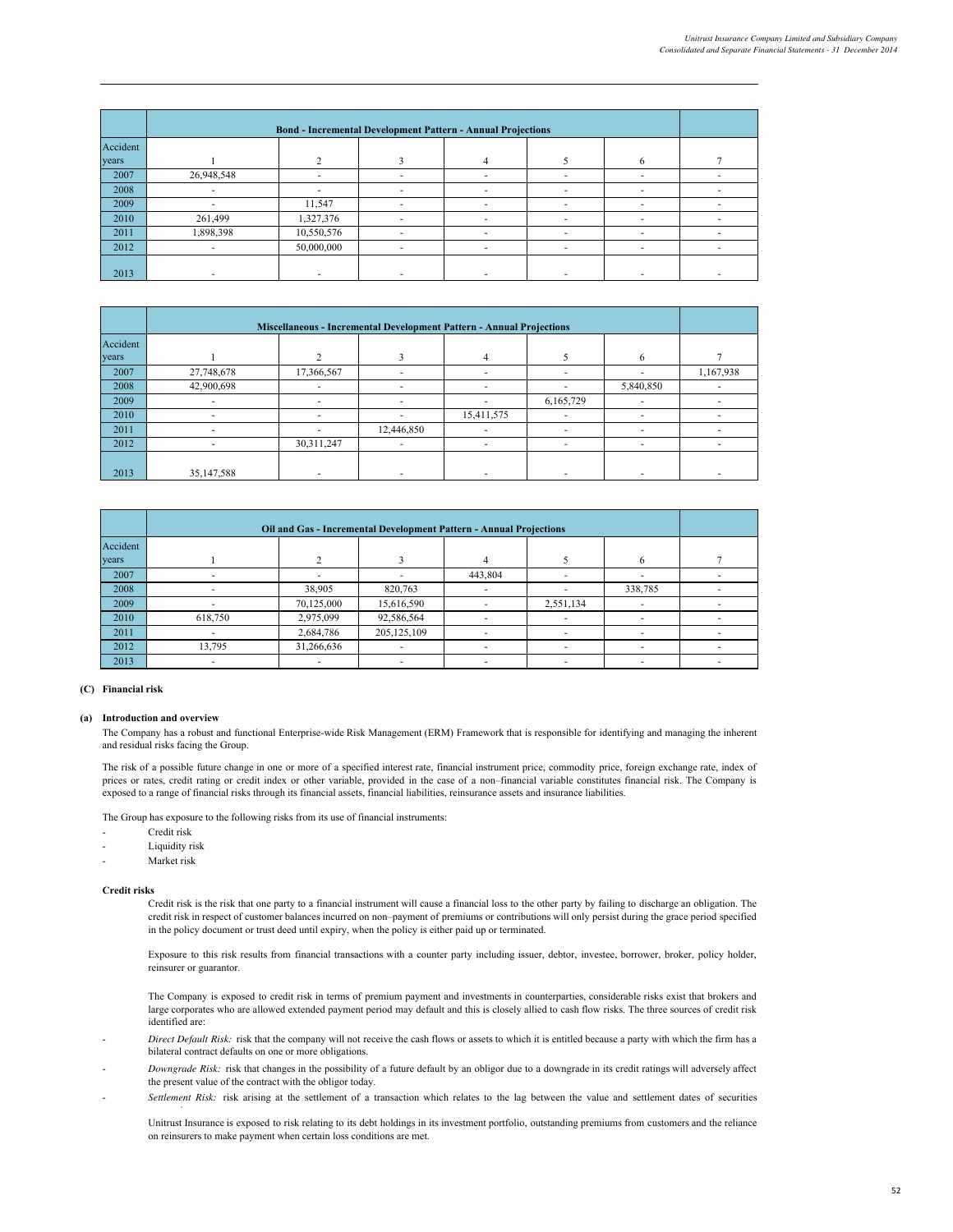| | Bond - Incremental Development Pattern - Annual Projections | | | | | | |
|---|---|---|---|---|---|---|---|
| Accident years | 1 | 2 | 3 | 4 | 5 | 6 | 7 |
| 2007 | 26,948,548 | - | - | - | - | - | - |
| 2008 | - | - | - | - | - | - | - |
| 2009 | - | 11,547 | - | - | - | - | - |
| 2010 | 261,499 | 1,327,376 | - | - | - | - | - |
| 2011 | 1,898,398 | 10,550,576 | - | - | - | - | - |
| 2012 | - | 50,000,000 | - | - | - | - | - |
| 2013 | - | - | - | - | - | - | - |

| | Miscellaneous - Incremental Development Pattern - Annual Projections | | | | | | |
|---|---|---|---|---|---|---|---|
| Accident years | 1 | 2 | 3 | 4 | 5 | 6 | 7 |
| 2007 | 27,748,678 | 17,366,567 | - | - | - | - | 1,167,938 |
| 2008 | 42,900,698 | - | - | - | - | 5,840,850 | - |
| 2009 | - | - | - | - | 6,165,729 | - | - |
| 2010 | - | - | - | 15,411,575 | - | - | - |
| 2011 | - | - | 12,446,850 | - | - | - | - |
| 2012 | - | 30,311,247 | - | - | - | - | - |
| 2013 | 35,147,588 | - | - | - | - | - | - |

| | Oil and Gas - Incremental Development Pattern - Annual Projections | | | | | | |
|---|---|---|---|---|---|---|---|
| Accident years | 1 | 2 | 3 | 4 | 5 | 6 | 7 |
| 2007 | - | - | - | 443,804 | - | - | - |
| 2008 | - | 38,905 | 820,763 | - | - | 338,785 | - |
| 2009 | - | 70,125,000 | 15,616,590 | - | 2,551,134 | - | - |
| 2010 | 618,750 | 2,975,099 | 92,586,564 | - | - | - | - |
| 2011 | - | 2,684,786 | 205,125,109 | - | - | - | - |
| 2012 | 13,795 | 31,266,636 | - | - | - | - | - |
| 2013 | - | - | - | - | - | - | - |

### (C) Financial risk

#### (a) Introduction and overview

The Company has a robust and functional Enterprise-wide Risk Management (ERM) Framework that is responsible for identifying and managing the inherent and residual risks facing the Group.

The risk of a possible future change in one or more of a specified interest rate, financial instrument price, commodity price, foreign exchange rate, index of prices or rates, credit rating or credit index or other variable, provided in the case of a non–financial variable constitutes financial risk. The Company is exposed to a range of financial risks through its financial assets, financial liabilities, reinsurance assets and insurance liabilities.

The Group has exposure to the following risks from its use of financial instruments:

- Credit risk
- Liquidity risk
- Market risk

**Credit risks**

Credit risk is the risk that one party to a financial instrument will cause a financial loss to the other party by failing to discharge an obligation. The credit risk in respect of customer balances incurred on non–payment of premiums or contributions will only persist during the grace period specified in the policy document or trust deed until expiry, when the policy is either paid up or terminated.

Exposure to this risk results from financial transactions with a counter party including issuer, debtor, investee, borrower, broker, policy holder, reinsurer or guarantor.

The Company is exposed to credit risk in terms of premium payment and investments in counterparties, considerable risks exist that brokers and large corporates who are allowed extended payment period may default and this is closely allied to cash flow risks. The three sources of credit risk identified are:

- *Direct Default Risk:* risk that the company will not receive the cash flows or assets to which it is entitled because a party with which the firm has a bilateral contract defaults on one or more obligations.
- *Downgrade Risk:* risk that changes in the possibility of a future default by an obligor due to a downgrade in its credit ratings will adversely affect the present value of the contract with the obligor today.
- *Settlement Risk:* risk arising at the settlement of a transaction which relates to the lag between the value and settlement dates of securities

Unitrust Insurance is exposed to risk relating to its debt holdings in its investment portfolio, outstanding premiums from customers and the reliance on reinsurers to make payment when certain loss conditions are met.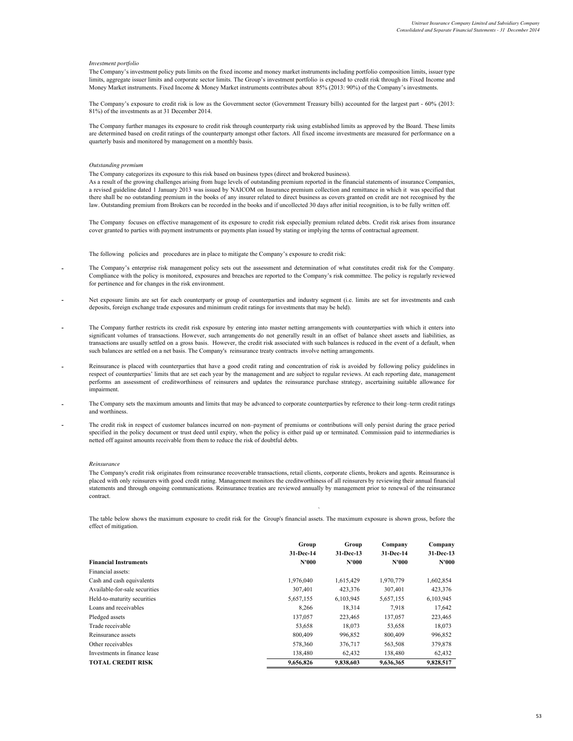*Investment portfolio*

The Company's investment policy puts limits on the fixed income and money market instruments including portfolio composition limits, issuer type limits, aggregate issuer limits and corporate sector limits. The Group's investment portfolio is exposed to credit risk through its Fixed Income and Money Market instruments. Fixed Income & Money Market instruments contributes about 85% (2013: 90%) of the Company's investments.

The Company's exposure to credit risk is low as the Government sector (Government Treasury bills) accounted for the largest part - 60% (2013: 81%) of the investments as at 31 December 2014.

The Company further manages its exposure to credit risk through counterparty risk using established limits as approved by the Board. These limits are determined based on credit ratings of the counterparty amongst other factors. All fixed income investments are measured for performance on a quarterly basis and monitored by management on a monthly basis.

*Outstanding premium*

The Company categorizes its exposure to this risk based on business types (direct and brokered business).
As a result of the growing challenges arising from huge levels of outstanding premium reported in the financial statements of insurance Companies, a revised guideline dated 1 January 2013 was issued by NAICOM on Insurance premium collection and remittance in which it was specified that there shall be no outstanding premium in the books of any insurer related to direct business as covers granted on credit are not recognised by the law. Outstanding premium from Brokers can be recorded in the books and if uncollected 30 days after initial recognition, is to be fully written off.

The Company focuses on effective management of its exposure to credit risk especially premium related debts. Credit risk arises from insurance cover granted to parties with payment instruments or payments plan issued by stating or implying the terms of contractual agreement.

The following policies and procedures are in place to mitigate the Company's exposure to credit risk:

- The Company's enterprise risk management policy sets out the assessment and determination of what constitutes credit risk for the Company. Compliance with the policy is monitored, exposures and breaches are reported to the Company's risk committee. The policy is regularly reviewed for pertinence and for changes in the risk environment.
- Net exposure limits are set for each counterparty or group of counterparties and industry segment (i.e. limits are set for investments and cash deposits, foreign exchange trade exposures and minimum credit ratings for investments that may be held).
- The Company further restricts its credit risk exposure by entering into master netting arrangements with counterparties with which it enters into significant volumes of transactions. However, such arrangements do not generally result in an offset of balance sheet assets and liabilities, as transactions are usually settled on a gross basis. However, the credit risk associated with such balances is reduced in the event of a default, when such balances are settled on a net basis. The Company's reinsurance treaty contracts involve netting arrangements.
- Reinsurance is placed with counterparties that have a good credit rating and concentration of risk is avoided by following policy guidelines in respect of counterparties' limits that are set each year by the management and are subject to regular reviews. At each reporting date, management performs an assessment of creditworthiness of reinsurers and updates the reinsurance purchase strategy, ascertaining suitable allowance for impairment.
- The Company sets the maximum amounts and limits that may be advanced to corporate counterparties by reference to their long–term credit ratings and worthiness.
- The credit risk in respect of customer balances incurred on non–payment of premiums or contributions will only persist during the grace period specified in the policy document or trust deed until expiry, when the policy is either paid up or terminated. Commission paid to intermediaries is netted off against amounts receivable from them to reduce the risk of doubtful debts.

*Reinsurance*

The Company's credit risk originates from reinsurance recoverable transactions, retail clients, corporate clients, brokers and agents. Reinsurance is placed with only reinsurers with good credit rating. Management monitors the creditworthiness of all reinsurers by reviewing their annual financial statements and through ongoing communications. Reinsurance treaties are reviewed annually by management prior to renewal of the reinsurance contract.

The table below shows the maximum exposure to credit risk for the Group's financial assets. The maximum exposure is shown gross, before the effect of mitigation.

| | Group | Group | Company | Company |
|---|---|---|---|---|
| | 31-Dec-14 | 31-Dec-13 | 31-Dec-14 | 31-Dec-13 |
| **Financial Instruments** | **N'000** | **N'000** | **N'000** | **N'000** |
| Financial assets: | | | | |
| Cash and cash equivalents | 1,976,040 | 1,615,429 | 1,970,779 | 1,602,854 |
| Available-for-sale securities | 307,401 | 423,376 | 307,401 | 423,376 |
| Held-to-maturity securities | 5,657,155 | 6,103,945 | 5,657,155 | 6,103,945 |
| Loans and receivables | 8,266 | 18,314 | 7,918 | 17,642 |
| Pledged assets | 137,057 | 223,465 | 137,057 | 223,465 |
| Trade receivable | 53,658 | 18,073 | 53,658 | 18,073 |
| Reinsurance assets | 800,409 | 996,852 | 800,409 | 996,852 |
| Other receivables | 578,360 | 376,717 | 563,508 | 379,878 |
| Investments in finance lease | 138,480 | 62,432 | 138,480 | 62,432 |
| **TOTAL CREDIT RISK** | **9,656,826** | **9,838,603** | **9,636,365** | **9,828,517** |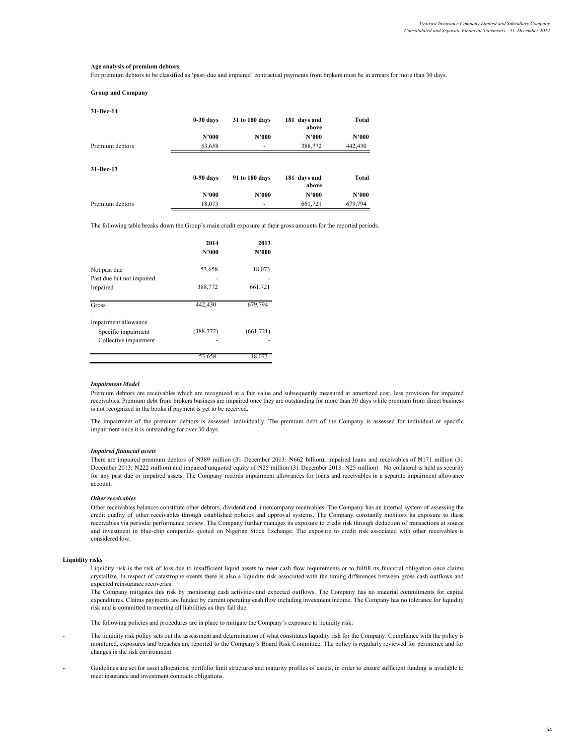**Age analysis of premium debtors**

For premium debtors to be classified as 'past–due and impaired' contractual payments from brokers must be in arrears for more than 30 days.

**Group and Company**

**31-Dec-14**

| | 0-30 days | 31 to 180 days | 181 days and above | Total |
|---|---|---|---|---|
| | N'000 | N'000 | N'000 | N'000 |
| Premium debtors | 53,658 | - | 388,772 | 442,430 |

**31-Dec-13**

| | 0-90 days | 91 to 180 days | 181 days and above | Total |
|---|---|---|---|---|
| | N'000 | N'000 | N'000 | N'000 |
| Premium debtors | 18,073 | - | 661,721 | 679,794 |

The following table breaks down the Group's main credit exposure at their gross amounts for the reported periods.

| | 2014 | 2013 |
|---|---|---|
| | N'000 | N'000 |
| Not past due | 53,658 | 18,073 |
| Past due but not impaired | - | - |
| Impaired | 388,772 | 661,721 |
| Gross | 442,430 | 679,794 |
| Impairment allowance | | |
| Specific impairment | (388,772) | (661,721) |
| Collective impairment | - | - |
| | 53,658 | 18,073 |

***Impairment Model***

Premium debtors are receivables which are recognized at a fair value and subsequently measured at amortized cost, less provision for impaired receivables. Premium debt from brokers business are impaired once they are outstanding for more than 30 days while premium from direct business is not recognized in the books if payment is yet to be received.

The impairment of the premium debtors is assessed individually. The premium debt of the Company is assessed for individual or specific impairment once it is outstanding for over 30 days.

***Impaired financial assets***

There are impaired premium debtors of ₦389 million (31 December 2013: ₦662 billion), impaired loans and receivables of ₦171 million (31 December 2013: ₦222 million) and impaired unquoted equity of ₦25 million (31 December 2013: ₦25 million) . No collateral is held as security for any past due or impaired assets. The Company records impairment allowances for loans and receivables in a separate impairment allowance account.

***Other receivables***

Other receivables balances constitute other debtors, dividend and intercompany receivables. The Company has an internal system of assessing the credit quality of other receivables through established policies and approval systems. The Company constantly monitors its exposure to these receivables via periodic performance review. The Company further manages its exposure to credit risk through deduction of transactions at source and investment in blue-chip companies quoted on Nigerian Stock Exchange. The exposure to credit risk associated with other receivables is considered low.

**Liquidity risks**

Liquidity risk is the risk of loss due to insufficient liquid assets to meet cash flow requirements or to fulfill its financial obligation once claims crystallize. In respect of catastrophe events there is also a liquidity risk associated with the timing differences between gross cash outflows and expected reinsurance recoveries.

The Company mitigates this risk by monitoring cash activities and expected outflows. The Company has no material commitments for capital expenditures. Claims payments are funded by current operating cash flow including investment income. The Company has no tolerance for liquidity risk and is committed to meeting all liabilities as they fall due.

The following policies and procedures are in place to mitigate the Company's exposure to liquidity risk:

- The liquidity risk policy sets out the assessment and determination of what constitutes liquidity risk for the Company. Compliance with the policy is monitored, exposures and breaches are reported to the Company's Board Risk Committee. The policy is regularly reviewed for pertinence and for changes in the risk environment.

- Guidelines are set for asset allocations, portfolio limit structures and maturity profiles of assets, in order to ensure sufficient funding is available to meet insurance and investment contracts obligations.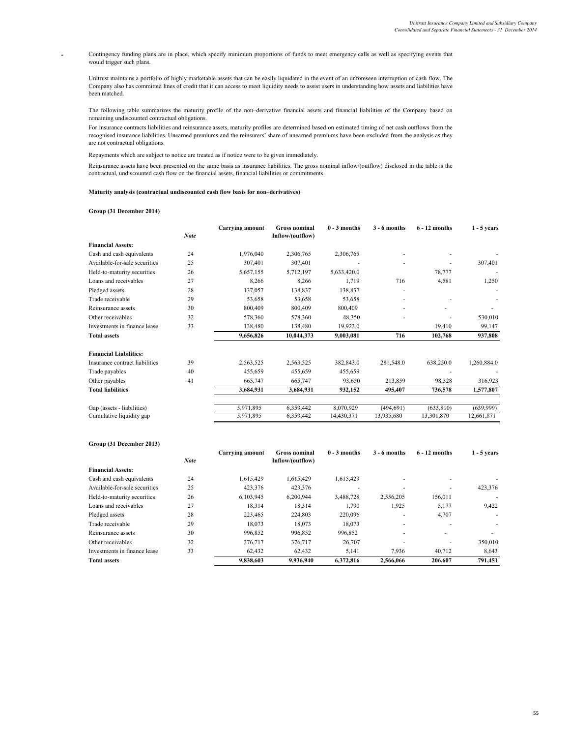- Contingency funding plans are in place, which specify minimum proportions of funds to meet emergency calls as well as specifying events that would trigger such plans.

Unitrust maintains a portfolio of highly marketable assets that can be easily liquidated in the event of an unforeseen interruption of cash flow. The Company also has committed lines of credit that it can access to meet liquidity needs to assist users in understanding how assets and liabilities have been matched.

The following table summarizes the maturity profile of the non–derivative financial assets and financial liabilities of the Company based on remaining undiscounted contractual obligations.

For insurance contracts liabilities and reinsurance assets, maturity profiles are determined based on estimated timing of net cash outflows from the recognised insurance liabilities. Unearned premiums and the reinsurers' share of unearned premiums have been excluded from the analysis as they are not contractual obligations.

Repayments which are subject to notice are treated as if notice were to be given immediately.

Reinsurance assets have been presented on the same basis as insurance liabilities. The gross nominal inflow/(outflow) disclosed in the table is the contractual, undiscounted cash flow on the financial assets, financial liabilities or commitments.

**Maturity analysis (contractual undiscounted cash flow basis for non–derivatives)**

**Group (31 December 2014)**

| | Note | Carrying amount | Gross nominal Inflow/(outflow) | 0 - 3 months | 3 - 6 months | 6 - 12 months | 1 - 5 years |
|---|---|---|---|---|---|---|---|
| **Financial Assets:** | | | | | | | |
| Cash and cash equivalents | 24 | 1,976,040 | 2,306,765 | 2,306,765 | - | - | - |
| Available-for-sale securities | 25 | 307,401 | 307,401 | - | - | - | 307,401 |
| Held-to-maturity securities | 26 | 5,657,155 | 5,712,197 | 5,633,420.0 | | 78,777 | - |
| Loans and receivables | 27 | 8,266 | 8,266 | 1,719 | 716 | 4,581 | 1,250 |
| Pledged assets | 28 | 137,057 | 138,837 | 138,837 | - | | - |
| Trade receivable | 29 | 53,658 | 53,658 | 53,658 | - | - | - |
| Reinsurance assets | 30 | 800,409 | 800,409 | 800,409 | - | - | - |
| Other receivables | 32 | 578,360 | 578,360 | 48,350 | - | - | 530,010 |
| Investments in finance lease | 33 | 138,480 | 138,480 | 19,923.0 | | 19,410 | 99,147 |
| **Total assets** | | **9,656,826** | **10,044,373** | **9,003,081** | **716** | **102,768** | **937,808** |
| **Financial Liabilities:** | | | | | | | |
| Insurance contract liabilities | 39 | 2,563,525 | 2,563,525 | 382,843.0 | 281,548.0 | 638,250.0 | 1,260,884.0 |
| Trade payables | 40 | 455,659 | 455,659 | 455,659 | | - | - |
| Other payables | 41 | 665,747 | 665,747 | 93,650 | 213,859 | 98,328 | 316,923 |
| **Total liabilities** | | **3,684,931** | **3,684,931** | **932,152** | **495,407** | **736,578** | **1,577,807** |
| Gap (assets - liabilities) | | 5,971,895 | 6,359,442 | 8,070,929 | (494,691) | (633,810) | (639,999) |
| Cumulative liquidity gap | | 5,971,895 | 6,359,442 | 14,430,371 | 13,935,680 | 13,301,870 | 12,661,871 |

**Group (31 December 2013)**

| | Note | Carrying amount | Gross nominal Inflow/(outflow) | 0 - 3 months | 3 - 6 months | 6 - 12 months | 1 - 5 years |
|---|---|---|---|---|---|---|---|
| **Financial Assets:** | | | | | | | |
| Cash and cash equivalents | 24 | 1,615,429 | 1,615,429 | 1,615,429 | - | - | - |
| Available-for-sale securities | 25 | 423,376 | 423,376 | - | - | - | 423,376 |
| Held-to-maturity securities | 26 | 6,103,945 | 6,200,944 | 3,488,728 | 2,556,205 | 156,011 | - |
| Loans and receivables | 27 | 18,314 | 18,314 | 1,790 | 1,925 | 5,177 | 9,422 |
| Pledged assets | 28 | 223,465 | 224,803 | 220,096 | - | 4,707 | - |
| Trade receivable | 29 | 18,073 | 18,073 | 18,073 | - | - | - |
| Reinsurance assets | 30 | 996,852 | 996,852 | 996,852 | - | - | - |
| Other receivables | 32 | 376,717 | 376,717 | 26,707 | - | - | 350,010 |
| Investments in finance lease | 33 | 62,432 | 62,432 | 5,141 | 7,936 | 40,712 | 8,643 |
| **Total assets** | | **9,838,603** | **9,936,940** | **6,372,816** | **2,566,066** | **206,607** | **791,451** |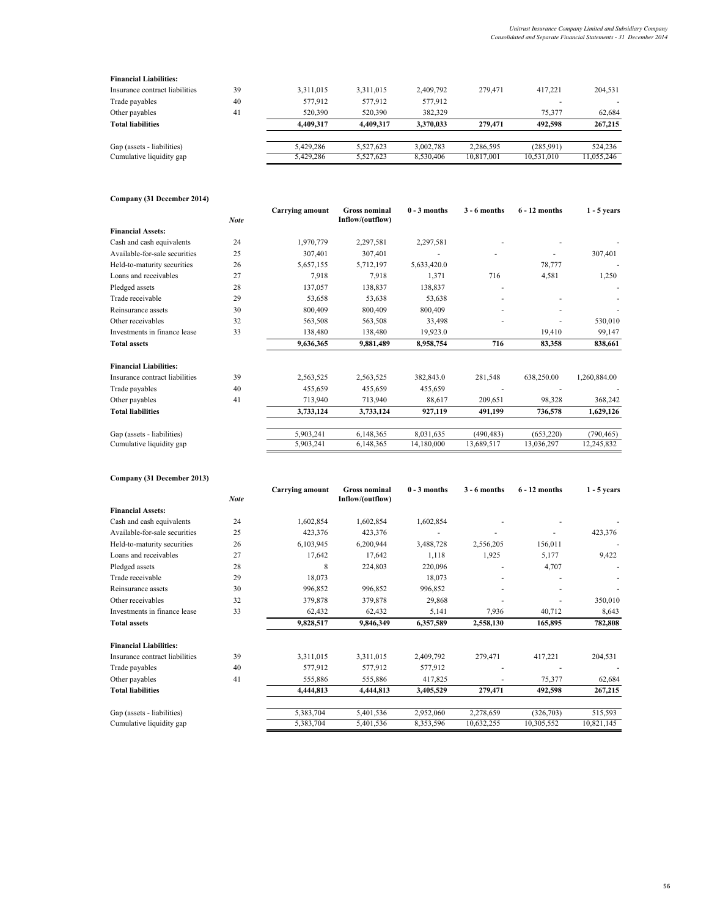| | | | | | | | |
|---|---|---|---|---|---|---|---|
| **Financial Liabilities:** | | | | | | | |
| Insurance contract liabilities | 39 | 3,311,015 | 3,311,015 | 2,409,792 | 279,471 | 417,221 | 204,531 |
| Trade payables | 40 | 577,912 | 577,912 | 577,912 | | - | - |
| Other payables | 41 | 520,390 | 520,390 | 382,329 | | 75,377 | 62,684 |
| **Total liabilities** | | **4,409,317** | **4,409,317** | **3,370,033** | **279,471** | **492,598** | **267,215** |
| | | | | | | | |
| Gap (assets - liabilities) | | 5,429,286 | 5,527,623 | 3,002,783 | 2,286,595 | (285,991) | 524,236 |
| Cumulative liquidity gap | | 5,429,286 | 5,527,623 | 8,530,406 | 10,817,001 | 10,531,010 | 11,055,246 |

**Company (31 December 2014)**

| | *Note* | Carrying amount | Gross nominal Inflow/(outflow) | 0 - 3 months | 3 - 6 months | 6 - 12 months | 1 - 5 years |
|---|---|---|---|---|---|---|---|
| **Financial Assets:** | | | | | | | |
| Cash and cash equivalents | 24 | 1,970,779 | 2,297,581 | 2,297,581 | - | - | - |
| Available-for-sale securities | 25 | 307,401 | 307,401 | - | - | - | 307,401 |
| Held-to-maturity securities | 26 | 5,657,155 | 5,712,197 | 5,633,420.0 | | 78,777 | - |
| Loans and receivables | 27 | 7,918 | 7,918 | 1,371 | 716 | 4,581 | 1,250 |
| Pledged assets | 28 | 137,057 | 138,837 | 138,837 | - | | - |
| Trade receivable | 29 | 53,658 | 53,638 | 53,638 | - | - | - |
| Reinsurance assets | 30 | 800,409 | 800,409 | 800,409 | - | - | - |
| Other receivables | 32 | 563,508 | 563,508 | 33,498 | - | - | 530,010 |
| Investments in finance lease | 33 | 138,480 | 138,480 | 19,923.0 | | 19,410 | 99,147 |
| **Total assets** | | **9,636,365** | **9,881,489** | **8,958,754** | **716** | **83,358** | **838,661** |
| | | | | | | | |
| **Financial Liabilities:** | | | | | | | |
| Insurance contract liabilities | 39 | 2,563,525 | 2,563,525 | 382,843.0 | 281,548 | 638,250.00 | 1,260,884.00 |
| Trade payables | 40 | 455,659 | 455,659 | 455,659 | - | - | - |
| Other payables | 41 | 713,940 | 713,940 | 88,617 | 209,651 | 98,328 | 368,242 |
| **Total liabilities** | | **3,733,124** | **3,733,124** | **927,119** | **491,199** | **736,578** | **1,629,126** |
| | | | | | | | |
| Gap (assets - liabilities) | | 5,903,241 | 6,148,365 | 8,031,635 | (490,483) | (653,220) | (790,465) |
| Cumulative liquidity gap | | 5,903,241 | 6,148,365 | 14,180,000 | 13,689,517 | 13,036,297 | 12,245,832 |

**Company (31 December 2013)**

| | *Note* | Carrying amount | Gross nominal Inflow/(outflow) | 0 - 3 months | 3 - 6 months | 6 - 12 months | 1 - 5 years |
|---|---|---|---|---|---|---|---|
| **Financial Assets:** | | | | | | | |
| Cash and cash equivalents | 24 | 1,602,854 | 1,602,854 | 1,602,854 | - | - | - |
| Available-for-sale securities | 25 | 423,376 | 423,376 | - | - | - | 423,376 |
| Held-to-maturity securities | 26 | 6,103,945 | 6,200,944 | 3,488,728 | 2,556,205 | 156,011 | - |
| Loans and receivables | 27 | 17,642 | 17,642 | 1,118 | 1,925 | 5,177 | 9,422 |
| Pledged assets | 28 | 8 | 224,803 | 220,096 | - | 4,707 | - |
| Trade receivable | 29 | 18,073 | | 18,073 | - | - | - |
| Reinsurance assets | 30 | 996,852 | 996,852 | 996,852 | - | - | - |
| Other receivables | 32 | 379,878 | 379,878 | 29,868 | - | - | 350,010 |
| Investments in finance lease | 33 | 62,432 | 62,432 | 5,141 | 7,936 | 40,712 | 8,643 |
| **Total assets** | | **9,828,517** | **9,846,349** | **6,357,589** | **2,558,130** | **165,895** | **782,808** |
| | | | | | | | |
| **Financial Liabilities:** | | | | | | | |
| Insurance contract liabilities | 39 | 3,311,015 | 3,311,015 | 2,409,792 | 279,471 | 417,221 | 204,531 |
| Trade payables | 40 | 577,912 | 577,912 | 577,912 | - | - | - |
| Other payables | 41 | 555,886 | 555,886 | 417,825 | - | 75,377 | 62,684 |
| **Total liabilities** | | **4,444,813** | **4,444,813** | **3,405,529** | **279,471** | **492,598** | **267,215** |
| | | | | | | | |
| Gap (assets - liabilities) | | 5,383,704 | 5,401,536 | 2,952,060 | 2,278,659 | (326,703) | 515,593 |
| Cumulative liquidity gap | | 5,383,704 | 5,401,536 | 8,353,596 | 10,632,255 | 10,305,552 | 10,821,145 |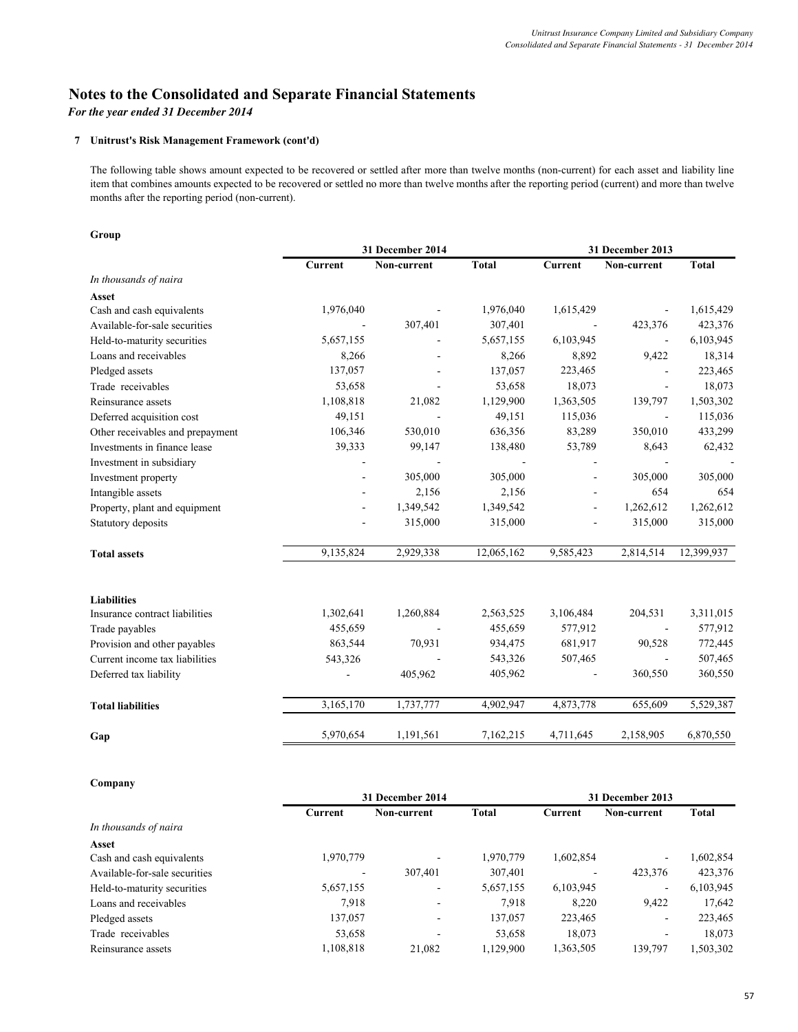# Notes to the Consolidated and Separate Financial Statements

*For the year ended 31 December 2014*

### 7 Unitrust's Risk Management Framework (cont'd)

The following table shows amount expected to be recovered or settled after more than twelve months (non-current) for each asset and liability line item that combines amounts expected to be recovered or settled no more than twelve months after the reporting period (current) and more than twelve months after the reporting period (non-current).

**Group**

| | 31 December 2014 | | | 31 December 2013 | | |
|---|---|---|---|---|---|---|
| | Current | Non-current | Total | Current | Non-current | Total |
| *In thousands of naira* | | | | | | |
| **Asset** | | | | | | |
| Cash and cash equivalents | 1,976,040 | - | 1,976,040 | 1,615,429 | - | 1,615,429 |
| Available-for-sale securities | - | 307,401 | 307,401 | - | 423,376 | 423,376 |
| Held-to-maturity securities | 5,657,155 | - | 5,657,155 | 6,103,945 | - | 6,103,945 |
| Loans and receivables | 8,266 | - | 8,266 | 8,892 | 9,422 | 18,314 |
| Pledged assets | 137,057 | - | 137,057 | 223,465 | - | 223,465 |
| Trade receivables | 53,658 | - | 53,658 | 18,073 | - | 18,073 |
| Reinsurance assets | 1,108,818 | 21,082 | 1,129,900 | 1,363,505 | 139,797 | 1,503,302 |
| Deferred acquisition cost | 49,151 | - | 49,151 | 115,036 | - | 115,036 |
| Other receivables and prepayment | 106,346 | 530,010 | 636,356 | 83,289 | 350,010 | 433,299 |
| Investments in finance lease | 39,333 | 99,147 | 138,480 | 53,789 | 8,643 | 62,432 |
| Investment in subsidiary | - | - | - | - | - | - |
| Investment property | - | 305,000 | 305,000 | - | 305,000 | 305,000 |
| Intangible assets | - | 2,156 | 2,156 | - | 654 | 654 |
| Property, plant and equipment | - | 1,349,542 | 1,349,542 | - | 1,262,612 | 1,262,612 |
| Statutory deposits | - | 315,000 | 315,000 | - | 315,000 | 315,000 |
| **Total assets** | 9,135,824 | 2,929,338 | 12,065,162 | 9,585,423 | 2,814,514 | 12,399,937 |
| **Liabilities** | | | | | | |
| Insurance contract liabilities | 1,302,641 | 1,260,884 | 2,563,525 | 3,106,484 | 204,531 | 3,311,015 |
| Trade payables | 455,659 | - | 455,659 | 577,912 | - | 577,912 |
| Provision and other payables | 863,544 | 70,931 | 934,475 | 681,917 | 90,528 | 772,445 |
| Current income tax liabilities | 543,326 | - | 543,326 | 507,465 | - | 507,465 |
| Deferred tax liability | - | 405,962 | 405,962 | - | 360,550 | 360,550 |
| **Total liabilities** | 3,165,170 | 1,737,777 | 4,902,947 | 4,873,778 | 655,609 | 5,529,387 |
| **Gap** | 5,970,654 | 1,191,561 | 7,162,215 | 4,711,645 | 2,158,905 | 6,870,550 |

**Company**

| | 31 December 2014 | | | 31 December 2013 | | |
|---|---|---|---|---|---|---|
| | Current | Non-current | Total | Current | Non-current | Total |
| *In thousands of naira* | | | | | | |
| **Asset** | | | | | | |
| Cash and cash equivalents | 1,970,779 | - | 1,970,779 | 1,602,854 | - | 1,602,854 |
| Available-for-sale securities | - | 307,401 | 307,401 | - | 423,376 | 423,376 |
| Held-to-maturity securities | 5,657,155 | - | 5,657,155 | 6,103,945 | - | 6,103,945 |
| Loans and receivables | 7,918 | - | 7,918 | 8,220 | 9,422 | 17,642 |
| Pledged assets | 137,057 | - | 137,057 | 223,465 | - | 223,465 |
| Trade receivables | 53,658 | - | 53,658 | 18,073 | - | 18,073 |
| Reinsurance assets | 1,108,818 | 21,082 | 1,129,900 | 1,363,505 | 139,797 | 1,503,302 |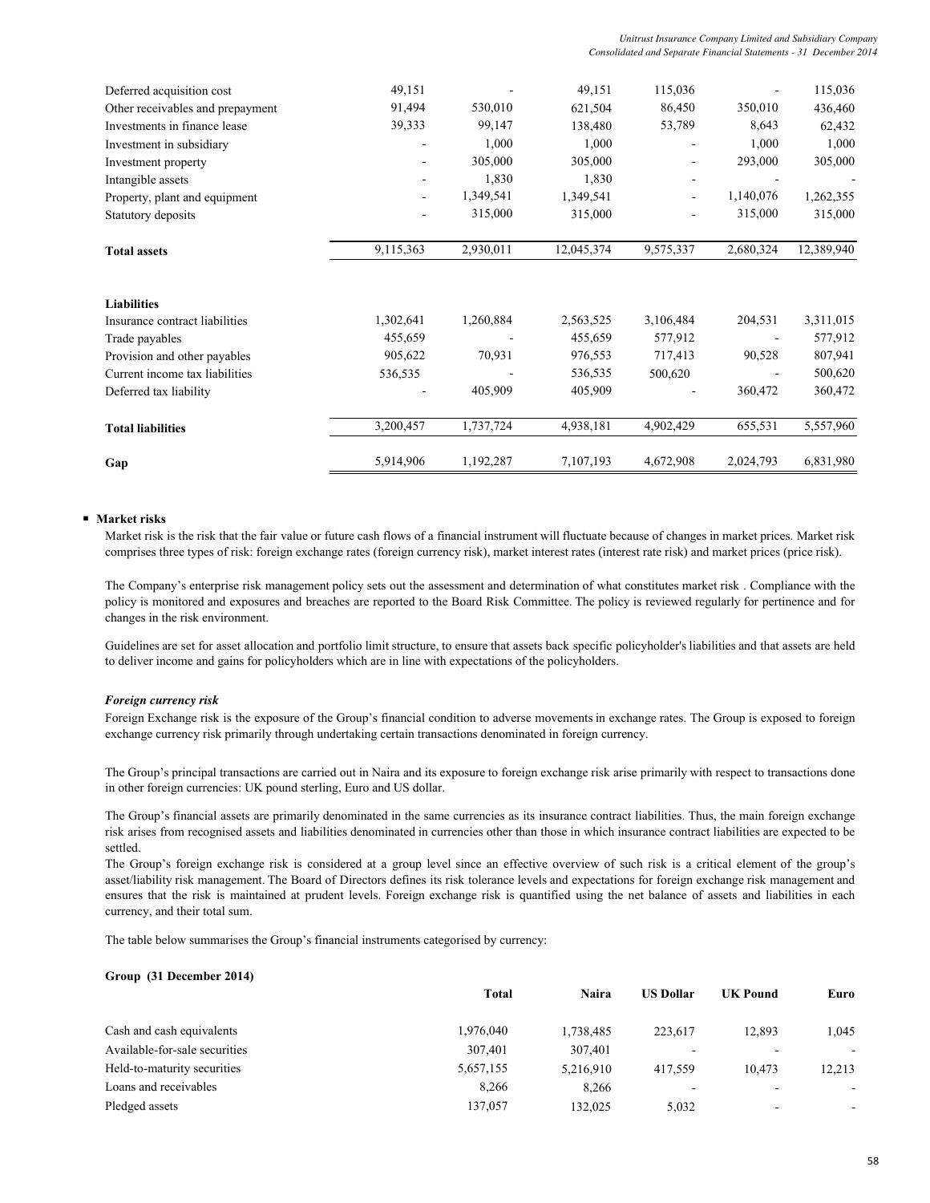| | | | | | | |
|---|---|---|---|---|---|---|
| Deferred acquisition cost | 49,151 | - | 49,151 | 115,036 | - | 115,036 |
| Other receivables and prepayment | 91,494 | 530,010 | 621,504 | 86,450 | 350,010 | 436,460 |
| Investments in finance lease | 39,333 | 99,147 | 138,480 | 53,789 | 8,643 | 62,432 |
| Investment in subsidiary | - | 1,000 | 1,000 | - | 1,000 | 1,000 |
| Investment property | - | 305,000 | 305,000 | - | 293,000 | 305,000 |
| Intangible assets | - | 1,830 | 1,830 | - | - | - |
| Property, plant and equipment | - | 1,349,541 | 1,349,541 | - | 1,140,076 | 1,262,355 |
| Statutory deposits | - | 315,000 | 315,000 | - | 315,000 | 315,000 |
| **Total assets** | 9,115,363 | 2,930,011 | 12,045,374 | 9,575,337 | 2,680,324 | 12,389,940 |
| **Liabilities** | | | | | | |
| Insurance contract liabilities | 1,302,641 | 1,260,884 | 2,563,525 | 3,106,484 | 204,531 | 3,311,015 |
| Trade payables | 455,659 | - | 455,659 | 577,912 | - | 577,912 |
| Provision and other payables | 905,622 | 70,931 | 976,553 | 717,413 | 90,528 | 807,941 |
| Current income tax liabilities | 536,535 | - | 536,535 | 500,620 | - | 500,620 |
| Deferred tax liability | - | 405,909 | 405,909 | - | 360,472 | 360,472 |
| **Total liabilities** | 3,200,457 | 1,737,724 | 4,938,181 | 4,902,429 | 655,531 | 5,557,960 |
| **Gap** | 5,914,906 | 1,192,287 | 7,107,193 | 4,672,908 | 2,024,793 | 6,831,980 |

- **Market risks**

Market risk is the risk that the fair value or future cash flows of a financial instrument will fluctuate because of changes in market prices. Market risk comprises three types of risk: foreign exchange rates (foreign currency risk), market interest rates (interest rate risk) and market prices (price risk).

The Company's enterprise risk management policy sets out the assessment and determination of what constitutes market risk . Compliance with the policy is monitored and exposures and breaches are reported to the Board Risk Committee. The policy is reviewed regularly for pertinence and for changes in the risk environment.

Guidelines are set for asset allocation and portfolio limit structure, to ensure that assets back specific policyholder's liabilities and that assets are held to deliver income and gains for policyholders which are in line with expectations of the policyholders.

***Foreign currency risk***

Foreign Exchange risk is the exposure of the Group's financial condition to adverse movements in exchange rates. The Group is exposed to foreign exchange currency risk primarily through undertaking certain transactions denominated in foreign currency.

The Group's principal transactions are carried out in Naira and its exposure to foreign exchange risk arise primarily with respect to transactions done in other foreign currencies: UK pound sterling, Euro and US dollar.

The Group's financial assets are primarily denominated in the same currencies as its insurance contract liabilities. Thus, the main foreign exchange risk arises from recognised assets and liabilities denominated in currencies other than those in which insurance contract liabilities are expected to be settled.

The Group's foreign exchange risk is considered at a group level since an effective overview of such risk is a critical element of the group's asset/liability risk management. The Board of Directors defines its risk tolerance levels and expectations for foreign exchange risk management and ensures that the risk is maintained at prudent levels. Foreign exchange risk is quantified using the net balance of assets and liabilities in each currency, and their total sum.

The table below summarises the Group's financial instruments categorised by currency:

**Group (31 December 2014)**

| | **Total** | **Naira** | **US Dollar** | **UK Pound** | **Euro** |
|---|---|---|---|---|---|
| Cash and cash equivalents | 1,976,040 | 1,738,485 | 223,617 | 12,893 | 1,045 |
| Available-for-sale securities | 307,401 | 307,401 | - | - | - |
| Held-to-maturity securities | 5,657,155 | 5,216,910 | 417,559 | 10,473 | 12,213 |
| Loans and receivables | 8,266 | 8,266 | - | - | - |
| Pledged assets | 137,057 | 132,025 | 5,032 | - | - |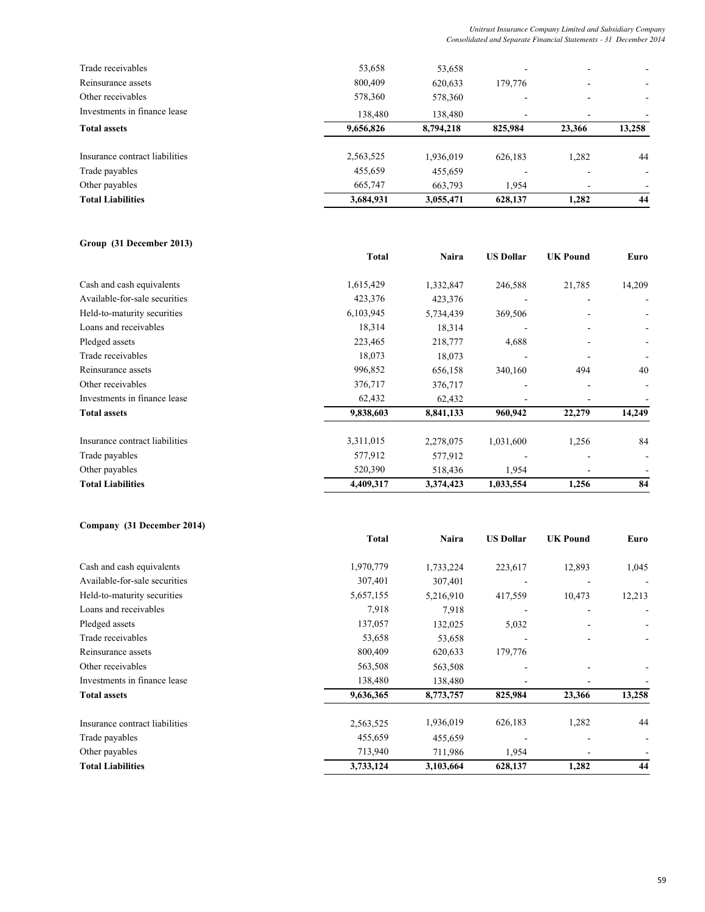| | Total | Naira | US Dollar | UK Pound | Euro |
|---|---|---|---|---|---|
| Trade receivables | 53,658 | 53,658 | - | - | - |
| Reinsurance assets | 800,409 | 620,633 | 179,776 | - | - |
| Other receivables | 578,360 | 578,360 | - | - | - |
| Investments in finance lease | 138,480 | 138,480 | - | - | - |
| **Total assets** | **9,656,826** | **8,794,218** | **825,984** | **23,366** | **13,258** |
| | | | | | |
| Insurance contract liabilities | 2,563,525 | 1,936,019 | 626,183 | 1,282 | 44 |
| Trade payables | 455,659 | 455,659 | - | - | - |
| Other payables | 665,747 | 663,793 | 1,954 | - | - |
| **Total Liabilities** | **3,684,931** | **3,055,471** | **628,137** | **1,282** | **44** |

**Group (31 December 2013)**

| | Total | Naira | US Dollar | UK Pound | Euro |
|---|---|---|---|---|---|
| Cash and cash equivalents | 1,615,429 | 1,332,847 | 246,588 | 21,785 | 14,209 |
| Available-for-sale securities | 423,376 | 423,376 | - | - | - |
| Held-to-maturity securities | 6,103,945 | 5,734,439 | 369,506 | - | - |
| Loans and receivables | 18,314 | 18,314 | - | - | - |
| Pledged assets | 223,465 | 218,777 | 4,688 | - | - |
| Trade receivables | 18,073 | 18,073 | - | - | - |
| Reinsurance assets | 996,852 | 656,158 | 340,160 | 494 | 40 |
| Other receivables | 376,717 | 376,717 | - | - | - |
| Investments in finance lease | 62,432 | 62,432 | - | - | - |
| **Total assets** | **9,838,603** | **8,841,133** | **960,942** | **22,279** | **14,249** |
| | | | | | |
| Insurance contract liabilities | 3,311,015 | 2,278,075 | 1,031,600 | 1,256 | 84 |
| Trade payables | 577,912 | 577,912 | - | - | - |
| Other payables | 520,390 | 518,436 | 1,954 | - | - |
| **Total Liabilities** | **4,409,317** | **3,374,423** | **1,033,554** | **1,256** | **84** |

**Company (31 December 2014)**

| | Total | Naira | US Dollar | UK Pound | Euro |
|---|---|---|---|---|---|
| Cash and cash equivalents | 1,970,779 | 1,733,224 | 223,617 | 12,893 | 1,045 |
| Available-for-sale securities | 307,401 | 307,401 | - | - | - |
| Held-to-maturity securities | 5,657,155 | 5,216,910 | 417,559 | 10,473 | 12,213 |
| Loans and receivables | 7,918 | 7,918 | - | - | - |
| Pledged assets | 137,057 | 132,025 | 5,032 | - | - |
| Trade receivables | 53,658 | 53,658 | - | - | - |
| Reinsurance assets | 800,409 | 620,633 | 179,776 | | |
| Other receivables | 563,508 | 563,508 | - | - | - |
| Investments in finance lease | 138,480 | 138,480 | - | - | - |
| **Total assets** | **9,636,365** | **8,773,757** | **825,984** | **23,366** | **13,258** |
| | | | | | |
| Insurance contract liabilities | 2,563,525 | 1,936,019 | 626,183 | 1,282 | 44 |
| Trade payables | 455,659 | 455,659 | - | - | - |
| Other payables | 713,940 | 711,986 | 1,954 | - | - |
| **Total Liabilities** | **3,733,124** | **3,103,664** | **628,137** | **1,282** | **44** |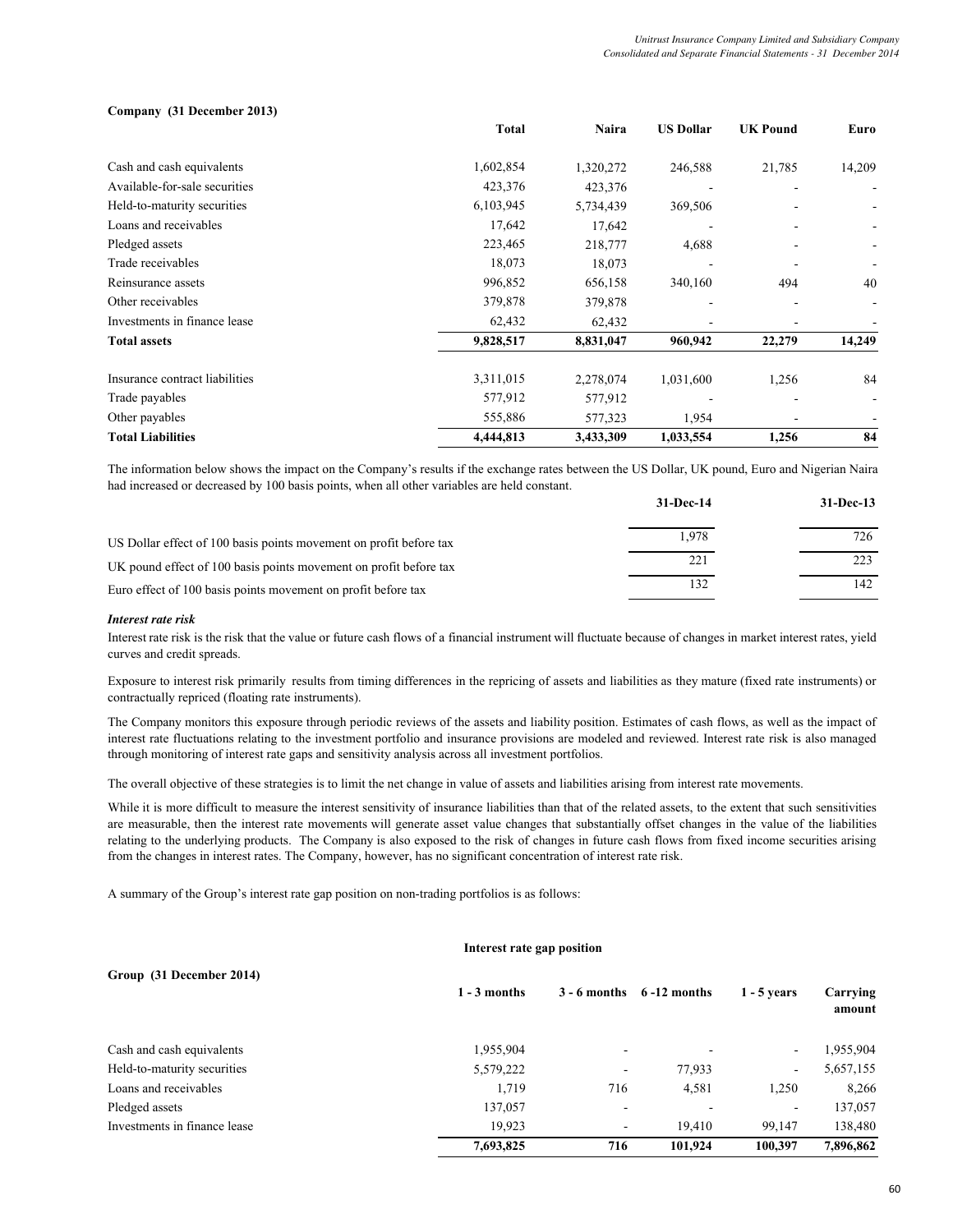**Company (31 December 2013)**

| | Total | Naira | US Dollar | UK Pound | Euro |
|---|---|---|---|---|---|
| Cash and cash equivalents | 1,602,854 | 1,320,272 | 246,588 | 21,785 | 14,209 |
| Available-for-sale securities | 423,376 | 423,376 | - | - | - |
| Held-to-maturity securities | 6,103,945 | 5,734,439 | 369,506 | - | - |
| Loans and receivables | 17,642 | 17,642 | - | - | - |
| Pledged assets | 223,465 | 218,777 | 4,688 | - | - |
| Trade receivables | 18,073 | 18,073 | - | - | - |
| Reinsurance assets | 996,852 | 656,158 | 340,160 | 494 | 40 |
| Other receivables | 379,878 | 379,878 | - | - | - |
| Investments in finance lease | 62,432 | 62,432 | - | - | - |
| **Total assets** | **9,828,517** | **8,831,047** | **960,942** | **22,279** | **14,249** |
| | | | | | |
| Insurance contract liabilities | 3,311,015 | 2,278,074 | 1,031,600 | 1,256 | 84 |
| Trade payables | 577,912 | 577,912 | - | - | - |
| Other payables | 555,886 | 577,323 | 1,954 | - | - |
| **Total Liabilities** | **4,444,813** | **3,433,309** | **1,033,554** | **1,256** | **84** |

The information below shows the impact on the Company's results if the exchange rates between the US Dollar, UK pound, Euro and Nigerian Naira had increased or decreased by 100 basis points, when all other variables are held constant.

| | 31-Dec-14 | 31-Dec-13 |
|---|---|---|
| US Dollar effect of 100 basis points movement on profit before tax | 1,978 | 726 |
| UK pound effect of 100 basis points movement on profit before tax | 221 | 223 |
| Euro effect of 100 basis points movement on profit before tax | 132 | 142 |

***Interest rate risk***

Interest rate risk is the risk that the value or future cash flows of a financial instrument will fluctuate because of changes in market interest rates, yield curves and credit spreads.

Exposure to interest risk primarily results from timing differences in the repricing of assets and liabilities as they mature (fixed rate instruments) or contractually repriced (floating rate instruments).

The Company monitors this exposure through periodic reviews of the assets and liability position. Estimates of cash flows, as well as the impact of interest rate fluctuations relating to the investment portfolio and insurance provisions are modeled and reviewed. Interest rate risk is also managed through monitoring of interest rate gaps and sensitivity analysis across all investment portfolios.

The overall objective of these strategies is to limit the net change in value of assets and liabilities arising from interest rate movements.

While it is more difficult to measure the interest sensitivity of insurance liabilities than that of the related assets, to the extent that such sensitivities are measurable, then the interest rate movements will generate asset value changes that substantially offset changes in the value of the liabilities relating to the underlying products. The Company is also exposed to the risk of changes in future cash flows from fixed income securities arising from the changes in interest rates. The Company, however, has no significant concentration of interest rate risk.

A summary of the Group's interest rate gap position on non-trading portfolios is as follows:

**Interest rate gap position**

**Group (31 December 2014)**

| | 1 - 3 months | 3 - 6 months | 6 -12 months | 1 - 5 years | Carrying amount |
|---|---|---|---|---|---|
| Cash and cash equivalents | 1,955,904 | - | - | - | 1,955,904 |
| Held-to-maturity securities | 5,579,222 | - | 77,933 | - | 5,657,155 |
| Loans and receivables | 1,719 | 716 | 4,581 | 1,250 | 8,266 |
| Pledged assets | 137,057 | - | - | - | 137,057 |
| Investments in finance lease | 19,923 | - | 19,410 | 99,147 | 138,480 |
| | **7,693,825** | **716** | **101,924** | **100,397** | **7,896,862** |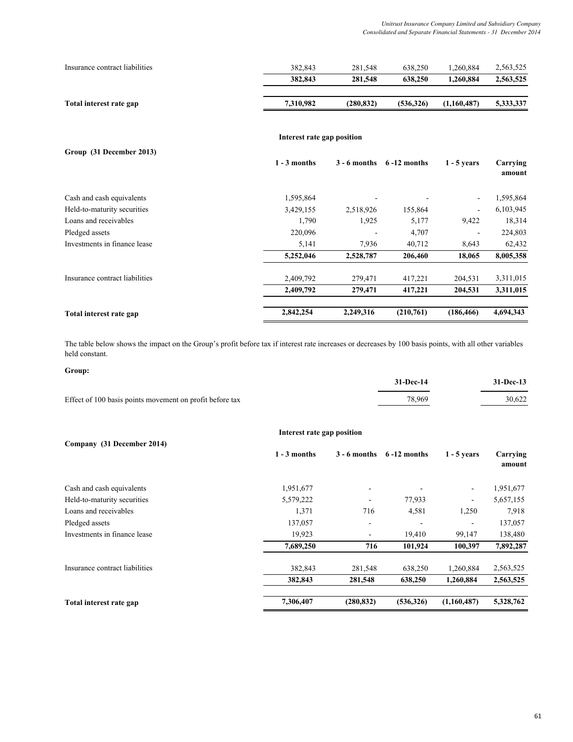| | | | | | |
|---|---|---|---|---|---|
| Insurance contract liabilities | 382,843 | 281,548 | 638,250 | 1,260,884 | 2,563,525 |
| | **382,843** | **281,548** | **638,250** | **1,260,884** | **2,563,525** |
| **Total interest rate gap** | **7,310,982** | **(280,832)** | **(536,326)** | **(1,160,487)** | **5,333,337** |

**Interest rate gap position**

**Group (31 December 2013)**

| | **1 - 3 months** | **3 - 6 months** | **6 -12 months** | **1 - 5 years** | **Carrying amount** |
|---|---|---|---|---|---|
| Cash and cash equivalents | 1,595,864 | - | - | - | 1,595,864 |
| Held-to-maturity securities | 3,429,155 | 2,518,926 | 155,864 | - | 6,103,945 |
| Loans and receivables | 1,790 | 1,925 | 5,177 | 9,422 | 18,314 |
| Pledged assets | 220,096 | - | 4,707 | - | 224,803 |
| Investments in finance lease | 5,141 | 7,936 | 40,712 | 8,643 | 62,432 |
| | **5,252,046** | **2,528,787** | **206,460** | **18,065** | **8,005,358** |
| Insurance contract liabilities | 2,409,792 | 279,471 | 417,221 | 204,531 | 3,311,015 |
| | **2,409,792** | **279,471** | **417,221** | **204,531** | **3,311,015** |
| **Total interest rate gap** | **2,842,254** | **2,249,316** | **(210,761)** | **(186,466)** | **4,694,343** |

The table below shows the impact on the Group's profit before tax if interest rate increases or decreases by 100 basis points, with all other variables held constant.

**Group:**

| | **31-Dec-14** | **31-Dec-13** |
|---|---|---|
| Effect of 100 basis points movement on profit before tax | 78,969 | 30,622 |

**Interest rate gap position**

**Company (31 December 2014)**

| | **1 - 3 months** | **3 - 6 months** | **6 -12 months** | **1 - 5 years** | **Carrying amount** |
|---|---|---|---|---|---|
| Cash and cash equivalents | 1,951,677 | - | - | - | 1,951,677 |
| Held-to-maturity securities | 5,579,222 | - | 77,933 | - | 5,657,155 |
| Loans and receivables | 1,371 | 716 | 4,581 | 1,250 | 7,918 |
| Pledged assets | 137,057 | - | - | - | 137,057 |
| Investments in finance lease | 19,923 | - | 19,410 | 99,147 | 138,480 |
| | **7,689,250** | **716** | **101,924** | **100,397** | **7,892,287** |
| Insurance contract liabilities | 382,843 | 281,548 | 638,250 | 1,260,884 | 2,563,525 |
| | **382,843** | **281,548** | **638,250** | **1,260,884** | **2,563,525** |
| **Total interest rate gap** | **7,306,407** | **(280,832)** | **(536,326)** | **(1,160,487)** | **5,328,762** |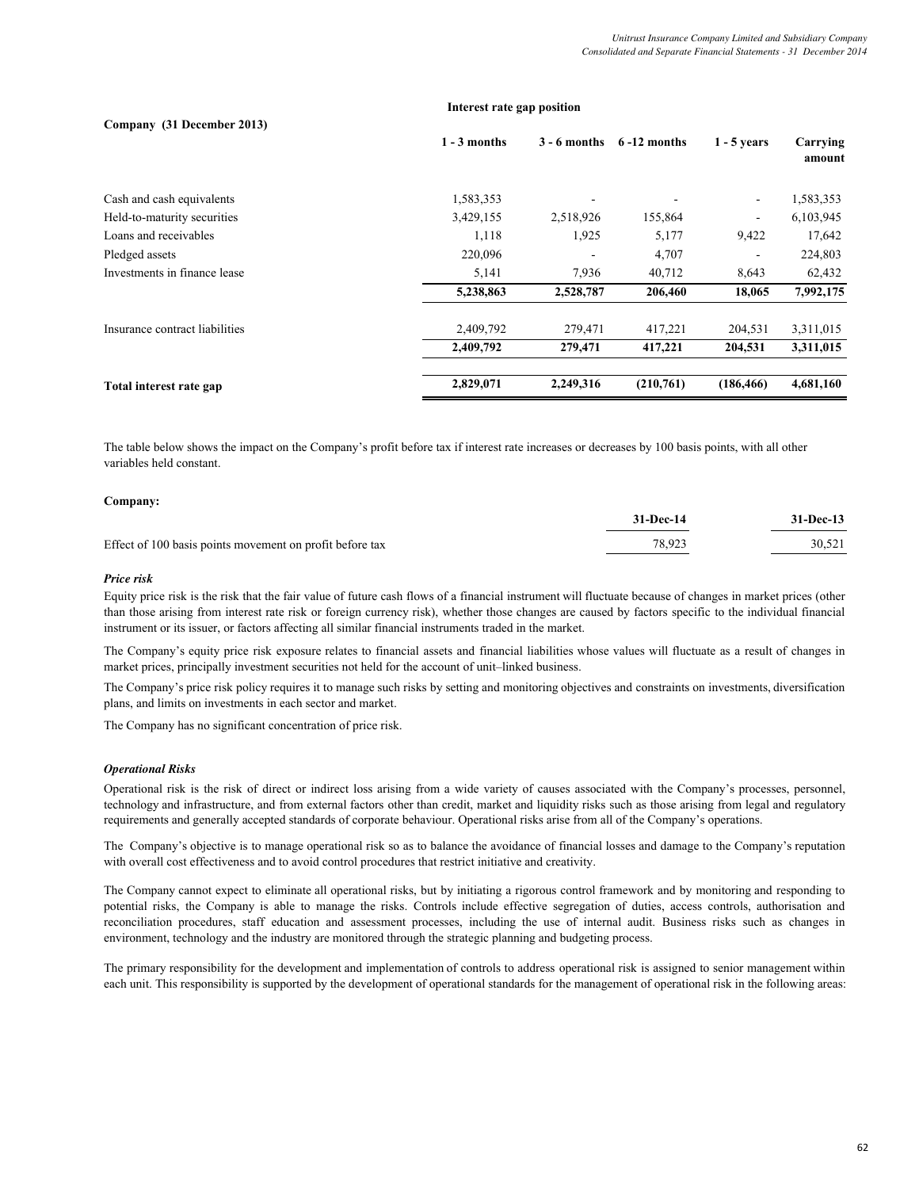**Company (31 December 2013)**

**Interest rate gap position**

| | 1 - 3 months | 3 - 6 months | 6 -12 months | 1 - 5 years | Carrying amount |
|---|---|---|---|---|---|
| Cash and cash equivalents | 1,583,353 | - | - | - | 1,583,353 |
| Held-to-maturity securities | 3,429,155 | 2,518,926 | 155,864 | - | 6,103,945 |
| Loans and receivables | 1,118 | 1,925 | 5,177 | 9,422 | 17,642 |
| Pledged assets | 220,096 | - | 4,707 | - | 224,803 |
| Investments in finance lease | 5,141 | 7,936 | 40,712 | 8,643 | 62,432 |
| | **5,238,863** | **2,528,787** | **206,460** | **18,065** | **7,992,175** |
| Insurance contract liabilities | 2,409,792 | 279,471 | 417,221 | 204,531 | 3,311,015 |
| | **2,409,792** | **279,471** | **417,221** | **204,531** | **3,311,015** |
| **Total interest rate gap** | **2,829,071** | **2,249,316** | **(210,761)** | **(186,466)** | **4,681,160** |

The table below shows the impact on the Company's profit before tax if interest rate increases or decreases by 100 basis points, with all other variables held constant.

**Company:**

| | 31-Dec-14 | 31-Dec-13 |
|---|---|---|
| Effect of 100 basis points movement on profit before tax | 78,923 | 30,521 |

***Price risk***

Equity price risk is the risk that the fair value of future cash flows of a financial instrument will fluctuate because of changes in market prices (other than those arising from interest rate risk or foreign currency risk), whether those changes are caused by factors specific to the individual financial instrument or its issuer, or factors affecting all similar financial instruments traded in the market.

The Company's equity price risk exposure relates to financial assets and financial liabilities whose values will fluctuate as a result of changes in market prices, principally investment securities not held for the account of unit–linked business.

The Company's price risk policy requires it to manage such risks by setting and monitoring objectives and constraints on investments, diversification plans, and limits on investments in each sector and market.

The Company has no significant concentration of price risk.

***Operational Risks***

Operational risk is the risk of direct or indirect loss arising from a wide variety of causes associated with the Company's processes, personnel, technology and infrastructure, and from external factors other than credit, market and liquidity risks such as those arising from legal and regulatory requirements and generally accepted standards of corporate behaviour. Operational risks arise from all of the Company's operations.

The Company's objective is to manage operational risk so as to balance the avoidance of financial losses and damage to the Company's reputation with overall cost effectiveness and to avoid control procedures that restrict initiative and creativity.

The Company cannot expect to eliminate all operational risks, but by initiating a rigorous control framework and by monitoring and responding to potential risks, the Company is able to manage the risks. Controls include effective segregation of duties, access controls, authorisation and reconciliation procedures, staff education and assessment processes, including the use of internal audit. Business risks such as changes in environment, technology and the industry are monitored through the strategic planning and budgeting process.

The primary responsibility for the development and implementation of controls to address operational risk is assigned to senior management within each unit. This responsibility is supported by the development of operational standards for the management of operational risk in the following areas: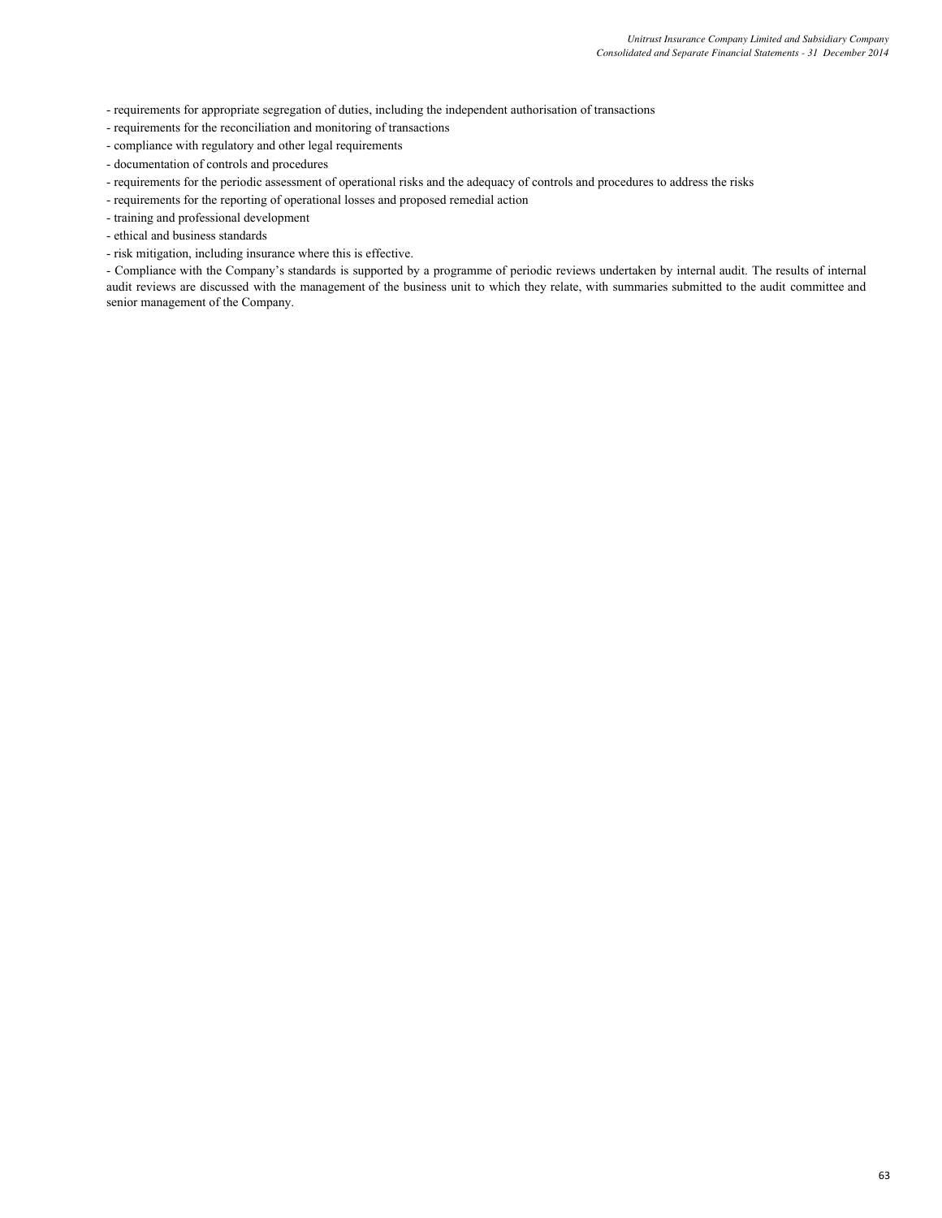- requirements for appropriate segregation of duties, including the independent authorisation of transactions
- requirements for the reconciliation and monitoring of transactions
- compliance with regulatory and other legal requirements
- documentation of controls and procedures
- requirements for the periodic assessment of operational risks and the adequacy of controls and procedures to address the risks
- requirements for the reporting of operational losses and proposed remedial action
- training and professional development
- ethical and business standards
- risk mitigation, including insurance where this is effective.
- Compliance with the Company's standards is supported by a programme of periodic reviews undertaken by internal audit. The results of internal audit reviews are discussed with the management of the business unit to which they relate, with summaries submitted to the audit committee and senior management of the Company.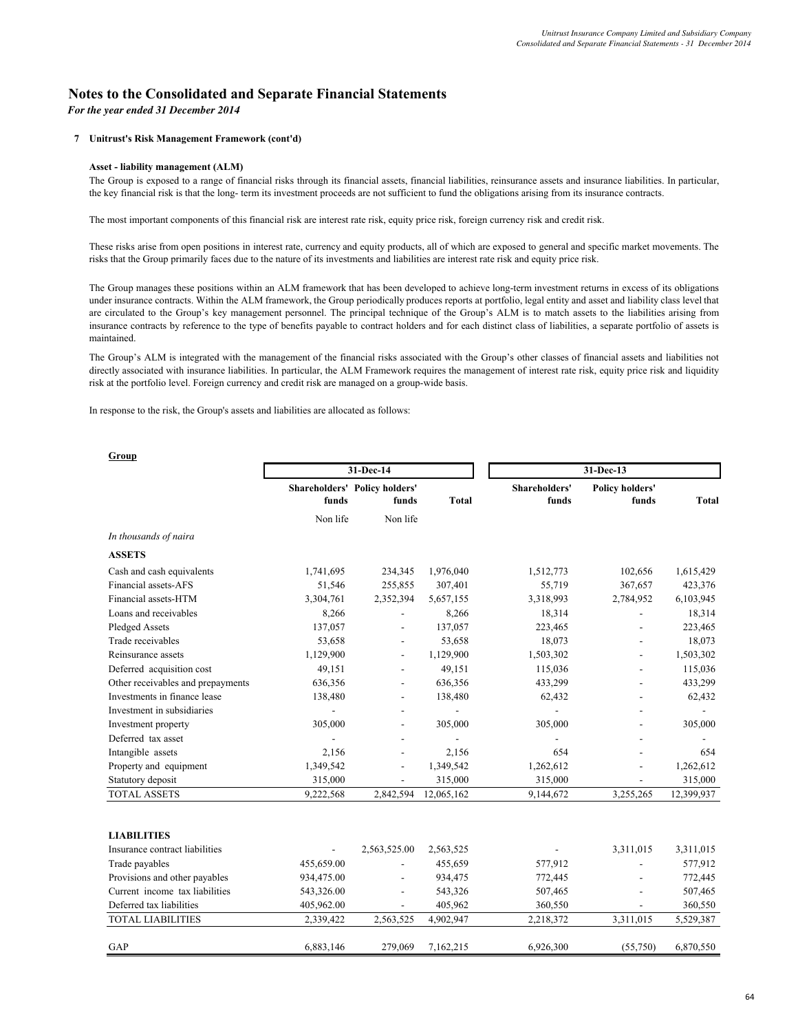# Notes to the Consolidated and Separate Financial Statements

*For the year ended 31 December 2014*

**7 Unitrust's Risk Management Framework (cont'd)**

**Asset - liability management (ALM)**

The Group is exposed to a range of financial risks through its financial assets, financial liabilities, reinsurance assets and insurance liabilities. In particular, the key financial risk is that the long- term its investment proceeds are not sufficient to fund the obligations arising from its insurance contracts.

The most important components of this financial risk are interest rate risk, equity price risk, foreign currency risk and credit risk.

These risks arise from open positions in interest rate, currency and equity products, all of which are exposed to general and specific market movements. The risks that the Group primarily faces due to the nature of its investments and liabilities are interest rate risk and equity price risk.

The Group manages these positions within an ALM framework that has been developed to achieve long-term investment returns in excess of its obligations under insurance contracts. Within the ALM framework, the Group periodically produces reports at portfolio, legal entity and asset and liability class level that are circulated to the Group's key management personnel. The principal technique of the Group's ALM is to match assets to the liabilities arising from insurance contracts by reference to the type of benefits payable to contract holders and for each distinct class of liabilities, a separate portfolio of assets is maintained.

The Group's ALM is integrated with the management of the financial risks associated with the Group's other classes of financial assets and liabilities not directly associated with insurance liabilities. In particular, the ALM Framework requires the management of interest rate risk, equity price risk and liquidity risk at the portfolio level. Foreign currency and credit risk are managed on a group-wide basis.

In response to the risk, the Group's assets and liabilities are allocated as follows:

**Group**

| | 31-Dec-14 | | | 31-Dec-13 | | |
|---|---|---|---|---|---|---|
| | Shareholders' funds | Policy holders' funds | Total | Shareholders' funds | Policy holders' funds | Total |
| | Non life | Non life | | | | |
| *In thousands of naira* | | | | | | |
| **ASSETS** | | | | | | |
| Cash and cash equivalents | 1,741,695 | 234,345 | 1,976,040 | 1,512,773 | 102,656 | 1,615,429 |
| Financial assets-AFS | 51,546 | 255,855 | 307,401 | 55,719 | 367,657 | 423,376 |
| Financial assets-HTM | 3,304,761 | 2,352,394 | 5,657,155 | 3,318,993 | 2,784,952 | 6,103,945 |
| Loans and receivables | 8,266 | - | 8,266 | 18,314 | - | 18,314 |
| Pledged Assets | 137,057 | - | 137,057 | 223,465 | - | 223,465 |
| Trade receivables | 53,658 | - | 53,658 | 18,073 | - | 18,073 |
| Reinsurance assets | 1,129,900 | - | 1,129,900 | 1,503,302 | - | 1,503,302 |
| Deferred acquisition cost | 49,151 | - | 49,151 | 115,036 | - | 115,036 |
| Other receivables and prepayments | 636,356 | - | 636,356 | 433,299 | - | 433,299 |
| Investments in finance lease | 138,480 | - | 138,480 | 62,432 | - | 62,432 |
| Investment in subsidiaries | - | - | - | - | - | - |
| Investment property | 305,000 | - | 305,000 | 305,000 | - | 305,000 |
| Deferred tax asset | - | - | - | - | - | - |
| Intangible assets | 2,156 | - | 2,156 | 654 | - | 654 |
| Property and equipment | 1,349,542 | - | 1,349,542 | 1,262,612 | - | 1,262,612 |
| Statutory deposit | 315,000 | - | 315,000 | 315,000 | - | 315,000 |
| TOTAL ASSETS | 9,222,568 | 2,842,594 | 12,065,162 | 9,144,672 | 3,255,265 | 12,399,937 |
| | | | | | | |
| **LIABILITIES** | | | | | | |
| Insurance contract liabilities | - | 2,563,525.00 | 2,563,525 | - | 3,311,015 | 3,311,015 |
| Trade payables | 455,659.00 | - | 455,659 | 577,912 | - | 577,912 |
| Provisions and other payables | 934,475.00 | - | 934,475 | 772,445 | - | 772,445 |
| Current income tax liabilities | 543,326.00 | - | 543,326 | 507,465 | - | 507,465 |
| Deferred tax liabilities | 405,962.00 | - | 405,962 | 360,550 | - | 360,550 |
| TOTAL LIABILITIES | 2,339,422 | 2,563,525 | 4,902,947 | 2,218,372 | 3,311,015 | 5,529,387 |
| | | | | | | |
| GAP | 6,883,146 | 279,069 | 7,162,215 | 6,926,300 | (55,750) | 6,870,550 |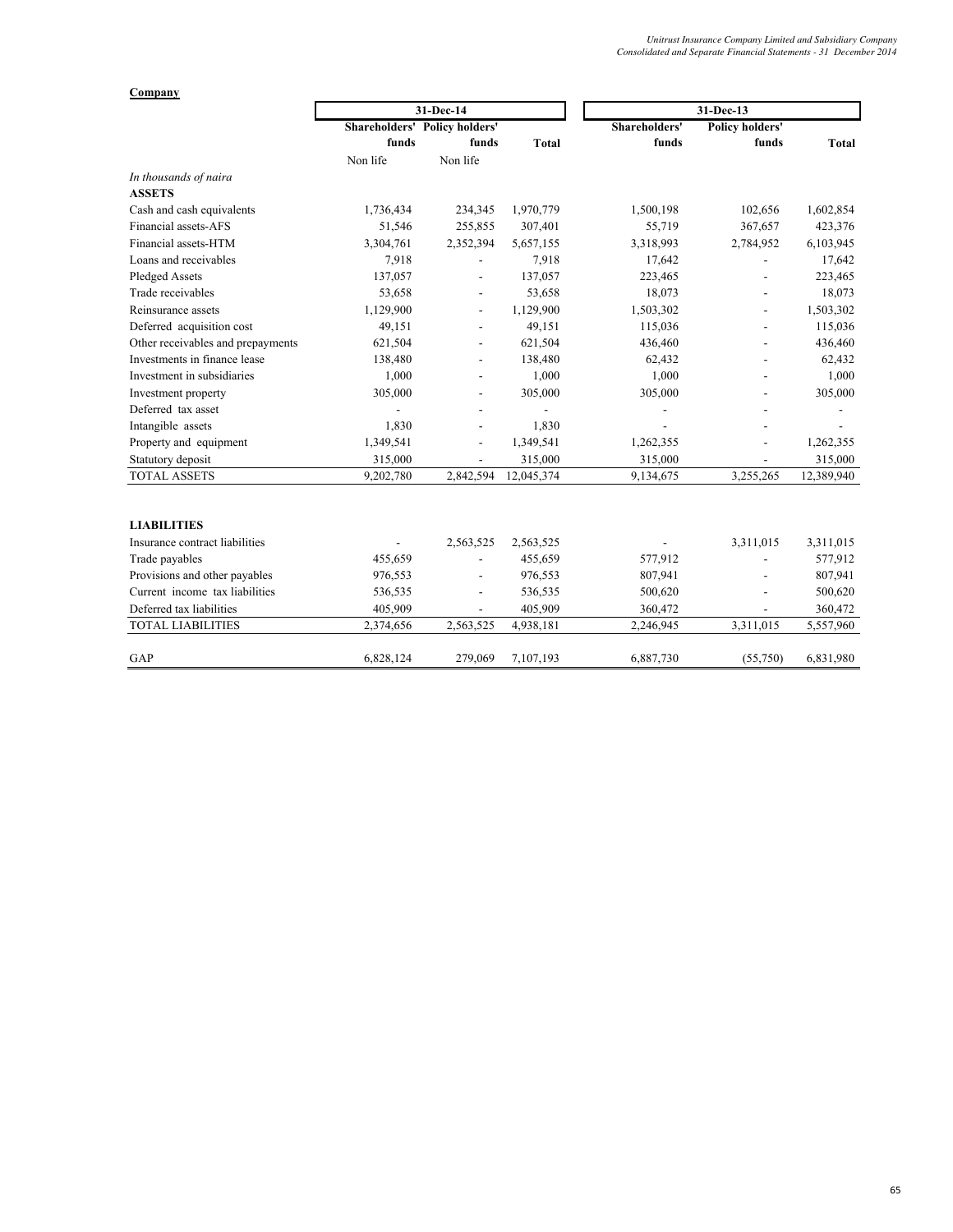**Company**

| | 31-Dec-14 | | | 31-Dec-13 | | |
|---|---|---|---|---|---|---|
| | Shareholders' funds | Policy holders' funds | Total | Shareholders' funds | Policy holders' funds | Total |
| | Non life | Non life | | | | |
| *In thousands of naira* | | | | | | |
| **ASSETS** | | | | | | |
| Cash and cash equivalents | 1,736,434 | 234,345 | 1,970,779 | 1,500,198 | 102,656 | 1,602,854 |
| Financial assets-AFS | 51,546 | 255,855 | 307,401 | 55,719 | 367,657 | 423,376 |
| Financial assets-HTM | 3,304,761 | 2,352,394 | 5,657,155 | 3,318,993 | 2,784,952 | 6,103,945 |
| Loans and receivables | 7,918 | - | 7,918 | 17,642 | - | 17,642 |
| Pledged Assets | 137,057 | - | 137,057 | 223,465 | - | 223,465 |
| Trade receivables | 53,658 | - | 53,658 | 18,073 | - | 18,073 |
| Reinsurance assets | 1,129,900 | - | 1,129,900 | 1,503,302 | - | 1,503,302 |
| Deferred acquisition cost | 49,151 | - | 49,151 | 115,036 | - | 115,036 |
| Other receivables and prepayments | 621,504 | - | 621,504 | 436,460 | - | 436,460 |
| Investments in finance lease | 138,480 | - | 138,480 | 62,432 | - | 62,432 |
| Investment in subsidiaries | 1,000 | - | 1,000 | 1,000 | - | 1,000 |
| Investment property | 305,000 | - | 305,000 | 305,000 | - | 305,000 |
| Deferred tax asset | - | - | - | - | - | - |
| Intangible assets | 1,830 | - | 1,830 | - | - | - |
| Property and equipment | 1,349,541 | - | 1,349,541 | 1,262,355 | - | 1,262,355 |
| Statutory deposit | 315,000 | - | 315,000 | 315,000 | - | 315,000 |
| TOTAL ASSETS | 9,202,780 | 2,842,594 | 12,045,374 | 9,134,675 | 3,255,265 | 12,389,940 |
| | | | | | | |
| **LIABILITIES** | | | | | | |
| Insurance contract liabilities | - | 2,563,525 | 2,563,525 | - | 3,311,015 | 3,311,015 |
| Trade payables | 455,659 | - | 455,659 | 577,912 | - | 577,912 |
| Provisions and other payables | 976,553 | - | 976,553 | 807,941 | - | 807,941 |
| Current income tax liabilities | 536,535 | - | 536,535 | 500,620 | - | 500,620 |
| Deferred tax liabilities | 405,909 | - | 405,909 | 360,472 | - | 360,472 |
| TOTAL LIABILITIES | 2,374,656 | 2,563,525 | 4,938,181 | 2,246,945 | 3,311,015 | 5,557,960 |
| | | | | | | |
| GAP | 6,828,124 | 279,069 | 7,107,193 | 6,887,730 | (55,750) | 6,831,980 |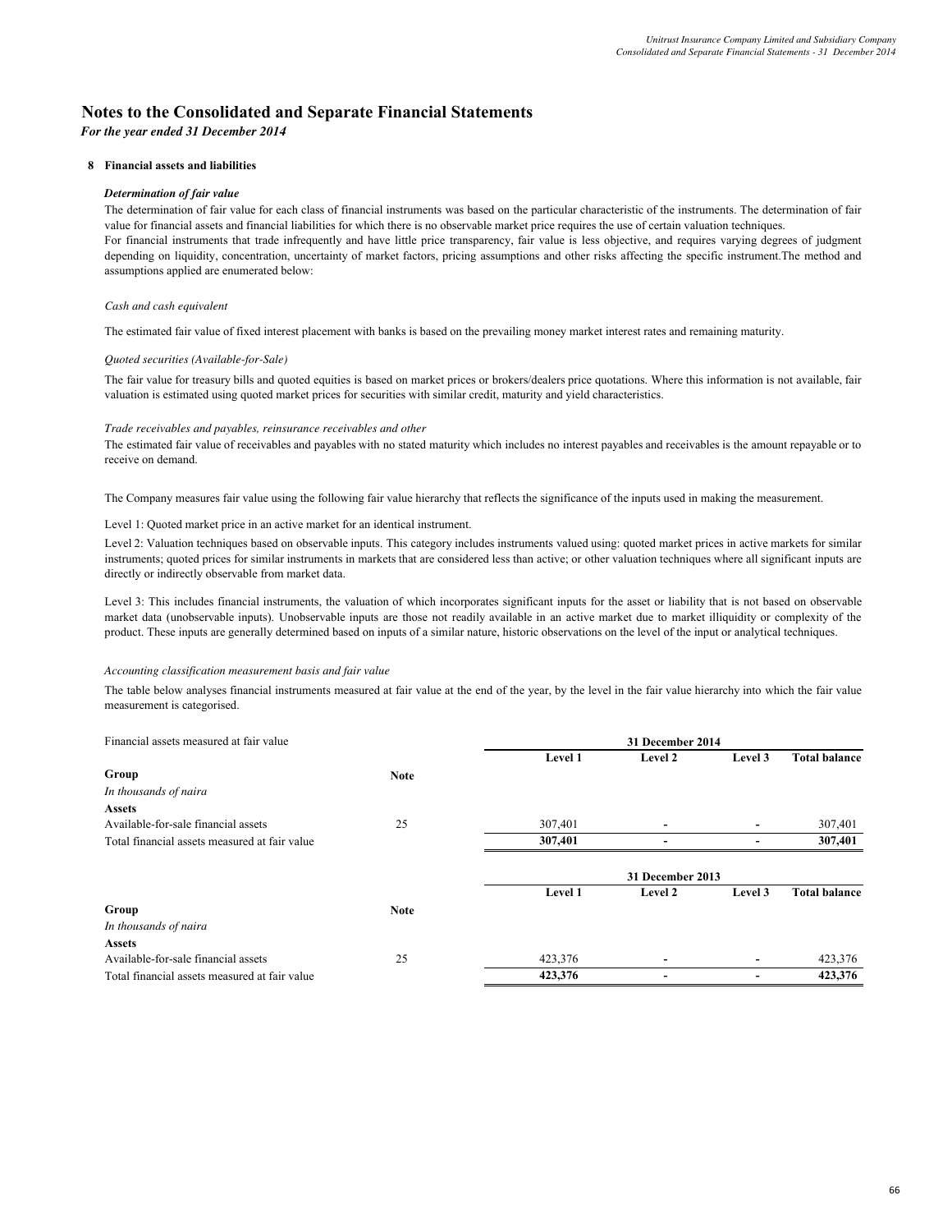# Notes to the Consolidated and Separate Financial Statements

*For the year ended 31 December 2014*

## 8 Financial assets and liabilities

### *Determination of fair value*

The determination of fair value for each class of financial instruments was based on the particular characteristic of the instruments. The determination of fair value for financial assets and financial liabilities for which there is no observable market price requires the use of certain valuation techniques.
For financial instruments that trade infrequently and have little price transparency, fair value is less objective, and requires varying degrees of judgment depending on liquidity, concentration, uncertainty of market factors, pricing assumptions and other risks affecting the specific instrument.The method and assumptions applied are enumerated below:

*Cash and cash equivalent*

The estimated fair value of fixed interest placement with banks is based on the prevailing money market interest rates and remaining maturity.

*Quoted securities (Available-for-Sale)*

The fair value for treasury bills and quoted equities is based on market prices or brokers/dealers price quotations. Where this information is not available, fair valuation is estimated using quoted market prices for securities with similar credit, maturity and yield characteristics.

*Trade receivables and payables, reinsurance receivables and other*

The estimated fair value of receivables and payables with no stated maturity which includes no interest payables and receivables is the amount repayable or to receive on demand.

The Company measures fair value using the following fair value hierarchy that reflects the significance of the inputs used in making the measurement.

Level 1: Quoted market price in an active market for an identical instrument.

Level 2: Valuation techniques based on observable inputs. This category includes instruments valued using: quoted market prices in active markets for similar instruments; quoted prices for similar instruments in markets that are considered less than active; or other valuation techniques where all significant inputs are directly or indirectly observable from market data.

Level 3: This includes financial instruments, the valuation of which incorporates significant inputs for the asset or liability that is not based on observable market data (unobservable inputs). Unobservable inputs are those not readily available in an active market due to market illiquidity or complexity of the product. These inputs are generally determined based on inputs of a similar nature, historic observations on the level of the input or analytical techniques.

*Accounting classification measurement basis and fair value*

The table below analyses financial instruments measured at fair value at the end of the year, by the level in the fair value hierarchy into which the fair value measurement is categorised.

| Financial assets measured at fair value | | 31 December 2014 | | | |
|---|---|---|---|---|---|
| | | **Level 1** | **Level 2** | **Level 3** | **Total balance** |
| **Group** | **Note** | | | | |
| *In thousands of naira* | | | | | |
| **Assets** | | | | | |
| Available-for-sale financial assets | 25 | 307,401 | - | - | 307,401 |
| Total financial assets measured at fair value | | **307,401** | **-** | **-** | **307,401** |

| | | 31 December 2013 | | | |
|---|---|---|---|---|---|
| | | **Level 1** | **Level 2** | **Level 3** | **Total balance** |
| **Group** | **Note** | | | | |
| *In thousands of naira* | | | | | |
| **Assets** | | | | | |
| Available-for-sale financial assets | 25 | 423,376 | - | - | 423,376 |
| Total financial assets measured at fair value | | **423,376** | **-** | **-** | **423,376** |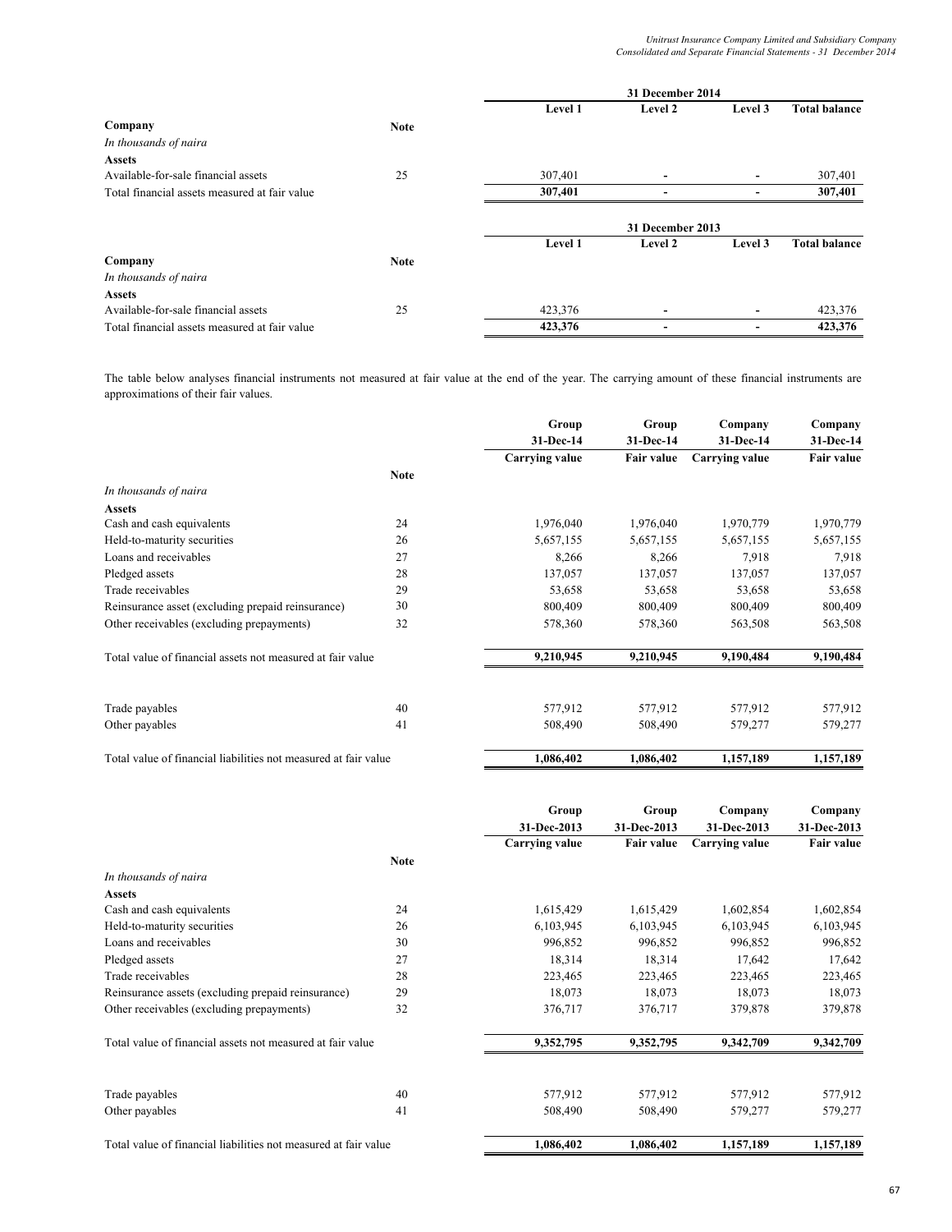| | | 31 December 2014 | | | |
|---|---|---|---|---|---|
| | | Level 1 | Level 2 | Level 3 | Total balance |
| **Company** | **Note** | | | | |
| *In thousands of naira* | | | | | |
| **Assets** | | | | | |
| Available-for-sale financial assets | 25 | 307,401 | - | - | 307,401 |
| Total financial assets measured at fair value | | **307,401** | **-** | **-** | **307,401** |

| | | 31 December 2013 | | | |
|---|---|---|---|---|---|
| | | Level 1 | Level 2 | Level 3 | Total balance |
| **Company** | **Note** | | | | |
| *In thousands of naira* | | | | | |
| **Assets** | | | | | |
| Available-for-sale financial assets | 25 | 423,376 | - | - | 423,376 |
| Total financial assets measured at fair value | | **423,376** | **-** | **-** | **423,376** |

The table below analyses financial instruments not measured at fair value at the end of the year. The carrying amount of these financial instruments are approximations of their fair values.

| | | Group | Group | Company | Company |
|---|---|---|---|---|---|
| | | 31-Dec-14 | 31-Dec-14 | 31-Dec-14 | 31-Dec-14 |
| | | Carrying value | Fair value | Carrying value | Fair value |
| | **Note** | | | | |
| *In thousands of naira* | | | | | |
| **Assets** | | | | | |
| Cash and cash equivalents | 24 | 1,976,040 | 1,976,040 | 1,970,779 | 1,970,779 |
| Held-to-maturity securities | 26 | 5,657,155 | 5,657,155 | 5,657,155 | 5,657,155 |
| Loans and receivables | 27 | 8,266 | 8,266 | 7,918 | 7,918 |
| Pledged assets | 28 | 137,057 | 137,057 | 137,057 | 137,057 |
| Trade receivables | 29 | 53,658 | 53,658 | 53,658 | 53,658 |
| Reinsurance asset (excluding prepaid reinsurance) | 30 | 800,409 | 800,409 | 800,409 | 800,409 |
| Other receivables (excluding prepayments) | 32 | 578,360 | 578,360 | 563,508 | 563,508 |
| Total value of financial assets not measured at fair value | | **9,210,945** | **9,210,945** | **9,190,484** | **9,190,484** |
| Trade payables | 40 | 577,912 | 577,912 | 577,912 | 577,912 |
| Other payables | 41 | 508,490 | 508,490 | 579,277 | 579,277 |
| Total value of financial liabilities not measured at fair value | | **1,086,402** | **1,086,402** | **1,157,189** | **1,157,189** |

| | | Group | Group | Company | Company |
|---|---|---|---|---|---|
| | | 31-Dec-2013 | 31-Dec-2013 | 31-Dec-2013 | 31-Dec-2013 |
| | | Carrying value | Fair value | Carrying value | Fair value |
| | **Note** | | | | |
| *In thousands of naira* | | | | | |
| **Assets** | | | | | |
| Cash and cash equivalents | 24 | 1,615,429 | 1,615,429 | 1,602,854 | 1,602,854 |
| Held-to-maturity securities | 26 | 6,103,945 | 6,103,945 | 6,103,945 | 6,103,945 |
| Loans and receivables | 30 | 996,852 | 996,852 | 996,852 | 996,852 |
| Pledged assets | 27 | 18,314 | 18,314 | 17,642 | 17,642 |
| Trade receivables | 28 | 223,465 | 223,465 | 223,465 | 223,465 |
| Reinsurance assets (excluding prepaid reinsurance) | 29 | 18,073 | 18,073 | 18,073 | 18,073 |
| Other receivables (excluding prepayments) | 32 | 376,717 | 376,717 | 379,878 | 379,878 |
| Total value of financial assets not measured at fair value | | **9,352,795** | **9,352,795** | **9,342,709** | **9,342,709** |
| Trade payables | 40 | 577,912 | 577,912 | 577,912 | 577,912 |
| Other payables | 41 | 508,490 | 508,490 | 579,277 | 579,277 |
| Total value of financial liabilities not measured at fair value | | **1,086,402** | **1,086,402** | **1,157,189** | **1,157,189** |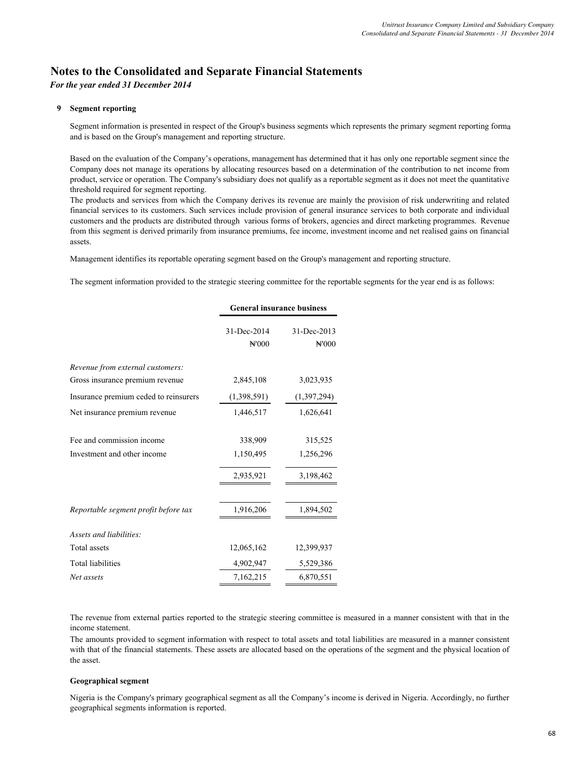# Notes to the Consolidated and Separate Financial Statements

*For the year ended 31 December 2014*

## 9 Segment reporting

Segment information is presented in respect of the Group's business segments which represents the primary segment reporting forma and is based on the Group's management and reporting structure.

Based on the evaluation of the Company's operations, management has determined that it has only one reportable segment since the Company does not manage its operations by allocating resources based on a determination of the contribution to net income from product, service or operation. The Company's subsidiary does not qualify as a reportable segment as it does not meet the quantitative threshold required for segment reporting.

The products and services from which the Company derives its revenue are mainly the provision of risk underwriting and related financial services to its customers. Such services include provision of general insurance services to both corporate and individual customers and the products are distributed through various forms of brokers, agencies and direct marketing programmes. Revenue from this segment is derived primarily from insurance premiums, fee income, investment income and net realised gains on financial assets.

Management identifies its reportable operating segment based on the Group's management and reporting structure.

The segment information provided to the strategic steering committee for the reportable segments for the year end is as follows:

| | General insurance business | |
|---|---|---|
| | 31-Dec-2014 | 31-Dec-2013 |
| | ₦'000 | ₦'000 |
| *Revenue from external customers:* | | |
| Gross insurance premium revenue | 2,845,108 | 3,023,935 |
| Insurance premium ceded to reinsurers | (1,398,591) | (1,397,294) |
| Net insurance premium revenue | 1,446,517 | 1,626,641 |
| Fee and commission income | 338,909 | 315,525 |
| Investment and other income | 1,150,495 | 1,256,296 |
| | 2,935,921 | 3,198,462 |
| *Reportable segment profit before tax* | 1,916,206 | 1,894,502 |
| *Assets and liabilities:* | | |
| Total assets | 12,065,162 | 12,399,937 |
| Total liabilities | 4,902,947 | 5,529,386 |
| *Net assets* | 7,162,215 | 6,870,551 |

The revenue from external parties reported to the strategic steering committee is measured in a manner consistent with that in the income statement.

The amounts provided to segment information with respect to total assets and total liabilities are measured in a manner consistent with that of the financial statements. These assets are allocated based on the operations of the segment and the physical location of the asset.

### Geographical segment

Nigeria is the Company's primary geographical segment as all the Company's income is derived in Nigeria. Accordingly, no further geographical segments information is reported.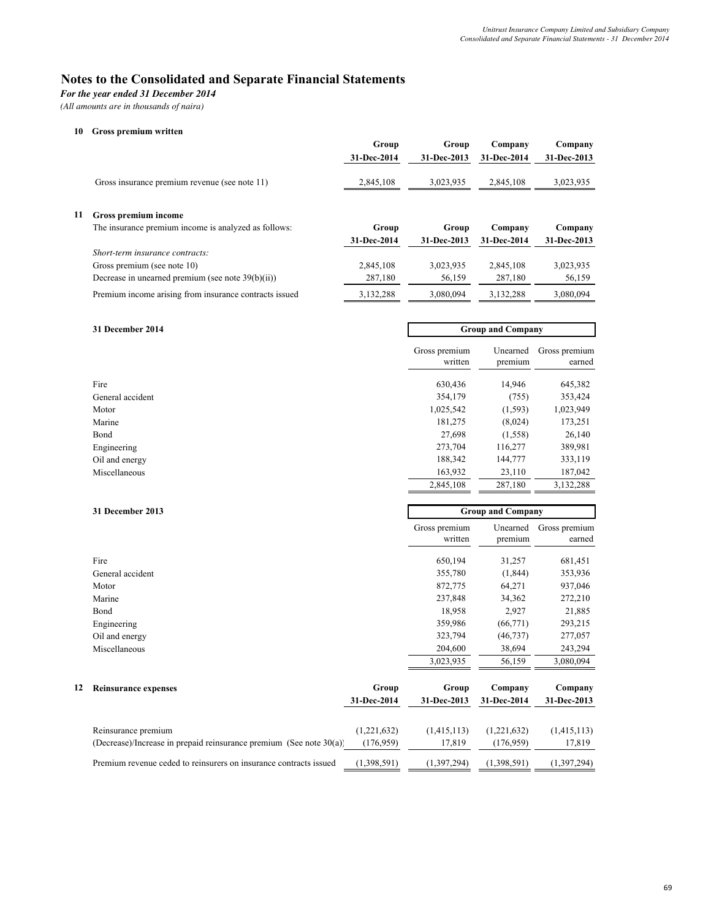# Notes to the Consolidated and Separate Financial Statements

*For the year ended 31 December 2014*

*(All amounts are in thousands of naira)*

## 10 Gross premium written

| | Group 31-Dec-2014 | Group 31-Dec-2013 | Company 31-Dec-2014 | Company 31-Dec-2013 |
|---|---|---|---|---|
| Gross insurance premium revenue (see note 11) | 2,845,108 | 3,023,935 | 2,845,108 | 3,023,935 |

## 11 Gross premium income

| The insurance premium income is analyzed as follows: | Group 31-Dec-2014 | Group 31-Dec-2013 | Company 31-Dec-2014 | Company 31-Dec-2013 |
|---|---|---|---|---|
| *Short-term insurance contracts:* | | | | |
| Gross premium (see note 10) | 2,845,108 | 3,023,935 | 2,845,108 | 3,023,935 |
| Decrease in unearned premium (see note 39(b)(ii)) | 287,180 | 56,159 | 287,180 | 56,159 |
| Premium income arising from insurance contracts issued | 3,132,288 | 3,080,094 | 3,132,288 | 3,080,094 |

**31 December 2014**

| | Group and Company | | |
|---|---|---|---|
| | Gross premium written | Unearned premium | Gross premium earned |
| Fire | 630,436 | 14,946 | 645,382 |
| General accident | 354,179 | (755) | 353,424 |
| Motor | 1,025,542 | (1,593) | 1,023,949 |
| Marine | 181,275 | (8,024) | 173,251 |
| Bond | 27,698 | (1,558) | 26,140 |
| Engineering | 273,704 | 116,277 | 389,981 |
| Oil and energy | 188,342 | 144,777 | 333,119 |
| Miscellaneous | 163,932 | 23,110 | 187,042 |
| | 2,845,108 | 287,180 | 3,132,288 |

**31 December 2013**

| | Group and Company | | |
|---|---|---|---|
| | Gross premium written | Unearned premium | Gross premium earned |
| Fire | 650,194 | 31,257 | 681,451 |
| General accident | 355,780 | (1,844) | 353,936 |
| Motor | 872,775 | 64,271 | 937,046 |
| Marine | 237,848 | 34,362 | 272,210 |
| Bond | 18,958 | 2,927 | 21,885 |
| Engineering | 359,986 | (66,771) | 293,215 |
| Oil and energy | 323,794 | (46,737) | 277,057 |
| Miscellaneous | 204,600 | 38,694 | 243,294 |
| | 3,023,935 | 56,159 | 3,080,094 |

## 12 Reinsurance expenses

| | Group 31-Dec-2014 | Group 31-Dec-2013 | Company 31-Dec-2014 | Company 31-Dec-2013 |
|---|---|---|---|---|
| Reinsurance premium | (1,221,632) | (1,415,113) | (1,221,632) | (1,415,113) |
| (Decrease)/Increase in prepaid reinsurance premium (See note 30(a)) | (176,959) | 17,819 | (176,959) | 17,819 |
| Premium revenue ceded to reinsurers on insurance contracts issued | (1,398,591) | (1,397,294) | (1,398,591) | (1,397,294) |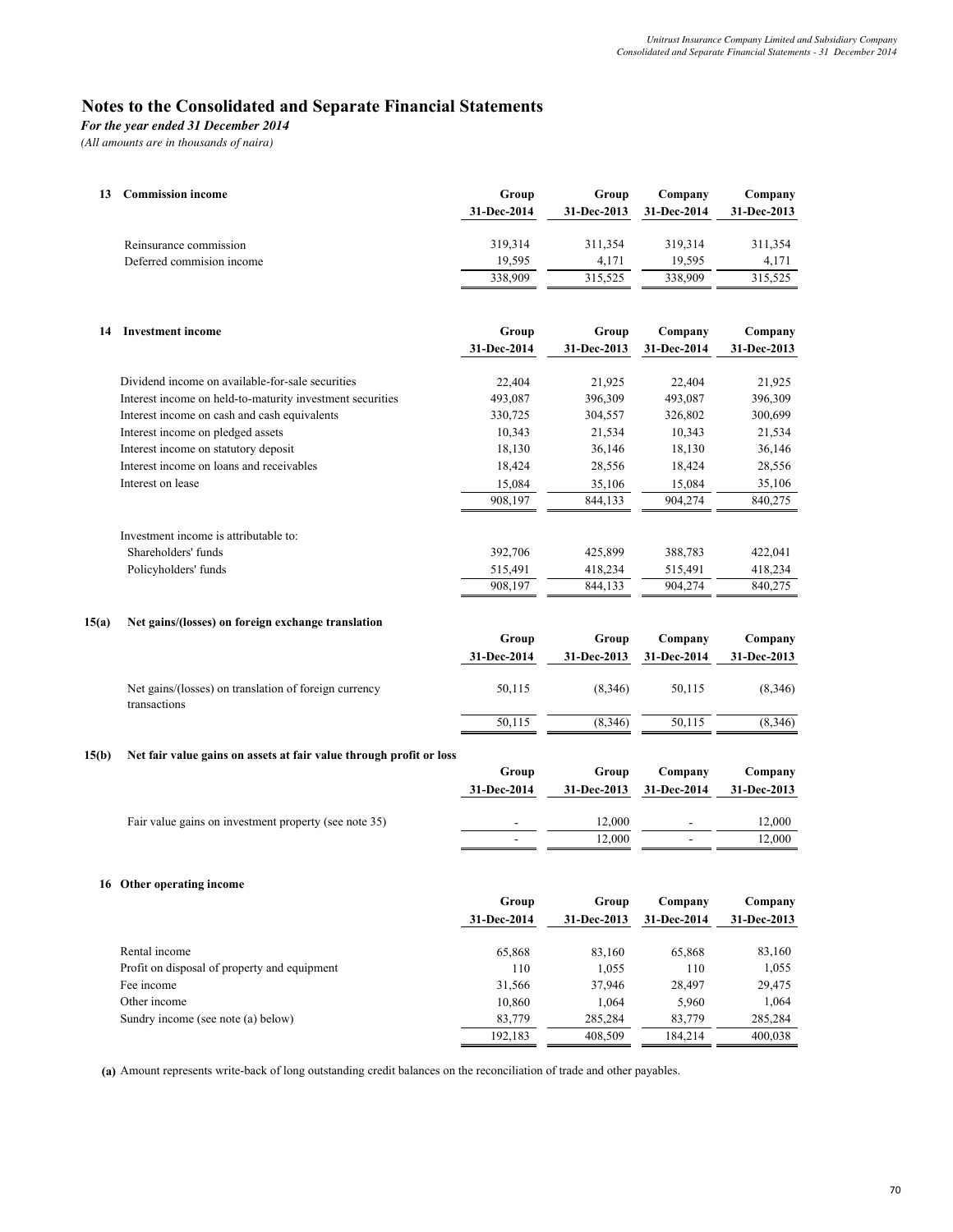# Notes to the Consolidated and Separate Financial Statements

*For the year ended 31 December 2014*

*(All amounts are in thousands of naira)*

## 13 Commission income

| | Group 31-Dec-2014 | Group 31-Dec-2013 | Company 31-Dec-2014 | Company 31-Dec-2013 |
|---|---|---|---|---|
| Reinsurance commission | 319,314 | 311,354 | 319,314 | 311,354 |
| Deferred commision income | 19,595 | 4,171 | 19,595 | 4,171 |
| | 338,909 | 315,525 | 338,909 | 315,525 |

## 14 Investment income

| | Group 31-Dec-2014 | Group 31-Dec-2013 | Company 31-Dec-2014 | Company 31-Dec-2013 |
|---|---|---|---|---|
| Dividend income on available-for-sale securities | 22,404 | 21,925 | 22,404 | 21,925 |
| Interest income on held-to-maturity investment securities | 493,087 | 396,309 | 493,087 | 396,309 |
| Interest income on cash and cash equivalents | 330,725 | 304,557 | 326,802 | 300,699 |
| Interest income on pledged assets | 10,343 | 21,534 | 10,343 | 21,534 |
| Interest income on statutory deposit | 18,130 | 36,146 | 18,130 | 36,146 |
| Interest income on loans and receivables | 18,424 | 28,556 | 18,424 | 28,556 |
| Interest on lease | 15,084 | 35,106 | 15,084 | 35,106 |
| | 908,197 | 844,133 | 904,274 | 840,275 |
| Investment income is attributable to: | | | | |
| Shareholders' funds | 392,706 | 425,899 | 388,783 | 422,041 |
| Policyholders' funds | 515,491 | 418,234 | 515,491 | 418,234 |
| | 908,197 | 844,133 | 904,274 | 840,275 |

## 15(a) Net gains/(losses) on foreign exchange translation

| | Group 31-Dec-2014 | Group 31-Dec-2013 | Company 31-Dec-2014 | Company 31-Dec-2013 |
|---|---|---|---|---|
| Net gains/(losses) on translation of foreign currency transactions | 50,115 | (8,346) | 50,115 | (8,346) |
| | 50,115 | (8,346) | 50,115 | (8,346) |

## 15(b) Net fair value gains on assets at fair value through profit or loss

| | Group 31-Dec-2014 | Group 31-Dec-2013 | Company 31-Dec-2014 | Company 31-Dec-2013 |
|---|---|---|---|---|
| Fair value gains on investment property (see note 35) | - | 12,000 | - | 12,000 |
| | - | 12,000 | - | 12,000 |

## 16 Other operating income

| | Group 31-Dec-2014 | Group 31-Dec-2013 | Company 31-Dec-2014 | Company 31-Dec-2013 |
|---|---|---|---|---|
| Rental income | 65,868 | 83,160 | 65,868 | 83,160 |
| Profit on disposal of property and equipment | 110 | 1,055 | 110 | 1,055 |
| Fee income | 31,566 | 37,946 | 28,497 | 29,475 |
| Other income | 10,860 | 1,064 | 5,960 | 1,064 |
| Sundry income (see note (a) below) | 83,779 | 285,284 | 83,779 | 285,284 |
| | 192,183 | 408,509 | 184,214 | 400,038 |

**(a)** Amount represents write-back of long outstanding credit balances on the reconciliation of trade and other payables.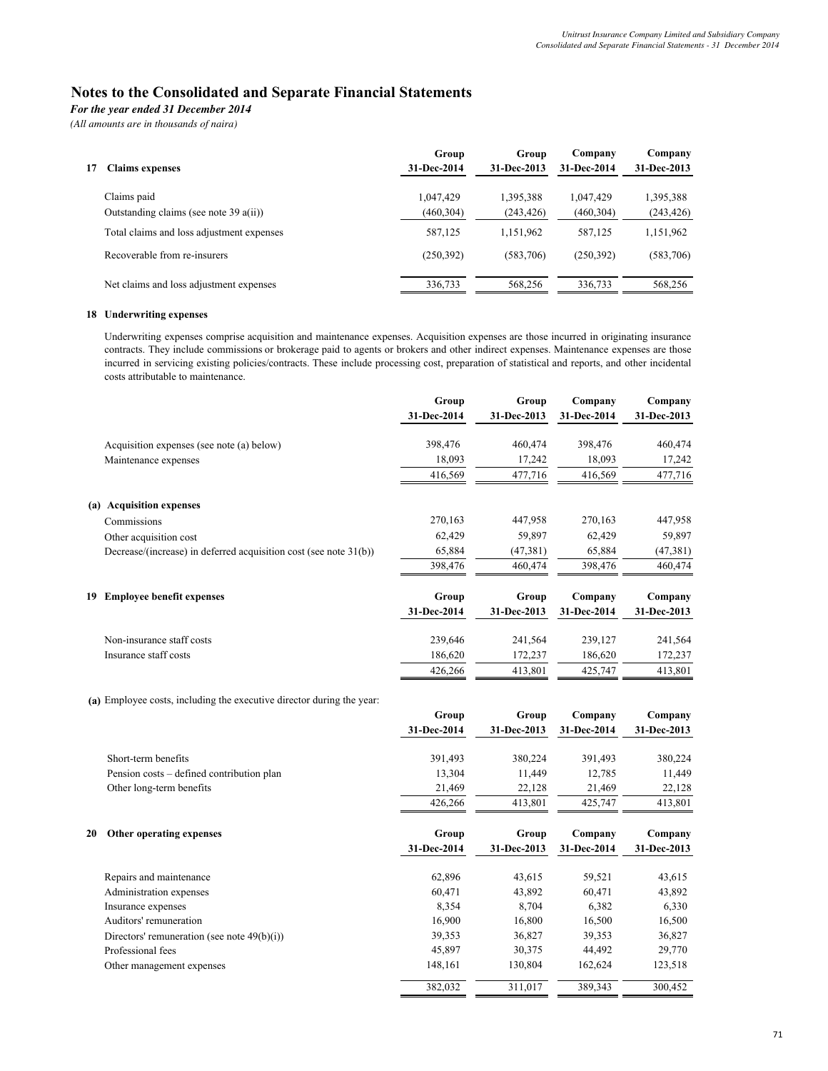# Notes to the Consolidated and Separate Financial Statements

*For the year ended 31 December 2014*

*(All amounts are in thousands of naira)*

| 17 Claims expenses | Group 31-Dec-2014 | Group 31-Dec-2013 | Company 31-Dec-2014 | Company 31-Dec-2013 |
|---|---|---|---|---|
| Claims paid | 1,047,429 | 1,395,388 | 1,047,429 | 1,395,388 |
| Outstanding claims (see note 39 a(ii)) | (460,304) | (243,426) | (460,304) | (243,426) |
| Total claims and loss adjustment expenses | 587,125 | 1,151,962 | 587,125 | 1,151,962 |
| Recoverable from re-insurers | (250,392) | (583,706) | (250,392) | (583,706) |
| Net claims and loss adjustment expenses | 336,733 | 568,256 | 336,733 | 568,256 |

## 18 Underwriting expenses

Underwriting expenses comprise acquisition and maintenance expenses. Acquisition expenses are those incurred in originating insurance contracts. They include commissions or brokerage paid to agents or brokers and other indirect expenses. Maintenance expenses are those incurred in servicing existing policies/contracts. These include processing cost, preparation of statistical and reports, and other incidental costs attributable to maintenance.

| | Group 31-Dec-2014 | Group 31-Dec-2013 | Company 31-Dec-2014 | Company 31-Dec-2013 |
|---|---|---|---|---|
| Acquisition expenses (see note (a) below) | 398,476 | 460,474 | 398,476 | 460,474 |
| Maintenance expenses | 18,093 | 17,242 | 18,093 | 17,242 |
| | 416,569 | 477,716 | 416,569 | 477,716 |

| (a) Acquisition expenses | Group 31-Dec-2014 | Group 31-Dec-2013 | Company 31-Dec-2014 | Company 31-Dec-2013 |
|---|---|---|---|---|
| Commissions | 270,163 | 447,958 | 270,163 | 447,958 |
| Other acquisition cost | 62,429 | 59,897 | 62,429 | 59,897 |
| Decrease/(increase) in deferred acquisition cost (see note 31(b)) | 65,884 | (47,381) | 65,884 | (47,381) |
| | 398,476 | 460,474 | 398,476 | 460,474 |

| 19 Employee benefit expenses | Group 31-Dec-2014 | Group 31-Dec-2013 | Company 31-Dec-2014 | Company 31-Dec-2013 |
|---|---|---|---|---|
| Non-insurance staff costs | 239,646 | 241,564 | 239,127 | 241,564 |
| Insurance staff costs | 186,620 | 172,237 | 186,620 | 172,237 |
| | 426,266 | 413,801 | 425,747 | 413,801 |

(a) Employee costs, including the executive director during the year:

| | Group 31-Dec-2014 | Group 31-Dec-2013 | Company 31-Dec-2014 | Company 31-Dec-2013 |
|---|---|---|---|---|
| Short-term benefits | 391,493 | 380,224 | 391,493 | 380,224 |
| Pension costs – defined contribution plan | 13,304 | 11,449 | 12,785 | 11,449 |
| Other long-term benefits | 21,469 | 22,128 | 21,469 | 22,128 |
| | 426,266 | 413,801 | 425,747 | 413,801 |

| 20 Other operating expenses | Group 31-Dec-2014 | Group 31-Dec-2013 | Company 31-Dec-2014 | Company 31-Dec-2013 |
|---|---|---|---|---|
| Repairs and maintenance | 62,896 | 43,615 | 59,521 | 43,615 |
| Administration expenses | 60,471 | 43,892 | 60,471 | 43,892 |
| Insurance expenses | 8,354 | 8,704 | 6,382 | 6,330 |
| Auditors' remuneration | 16,900 | 16,800 | 16,500 | 16,500 |
| Directors' remuneration (see note 49(b)(i)) | 39,353 | 36,827 | 39,353 | 36,827 |
| Professional fees | 45,897 | 30,375 | 44,492 | 29,770 |
| Other management expenses | 148,161 | 130,804 | 162,624 | 123,518 |
| | 382,032 | 311,017 | 389,343 | 300,452 |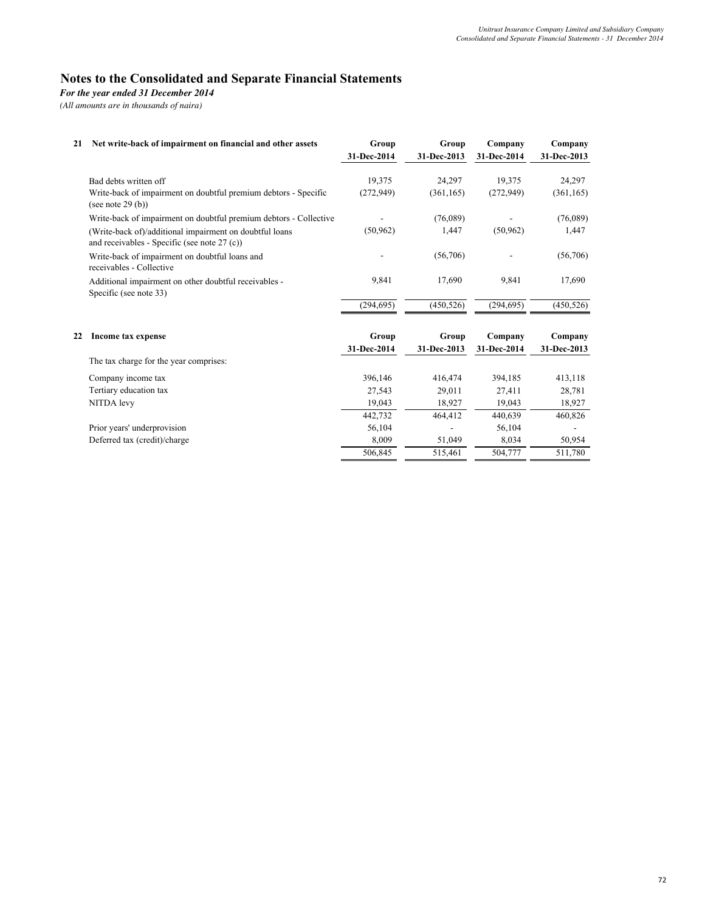# Notes to the Consolidated and Separate Financial Statements

*For the year ended 31 December 2014*

*(All amounts are in thousands of naira)*

| 21 | Net write-back of impairment on financial and other assets | Group 31-Dec-2014 | Group 31-Dec-2013 | Company 31-Dec-2014 | Company 31-Dec-2013 |
|---|---|---|---|---|---|
| | Bad debts written off | 19,375 | 24,297 | 19,375 | 24,297 |
| | Write-back of impairment on doubtful premium debtors - Specific (see note 29 (b)) | (272,949) | (361,165) | (272,949) | (361,165) |
| | Write-back of impairment on doubtful premium debtors - Collective | - | (76,089) | - | (76,089) |
| | (Write-back of)/additional impairment on doubtful loans and receivables - Specific (see note 27 (c)) | (50,962) | 1,447 | (50,962) | 1,447 |
| | Write-back of impairment on doubtful loans and receivables - Collective | - | (56,706) | - | (56,706) |
| | Additional impairment on other doubtful receivables - Specific (see note 33) | 9,841 | 17,690 | 9,841 | 17,690 |
| | | (294,695) | (450,526) | (294,695) | (450,526) |

| 22 | Income tax expense | Group 31-Dec-2014 | Group 31-Dec-2013 | Company 31-Dec-2014 | Company 31-Dec-2013 |
|---|---|---|---|---|---|
| | The tax charge for the year comprises: | | | | |
| | Company income tax | 396,146 | 416,474 | 394,185 | 413,118 |
| | Tertiary education tax | 27,543 | 29,011 | 27,411 | 28,781 |
| | NITDA levy | 19,043 | 18,927 | 19,043 | 18,927 |
| | | 442,732 | 464,412 | 440,639 | 460,826 |
| | Prior years' underprovision | 56,104 | - | 56,104 | - |
| | Deferred tax (credit)/charge | 8,009 | 51,049 | 8,034 | 50,954 |
| | | 506,845 | 515,461 | 504,777 | 511,780 |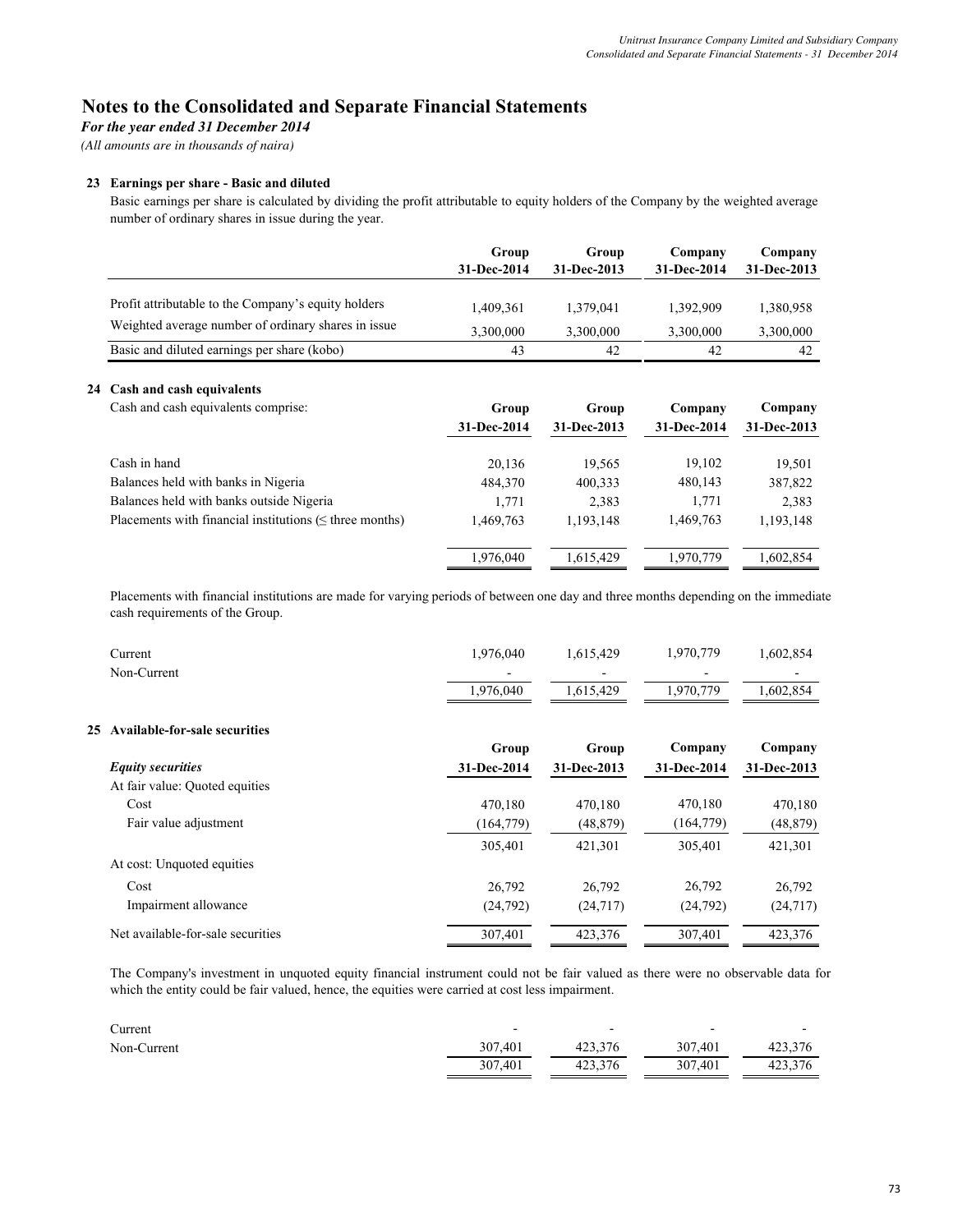# Notes to the Consolidated and Separate Financial Statements

*For the year ended 31 December 2014*

*(All amounts are in thousands of naira)*

## 23 Earnings per share - Basic and diluted

Basic earnings per share is calculated by dividing the profit attributable to equity holders of the Company by the weighted average number of ordinary shares in issue during the year.

| | Group 31-Dec-2014 | Group 31-Dec-2013 | Company 31-Dec-2014 | Company 31-Dec-2013 |
|---|---|---|---|---|
| Profit attributable to the Company's equity holders | 1,409,361 | 1,379,041 | 1,392,909 | 1,380,958 |
| Weighted average number of ordinary shares in issue | 3,300,000 | 3,300,000 | 3,300,000 | 3,300,000 |
| Basic and diluted earnings per share (kobo) | 43 | 42 | 42 | 42 |

## 24 Cash and cash equivalents

| Cash and cash equivalents comprise: | Group 31-Dec-2014 | Group 31-Dec-2013 | Company 31-Dec-2014 | Company 31-Dec-2013 |
|---|---|---|---|---|
| Cash in hand | 20,136 | 19,565 | 19,102 | 19,501 |
| Balances held with banks in Nigeria | 484,370 | 400,333 | 480,143 | 387,822 |
| Balances held with banks outside Nigeria | 1,771 | 2,383 | 1,771 | 2,383 |
| Placements with financial institutions (≤ three months) | 1,469,763 | 1,193,148 | 1,469,763 | 1,193,148 |
| | 1,976,040 | 1,615,429 | 1,970,779 | 1,602,854 |

Placements with financial institutions are made for varying periods of between one day and three months depending on the immediate cash requirements of the Group.

| | | | | |
|---|---|---|---|---|
| Current | 1,976,040 | 1,615,429 | 1,970,779 | 1,602,854 |
| Non-Current | - | - | - | - |
| | 1,976,040 | 1,615,429 | 1,970,779 | 1,602,854 |

## 25 Available-for-sale securities

| *Equity securities* | Group 31-Dec-2014 | Group 31-Dec-2013 | Company 31-Dec-2014 | Company 31-Dec-2013 |
|---|---|---|---|---|
| At fair value: Quoted equities | | | | |
| Cost | 470,180 | 470,180 | 470,180 | 470,180 |
| Fair value adjustment | (164,779) | (48,879) | (164,779) | (48,879) |
| | 305,401 | 421,301 | 305,401 | 421,301 |
| At cost: Unquoted equities | | | | |
| Cost | 26,792 | 26,792 | 26,792 | 26,792 |
| Impairment allowance | (24,792) | (24,717) | (24,792) | (24,717) |
| Net available-for-sale securities | 307,401 | 423,376 | 307,401 | 423,376 |

The Company's investment in unquoted equity financial instrument could not be fair valued as there were no observable data for which the entity could be fair valued, hence, the equities were carried at cost less impairment.

| | | | | |
|---|---|---|---|---|
| Current | - | - | - | - |
| Non-Current | 307,401 | 423,376 | 307,401 | 423,376 |
| | 307,401 | 423,376 | 307,401 | 423,376 |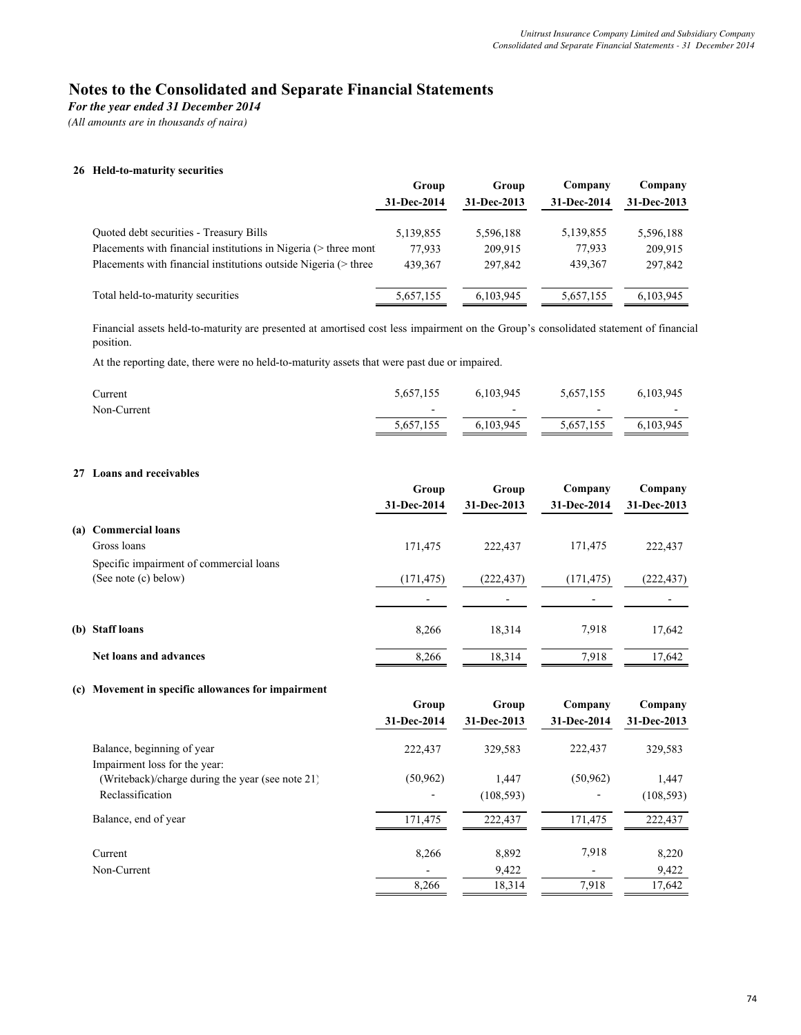# Notes to the Consolidated and Separate Financial Statements

*For the year ended 31 December 2014*

*(All amounts are in thousands of naira)*

### 26 Held-to-maturity securities

| | Group 31-Dec-2014 | Group 31-Dec-2013 | Company 31-Dec-2014 | Company 31-Dec-2013 |
|---|---|---|---|---|
| Quoted debt securities - Treasury Bills | 5,139,855 | 5,596,188 | 5,139,855 | 5,596,188 |
| Placements with financial institutions in Nigeria (> three mont | 77,933 | 209,915 | 77,933 | 209,915 |
| Placements with financial institutions outside Nigeria (> three | 439,367 | 297,842 | 439,367 | 297,842 |
| Total held-to-maturity securities | 5,657,155 | 6,103,945 | 5,657,155 | 6,103,945 |

Financial assets held-to-maturity are presented at amortised cost less impairment on the Group's consolidated statement of financial position.

At the reporting date, there were no held-to-maturity assets that were past due or impaired.

| | Group 31-Dec-2014 | Group 31-Dec-2013 | Company 31-Dec-2014 | Company 31-Dec-2013 |
|---|---|---|---|---|
| Current | 5,657,155 | 6,103,945 | 5,657,155 | 6,103,945 |
| Non-Current | - | - | - | - |
| | 5,657,155 | 6,103,945 | 5,657,155 | 6,103,945 |

### 27 Loans and receivables

| | Group 31-Dec-2014 | Group 31-Dec-2013 | Company 31-Dec-2014 | Company 31-Dec-2013 |
|---|---|---|---|---|
| **(a) Commercial loans** | | | | |
| Gross loans | 171,475 | 222,437 | 171,475 | 222,437 |
| Specific impairment of commercial loans (See note (c) below) | (171,475) | (222,437) | (171,475) | (222,437) |
| | - | - | - | - |
| **(b) Staff loans** | 8,266 | 18,314 | 7,918 | 17,642 |
| **Net loans and advances** | 8,266 | 18,314 | 7,918 | 17,642 |

**(c) Movement in specific allowances for impairment**

| | Group 31-Dec-2014 | Group 31-Dec-2013 | Company 31-Dec-2014 | Company 31-Dec-2013 |
|---|---|---|---|---|
| Balance, beginning of year | 222,437 | 329,583 | 222,437 | 329,583 |
| Impairment loss for the year: | | | | |
| (Writeback)/charge during the year (see note 21) | (50,962) | 1,447 | (50,962) | 1,447 |
| Reclassification | - | (108,593) | - | (108,593) |
| Balance, end of year | 171,475 | 222,437 | 171,475 | 222,437 |
| Current | 8,266 | 8,892 | 7,918 | 8,220 |
| Non-Current | - | 9,422 | - | 9,422 |
| | 8,266 | 18,314 | 7,918 | 17,642 |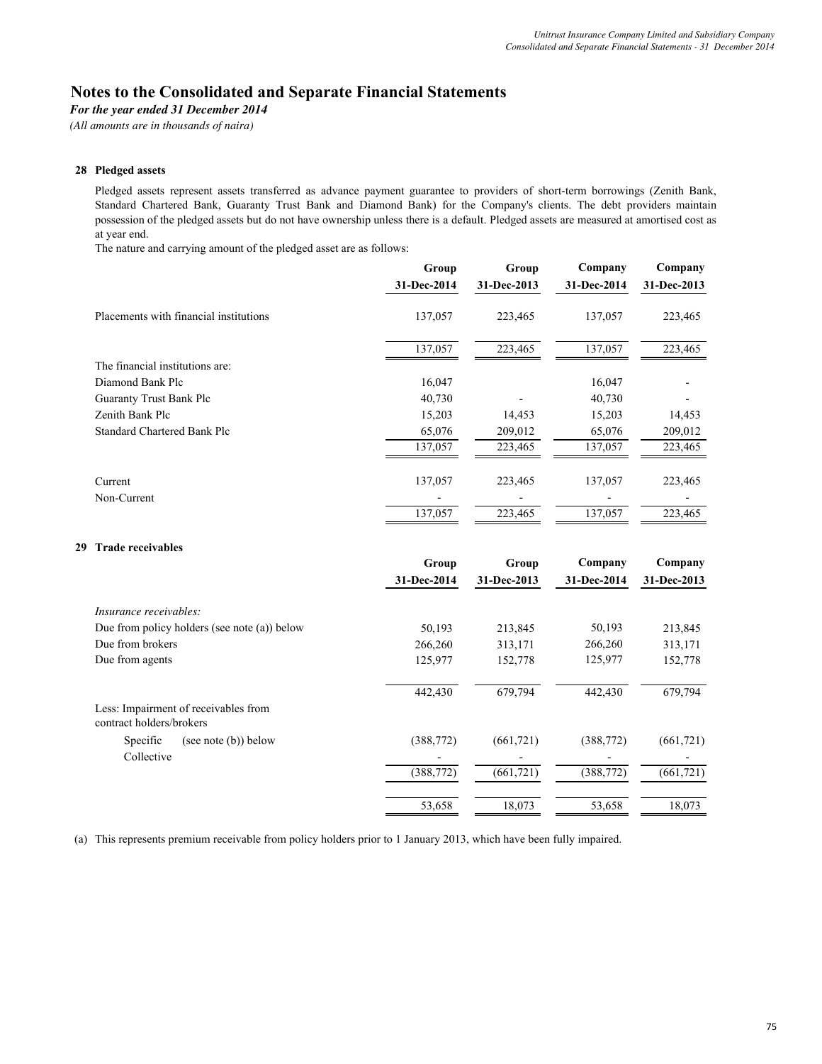# Notes to the Consolidated and Separate Financial Statements

*For the year ended 31 December 2014*

*(All amounts are in thousands of naira)*

## 28 Pledged assets

Pledged assets represent assets transferred as advance payment guarantee to providers of short-term borrowings (Zenith Bank, Standard Chartered Bank, Guaranty Trust Bank and Diamond Bank) for the Company's clients. The debt providers maintain possession of the pledged assets but do not have ownership unless there is a default. Pledged assets are measured at amortised cost as at year end.

The nature and carrying amount of the pledged asset are as follows:

| | Group 31-Dec-2014 | Group 31-Dec-2013 | Company 31-Dec-2014 | Company 31-Dec-2013 |
|---|---|---|---|---|
| Placements with financial institutions | 137,057 | 223,465 | 137,057 | 223,465 |
| | 137,057 | 223,465 | 137,057 | 223,465 |
| The financial institutions are: | | | | |
| Diamond Bank Plc | 16,047 | | 16,047 | - |
| Guaranty Trust Bank Plc | 40,730 | - | 40,730 | - |
| Zenith Bank Plc | 15,203 | 14,453 | 15,203 | 14,453 |
| Standard Chartered Bank Plc | 65,076 | 209,012 | 65,076 | 209,012 |
| | 137,057 | 223,465 | 137,057 | 223,465 |
| Current | 137,057 | 223,465 | 137,057 | 223,465 |
| Non-Current | - | - | - | - |
| | 137,057 | 223,465 | 137,057 | 223,465 |

## 29 Trade receivables

| | Group 31-Dec-2014 | Group 31-Dec-2013 | Company 31-Dec-2014 | Company 31-Dec-2013 |
|---|---|---|---|---|
| *Insurance receivables:* | | | | |
| Due from policy holders (see note (a)) below | 50,193 | 213,845 | 50,193 | 213,845 |
| Due from brokers | 266,260 | 313,171 | 266,260 | 313,171 |
| Due from agents | 125,977 | 152,778 | 125,977 | 152,778 |
| | 442,430 | 679,794 | 442,430 | 679,794 |
| Less: Impairment of receivables from contract holders/brokers | | | | |
| Specific (see note (b)) below | (388,772) | (661,721) | (388,772) | (661,721) |
| Collective | - | - | - | - |
| | (388,772) | (661,721) | (388,772) | (661,721) |
| | 53,658 | 18,073 | 53,658 | 18,073 |

(a) This represents premium receivable from policy holders prior to 1 January 2013, which have been fully impaired.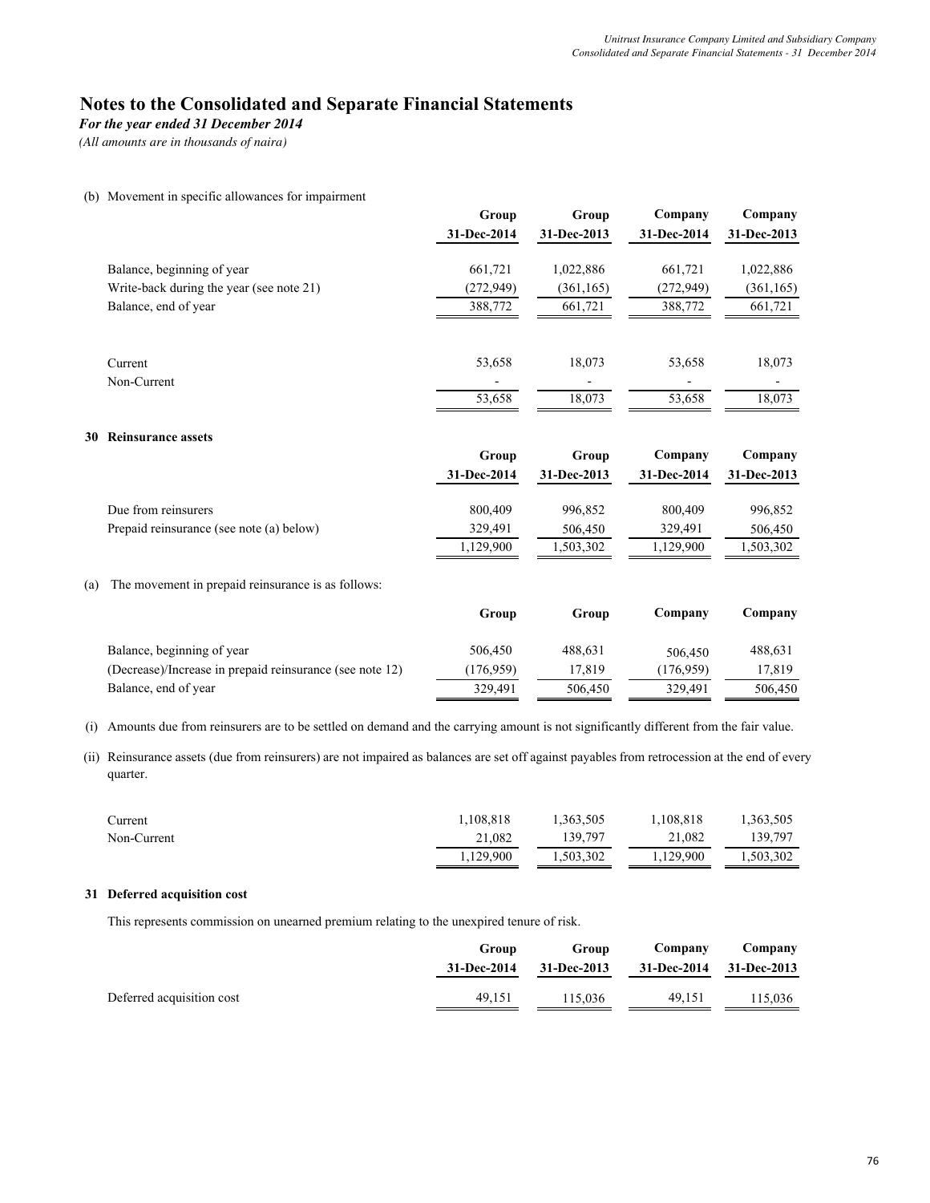# Notes to the Consolidated and Separate Financial Statements

*For the year ended 31 December 2014*

*(All amounts are in thousands of naira)*

(b) Movement in specific allowances for impairment

| | Group 31-Dec-2014 | Group 31-Dec-2013 | Company 31-Dec-2014 | Company 31-Dec-2013 |
|---|---|---|---|---|
| Balance, beginning of year | 661,721 | 1,022,886 | 661,721 | 1,022,886 |
| Write-back during the year (see note 21) | (272,949) | (361,165) | (272,949) | (361,165) |
| Balance, end of year | 388,772 | 661,721 | 388,772 | 661,721 |

| | Group 31-Dec-2014 | Group 31-Dec-2013 | Company 31-Dec-2014 | Company 31-Dec-2013 |
|---|---|---|---|---|
| Current | 53,658 | 18,073 | 53,658 | 18,073 |
| Non-Current | - | - | - | - |
| | 53,658 | 18,073 | 53,658 | 18,073 |

## 30 Reinsurance assets

| | Group 31-Dec-2014 | Group 31-Dec-2013 | Company 31-Dec-2014 | Company 31-Dec-2013 |
|---|---|---|---|---|
| Due from reinsurers | 800,409 | 996,852 | 800,409 | 996,852 |
| Prepaid reinsurance (see note (a) below) | 329,491 | 506,450 | 329,491 | 506,450 |
| | 1,129,900 | 1,503,302 | 1,129,900 | 1,503,302 |

(a) The movement in prepaid reinsurance is as follows:

| | Group | Group | Company | Company |
|---|---|---|---|---|
| Balance, beginning of year | 506,450 | 488,631 | 506,450 | 488,631 |
| (Decrease)/Increase in prepaid reinsurance (see note 12) | (176,959) | 17,819 | (176,959) | 17,819 |
| Balance, end of year | 329,491 | 506,450 | 329,491 | 506,450 |

(i) Amounts due from reinsurers are to be settled on demand and the carrying amount is not significantly different from the fair value.

(ii) Reinsurance assets (due from reinsurers) are not impaired as balances are set off against payables from retrocession at the end of every quarter.

| | Group 31-Dec-2014 | Group 31-Dec-2013 | Company 31-Dec-2014 | Company 31-Dec-2013 |
|---|---|---|---|---|
| Current | 1,108,818 | 1,363,505 | 1,108,818 | 1,363,505 |
| Non-Current | 21,082 | 139,797 | 21,082 | 139,797 |
| | 1,129,900 | 1,503,302 | 1,129,900 | 1,503,302 |

## 31 Deferred acquisition cost

This represents commission on unearned premium relating to the unexpired tenure of risk.

| | Group 31-Dec-2014 | Group 31-Dec-2013 | Company 31-Dec-2014 | Company 31-Dec-2013 |
|---|---|---|---|---|
| Deferred acquisition cost | 49,151 | 115,036 | 49,151 | 115,036 |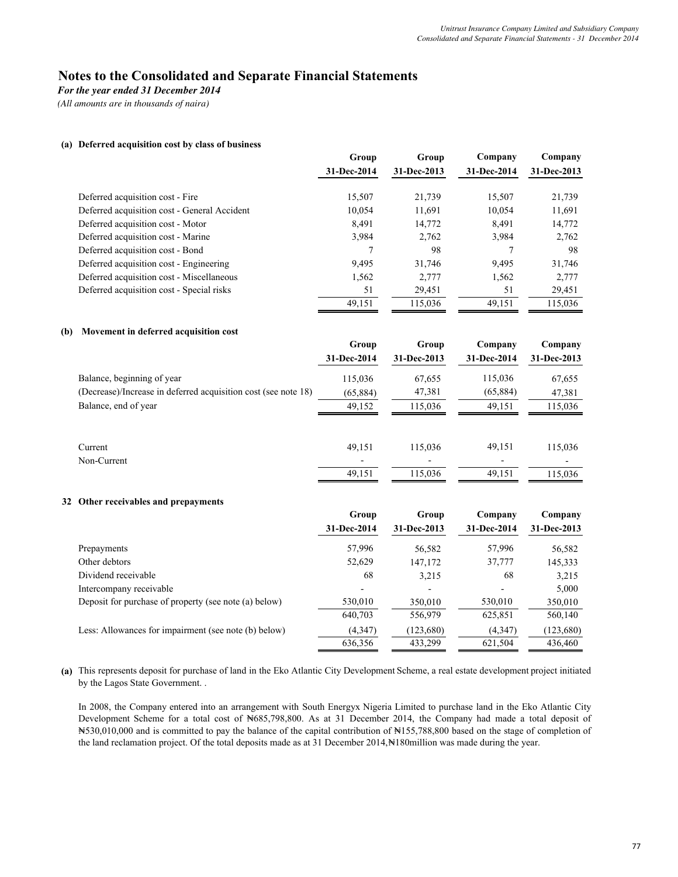# Notes to the Consolidated and Separate Financial Statements

*For the year ended 31 December 2014*

*(All amounts are in thousands of naira)*

**(a) Deferred acquisition cost by class of business**

| | Group 31-Dec-2014 | Group 31-Dec-2013 | Company 31-Dec-2014 | Company 31-Dec-2013 |
|---|---|---|---|---|
| Deferred acquisition cost - Fire | 15,507 | 21,739 | 15,507 | 21,739 |
| Deferred acquisition cost - General Accident | 10,054 | 11,691 | 10,054 | 11,691 |
| Deferred acquisition cost - Motor | 8,491 | 14,772 | 8,491 | 14,772 |
| Deferred acquisition cost - Marine | 3,984 | 2,762 | 3,984 | 2,762 |
| Deferred acquisition cost - Bond | 7 | 98 | 7 | 98 |
| Deferred acquisition cost - Engineering | 9,495 | 31,746 | 9,495 | 31,746 |
| Deferred acquisition cost - Miscellaneous | 1,562 | 2,777 | 1,562 | 2,777 |
| Deferred acquisition cost - Special risks | 51 | 29,451 | 51 | 29,451 |
| | 49,151 | 115,036 | 49,151 | 115,036 |

**(b) Movement in deferred acquisition cost**

| | Group 31-Dec-2014 | Group 31-Dec-2013 | Company 31-Dec-2014 | Company 31-Dec-2013 |
|---|---|---|---|---|
| Balance, beginning of year | 115,036 | 67,655 | 115,036 | 67,655 |
| (Decrease)/Increase in deferred acquisition cost (see note 18) | (65,884) | 47,381 | (65,884) | 47,381 |
| Balance, end of year | 49,152 | 115,036 | 49,151 | 115,036 |
| | | | | |
| Current | 49,151 | 115,036 | 49,151 | 115,036 |
| Non-Current | - | - | - | - |
| | 49,151 | 115,036 | 49,151 | 115,036 |

**32 Other receivables and prepayments**

| | Group 31-Dec-2014 | Group 31-Dec-2013 | Company 31-Dec-2014 | Company 31-Dec-2013 |
|---|---|---|---|---|
| Prepayments | 57,996 | 56,582 | 57,996 | 56,582 |
| Other debtors | 52,629 | 147,172 | 37,777 | 145,333 |
| Dividend receivable | 68 | 3,215 | 68 | 3,215 |
| Intercompany receivable | - | - | - | 5,000 |
| Deposit for purchase of property (see note (a) below) | 530,010 | 350,010 | 530,010 | 350,010 |
| | 640,703 | 556,979 | 625,851 | 560,140 |
| Less: Allowances for impairment (see note (b) below) | (4,347) | (123,680) | (4,347) | (123,680) |
| | 636,356 | 433,299 | 621,504 | 436,460 |

**(a)** This represents deposit for purchase of land in the Eko Atlantic City Development Scheme, a real estate development project initiated by the Lagos State Government. .

In 2008, the Company entered into an arrangement with South Energyx Nigeria Limited to purchase land in the Eko Atlantic City Development Scheme for a total cost of ₦685,798,800. As at 31 December 2014, the Company had made a total deposit of ₦530,010,000 and is committed to pay the balance of the capital contribution of ₦155,788,800 based on the stage of completion of the land reclamation project. Of the total deposits made as at 31 December 2014,₦180million was made during the year.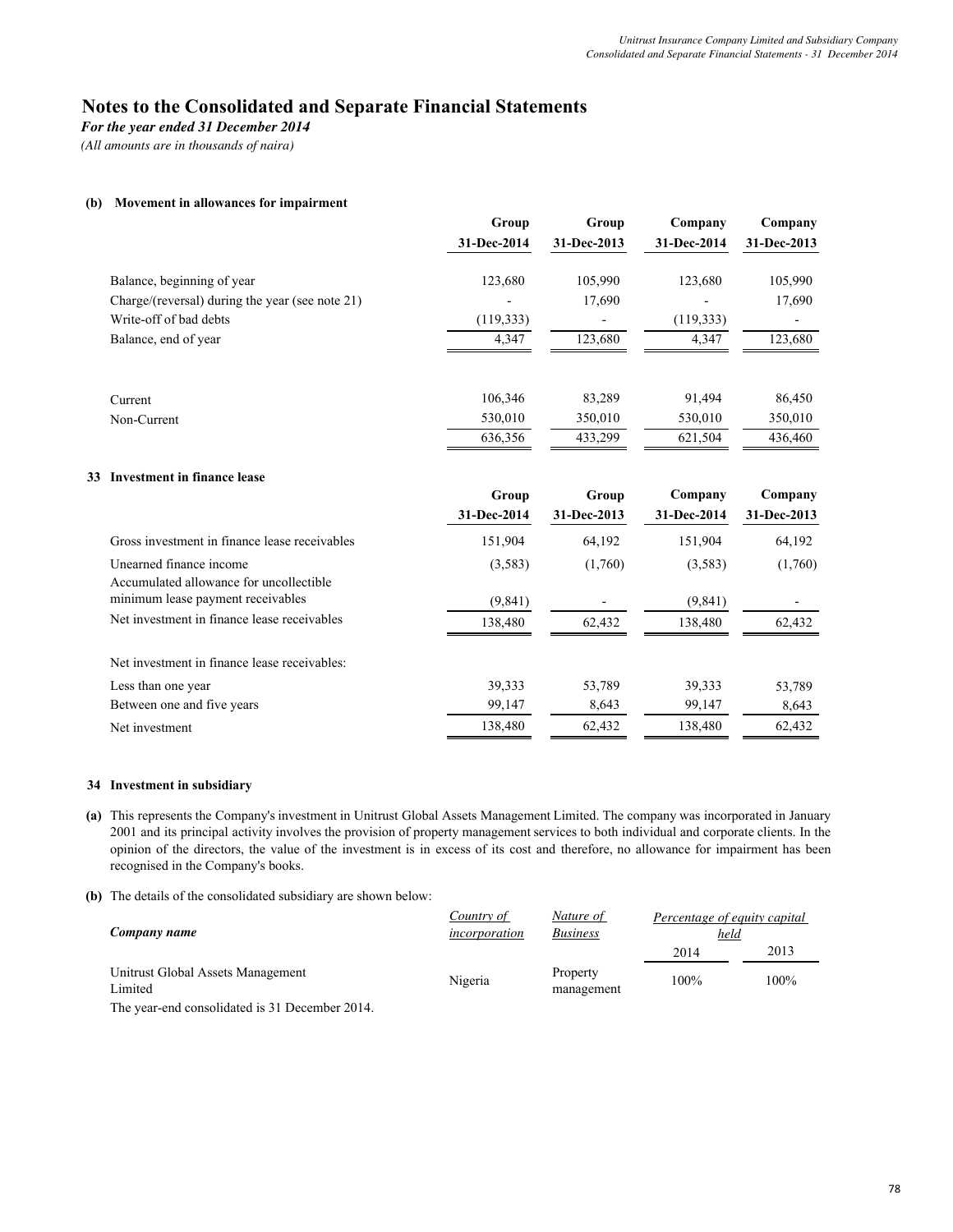# Notes to the Consolidated and Separate Financial Statements

*For the year ended 31 December 2014*

*(All amounts are in thousands of naira)*

**(b) Movement in allowances for impairment**

| | Group 31-Dec-2014 | Group 31-Dec-2013 | Company 31-Dec-2014 | Company 31-Dec-2013 |
|---|---|---|---|---|
| Balance, beginning of year | 123,680 | 105,990 | 123,680 | 105,990 |
| Charge/(reversal) during the year (see note 21) | - | 17,690 | - | 17,690 |
| Write-off of bad debts | (119,333) | - | (119,333) | - |
| Balance, end of year | 4,347 | 123,680 | 4,347 | 123,680 |
| | | | | |
| Current | 106,346 | 83,289 | 91,494 | 86,450 |
| Non-Current | 530,010 | 350,010 | 530,010 | 350,010 |
| | 636,356 | 433,299 | 621,504 | 436,460 |

**33 Investment in finance lease**

| | Group 31-Dec-2014 | Group 31-Dec-2013 | Company 31-Dec-2014 | Company 31-Dec-2013 |
|---|---|---|---|---|
| Gross investment in finance lease receivables | 151,904 | 64,192 | 151,904 | 64,192 |
| Unearned finance income | (3,583) | (1,760) | (3,583) | (1,760) |
| Accumulated allowance for uncollectible minimum lease payment receivables | (9,841) | - | (9,841) | - |
| Net investment in finance lease receivables | 138,480 | 62,432 | 138,480 | 62,432 |
| | | | | |
| Net investment in finance lease receivables: | | | | |
| Less than one year | 39,333 | 53,789 | 39,333 | 53,789 |
| Between one and five years | 99,147 | 8,643 | 99,147 | 8,643 |
| Net investment | 138,480 | 62,432 | 138,480 | 62,432 |

**34 Investment in subsidiary**

**(a)** This represents the Company's investment in Unitrust Global Assets Management Limited. The company was incorporated in January 2001 and its principal activity involves the provision of property management services to both individual and corporate clients. In the opinion of the directors, the value of the investment is in excess of its cost and therefore, no allowance for impairment has been recognised in the Company's books.

**(b)** The details of the consolidated subsidiary are shown below:

| *Company name* | Country of incorporation | Nature of Business | Percentage of equity capital held 2014 | 2013 |
|---|---|---|---|---|
| Unitrust Global Assets Management Limited | Nigeria | Property management | 100% | 100% |

The year-end consolidated is 31 December 2014.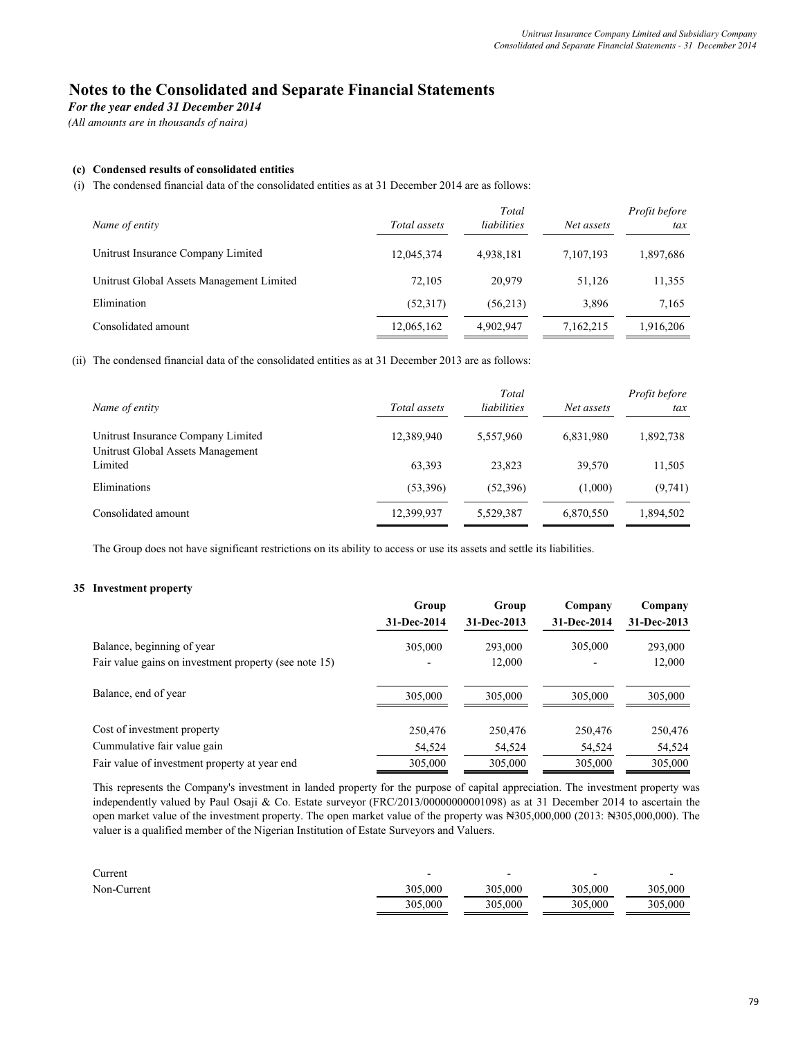# Notes to the Consolidated and Separate Financial Statements

*For the year ended 31 December 2014*

*(All amounts are in thousands of naira)*

**(c) Condensed results of consolidated entities**

(i) The condensed financial data of the consolidated entities as at 31 December 2014 are as follows:

| *Name of entity* | *Total assets* | *Total liabilities* | *Net assets* | *Profit before tax* |
|---|---|---|---|---|
| Unitrust Insurance Company Limited | 12,045,374 | 4,938,181 | 7,107,193 | 1,897,686 |
| Unitrust Global Assets Management Limited | 72,105 | 20,979 | 51,126 | 11,355 |
| Elimination | (52,317) | (56,213) | 3,896 | 7,165 |
| Consolidated amount | 12,065,162 | 4,902,947 | 7,162,215 | 1,916,206 |

(ii) The condensed financial data of the consolidated entities as at 31 December 2013 are as follows:

| *Name of entity* | *Total assets* | *Total liabilities* | *Net assets* | *Profit before tax* |
|---|---|---|---|---|
| Unitrust Insurance Company Limited | 12,389,940 | 5,557,960 | 6,831,980 | 1,892,738 |
| Unitrust Global Assets Management Limited | 63,393 | 23,823 | 39,570 | 11,505 |
| Eliminations | (53,396) | (52,396) | (1,000) | (9,741) |
| Consolidated amount | 12,399,937 | 5,529,387 | 6,870,550 | 1,894,502 |

The Group does not have significant restrictions on its ability to access or use its assets and settle its liabilities.

## 35 Investment property

| | **Group 31-Dec-2014** | **Group 31-Dec-2013** | **Company 31-Dec-2014** | **Company 31-Dec-2013** |
|---|---|---|---|---|
| Balance, beginning of year | 305,000 | 293,000 | 305,000 | 293,000 |
| Fair value gains on investment property (see note 15) | - | 12,000 | - | 12,000 |
| Balance, end of year | 305,000 | 305,000 | 305,000 | 305,000 |
| Cost of investment property | 250,476 | 250,476 | 250,476 | 250,476 |
| Cummulative fair value gain | 54,524 | 54,524 | 54,524 | 54,524 |
| Fair value of investment property at year end | 305,000 | 305,000 | 305,000 | 305,000 |

This represents the Company's investment in landed property for the purpose of capital appreciation. The investment property was independently valued by Paul Osaji & Co. Estate surveyor (FRC/2013/00000000001098) as at 31 December 2014 to ascertain the open market value of the investment property. The open market value of the property was ₦305,000,000 (2013: ₦305,000,000). The valuer is a qualified member of the Nigerian Institution of Estate Surveyors and Valuers.

| | | | | |
|---|---|---|---|---|
| Current | - | - | - | - |
| Non-Current | 305,000 | 305,000 | 305,000 | 305,000 |
| | 305,000 | 305,000 | 305,000 | 305,000 |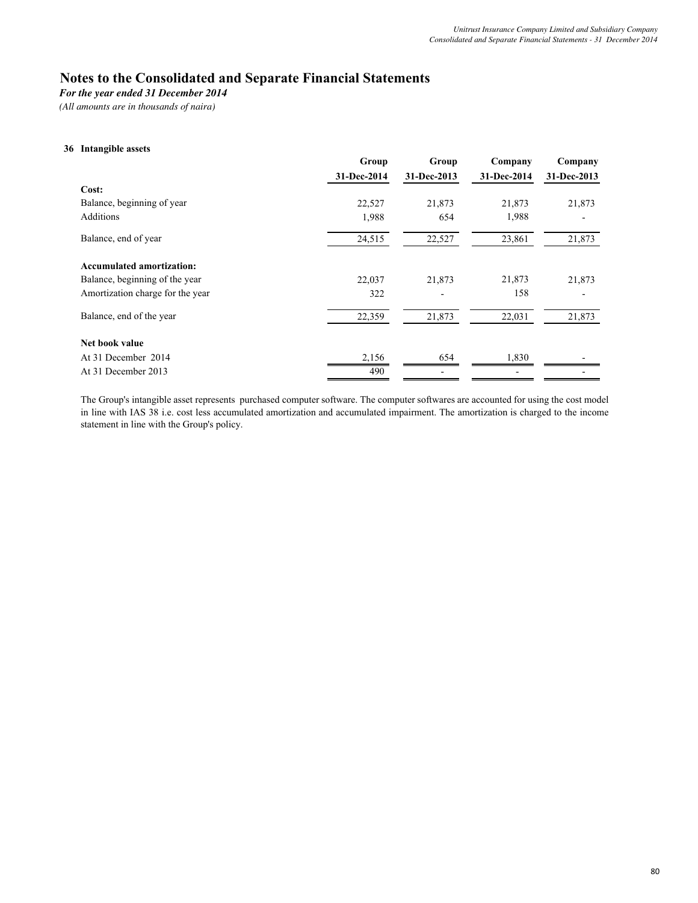# Notes to the Consolidated and Separate Financial Statements

*For the year ended 31 December 2014*

*(All amounts are in thousands of naira)*

## 36 Intangible assets

| | Group | Group | Company | Company |
|---|---|---|---|---|
| | 31-Dec-2014 | 31-Dec-2013 | 31-Dec-2014 | 31-Dec-2013 |
| **Cost:** | | | | |
| Balance, beginning of year | 22,527 | 21,873 | 21,873 | 21,873 |
| Additions | 1,988 | 654 | 1,988 | - |
| Balance, end of year | 24,515 | 22,527 | 23,861 | 21,873 |
| **Accumulated amortization:** | | | | |
| Balance, beginning of the year | 22,037 | 21,873 | 21,873 | 21,873 |
| Amortization charge for the year | 322 | - | 158 | - |
| Balance, end of the year | 22,359 | 21,873 | 22,031 | 21,873 |
| **Net book value** | | | | |
| At 31 December 2014 | 2,156 | 654 | 1,830 | - |
| At 31 December 2013 | 490 | - | - | - |

The Group's intangible asset represents purchased computer software. The computer softwares are accounted for using the cost model in line with IAS 38 i.e. cost less accumulated amortization and accumulated impairment. The amortization is charged to the income statement in line with the Group's policy.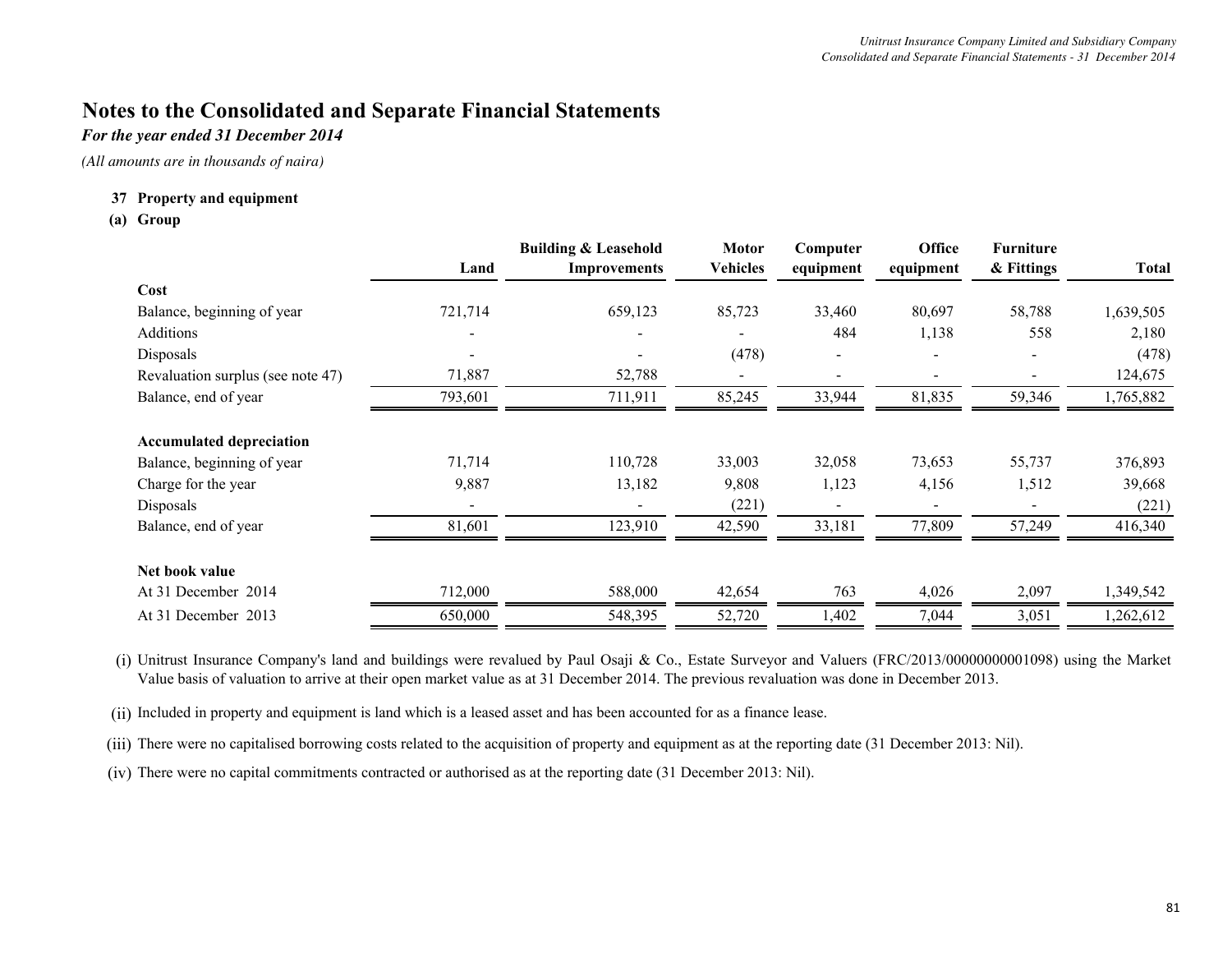# Notes to the Consolidated and Separate Financial Statements

*For the year ended 31 December 2014*

*(All amounts are in thousands of naira)*

**37 Property and equipment**

**(a) Group**

| | Land | Building & Leasehold Improvements | Motor Vehicles | Computer equipment | Office equipment | Furniture & Fittings | Total |
|---|---|---|---|---|---|---|---|
| **Cost** | | | | | | | |
| Balance, beginning of year | 721,714 | 659,123 | 85,723 | 33,460 | 80,697 | 58,788 | 1,639,505 |
| Additions | - | - | - | 484 | 1,138 | 558 | 2,180 |
| Disposals | - | - | (478) | - | - | - | (478) |
| Revaluation surplus (see note 47) | 71,887 | 52,788 | - | - | - | - | 124,675 |
| Balance, end of year | 793,601 | 711,911 | 85,245 | 33,944 | 81,835 | 59,346 | 1,765,882 |
| **Accumulated depreciation** | | | | | | | |
| Balance, beginning of year | 71,714 | 110,728 | 33,003 | 32,058 | 73,653 | 55,737 | 376,893 |
| Charge for the year | 9,887 | 13,182 | 9,808 | 1,123 | 4,156 | 1,512 | 39,668 |
| Disposals | - | - | (221) | - | - | - | (221) |
| Balance, end of year | 81,601 | 123,910 | 42,590 | 33,181 | 77,809 | 57,249 | 416,340 |
| **Net book value** | | | | | | | |
| At 31 December 2014 | 712,000 | 588,000 | 42,654 | 763 | 4,026 | 2,097 | 1,349,542 |
| At 31 December 2013 | 650,000 | 548,395 | 52,720 | 1,402 | 7,044 | 3,051 | 1,262,612 |

(i) Unitrust Insurance Company's land and buildings were revalued by Paul Osaji & Co., Estate Surveyor and Valuers (FRC/2013/00000000001098) using the Market Value basis of valuation to arrive at their open market value as at 31 December 2014. The previous revaluation was done in December 2013.

(ii) Included in property and equipment is land which is a leased asset and has been accounted for as a finance lease.

(iii) There were no capitalised borrowing costs related to the acquisition of property and equipment as at the reporting date (31 December 2013: Nil).

(iv) There were no capital commitments contracted or authorised as at the reporting date (31 December 2013: Nil).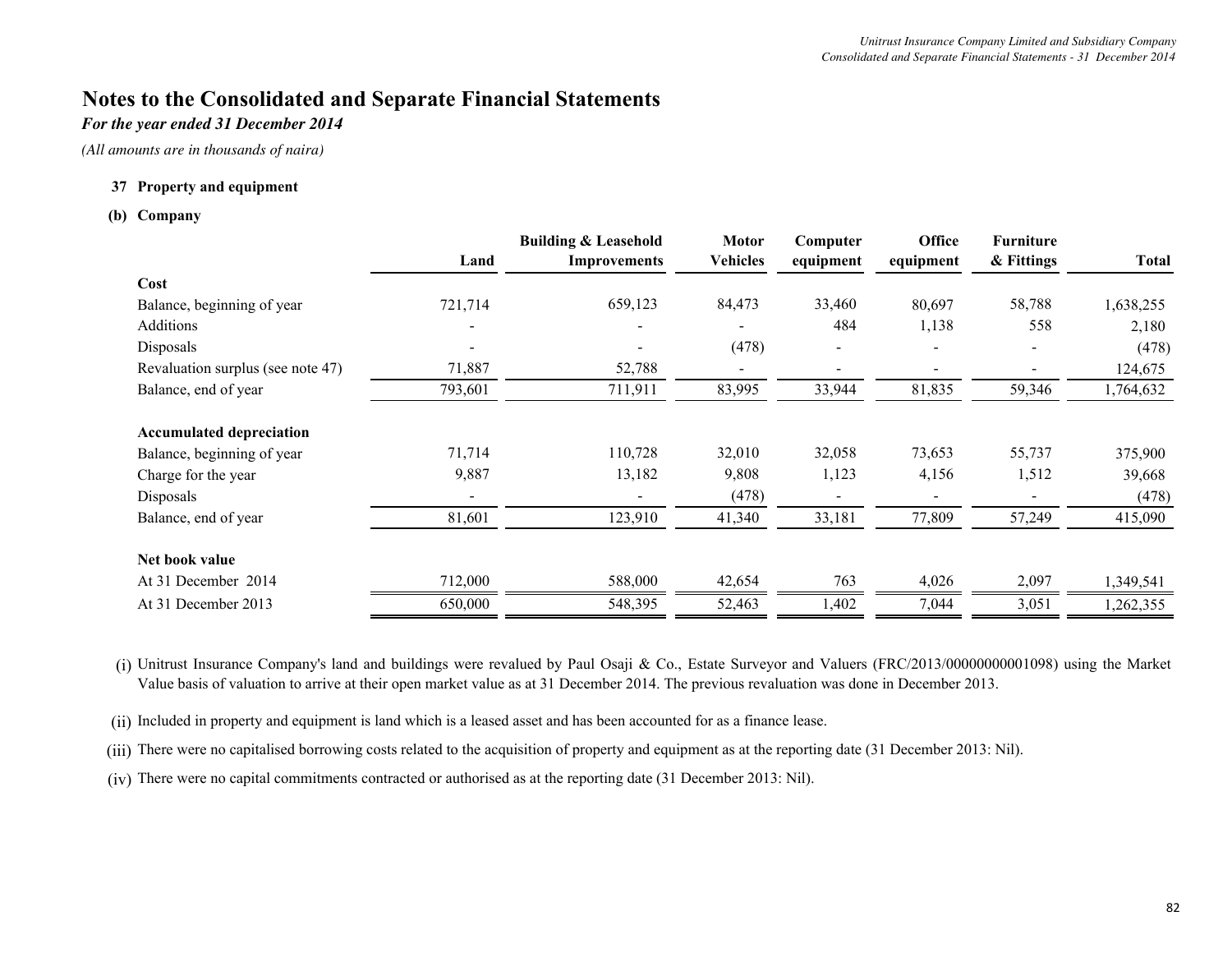# Notes to the Consolidated and Separate Financial Statements

*For the year ended 31 December 2014*

*(All amounts are in thousands of naira)*

**37 Property and equipment**

**(b) Company**

| | Land | Building & Leasehold Improvements | Motor Vehicles | Computer equipment | Office equipment | Furniture & Fittings | Total |
|---|---|---|---|---|---|---|---|
| **Cost** | | | | | | | |
| Balance, beginning of year | 721,714 | 659,123 | 84,473 | 33,460 | 80,697 | 58,788 | 1,638,255 |
| Additions | - | - | - | 484 | 1,138 | 558 | 2,180 |
| Disposals | - | - | (478) | - | - | - | (478) |
| Revaluation surplus (see note 47) | 71,887 | 52,788 | - | - | - | - | 124,675 |
| Balance, end of year | 793,601 | 711,911 | 83,995 | 33,944 | 81,835 | 59,346 | 1,764,632 |
| **Accumulated depreciation** | | | | | | | |
| Balance, beginning of year | 71,714 | 110,728 | 32,010 | 32,058 | 73,653 | 55,737 | 375,900 |
| Charge for the year | 9,887 | 13,182 | 9,808 | 1,123 | 4,156 | 1,512 | 39,668 |
| Disposals | - | - | (478) | - | - | - | (478) |
| Balance, end of year | 81,601 | 123,910 | 41,340 | 33,181 | 77,809 | 57,249 | 415,090 |
| **Net book value** | | | | | | | |
| At 31 December 2014 | 712,000 | 588,000 | 42,654 | 763 | 4,026 | 2,097 | 1,349,541 |
| At 31 December 2013 | 650,000 | 548,395 | 52,463 | 1,402 | 7,044 | 3,051 | 1,262,355 |

(i) Unitrust Insurance Company's land and buildings were revalued by Paul Osaji & Co., Estate Surveyor and Valuers (FRC/2013/00000000001098) using the Market Value basis of valuation to arrive at their open market value as at 31 December 2014. The previous revaluation was done in December 2013.

(ii) Included in property and equipment is land which is a leased asset and has been accounted for as a finance lease.

(iii) There were no capitalised borrowing costs related to the acquisition of property and equipment as at the reporting date (31 December 2013: Nil).

(iv) There were no capital commitments contracted or authorised as at the reporting date (31 December 2013: Nil).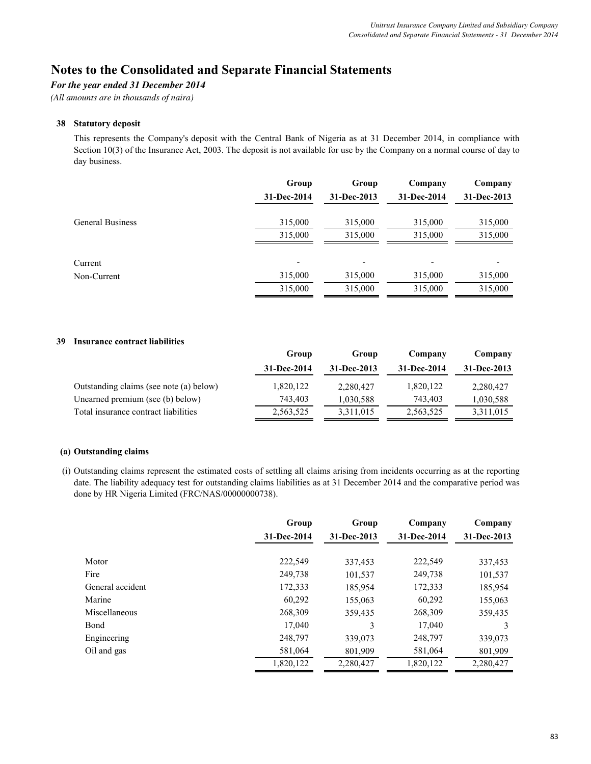# Notes to the Consolidated and Separate Financial Statements

*For the year ended 31 December 2014*

*(All amounts are in thousands of naira)*

## 38 Statutory deposit

This represents the Company's deposit with the Central Bank of Nigeria as at 31 December 2014, in compliance with Section 10(3) of the Insurance Act, 2003. The deposit is not available for use by the Company on a normal course of day to day business.

| | Group 31-Dec-2014 | Group 31-Dec-2013 | Company 31-Dec-2014 | Company 31-Dec-2013 |
|---|---|---|---|---|
| General Business | 315,000 | 315,000 | 315,000 | 315,000 |
| | 315,000 | 315,000 | 315,000 | 315,000 |
| Current | - | - | - | - |
| Non-Current | 315,000 | 315,000 | 315,000 | 315,000 |
| | 315,000 | 315,000 | 315,000 | 315,000 |

## 39 Insurance contract liabilities

| | Group 31-Dec-2014 | Group 31-Dec-2013 | Company 31-Dec-2014 | Company 31-Dec-2013 |
|---|---|---|---|---|
| Outstanding claims (see note (a) below) | 1,820,122 | 2,280,427 | 1,820,122 | 2,280,427 |
| Unearned premium (see (b) below) | 743,403 | 1,030,588 | 743,403 | 1,030,588 |
| Total insurance contract liabilities | 2,563,525 | 3,311,015 | 2,563,525 | 3,311,015 |

### (a) Outstanding claims

(i) Outstanding claims represent the estimated costs of settling all claims arising from incidents occurring as at the reporting date. The liability adequacy test for outstanding claims liabilities as at 31 December 2014 and the comparative period was done by HR Nigeria Limited (FRC/NAS/00000000738).

| | Group 31-Dec-2014 | Group 31-Dec-2013 | Company 31-Dec-2014 | Company 31-Dec-2013 |
|---|---|---|---|---|
| Motor | 222,549 | 337,453 | 222,549 | 337,453 |
| Fire | 249,738 | 101,537 | 249,738 | 101,537 |
| General accident | 172,333 | 185,954 | 172,333 | 185,954 |
| Marine | 60,292 | 155,063 | 60,292 | 155,063 |
| Miscellaneous | 268,309 | 359,435 | 268,309 | 359,435 |
| Bond | 17,040 | 3 | 17,040 | 3 |
| Engineering | 248,797 | 339,073 | 248,797 | 339,073 |
| Oil and gas | 581,064 | 801,909 | 581,064 | 801,909 |
| | 1,820,122 | 2,280,427 | 1,820,122 | 2,280,427 |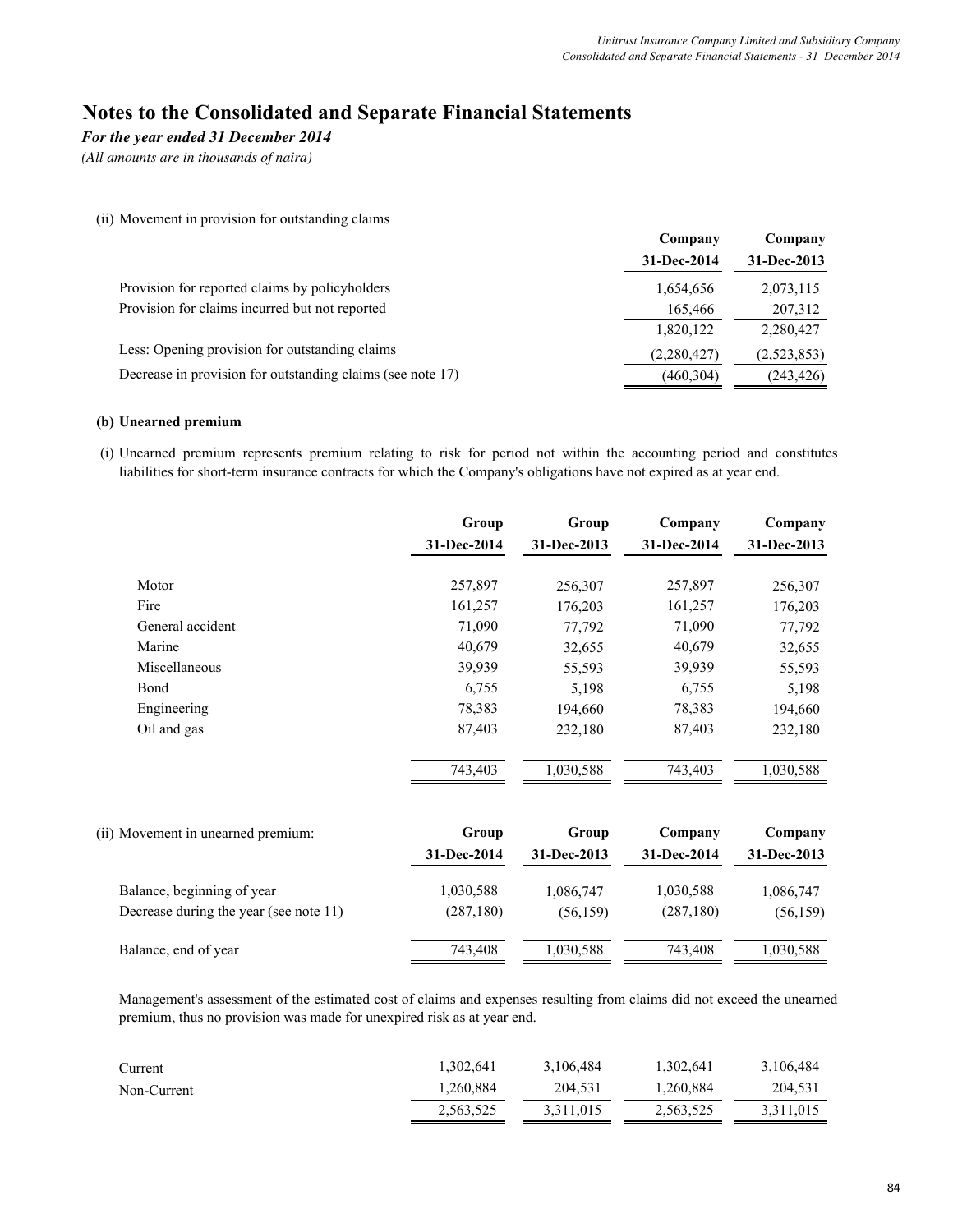# Notes to the Consolidated and Separate Financial Statements

*For the year ended 31 December 2014*

*(All amounts are in thousands of naira)*

(ii) Movement in provision for outstanding claims

| | Company 31-Dec-2014 | Company 31-Dec-2013 |
|---|---|---|
| Provision for reported claims by policyholders | 1,654,656 | 2,073,115 |
| Provision for claims incurred but not reported | 165,466 | 207,312 |
| | 1,820,122 | 2,280,427 |
| Less: Opening provision for outstanding claims | (2,280,427) | (2,523,853) |
| Decrease in provision for outstanding claims (see note 17) | (460,304) | (243,426) |

**(b) Unearned premium**

(i) Unearned premium represents premium relating to risk for period not within the accounting period and constitutes liabilities for short-term insurance contracts for which the Company's obligations have not expired as at year end.

| | Group 31-Dec-2014 | Group 31-Dec-2013 | Company 31-Dec-2014 | Company 31-Dec-2013 |
|---|---|---|---|---|
| Motor | 257,897 | 256,307 | 257,897 | 256,307 |
| Fire | 161,257 | 176,203 | 161,257 | 176,203 |
| General accident | 71,090 | 77,792 | 71,090 | 77,792 |
| Marine | 40,679 | 32,655 | 40,679 | 32,655 |
| Miscellaneous | 39,939 | 55,593 | 39,939 | 55,593 |
| Bond | 6,755 | 5,198 | 6,755 | 5,198 |
| Engineering | 78,383 | 194,660 | 78,383 | 194,660 |
| Oil and gas | 87,403 | 232,180 | 87,403 | 232,180 |
| | 743,403 | 1,030,588 | 743,403 | 1,030,588 |

| (ii) Movement in unearned premium: | Group 31-Dec-2014 | Group 31-Dec-2013 | Company 31-Dec-2014 | Company 31-Dec-2013 |
|---|---|---|---|---|
| Balance, beginning of year | 1,030,588 | 1,086,747 | 1,030,588 | 1,086,747 |
| Decrease during the year (see note 11) | (287,180) | (56,159) | (287,180) | (56,159) |
| Balance, end of year | 743,408 | 1,030,588 | 743,408 | 1,030,588 |

Management's assessment of the estimated cost of claims and expenses resulting from claims did not exceed the unearned premium, thus no provision was made for unexpired risk as at year end.

| | | | | |
|---|---|---|---|---|
| Current | 1,302,641 | 3,106,484 | 1,302,641 | 3,106,484 |
| Non-Current | 1,260,884 | 204,531 | 1,260,884 | 204,531 |
| | 2,563,525 | 3,311,015 | 2,563,525 | 3,311,015 |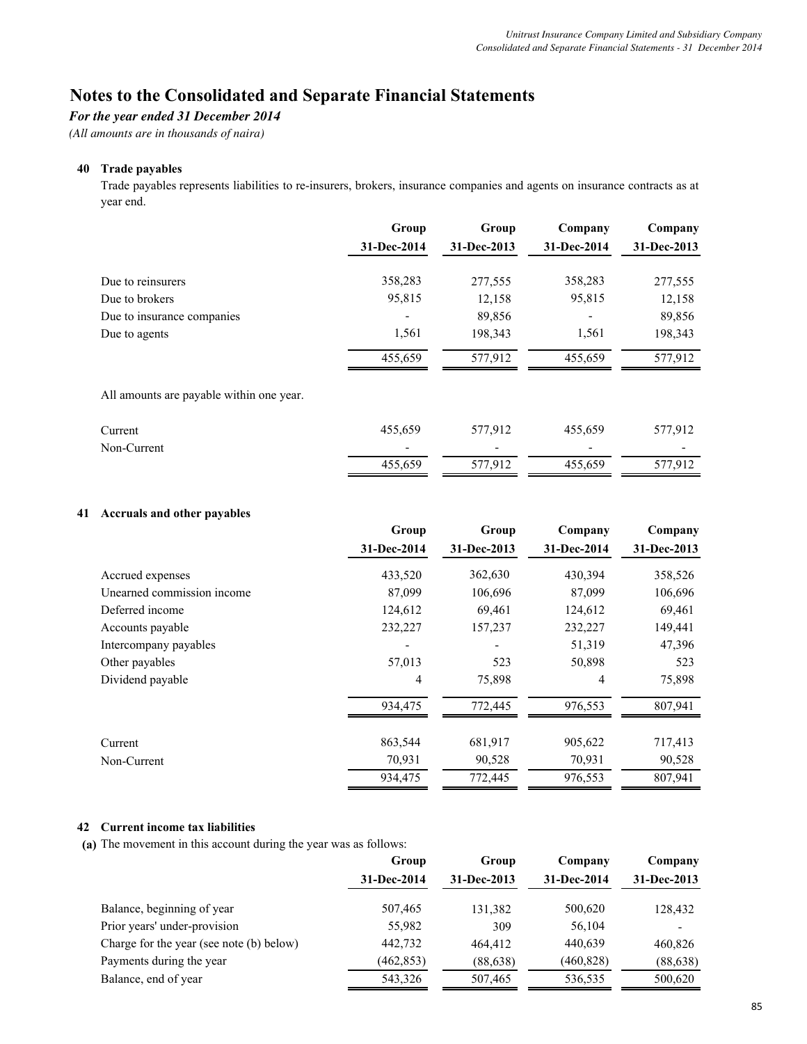# Notes to the Consolidated and Separate Financial Statements

*For the year ended 31 December 2014*

*(All amounts are in thousands of naira)*

## 40 Trade payables

Trade payables represents liabilities to re-insurers, brokers, insurance companies and agents on insurance contracts as at year end.

| | Group 31-Dec-2014 | Group 31-Dec-2013 | Company 31-Dec-2014 | Company 31-Dec-2013 |
|---|---|---|---|---|
| Due to reinsurers | 358,283 | 277,555 | 358,283 | 277,555 |
| Due to brokers | 95,815 | 12,158 | 95,815 | 12,158 |
| Due to insurance companies | - | 89,856 | - | 89,856 |
| Due to agents | 1,561 | 198,343 | 1,561 | 198,343 |
| | 455,659 | 577,912 | 455,659 | 577,912 |

All amounts are payable within one year.

| | Group 31-Dec-2014 | Group 31-Dec-2013 | Company 31-Dec-2014 | Company 31-Dec-2013 |
|---|---|---|---|---|
| Current | 455,659 | 577,912 | 455,659 | 577,912 |
| Non-Current | - | - | - | - |
| | 455,659 | 577,912 | 455,659 | 577,912 |

## 41 Accruals and other payables

| | Group 31-Dec-2014 | Group 31-Dec-2013 | Company 31-Dec-2014 | Company 31-Dec-2013 |
|---|---|---|---|---|
| Accrued expenses | 433,520 | 362,630 | 430,394 | 358,526 |
| Unearned commission income | 87,099 | 106,696 | 87,099 | 106,696 |
| Deferred income | 124,612 | 69,461 | 124,612 | 69,461 |
| Accounts payable | 232,227 | 157,237 | 232,227 | 149,441 |
| Intercompany payables | - | - | 51,319 | 47,396 |
| Other payables | 57,013 | 523 | 50,898 | 523 |
| Dividend payable | 4 | 75,898 | 4 | 75,898 |
| | 934,475 | 772,445 | 976,553 | 807,941 |
| Current | 863,544 | 681,917 | 905,622 | 717,413 |
| Non-Current | 70,931 | 90,528 | 70,931 | 90,528 |
| | 934,475 | 772,445 | 976,553 | 807,941 |

## 42 Current income tax liabilities

**(a)** The movement in this account during the year was as follows:

| | Group 31-Dec-2014 | Group 31-Dec-2013 | Company 31-Dec-2014 | Company 31-Dec-2013 |
|---|---|---|---|---|
| Balance, beginning of year | 507,465 | 131,382 | 500,620 | 128,432 |
| Prior years' under-provision | 55,982 | 309 | 56,104 | - |
| Charge for the year (see note (b) below) | 442,732 | 464,412 | 440,639 | 460,826 |
| Payments during the year | (462,853) | (88,638) | (460,828) | (88,638) |
| Balance, end of year | 543,326 | 507,465 | 536,535 | 500,620 |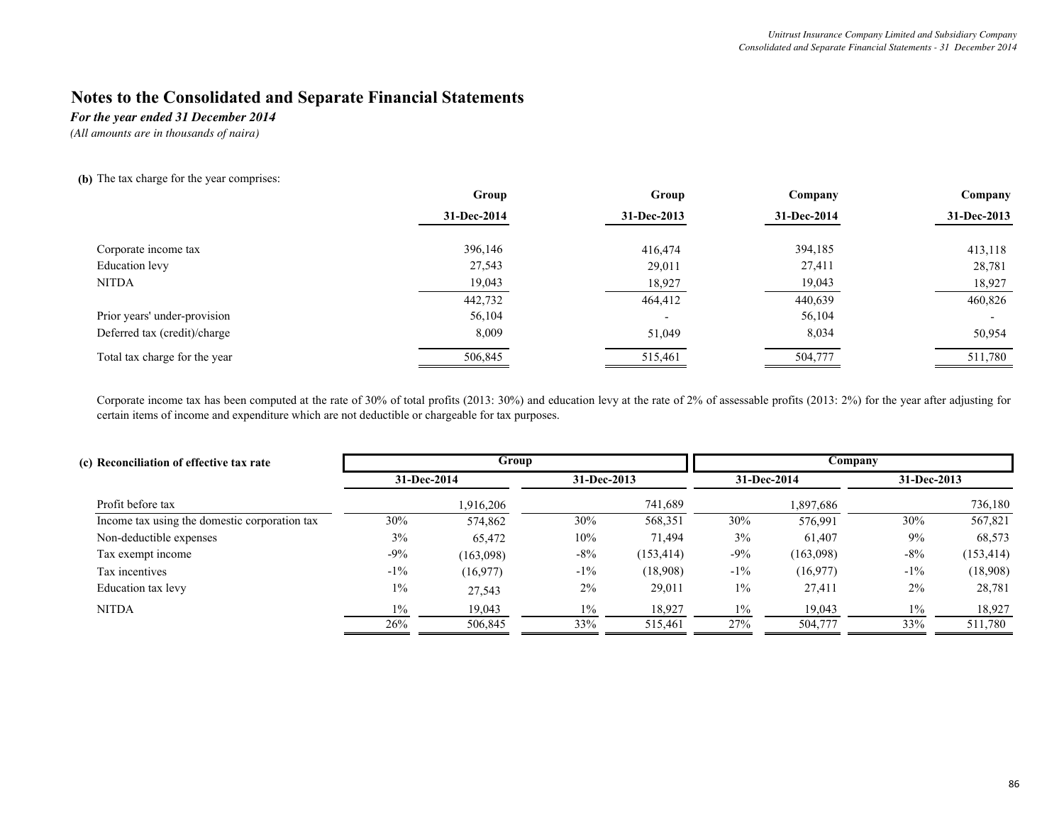## Notes to the Consolidated and Separate Financial Statements

*For the year ended 31 December 2014*

*(All amounts are in thousands of naira)*

**(b)** The tax charge for the year comprises:

| | Group | Group | Company | Company |
|---|---|---|---|---|
| | 31-Dec-2014 | 31-Dec-2013 | 31-Dec-2014 | 31-Dec-2013 |
| Corporate income tax | 396,146 | 416,474 | 394,185 | 413,118 |
| Education levy | 27,543 | 29,011 | 27,411 | 28,781 |
| NITDA | 19,043 | 18,927 | 19,043 | 18,927 |
| | 442,732 | 464,412 | 440,639 | 460,826 |
| Prior years' under-provision | 56,104 | - | 56,104 | - |
| Deferred tax (credit)/charge | 8,009 | 51,049 | 8,034 | 50,954 |
| Total tax charge for the year | 506,845 | 515,461 | 504,777 | 511,780 |

Corporate income tax has been computed at the rate of 30% of total profits (2013: 30%) and education levy at the rate of 2% of assessable profits (2013: 2%) for the year after adjusting for certain items of income and expenditure which are not deductible or chargeable for tax purposes.

**(c) Reconciliation of effective tax rate**

| | Group | | | | Company | | | |
|---|---|---|---|---|---|---|---|---|
| | 31-Dec-2014 | | 31-Dec-2013 | | 31-Dec-2014 | | 31-Dec-2013 | |
| Profit before tax | | 1,916,206 | | 741,689 | | 1,897,686 | | 736,180 |
| Income tax using the domestic corporation tax | 30% | 574,862 | 30% | 568,351 | 30% | 576,991 | 30% | 567,821 |
| Non-deductible expenses | 3% | 65,472 | 10% | 71,494 | 3% | 61,407 | 9% | 68,573 |
| Tax exempt income | -9% | (163,098) | -8% | (153,414) | -9% | (163,098) | -8% | (153,414) |
| Tax incentives | -1% | (16,977) | -1% | (18,908) | -1% | (16,977) | -1% | (18,908) |
| Education tax levy | 1% | 27,543 | 2% | 29,011 | 1% | 27,411 | 2% | 28,781 |
| NITDA | 1% | 19,043 | 1% | 18,927 | 1% | 19,043 | 1% | 18,927 |
| | 26% | 506,845 | 33% | 515,461 | 27% | 504,777 | 33% | 511,780 |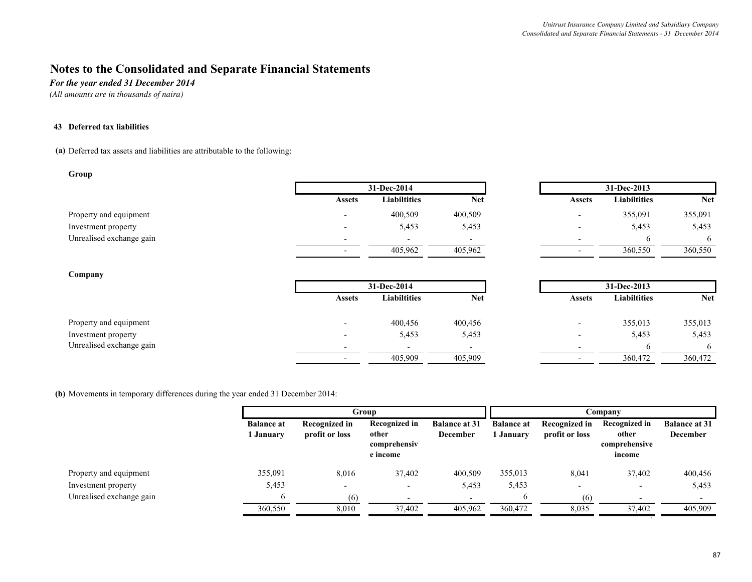# Notes to the Consolidated and Separate Financial Statements

*For the year ended 31 December 2014*

*(All amounts are in thousands of naira)*

**43 Deferred tax liabilities**

**(a)** Deferred tax assets and liabilities are attributable to the following:

**Group**

| | 31-Dec-2014 | | | 31-Dec-2013 | | |
|---|---|---|---|---|---|---|
| | **Assets** | **Liabiltities** | **Net** | **Assets** | **Liabiltities** | **Net** |
| Property and equipment | - | 400,509 | 400,509 | - | 355,091 | 355,091 |
| Investment property | - | 5,453 | 5,453 | - | 5,453 | 5,453 |
| Unrealised exchange gain | - | - | - | - | 6 | 6 |
| | - | 405,962 | 405,962 | - | 360,550 | 360,550 |

**Company**

| | 31-Dec-2014 | | | 31-Dec-2013 | | |
|---|---|---|---|---|---|---|
| | **Assets** | **Liabiltities** | **Net** | **Assets** | **Liabiltities** | **Net** |
| Property and equipment | - | 400,456 | 400,456 | - | 355,013 | 355,013 |
| Investment property | - | 5,453 | 5,453 | - | 5,453 | 5,453 |
| Unrealised exchange gain | - | - | - | - | 6 | 6 |
| | - | 405,909 | 405,909 | - | 360,472 | 360,472 |

**(b)** Movements in temporary differences during the year ended 31 December 2014:

| | Group | | | | Company | | | |
|---|---|---|---|---|---|---|---|---|
| | **Balance at 1 January** | **Recognized in profit or loss** | **Recognized in other comprehensive income** | **Balance at 31 December** | **Balance at 1 January** | **Recognized in profit or loss** | **Recognized in other comprehensive income** | **Balance at 31 December** |
| Property and equipment | 355,091 | 8,016 | 37,402 | 400,509 | 355,013 | 8,041 | 37,402 | 400,456 |
| Investment property | 5,453 | - | - | 5,453 | 5,453 | - | - | 5,453 |
| Unrealised exchange gain | 6 | (6) | - | - | 6 | (6) | - | - |
| | 360,550 | 8,010 | 37,402 | 405,962 | 360,472 | 8,035 | 37,402 | 405,909 |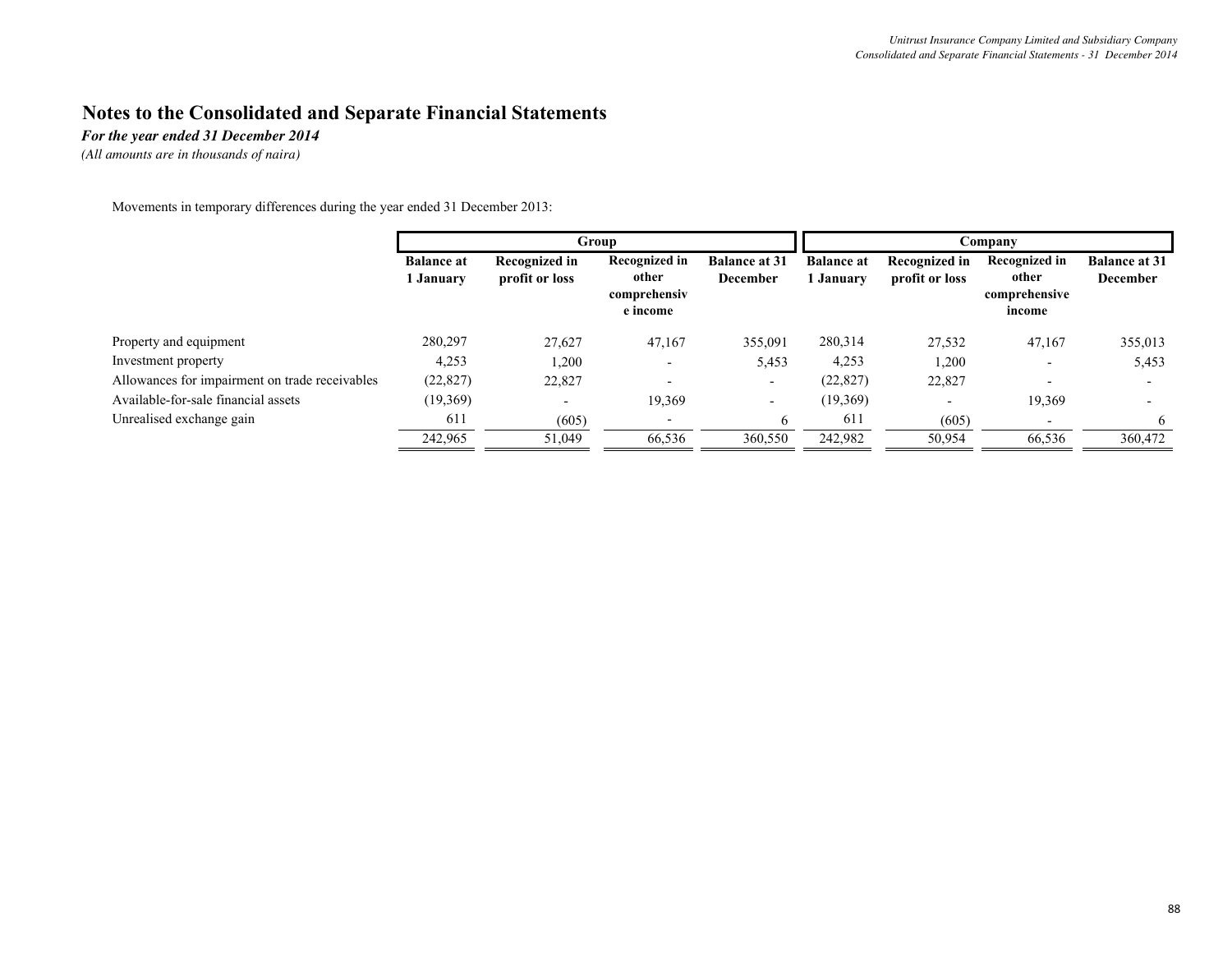## Notes to the Consolidated and Separate Financial Statements

*For the year ended 31 December 2014*

*(All amounts are in thousands of naira)*

Movements in temporary differences during the year ended 31 December 2013:

| | Group | | | | Company | | | |
|---|---|---|---|---|---|---|---|---|
| | **Balance at 1 January** | **Recognized in profit or loss** | **Recognized in other comprehensive income** | **Balance at 31 December** | **Balance at 1 January** | **Recognized in profit or loss** | **Recognized in other comprehensive income** | **Balance at 31 December** |
| Property and equipment | 280,297 | 27,627 | 47,167 | 355,091 | 280,314 | 27,532 | 47,167 | 355,013 |
| Investment property | 4,253 | 1,200 | - | 5,453 | 4,253 | 1,200 | - | 5,453 |
| Allowances for impairment on trade receivables | (22,827) | 22,827 | - | - | (22,827) | 22,827 | - | - |
| Available-for-sale financial assets | (19,369) | - | 19,369 | - | (19,369) | - | 19,369 | - |
| Unrealised exchange gain | 611 | (605) | - | 6 | 611 | (605) | - | 6 |
| | 242,965 | 51,049 | 66,536 | 360,550 | 242,982 | 50,954 | 66,536 | 360,472 |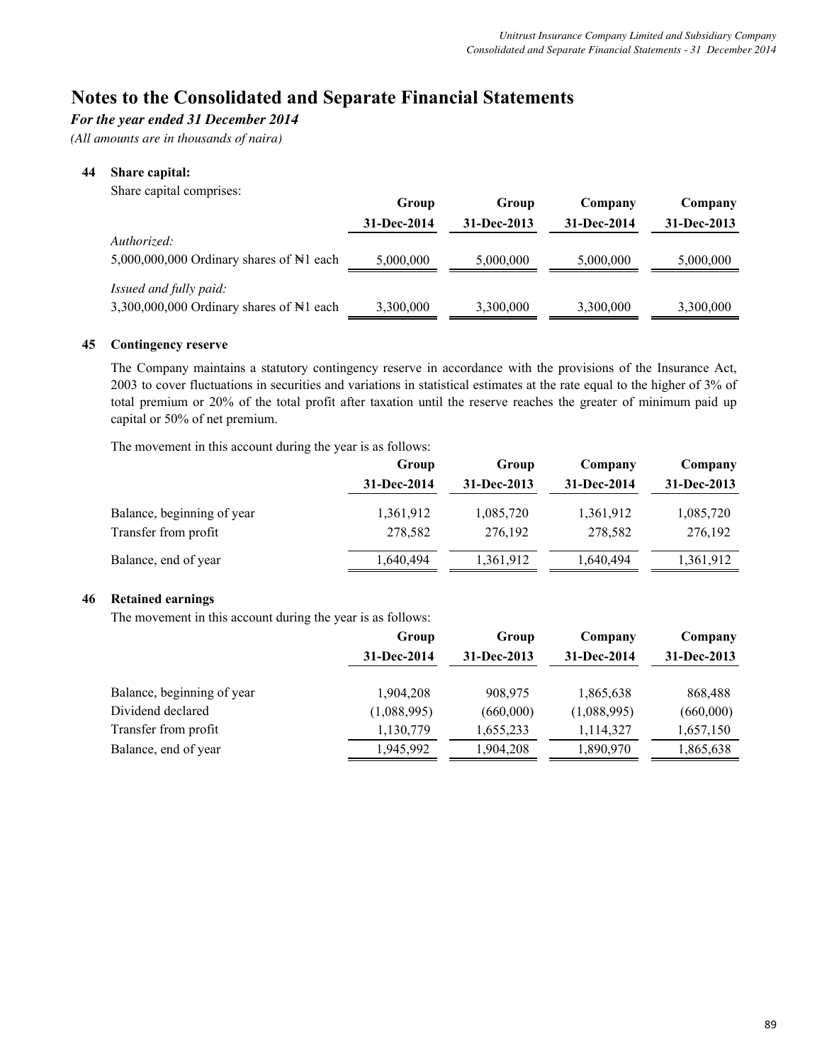# Notes to the Consolidated and Separate Financial Statements

*For the year ended 31 December 2014*

*(All amounts are in thousands of naira)*

## 44 Share capital:

Share capital comprises:

| | Group 31-Dec-2014 | Group 31-Dec-2013 | Company 31-Dec-2014 | Company 31-Dec-2013 |
|---|---|---|---|---|
| *Authorized:* | | | | |
| 5,000,000,000 Ordinary shares of ₦1 each | 5,000,000 | 5,000,000 | 5,000,000 | 5,000,000 |
| *Issued and fully paid:* | | | | |
| 3,300,000,000 Ordinary shares of ₦1 each | 3,300,000 | 3,300,000 | 3,300,000 | 3,300,000 |

## 45 Contingency reserve

The Company maintains a statutory contingency reserve in accordance with the provisions of the Insurance Act, 2003 to cover fluctuations in securities and variations in statistical estimates at the rate equal to the higher of 3% of total premium or 20% of the total profit after taxation until the reserve reaches the greater of minimum paid up capital or 50% of net premium.

The movement in this account during the year is as follows:

| | Group 31-Dec-2014 | Group 31-Dec-2013 | Company 31-Dec-2014 | Company 31-Dec-2013 |
|---|---|---|---|---|
| Balance, beginning of year | 1,361,912 | 1,085,720 | 1,361,912 | 1,085,720 |
| Transfer from profit | 278,582 | 276,192 | 278,582 | 276,192 |
| Balance, end of year | 1,640,494 | 1,361,912 | 1,640,494 | 1,361,912 |

## 46 Retained earnings

The movement in this account during the year is as follows:

| | Group 31-Dec-2014 | Group 31-Dec-2013 | Company 31-Dec-2014 | Company 31-Dec-2013 |
|---|---|---|---|---|
| Balance, beginning of year | 1,904,208 | 908,975 | 1,865,638 | 868,488 |
| Dividend declared | (1,088,995) | (660,000) | (1,088,995) | (660,000) |
| Transfer from profit | 1,130,779 | 1,655,233 | 1,114,327 | 1,657,150 |
| Balance, end of year | 1,945,992 | 1,904,208 | 1,890,970 | 1,865,638 |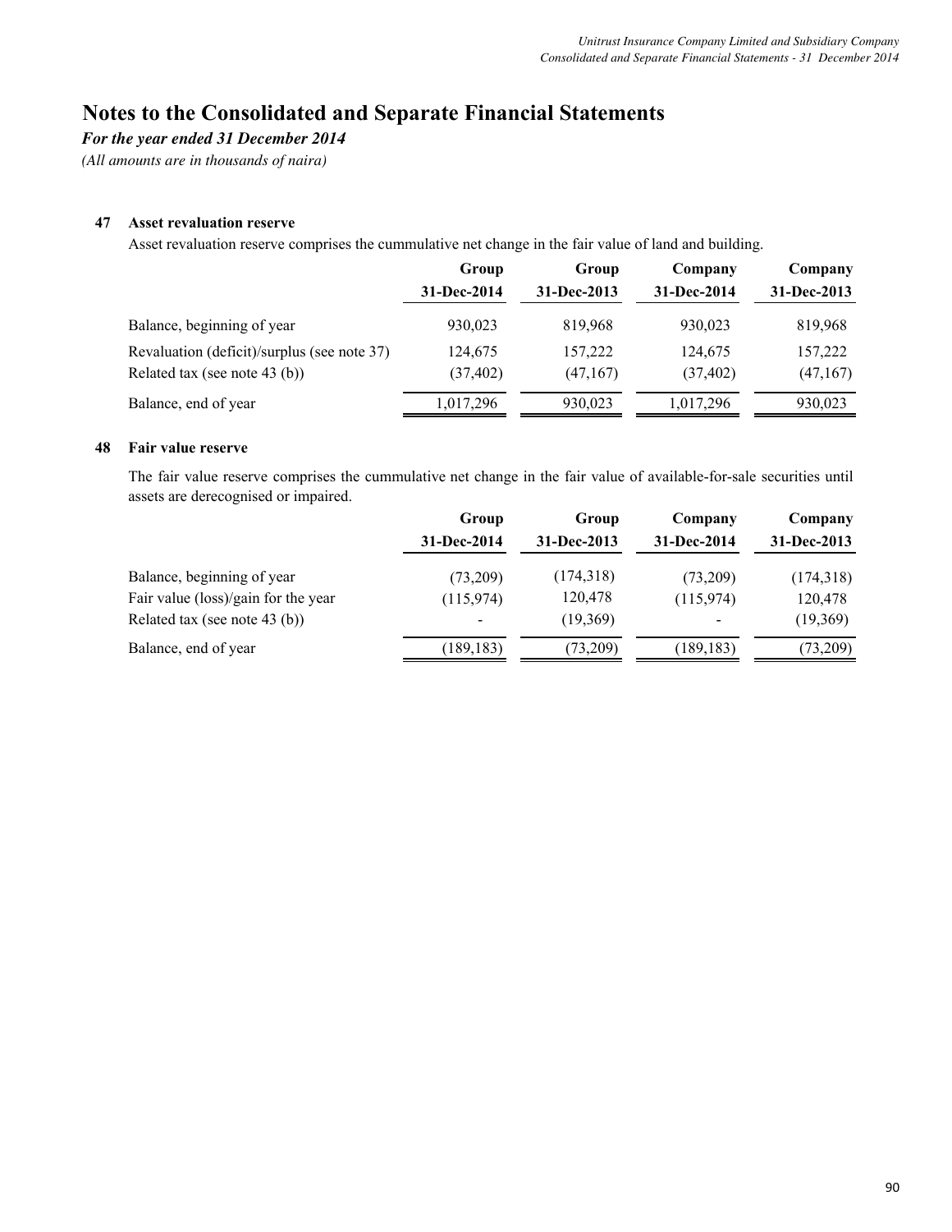# Notes to the Consolidated and Separate Financial Statements

*For the year ended 31 December 2014*

*(All amounts are in thousands of naira)*

## 47 Asset revaluation reserve

Asset revaluation reserve comprises the cummulative net change in the fair value of land and building.

| | Group | Group | Company | Company |
|---|---|---|---|---|
| | 31-Dec-2014 | 31-Dec-2013 | 31-Dec-2014 | 31-Dec-2013 |
| Balance, beginning of year | 930,023 | 819,968 | 930,023 | 819,968 |
| Revaluation (deficit)/surplus (see note 37) | 124,675 | 157,222 | 124,675 | 157,222 |
| Related tax (see note 43 (b)) | (37,402) | (47,167) | (37,402) | (47,167) |
| Balance, end of year | 1,017,296 | 930,023 | 1,017,296 | 930,023 |

## 48 Fair value reserve

The fair value reserve comprises the cummulative net change in the fair value of available-for-sale securities until assets are derecognised or impaired.

| | Group | Group | Company | Company |
|---|---|---|---|---|
| | 31-Dec-2014 | 31-Dec-2013 | 31-Dec-2014 | 31-Dec-2013 |
| Balance, beginning of year | (73,209) | (174,318) | (73,209) | (174,318) |
| Fair value (loss)/gain for the year | (115,974) | 120,478 | (115,974) | 120,478 |
| Related tax (see note 43 (b)) | - | (19,369) | - | (19,369) |
| Balance, end of year | (189,183) | (73,209) | (189,183) | (73,209) |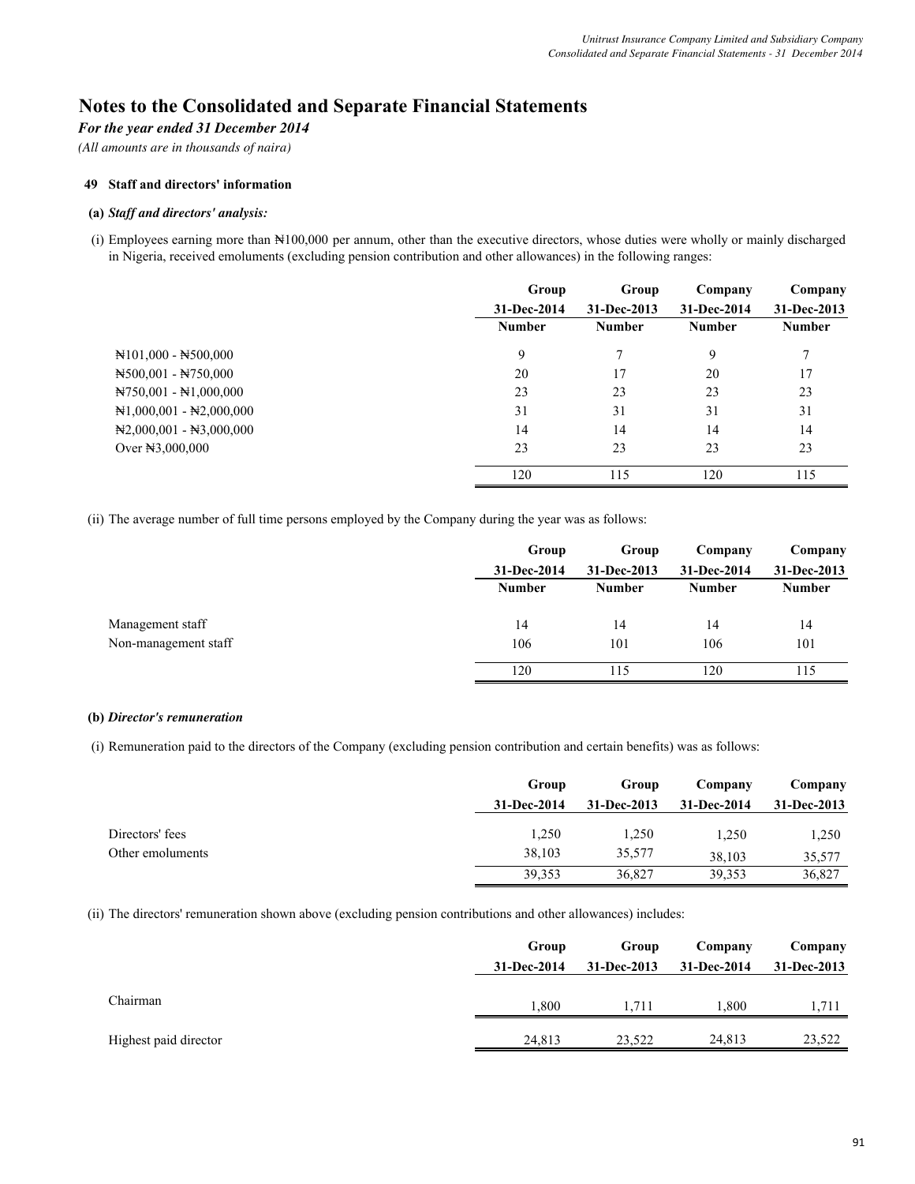# Notes to the Consolidated and Separate Financial Statements

*For the year ended 31 December 2014*

*(All amounts are in thousands of naira)*

### 49 Staff and directors' information

#### (a) *Staff and directors' analysis:*

(i) Employees earning more than ₦100,000 per annum, other than the executive directors, whose duties were wholly or mainly discharged in Nigeria, received emoluments (excluding pension contribution and other allowances) in the following ranges:

| | Group 31-Dec-2014 Number | Group 31-Dec-2013 Number | Company 31-Dec-2014 Number | Company 31-Dec-2013 Number |
|---|---|---|---|---|
| ₦101,000 - ₦500,000 | 9 | 7 | 9 | 7 |
| ₦500,001 - ₦750,000 | 20 | 17 | 20 | 17 |
| ₦750,001 - ₦1,000,000 | 23 | 23 | 23 | 23 |
| ₦1,000,001 - ₦2,000,000 | 31 | 31 | 31 | 31 |
| ₦2,000,001 - ₦3,000,000 | 14 | 14 | 14 | 14 |
| Over ₦3,000,000 | 23 | 23 | 23 | 23 |
| | 120 | 115 | 120 | 115 |

(ii) The average number of full time persons employed by the Company during the year was as follows:

| | Group 31-Dec-2014 Number | Group 31-Dec-2013 Number | Company 31-Dec-2014 Number | Company 31-Dec-2013 Number |
|---|---|---|---|---|
| Management staff | 14 | 14 | 14 | 14 |
| Non-management staff | 106 | 101 | 106 | 101 |
| | 120 | 115 | 120 | 115 |

#### (b) *Director's remuneration*

(i) Remuneration paid to the directors of the Company (excluding pension contribution and certain benefits) was as follows:

| | Group 31-Dec-2014 | Group 31-Dec-2013 | Company 31-Dec-2014 | Company 31-Dec-2013 |
|---|---|---|---|---|
| Directors' fees | 1,250 | 1,250 | 1,250 | 1,250 |
| Other emoluments | 38,103 | 35,577 | 38,103 | 35,577 |
| | 39,353 | 36,827 | 39,353 | 36,827 |

(ii) The directors' remuneration shown above (excluding pension contributions and other allowances) includes:

| | Group 31-Dec-2014 | Group 31-Dec-2013 | Company 31-Dec-2014 | Company 31-Dec-2013 |
|---|---|---|---|---|
| Chairman | 1,800 | 1,711 | 1,800 | 1,711 |
| Highest paid director | 24,813 | 23,522 | 24,813 | 23,522 |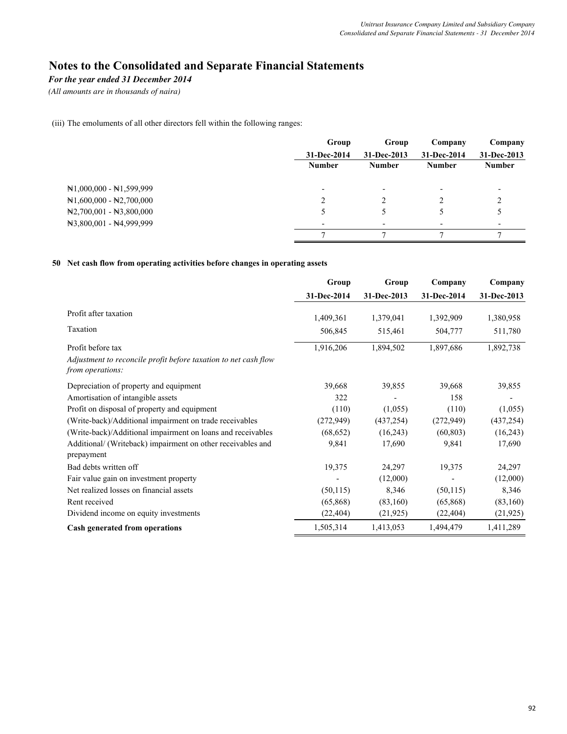# Notes to the Consolidated and Separate Financial Statements

*For the year ended 31 December 2014*

*(All amounts are in thousands of naira)*

(iii) The emoluments of all other directors fell within the following ranges:

| | Group | Group | Company | Company |
|---|---|---|---|---|
| | 31-Dec-2014 | 31-Dec-2013 | 31-Dec-2014 | 31-Dec-2013 |
| | Number | Number | Number | Number |
| ₦1,000,000 - ₦1,599,999 | - | - | - | - |
| ₦1,600,000 - ₦2,700,000 | 2 | 2 | 2 | 2 |
| ₦2,700,001 - ₦3,800,000 | 5 | 5 | 5 | 5 |
| ₦3,800,001 - ₦4,999,999 | - | - | - | - |
| | 7 | 7 | 7 | 7 |

## 50 Net cash flow from operating activities before changes in operating assets

| | Group | Group | Company | Company |
|---|---|---|---|---|
| | 31-Dec-2014 | 31-Dec-2013 | 31-Dec-2014 | 31-Dec-2013 |
| Profit after taxation | 1,409,361 | 1,379,041 | 1,392,909 | 1,380,958 |
| Taxation | 506,845 | 515,461 | 504,777 | 511,780 |
| Profit before tax | 1,916,206 | 1,894,502 | 1,897,686 | 1,892,738 |
| *Adjustment to reconcile profit before taxation to net cash flow from operations:* | | | | |
| Depreciation of property and equipment | 39,668 | 39,855 | 39,668 | 39,855 |
| Amortisation of intangible assets | 322 | - | 158 | - |
| Profit on disposal of property and equipment | (110) | (1,055) | (110) | (1,055) |
| (Write-back)/Additional impairment on trade receivables | (272,949) | (437,254) | (272,949) | (437,254) |
| (Write-back)/Additional impairment on loans and receivables | (68,652) | (16,243) | (60,803) | (16,243) |
| Additional/ (Writeback) impairment on other receivables and prepayment | 9,841 | 17,690 | 9,841 | 17,690 |
| Bad debts written off | 19,375 | 24,297 | 19,375 | 24,297 |
| Fair value gain on investment property | - | (12,000) | - | (12,000) |
| Net realized losses on financial assets | (50,115) | 8,346 | (50,115) | 8,346 |
| Rent received | (65,868) | (83,160) | (65,868) | (83,160) |
| Dividend income on equity investments | (22,404) | (21,925) | (22,404) | (21,925) |
| **Cash generated from operations** | 1,505,314 | 1,413,053 | 1,494,479 | 1,411,289 |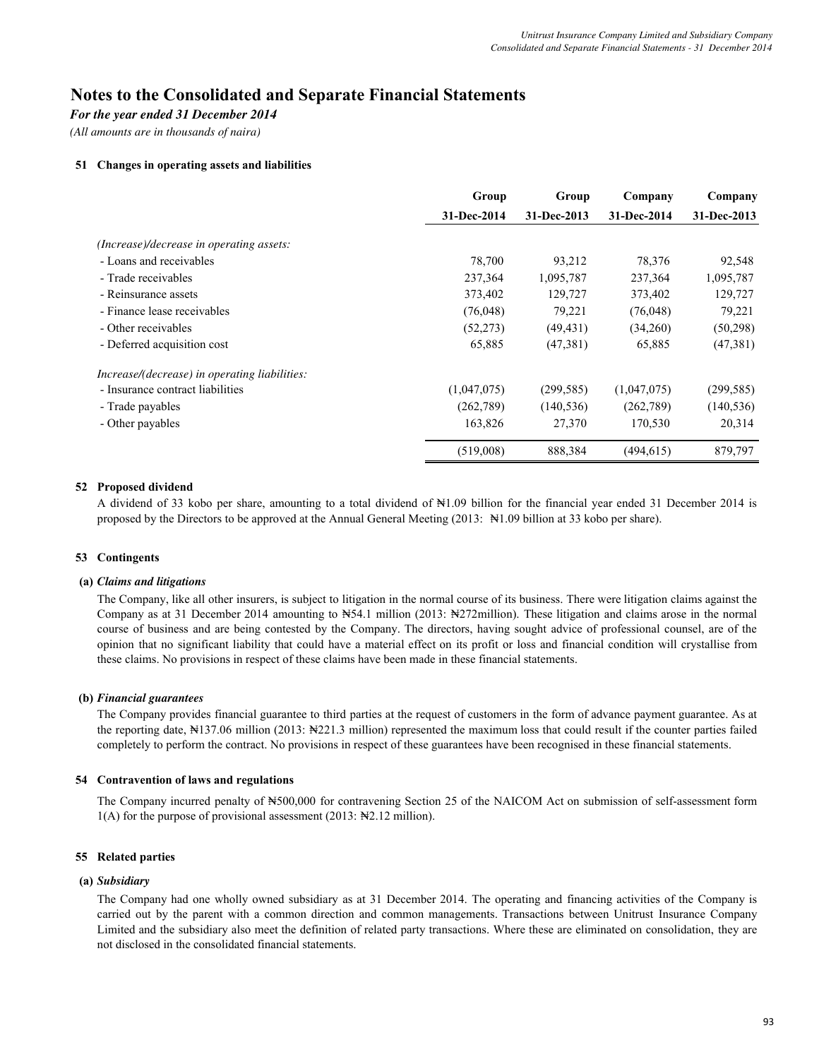# Notes to the Consolidated and Separate Financial Statements

*For the year ended 31 December 2014*

*(All amounts are in thousands of naira)*

### 51 Changes in operating assets and liabilities

| | Group 31-Dec-2014 | Group 31-Dec-2013 | Company 31-Dec-2014 | Company 31-Dec-2013 |
|---|---|---|---|---|
| *(Increase)/decrease in operating assets:* | | | | |
| - Loans and receivables | 78,700 | 93,212 | 78,376 | 92,548 |
| - Trade receivables | 237,364 | 1,095,787 | 237,364 | 1,095,787 |
| - Reinsurance assets | 373,402 | 129,727 | 373,402 | 129,727 |
| - Finance lease receivables | (76,048) | 79,221 | (76,048) | 79,221 |
| - Other receivables | (52,273) | (49,431) | (34,260) | (50,298) |
| - Deferred acquisition cost | 65,885 | (47,381) | 65,885 | (47,381) |
| *Increase/(decrease) in operating liabilities:* | | | | |
| - Insurance contract liabilities | (1,047,075) | (299,585) | (1,047,075) | (299,585) |
| - Trade payables | (262,789) | (140,536) | (262,789) | (140,536) |
| - Other payables | 163,826 | 27,370 | 170,530 | 20,314 |
| | (519,008) | 888,384 | (494,615) | 879,797 |

### 52 Proposed dividend

A dividend of 33 kobo per share, amounting to a total dividend of ₦1.09 billion for the financial year ended 31 December 2014 is proposed by the Directors to be approved at the Annual General Meeting (2013: ₦1.09 billion at 33 kobo per share).

### 53 Contingents

**(a)** ***Claims and litigations***

The Company, like all other insurers, is subject to litigation in the normal course of its business. There were litigation claims against the Company as at 31 December 2014 amounting to ₦54.1 million (2013: ₦272million). These litigation and claims arose in the normal course of business and are being contested by the Company. The directors, having sought advice of professional counsel, are of the opinion that no significant liability that could have a material effect on its profit or loss and financial condition will crystallise from these claims. No provisions in respect of these claims have been made in these financial statements.

**(b)** ***Financial guarantees***

The Company provides financial guarantee to third parties at the request of customers in the form of advance payment guarantee. As at the reporting date, ₦137.06 million (2013: ₦221.3 million) represented the maximum loss that could result if the counter parties failed completely to perform the contract. No provisions in respect of these guarantees have been recognised in these financial statements.

### 54 Contravention of laws and regulations

The Company incurred penalty of ₦500,000 for contravening Section 25 of the NAICOM Act on submission of self-assessment form 1(A) for the purpose of provisional assessment (2013: ₦2.12 million).

### 55 Related parties

**(a)** ***Subsidiary***

The Company had one wholly owned subsidiary as at 31 December 2014. The operating and financing activities of the Company is carried out by the parent with a common direction and common managements. Transactions between Unitrust Insurance Company Limited and the subsidiary also meet the definition of related party transactions. Where these are eliminated on consolidation, they are not disclosed in the consolidated financial statements.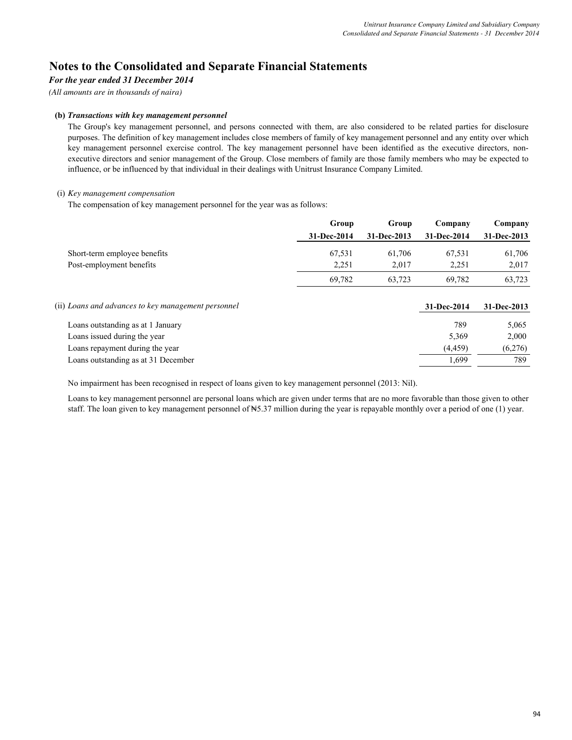# Notes to the Consolidated and Separate Financial Statements

***For the year ended 31 December 2014***

*(All amounts are in thousands of naira)*

**(b) *Transactions with key management personnel***

The Group's key management personnel, and persons connected with them, are also considered to be related parties for disclosure purposes. The definition of key management includes close members of family of key management personnel and any entity over which key management personnel exercise control. The key management personnel have been identified as the executive directors, non-executive directors and senior management of the Group. Close members of family are those family members who may be expected to influence, or be influenced by that individual in their dealings with Unitrust Insurance Company Limited.

(i) *Key management compensation*

The compensation of key management personnel for the year was as follows:

| | Group | Group | Company | Company |
|---|---|---|---|---|
| | 31-Dec-2014 | 31-Dec-2013 | 31-Dec-2014 | 31-Dec-2013 |
| Short-term employee benefits | 67,531 | 61,706 | 67,531 | 61,706 |
| Post-employment benefits | 2,251 | 2,017 | 2,251 | 2,017 |
| | 69,782 | 63,723 | 69,782 | 63,723 |

| (ii) *Loans and advances to key management personnel* | 31-Dec-2014 | 31-Dec-2013 |
|---|---|---|
| Loans outstanding as at 1 January | 789 | 5,065 |
| Loans issued during the year | 5,369 | 2,000 |
| Loans repayment during the year | (4,459) | (6,276) |
| Loans outstanding as at 31 December | 1,699 | 789 |

No impairment has been recognised in respect of loans given to key management personnel (2013: Nil).

Loans to key management personnel are personal loans which are given under terms that are no more favorable than those given to other staff. The loan given to key management personnel of ₦5.37 million during the year is repayable monthly over a period of one (1) year.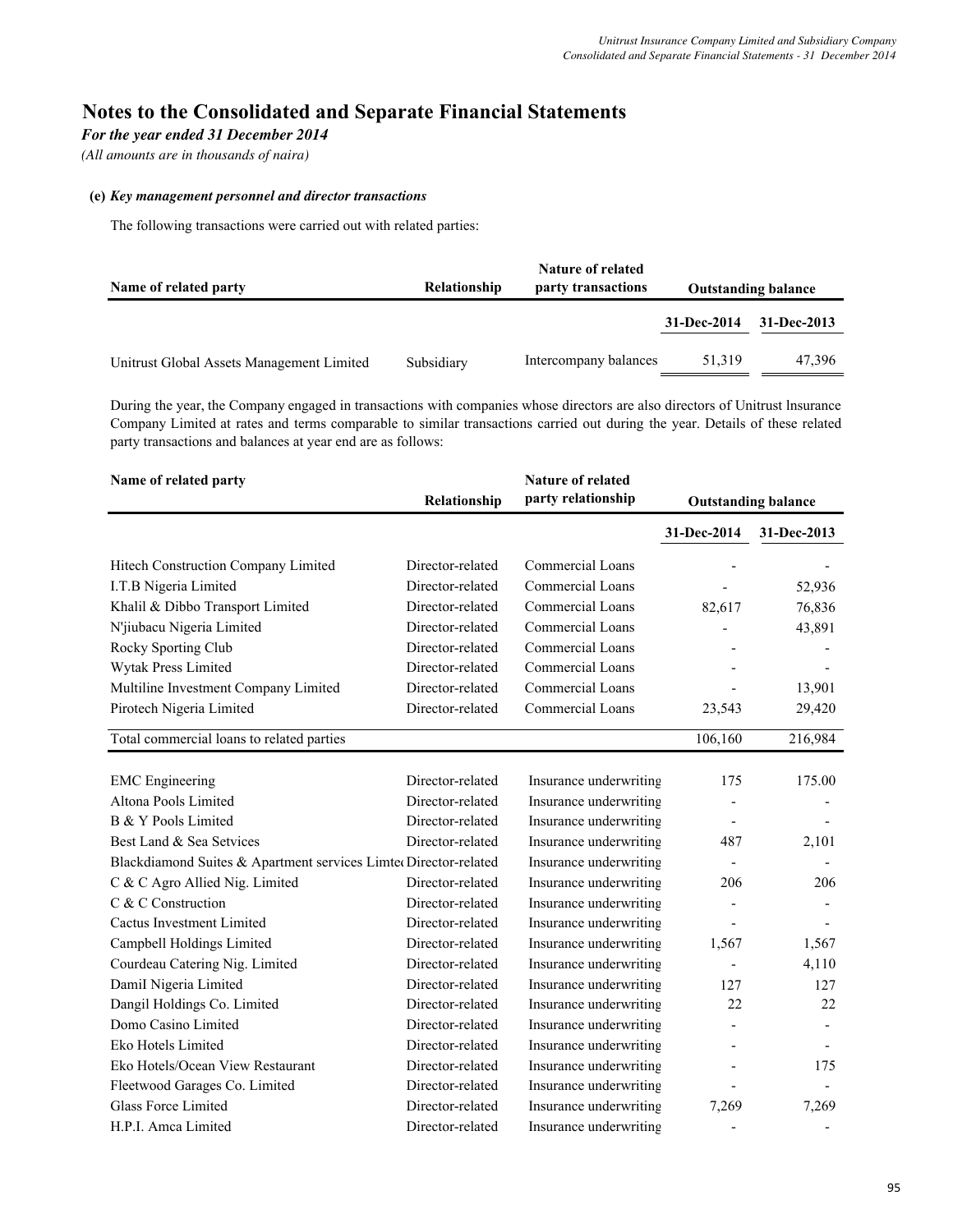# Notes to the Consolidated and Separate Financial Statements

*For the year ended 31 December 2014*

*(All amounts are in thousands of naira)*

**(e)** ***Key management personnel and director transactions***

The following transactions were carried out with related parties:

| Name of related party | Relationship | Nature of related party transactions | Outstanding balance | |
|---|---|---|---|---|
| | | | 31-Dec-2014 | 31-Dec-2013 |
| Unitrust Global Assets Management Limited | Subsidiary | Intercompany balances | 51,319 | 47,396 |

During the year, the Company engaged in transactions with companies whose directors are also directors of Unitrust lnsurance Company Limited at rates and terms comparable to similar transactions carried out during the year. Details of these related party transactions and balances at year end are as follows:

| Name of related party | Relationship | Nature of related party relationship | Outstanding balance | |
|---|---|---|---|---|
| | | | 31-Dec-2014 | 31-Dec-2013 |
| Hitech Construction Company Limited | Director-related | Commercial Loans | - | - |
| I.T.B Nigeria Limited | Director-related | Commercial Loans | - | 52,936 |
| Khalil & Dibbo Transport Limited | Director-related | Commercial Loans | 82,617 | 76,836 |
| N'jiubacu Nigeria Limited | Director-related | Commercial Loans | - | 43,891 |
| Rocky Sporting Club | Director-related | Commercial Loans | - | - |
| Wytak Press Limited | Director-related | Commercial Loans | - | - |
| Multiline Investment Company Limited | Director-related | Commercial Loans | - | 13,901 |
| Pirotech Nigeria Limited | Director-related | Commercial Loans | 23,543 | 29,420 |
| Total commercial loans to related parties | | | 106,160 | 216,984 |
| EMC Engineering | Director-related | Insurance underwriting | 175 | 175.00 |
| Altona Pools Limited | Director-related | Insurance underwriting | - | - |
| B & Y Pools Limited | Director-related | Insurance underwriting | - | - |
| Best Land & Sea Setvices | Director-related | Insurance underwriting | 487 | 2,101 |
| Blackdiamond Suites & Apartment services Limted | Director-related | Insurance underwriting | - | - |
| C & C Agro Allied Nig. Limited | Director-related | Insurance underwriting | 206 | 206 |
| C & C Construction | Director-related | Insurance underwriting | - | - |
| Cactus Investment Limited | Director-related | Insurance underwriting | - | - |
| Campbell Holdings Limited | Director-related | Insurance underwriting | 1,567 | 1,567 |
| Courdeau Catering Nig. Limited | Director-related | Insurance underwriting | - | 4,110 |
| Damil Nigeria Limited | Director-related | Insurance underwriting | 127 | 127 |
| Dangil Holdings Co. Limited | Director-related | Insurance underwriting | 22 | 22 |
| Domo Casino Limited | Director-related | Insurance underwriting | - | - |
| Eko Hotels Limited | Director-related | Insurance underwriting | - | - |
| Eko Hotels/Ocean View Restaurant | Director-related | Insurance underwriting | - | 175 |
| Fleetwood Garages Co. Limited | Director-related | Insurance underwriting | - | - |
| Glass Force Limited | Director-related | Insurance underwriting | 7,269 | 7,269 |
| H.P.I. Amca Limited | Director-related | Insurance underwriting | - | - |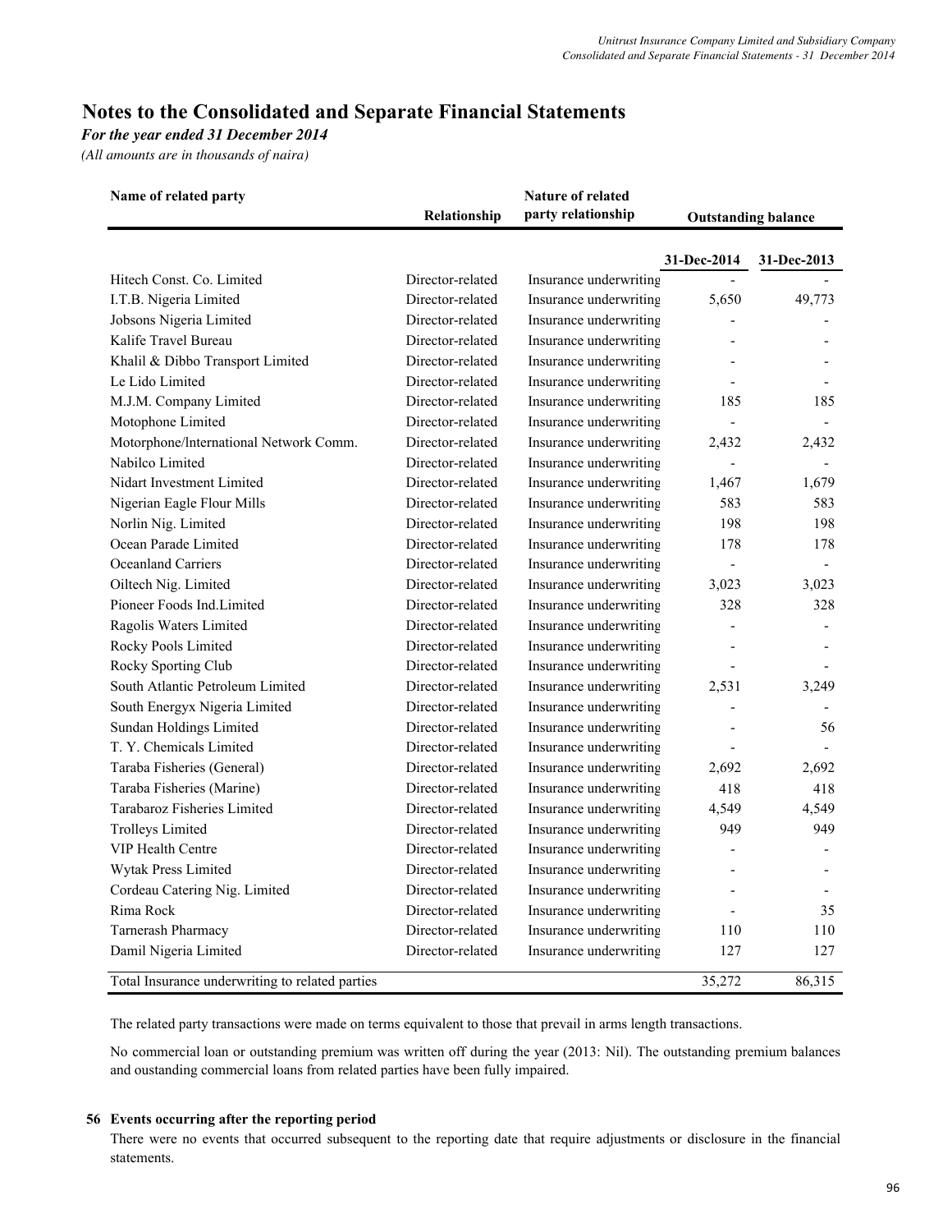# Notes to the Consolidated and Separate Financial Statements

*For the year ended 31 December 2014*

*(All amounts are in thousands of naira)*

| Name of related party | Relationship | Nature of related party relationship | Outstanding balance | |
|---|---|---|---|---|
| | | | **31-Dec-2014** | **31-Dec-2013** |
| Hitech Const. Co. Limited | Director-related | Insurance underwriting | - | - |
| I.T.B. Nigeria Limited | Director-related | Insurance underwriting | 5,650 | 49,773 |
| Jobsons Nigeria Limited | Director-related | Insurance underwriting | - | - |
| Kalife Travel Bureau | Director-related | Insurance underwriting | - | - |
| Khalil & Dibbo Transport Limited | Director-related | Insurance underwriting | - | - |
| Le Lido Limited | Director-related | Insurance underwriting | - | - |
| M.J.M. Company Limited | Director-related | Insurance underwriting | 185 | 185 |
| Motophone Limited | Director-related | Insurance underwriting | - | - |
| Motorphone/International Network Comm. | Director-related | Insurance underwriting | 2,432 | 2,432 |
| Nabilco Limited | Director-related | Insurance underwriting | - | - |
| Nidart Investment Limited | Director-related | Insurance underwriting | 1,467 | 1,679 |
| Nigerian Eagle Flour Mills | Director-related | Insurance underwriting | 583 | 583 |
| Norlin Nig. Limited | Director-related | Insurance underwriting | 198 | 198 |
| Ocean Parade Limited | Director-related | Insurance underwriting | 178 | 178 |
| Oceanland Carriers | Director-related | Insurance underwriting | - | - |
| Oiltech Nig. Limited | Director-related | Insurance underwriting | 3,023 | 3,023 |
| Pioneer Foods Ind.Limited | Director-related | Insurance underwriting | 328 | 328 |
| Ragolis Waters Limited | Director-related | Insurance underwriting | - | - |
| Rocky Pools Limited | Director-related | Insurance underwriting | - | - |
| Rocky Sporting Club | Director-related | Insurance underwriting | - | - |
| South Atlantic Petroleum Limited | Director-related | Insurance underwriting | 2,531 | 3,249 |
| South Energyx Nigeria Limited | Director-related | Insurance underwriting | - | - |
| Sundan Holdings Limited | Director-related | Insurance underwriting | - | 56 |
| T. Y. Chemicals Limited | Director-related | Insurance underwriting | - | - |
| Taraba Fisheries (General) | Director-related | Insurance underwriting | 2,692 | 2,692 |
| Taraba Fisheries (Marine) | Director-related | Insurance underwriting | 418 | 418 |
| Tarabaroz Fisheries Limited | Director-related | Insurance underwriting | 4,549 | 4,549 |
| Trolleys Limited | Director-related | Insurance underwriting | 949 | 949 |
| VIP Health Centre | Director-related | Insurance underwriting | - | - |
| Wytak Press Limited | Director-related | Insurance underwriting | - | - |
| Cordeau Catering Nig. Limited | Director-related | Insurance underwriting | - | - |
| Rima Rock | Director-related | Insurance underwriting | - | 35 |
| Tarnerash Pharmacy | Director-related | Insurance underwriting | 110 | 110 |
| Damil Nigeria Limited | Director-related | Insurance underwriting | 127 | 127 |
| Total Insurance underwriting to related parties | | | 35,272 | 86,315 |

The related party transactions were made on terms equivalent to those that prevail in arms length transactions.

No commercial loan or outstanding premium was written off during the year (2013: Nil). The outstanding premium balances and oustanding commercial loans from related parties have been fully impaired.

## 56 Events occurring after the reporting period

There were no events that occurred subsequent to the reporting date that require adjustments or disclosure in the financial statements.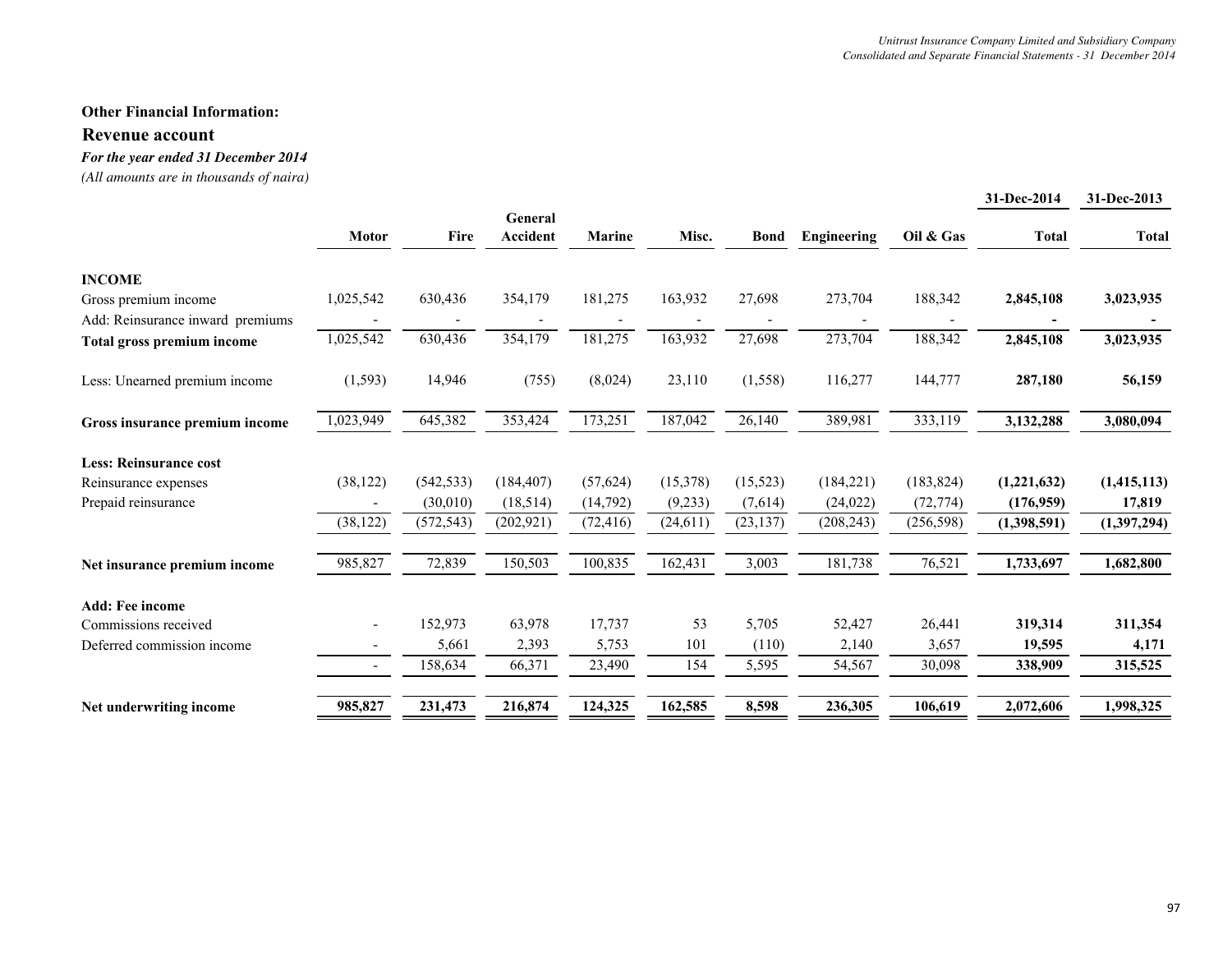**Other Financial Information:**

## Revenue account

***For the year ended 31 December 2014***

*(All amounts are in thousands of naira)*

| | Motor | Fire | General Accident | Marine | Misc. | Bond | Engineering | Oil & Gas | 31-Dec-2014 Total | 31-Dec-2013 Total |
|---|---|---|---|---|---|---|---|---|---|---|
| **INCOME** | | | | | | | | | | |
| Gross premium income | 1,025,542 | 630,436 | 354,179 | 181,275 | 163,932 | 27,698 | 273,704 | 188,342 | **2,845,108** | **3,023,935** |
| Add: Reinsurance inward premiums | - | - | - | - | - | - | - | - | **-** | **-** |
| **Total gross premium income** | 1,025,542 | 630,436 | 354,179 | 181,275 | 163,932 | 27,698 | 273,704 | 188,342 | **2,845,108** | **3,023,935** |
| Less: Unearned premium income | (1,593) | 14,946 | (755) | (8,024) | 23,110 | (1,558) | 116,277 | 144,777 | **287,180** | **56,159** |
| **Gross insurance premium income** | 1,023,949 | 645,382 | 353,424 | 173,251 | 187,042 | 26,140 | 389,981 | 333,119 | **3,132,288** | **3,080,094** |
| **Less: Reinsurance cost** | | | | | | | | | | |
| Reinsurance expenses | (38,122) | (542,533) | (184,407) | (57,624) | (15,378) | (15,523) | (184,221) | (183,824) | **(1,221,632)** | **(1,415,113)** |
| Prepaid reinsurance | - | (30,010) | (18,514) | (14,792) | (9,233) | (7,614) | (24,022) | (72,774) | **(176,959)** | **17,819** |
| | (38,122) | (572,543) | (202,921) | (72,416) | (24,611) | (23,137) | (208,243) | (256,598) | **(1,398,591)** | **(1,397,294)** |
| **Net insurance premium income** | 985,827 | 72,839 | 150,503 | 100,835 | 162,431 | 3,003 | 181,738 | 76,521 | **1,733,697** | **1,682,800** |
| **Add: Fee income** | | | | | | | | | | |
| Commissions received | - | 152,973 | 63,978 | 17,737 | 53 | 5,705 | 52,427 | 26,441 | **319,314** | **311,354** |
| Deferred commission income | - | 5,661 | 2,393 | 5,753 | 101 | (110) | 2,140 | 3,657 | **19,595** | **4,171** |
| | - | 158,634 | 66,371 | 23,490 | 154 | 5,595 | 54,567 | 30,098 | **338,909** | **315,525** |
| **Net underwriting income** | **985,827** | **231,473** | **216,874** | **124,325** | **162,585** | **8,598** | **236,305** | **106,619** | **2,072,606** | **1,998,325** |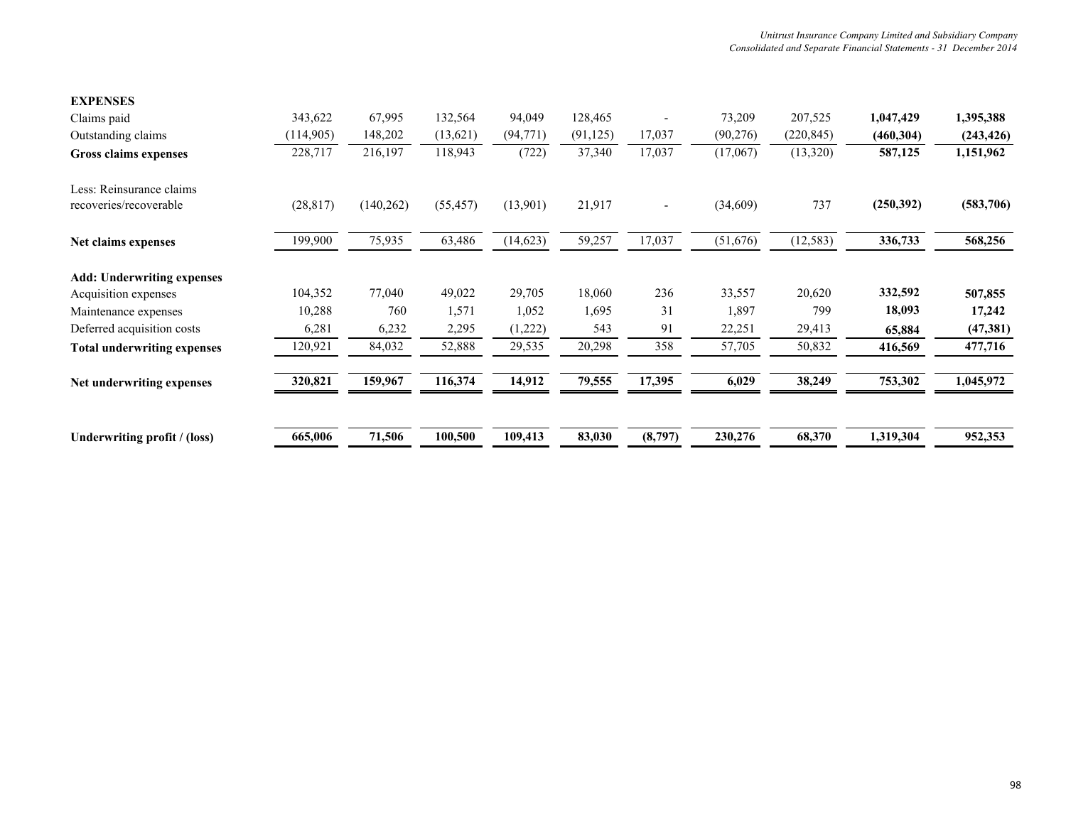| | | | | | | | | | | |
|---|---|---|---|---|---|---|---|---|---|---|
| **EXPENSES** | | | | | | | | | | |
| Claims paid | 343,622 | 67,995 | 132,564 | 94,049 | 128,465 | - | 73,209 | 207,525 | **1,047,429** | **1,395,388** |
| Outstanding claims | (114,905) | 148,202 | (13,621) | (94,771) | (91,125) | 17,037 | (90,276) | (220,845) | **(460,304)** | **(243,426)** |
| **Gross claims expenses** | 228,717 | 216,197 | 118,943 | (722) | 37,340 | 17,037 | (17,067) | (13,320) | **587,125** | **1,151,962** |
| Less: Reinsurance claims recoveries/recoverable | (28,817) | (140,262) | (55,457) | (13,901) | 21,917 | - | (34,609) | 737 | **(250,392)** | **(583,706)** |
| **Net claims expenses** | 199,900 | 75,935 | 63,486 | (14,623) | 59,257 | 17,037 | (51,676) | (12,583) | **336,733** | **568,256** |
| **Add: Underwriting expenses** | | | | | | | | | | |
| Acquisition expenses | 104,352 | 77,040 | 49,022 | 29,705 | 18,060 | 236 | 33,557 | 20,620 | **332,592** | **507,855** |
| Maintenance expenses | 10,288 | 760 | 1,571 | 1,052 | 1,695 | 31 | 1,897 | 799 | **18,093** | **17,242** |
| Deferred acquisition costs | 6,281 | 6,232 | 2,295 | (1,222) | 543 | 91 | 22,251 | 29,413 | **65,884** | **(47,381)** |
| **Total underwriting expenses** | 120,921 | 84,032 | 52,888 | 29,535 | 20,298 | 358 | 57,705 | 50,832 | **416,569** | **477,716** |
| **Net underwriting expenses** | **320,821** | **159,967** | **116,374** | **14,912** | **79,555** | **17,395** | **6,029** | **38,249** | **753,302** | **1,045,972** |
| **Underwriting profit / (loss)** | **665,006** | **71,506** | **100,500** | **109,413** | **83,030** | **(8,797)** | **230,276** | **68,370** | **1,319,304** | **952,353** |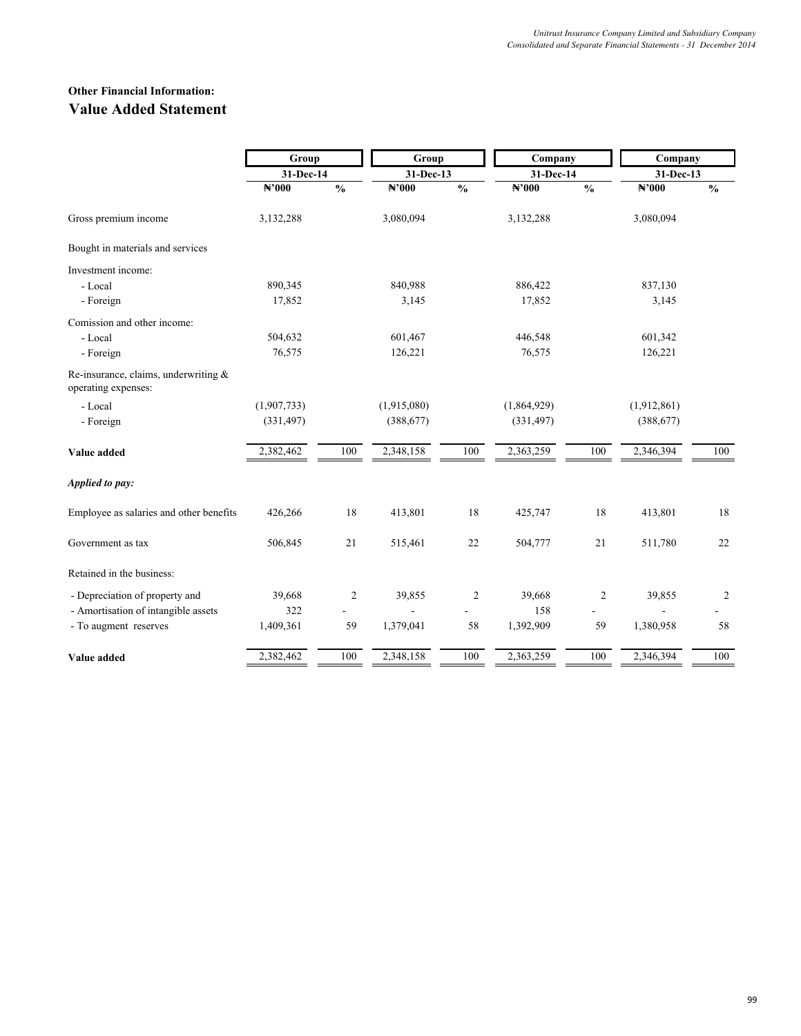**Other Financial Information:**

## Value Added Statement

| | Group | | Group | | Company | | Company | |
|---|---|---|---|---|---|---|---|---|
| | 31-Dec-14 | | 31-Dec-13 | | 31-Dec-14 | | 31-Dec-13 | |
| | ₦'000 | % | ₦'000 | % | ₦'000 | % | ₦'000 | % |
| Gross premium income | 3,132,288 | | 3,080,094 | | 3,132,288 | | 3,080,094 | |
| Bought in materials and services | | | | | | | | |
| Investment income: | | | | | | | | |
| - Local | 890,345 | | 840,988 | | 886,422 | | 837,130 | |
| - Foreign | 17,852 | | 3,145 | | 17,852 | | 3,145 | |
| Comission and other income: | | | | | | | | |
| - Local | 504,632 | | 601,467 | | 446,548 | | 601,342 | |
| - Foreign | 76,575 | | 126,221 | | 76,575 | | 126,221 | |
| Re-insurance, claims, underwriting & operating expenses: | | | | | | | | |
| - Local | (1,907,733) | | (1,915,080) | | (1,864,929) | | (1,912,861) | |
| - Foreign | (331,497) | | (388,677) | | (331,497) | | (388,677) | |
| **Value added** | 2,382,462 | 100 | 2,348,158 | 100 | 2,363,259 | 100 | 2,346,394 | 100 |
| ***Applied to pay:*** | | | | | | | | |
| Employee as salaries and other benefits | 426,266 | 18 | 413,801 | 18 | 425,747 | 18 | 413,801 | 18 |
| Government as tax | 506,845 | 21 | 515,461 | 22 | 504,777 | 21 | 511,780 | 22 |
| Retained in the business: | | | | | | | | |
| - Depreciation of property and | 39,668 | 2 | 39,855 | 2 | 39,668 | 2 | 39,855 | 2 |
| - Amortisation of intangible assets | 322 | - | - | - | 158 | - | - | - |
| - To augment reserves | 1,409,361 | 59 | 1,379,041 | 58 | 1,392,909 | 59 | 1,380,958 | 58 |
| **Value added** | 2,382,462 | 100 | 2,348,158 | 100 | 2,363,259 | 100 | 2,346,394 | 100 |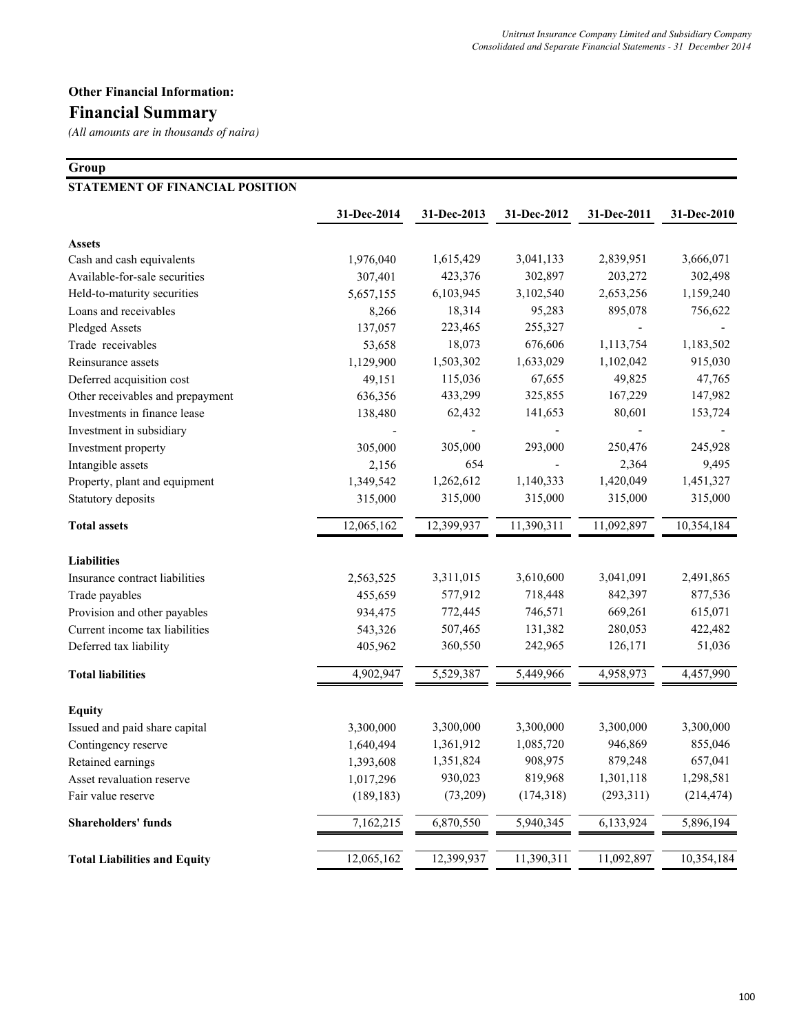## Other Financial Information:

# Financial Summary

*(All amounts are in thousands of naira)*

**Group**

**STATEMENT OF FINANCIAL POSITION**

| | 31-Dec-2014 | 31-Dec-2013 | 31-Dec-2012 | 31-Dec-2011 | 31-Dec-2010 |
|---|---|---|---|---|---|
| **Assets** | | | | | |
| Cash and cash equivalents | 1,976,040 | 1,615,429 | 3,041,133 | 2,839,951 | 3,666,071 |
| Available-for-sale securities | 307,401 | 423,376 | 302,897 | 203,272 | 302,498 |
| Held-to-maturity securities | 5,657,155 | 6,103,945 | 3,102,540 | 2,653,256 | 1,159,240 |
| Loans and receivables | 8,266 | 18,314 | 95,283 | 895,078 | 756,622 |
| Pledged Assets | 137,057 | 223,465 | 255,327 | - | - |
| Trade receivables | 53,658 | 18,073 | 676,606 | 1,113,754 | 1,183,502 |
| Reinsurance assets | 1,129,900 | 1,503,302 | 1,633,029 | 1,102,042 | 915,030 |
| Deferred acquisition cost | 49,151 | 115,036 | 67,655 | 49,825 | 47,765 |
| Other receivables and prepayment | 636,356 | 433,299 | 325,855 | 167,229 | 147,982 |
| Investments in finance lease | 138,480 | 62,432 | 141,653 | 80,601 | 153,724 |
| Investment in subsidiary | - | - | - | - | - |
| Investment property | 305,000 | 305,000 | 293,000 | 250,476 | 245,928 |
| Intangible assets | 2,156 | 654 | - | 2,364 | 9,495 |
| Property, plant and equipment | 1,349,542 | 1,262,612 | 1,140,333 | 1,420,049 | 1,451,327 |
| Statutory deposits | 315,000 | 315,000 | 315,000 | 315,000 | 315,000 |
| **Total assets** | 12,065,162 | 12,399,937 | 11,390,311 | 11,092,897 | 10,354,184 |
| **Liabilities** | | | | | |
| Insurance contract liabilities | 2,563,525 | 3,311,015 | 3,610,600 | 3,041,091 | 2,491,865 |
| Trade payables | 455,659 | 577,912 | 718,448 | 842,397 | 877,536 |
| Provision and other payables | 934,475 | 772,445 | 746,571 | 669,261 | 615,071 |
| Current income tax liabilities | 543,326 | 507,465 | 131,382 | 280,053 | 422,482 |
| Deferred tax liability | 405,962 | 360,550 | 242,965 | 126,171 | 51,036 |
| **Total liabilities** | 4,902,947 | 5,529,387 | 5,449,966 | 4,958,973 | 4,457,990 |
| **Equity** | | | | | |
| Issued and paid share capital | 3,300,000 | 3,300,000 | 3,300,000 | 3,300,000 | 3,300,000 |
| Contingency reserve | 1,640,494 | 1,361,912 | 1,085,720 | 946,869 | 855,046 |
| Retained earnings | 1,393,608 | 1,351,824 | 908,975 | 879,248 | 657,041 |
| Asset revaluation reserve | 1,017,296 | 930,023 | 819,968 | 1,301,118 | 1,298,581 |
| Fair value reserve | (189,183) | (73,209) | (174,318) | (293,311) | (214,474) |
| **Shareholders' funds** | 7,162,215 | 6,870,550 | 5,940,345 | 6,133,924 | 5,896,194 |
| **Total Liabilities and Equity** | 12,065,162 | 12,399,937 | 11,390,311 | 11,092,897 | 10,354,184 |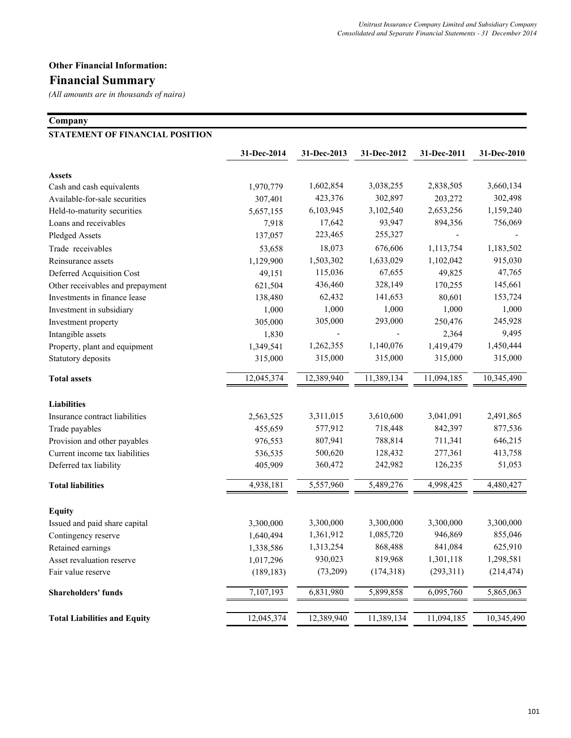**Other Financial Information:**

## Financial Summary

*(All amounts are in thousands of naira)*

### Company

**STATEMENT OF FINANCIAL POSITION**

| | 31-Dec-2014 | 31-Dec-2013 | 31-Dec-2012 | 31-Dec-2011 | 31-Dec-2010 |
|---|---|---|---|---|---|
| **Assets** | | | | | |
| Cash and cash equivalents | 1,970,779 | 1,602,854 | 3,038,255 | 2,838,505 | 3,660,134 |
| Available-for-sale securities | 307,401 | 423,376 | 302,897 | 203,272 | 302,498 |
| Held-to-maturity securities | 5,657,155 | 6,103,945 | 3,102,540 | 2,653,256 | 1,159,240 |
| Loans and receivables | 7,918 | 17,642 | 93,947 | 894,356 | 756,069 |
| Pledged Assets | 137,057 | 223,465 | 255,327 | - | - |
| Trade receivables | 53,658 | 18,073 | 676,606 | 1,113,754 | 1,183,502 |
| Reinsurance assets | 1,129,900 | 1,503,302 | 1,633,029 | 1,102,042 | 915,030 |
| Deferred Acquisition Cost | 49,151 | 115,036 | 67,655 | 49,825 | 47,765 |
| Other receivables and prepayment | 621,504 | 436,460 | 328,149 | 170,255 | 145,661 |
| Investments in finance lease | 138,480 | 62,432 | 141,653 | 80,601 | 153,724 |
| Investment in subsidiary | 1,000 | 1,000 | 1,000 | 1,000 | 1,000 |
| Investment property | 305,000 | 305,000 | 293,000 | 250,476 | 245,928 |
| Intangible assets | 1,830 | - | - | 2,364 | 9,495 |
| Property, plant and equipment | 1,349,541 | 1,262,355 | 1,140,076 | 1,419,479 | 1,450,444 |
| Statutory deposits | 315,000 | 315,000 | 315,000 | 315,000 | 315,000 |
| **Total assets** | 12,045,374 | 12,389,940 | 11,389,134 | 11,094,185 | 10,345,490 |
| **Liabilities** | | | | | |
| Insurance contract liabilities | 2,563,525 | 3,311,015 | 3,610,600 | 3,041,091 | 2,491,865 |
| Trade payables | 455,659 | 577,912 | 718,448 | 842,397 | 877,536 |
| Provision and other payables | 976,553 | 807,941 | 788,814 | 711,341 | 646,215 |
| Current income tax liabilities | 536,535 | 500,620 | 128,432 | 277,361 | 413,758 |
| Deferred tax liability | 405,909 | 360,472 | 242,982 | 126,235 | 51,053 |
| **Total liabilities** | 4,938,181 | 5,557,960 | 5,489,276 | 4,998,425 | 4,480,427 |
| **Equity** | | | | | |
| Issued and paid share capital | 3,300,000 | 3,300,000 | 3,300,000 | 3,300,000 | 3,300,000 |
| Contingency reserve | 1,640,494 | 1,361,912 | 1,085,720 | 946,869 | 855,046 |
| Retained earnings | 1,338,586 | 1,313,254 | 868,488 | 841,084 | 625,910 |
| Asset revaluation reserve | 1,017,296 | 930,023 | 819,968 | 1,301,118 | 1,298,581 |
| Fair value reserve | (189,183) | (73,209) | (174,318) | (293,311) | (214,474) |
| **Shareholders' funds** | 7,107,193 | 6,831,980 | 5,899,858 | 6,095,760 | 5,865,063 |
| **Total Liabilities and Equity** | 12,045,374 | 12,389,940 | 11,389,134 | 11,094,185 | 10,345,490 |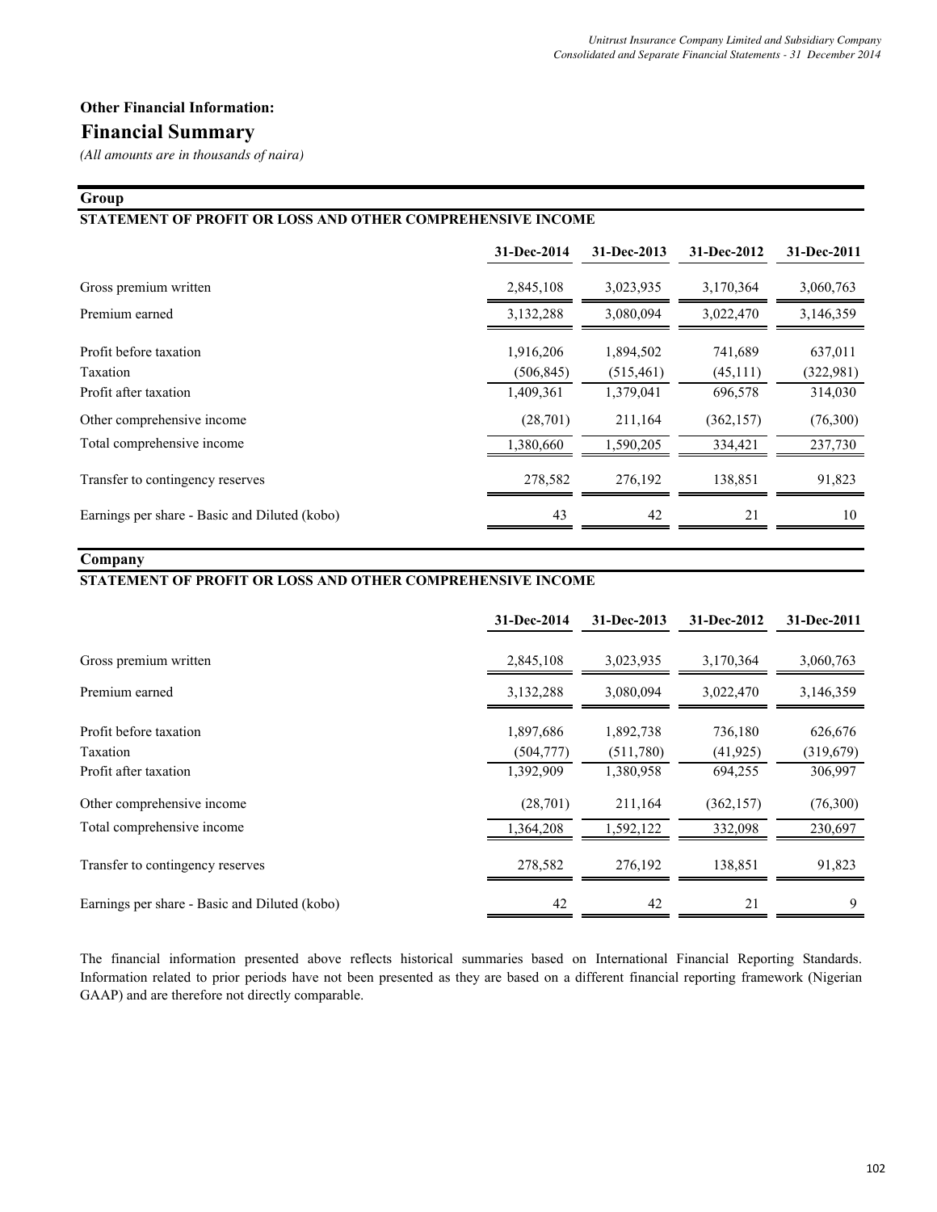**Other Financial Information:**

# Financial Summary

*(All amounts are in thousands of naira)*

## Group

### STATEMENT OF PROFIT OR LOSS AND OTHER COMPREHENSIVE INCOME

| | 31-Dec-2014 | 31-Dec-2013 | 31-Dec-2012 | 31-Dec-2011 |
|---|---|---|---|---|
| Gross premium written | 2,845,108 | 3,023,935 | 3,170,364 | 3,060,763 |
| Premium earned | 3,132,288 | 3,080,094 | 3,022,470 | 3,146,359 |
| Profit before taxation | 1,916,206 | 1,894,502 | 741,689 | 637,011 |
| Taxation | (506,845) | (515,461) | (45,111) | (322,981) |
| Profit after taxation | 1,409,361 | 1,379,041 | 696,578 | 314,030 |
| Other comprehensive income | (28,701) | 211,164 | (362,157) | (76,300) |
| Total comprehensive income | 1,380,660 | 1,590,205 | 334,421 | 237,730 |
| Transfer to contingency reserves | 278,582 | 276,192 | 138,851 | 91,823 |
| Earnings per share - Basic and Diluted (kobo) | 43 | 42 | 21 | 10 |

## Company

### STATEMENT OF PROFIT OR LOSS AND OTHER COMPREHENSIVE INCOME

| | 31-Dec-2014 | 31-Dec-2013 | 31-Dec-2012 | 31-Dec-2011 |
|---|---|---|---|---|
| Gross premium written | 2,845,108 | 3,023,935 | 3,170,364 | 3,060,763 |
| Premium earned | 3,132,288 | 3,080,094 | 3,022,470 | 3,146,359 |
| Profit before taxation | 1,897,686 | 1,892,738 | 736,180 | 626,676 |
| Taxation | (504,777) | (511,780) | (41,925) | (319,679) |
| Profit after taxation | 1,392,909 | 1,380,958 | 694,255 | 306,997 |
| Other comprehensive income | (28,701) | 211,164 | (362,157) | (76,300) |
| Total comprehensive income | 1,364,208 | 1,592,122 | 332,098 | 230,697 |
| Transfer to contingency reserves | 278,582 | 276,192 | 138,851 | 91,823 |
| Earnings per share - Basic and Diluted (kobo) | 42 | 42 | 21 | 9 |

The financial information presented above reflects historical summaries based on International Financial Reporting Standards. Information related to prior periods have not been presented as they are based on a different financial reporting framework (Nigerian GAAP) and are therefore not directly comparable.